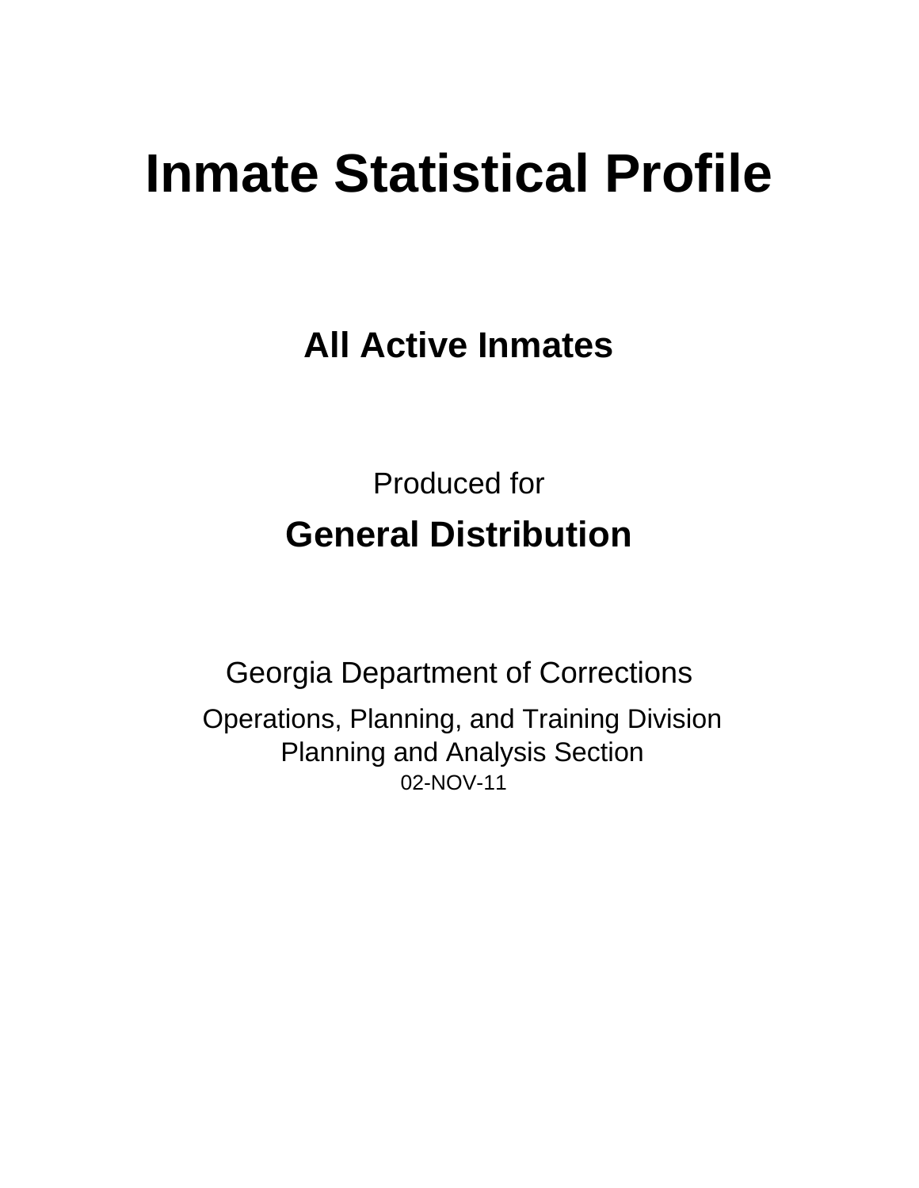# Inmate Statistical Profile

## All Active Inmates

Produced for

## General Distribution

Georgia Department of Corrections

Operations, Planning, and Training Division
Planning and Analysis Section
02-NOV-11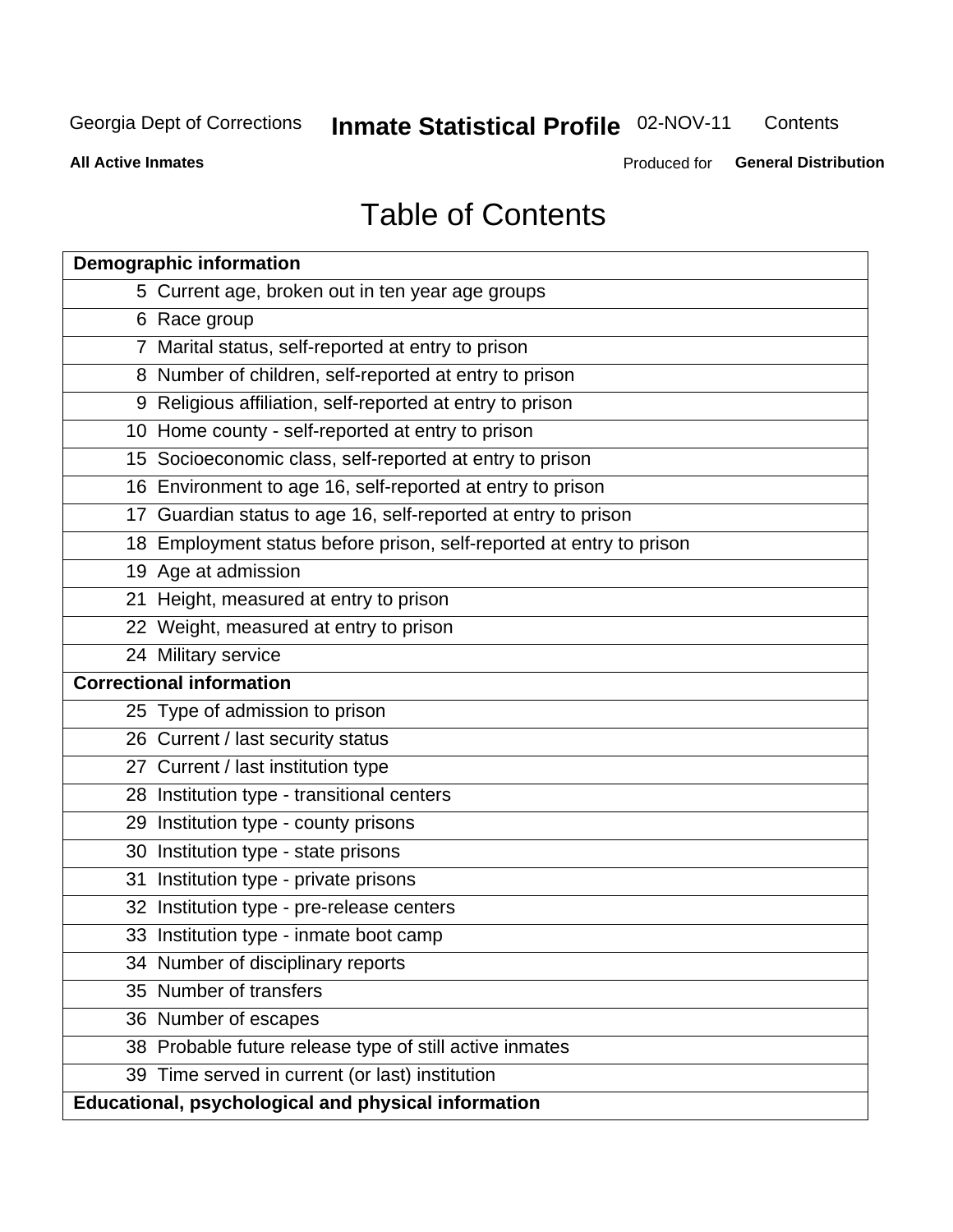# Table of Contents

| Demographic information | |
|---|---|
| 5 | Current age, broken out in ten year age groups |
| 6 | Race group |
| 7 | Marital status, self-reported at entry to prison |
| 8 | Number of children, self-reported at entry to prison |
| 9 | Religious affiliation, self-reported at entry to prison |
| 10 | Home county - self-reported at entry to prison |
| 15 | Socioeconomic class, self-reported at entry to prison |
| 16 | Environment to age 16, self-reported at entry to prison |
| 17 | Guardian status to age 16, self-reported at entry to prison |
| 18 | Employment status before prison, self-reported at entry to prison |
| 19 | Age at admission |
| 21 | Height, measured at entry to prison |
| 22 | Weight, measured at entry to prison |
| 24 | Military service |
| **Correctional information** | |
| 25 | Type of admission to prison |
| 26 | Current / last security status |
| 27 | Current / last institution type |
| 28 | Institution type - transitional centers |
| 29 | Institution type - county prisons |
| 30 | Institution type - state prisons |
| 31 | Institution type - private prisons |
| 32 | Institution type - pre-release centers |
| 33 | Institution type - inmate boot camp |
| 34 | Number of disciplinary reports |
| 35 | Number of transfers |
| 36 | Number of escapes |
| 38 | Probable future release type of still active inmates |
| 39 | Time served in current (or last) institution |
| **Educational, psychological and physical information** | |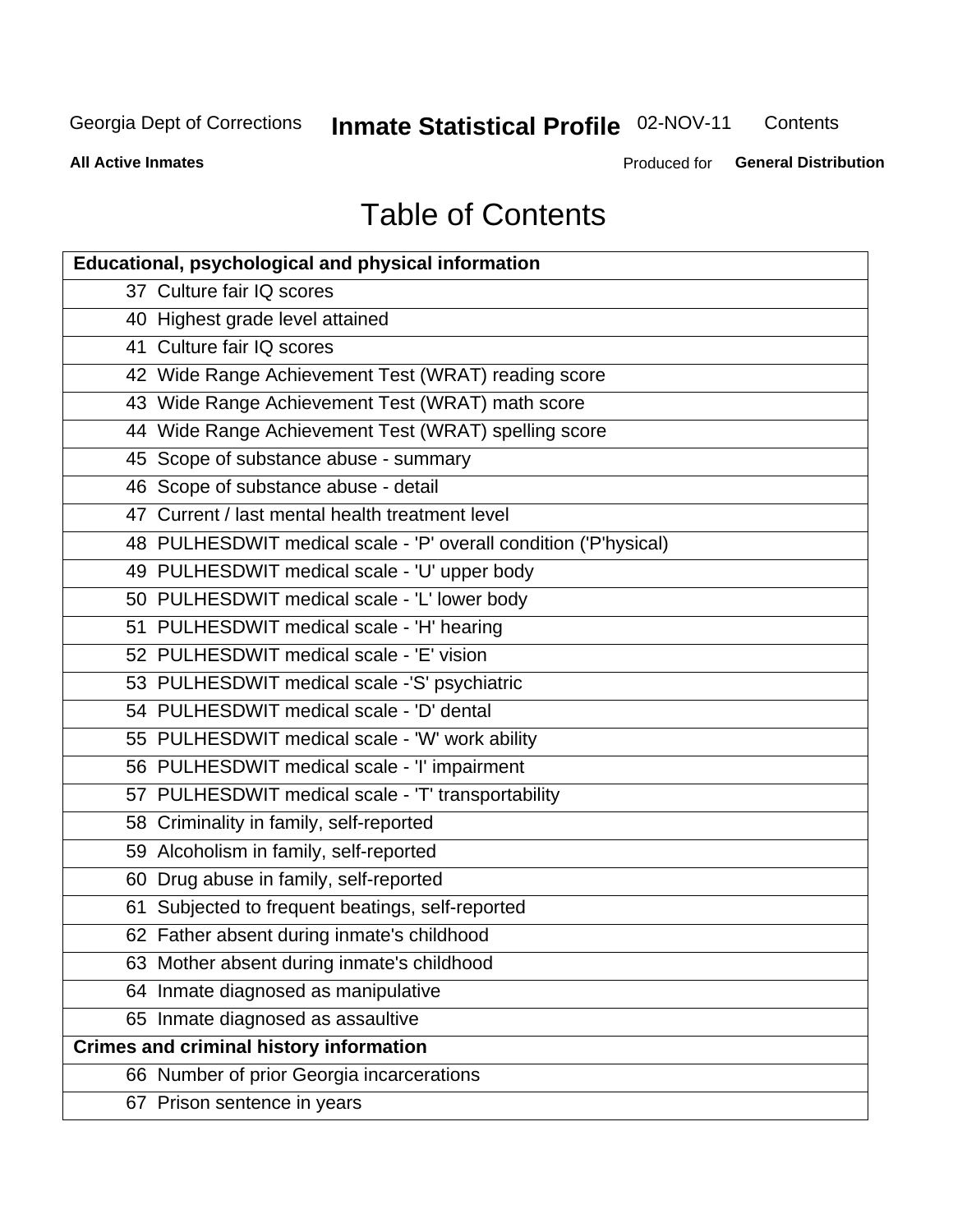# Table of Contents

| Educational, psychological and physical information | |
|---|---|
| 37 | Culture fair IQ scores |
| 40 | Highest grade level attained |
| 41 | Culture fair IQ scores |
| 42 | Wide Range Achievement Test (WRAT) reading score |
| 43 | Wide Range Achievement Test (WRAT) math score |
| 44 | Wide Range Achievement Test (WRAT) spelling score |
| 45 | Scope of substance abuse - summary |
| 46 | Scope of substance abuse - detail |
| 47 | Current / last mental health treatment level |
| 48 | PULHESDWIT medical scale - 'P' overall condition ('P'hysical) |
| 49 | PULHESDWIT medical scale - 'U' upper body |
| 50 | PULHESDWIT medical scale - 'L' lower body |
| 51 | PULHESDWIT medical scale - 'H' hearing |
| 52 | PULHESDWIT medical scale - 'E' vision |
| 53 | PULHESDWIT medical scale -'S' psychiatric |
| 54 | PULHESDWIT medical scale - 'D' dental |
| 55 | PULHESDWIT medical scale - 'W' work ability |
| 56 | PULHESDWIT medical scale - 'I' impairment |
| 57 | PULHESDWIT medical scale - 'T' transportability |
| 58 | Criminality in family, self-reported |
| 59 | Alcoholism in family, self-reported |
| 60 | Drug abuse in family, self-reported |
| 61 | Subjected to frequent beatings, self-reported |
| 62 | Father absent during inmate's childhood |
| 63 | Mother absent during inmate's childhood |
| 64 | Inmate diagnosed as manipulative |
| 65 | Inmate diagnosed as assaultive |
| **Crimes and criminal history information** | |
| 66 | Number of prior Georgia incarcerations |
| 67 | Prison sentence in years |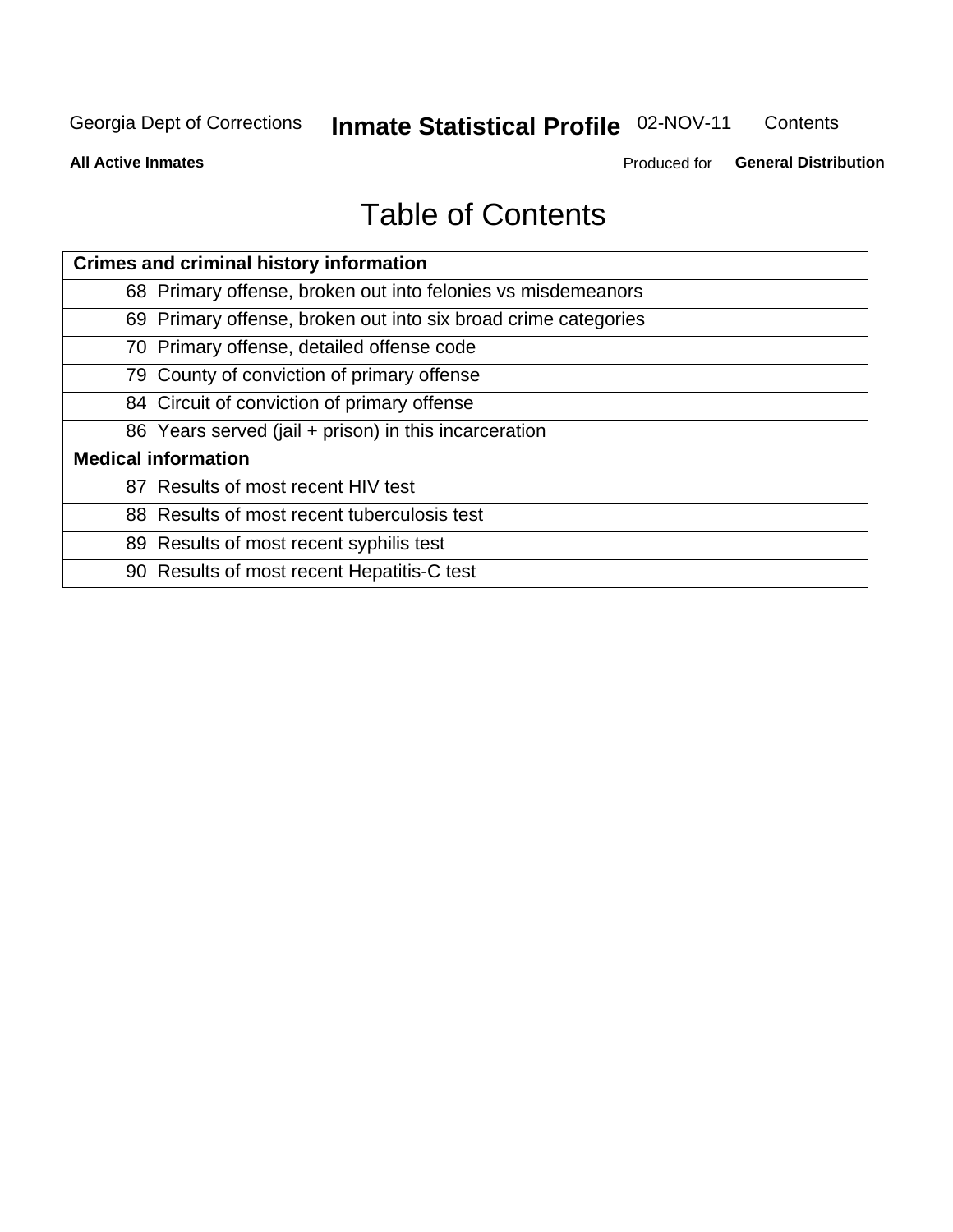# Table of Contents

| Crimes and criminal history information | |
|---|---|
| 68 | Primary offense, broken out into felonies vs misdemeanors |
| 69 | Primary offense, broken out into six broad crime categories |
| 70 | Primary offense, detailed offense code |
| 79 | County of conviction of primary offense |
| 84 | Circuit of conviction of primary offense |
| 86 | Years served (jail + prison) in this incarceration |
| **Medical information** | |
| 87 | Results of most recent HIV test |
| 88 | Results of most recent tuberculosis test |
| 89 | Results of most recent syphilis test |
| 90 | Results of most recent Hepatitis-C test |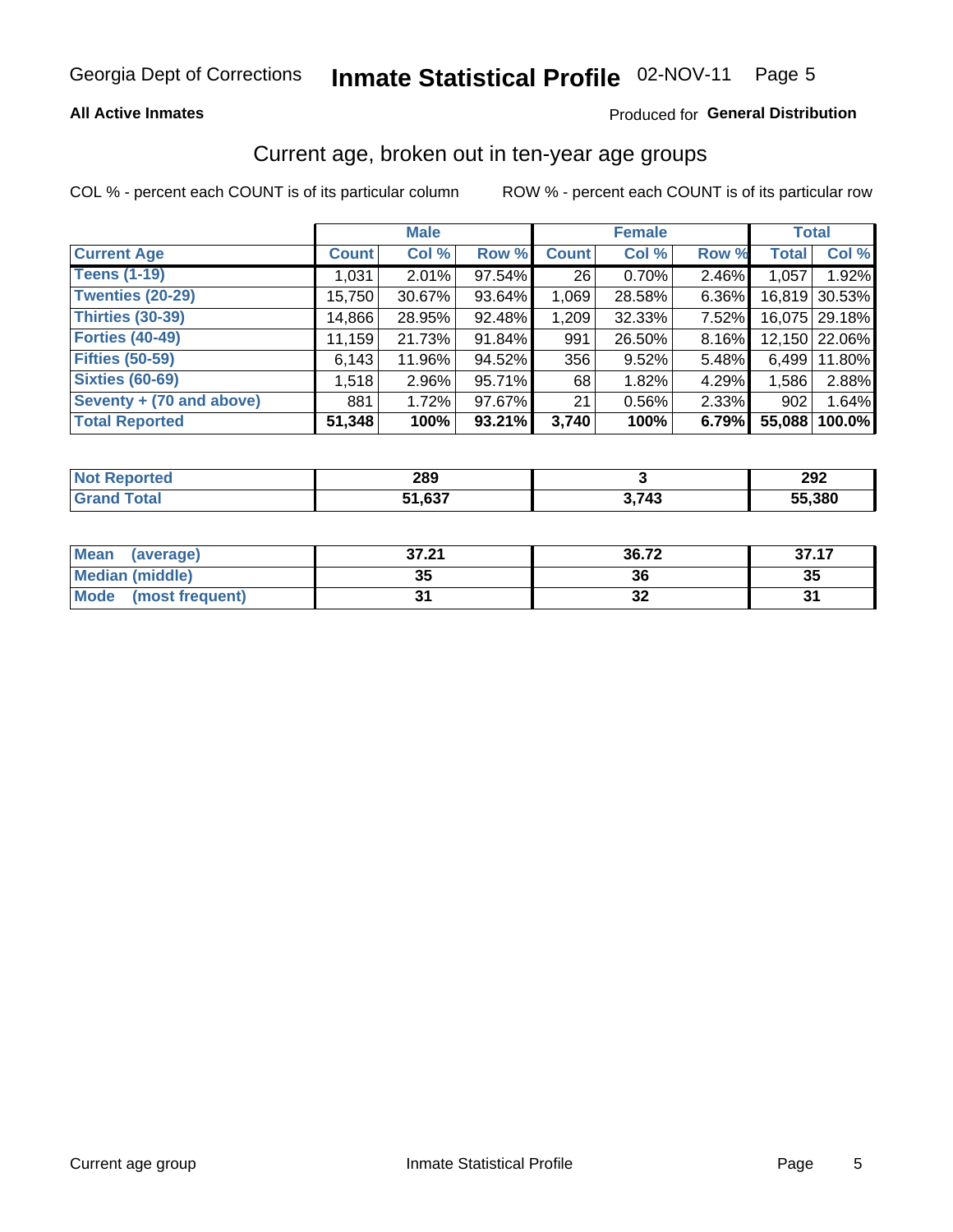Georgia Dept of Corrections **Inmate Statistical Profile** 02-NOV-11

**All Active Inmates**

Produced for **General Distribution**

## Current age, broken out in ten-year age groups

COL % - percent each COUNT is of its particular column ROW % - percent each COUNT is of its particular row

| | Male | | | Female | | | Total | |
|---|---|---|---|---|---|---|---|---|
| **Current Age** | **Count** | **Col %** | **Row %** | **Count** | **Col %** | **Row %** | **Total** | **Col %** |
| **Teens (1-19)** | 1,031 | 2.01% | 97.54% | 26 | 0.70% | 2.46% | 1,057 | 1.92% |
| **Twenties (20-29)** | 15,750 | 30.67% | 93.64% | 1,069 | 28.58% | 6.36% | 16,819 | 30.53% |
| **Thirties (30-39)** | 14,866 | 28.95% | 92.48% | 1,209 | 32.33% | 7.52% | 16,075 | 29.18% |
| **Forties (40-49)** | 11,159 | 21.73% | 91.84% | 991 | 26.50% | 8.16% | 12,150 | 22.06% |
| **Fifties (50-59)** | 6,143 | 11.96% | 94.52% | 356 | 9.52% | 5.48% | 6,499 | 11.80% |
| **Sixties (60-69)** | 1,518 | 2.96% | 95.71% | 68 | 1.82% | 4.29% | 1,586 | 2.88% |
| **Seventy + (70 and above)** | 881 | 1.72% | 97.67% | 21 | 0.56% | 2.33% | 902 | 1.64% |
| **Total Reported** | **51,348** | **100%** | **93.21%** | **3,740** | **100%** | **6.79%** | **55,088** | **100.0%** |

| | Male | Female | Total |
|---|---|---|---|
| **Not Reported** | **289** | **3** | **292** |
| **Grand Total** | **51,637** | **3,743** | **55,380** |

| | Male | Female | Total |
|---|---|---|---|
| **Mean (average)** | **37.21** | **36.72** | **37.17** |
| **Median (middle)** | **35** | **36** | **35** |
| **Mode (most frequent)** | **31** | **32** | **31** |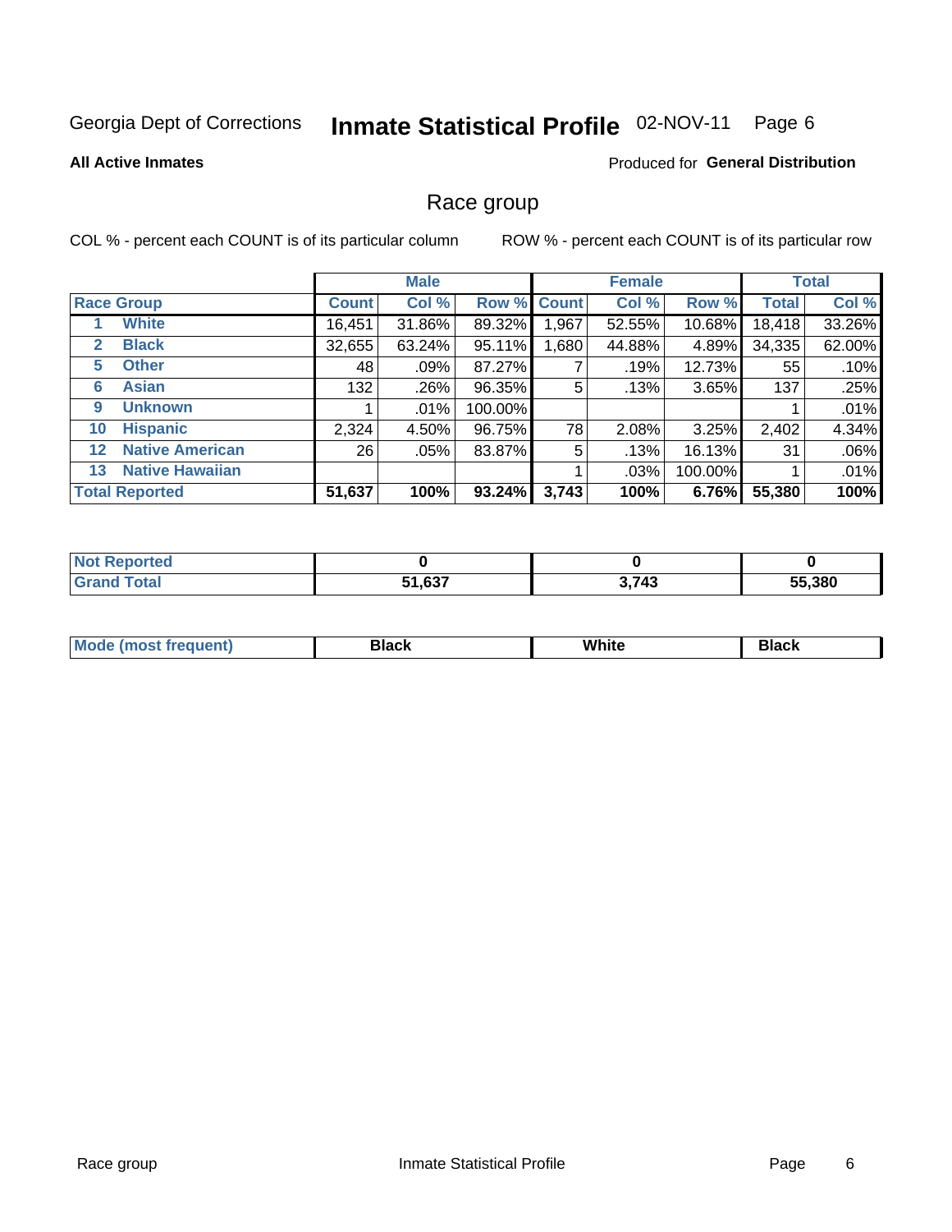Georgia Dept of Corrections **Inmate Statistical Profile** 02-NOV-11

**All Active Inmates**

Produced for **General Distribution**

## Race group

COL % - percent each COUNT is of its particular column

ROW % - percent each COUNT is of its particular row

| | | Male | | | Female | | | Total | |
|---|---|---|---|---|---|---|---|---|---|
| **Race Group** | | **Count** | **Col %** | **Row %** | **Count** | **Col %** | **Row %** | **Total** | **Col %** |
| 1 | **White** | 16,451 | 31.86% | 89.32% | 1,967 | 52.55% | 10.68% | 18,418 | 33.26% |
| 2 | **Black** | 32,655 | 63.24% | 95.11% | 1,680 | 44.88% | 4.89% | 34,335 | 62.00% |
| 5 | **Other** | 48 | .09% | 87.27% | 7 | .19% | 12.73% | 55 | .10% |
| 6 | **Asian** | 132 | .26% | 96.35% | 5 | .13% | 3.65% | 137 | .25% |
| 9 | **Unknown** | 1 | .01% | 100.00% | | | | 1 | .01% |
| 10 | **Hispanic** | 2,324 | 4.50% | 96.75% | 78 | 2.08% | 3.25% | 2,402 | 4.34% |
| 12 | **Native American** | 26 | .05% | 83.87% | 5 | .13% | 16.13% | 31 | .06% |
| 13 | **Native Hawaiian** | | | | 1 | .03% | 100.00% | 1 | .01% |
| **Total Reported** | | **51,637** | **100%** | **93.24%** | **3,743** | **100%** | **6.76%** | **55,380** | **100%** |

| | Male | Female | Total |
|---|---|---|---|
| **Not Reported** | **0** | **0** | **0** |
| **Grand Total** | **51,637** | **3,743** | **55,380** |

| | Male | Female | Total |
|---|---|---|---|
| **Mode (most frequent)** | **Black** | **White** | **Black** |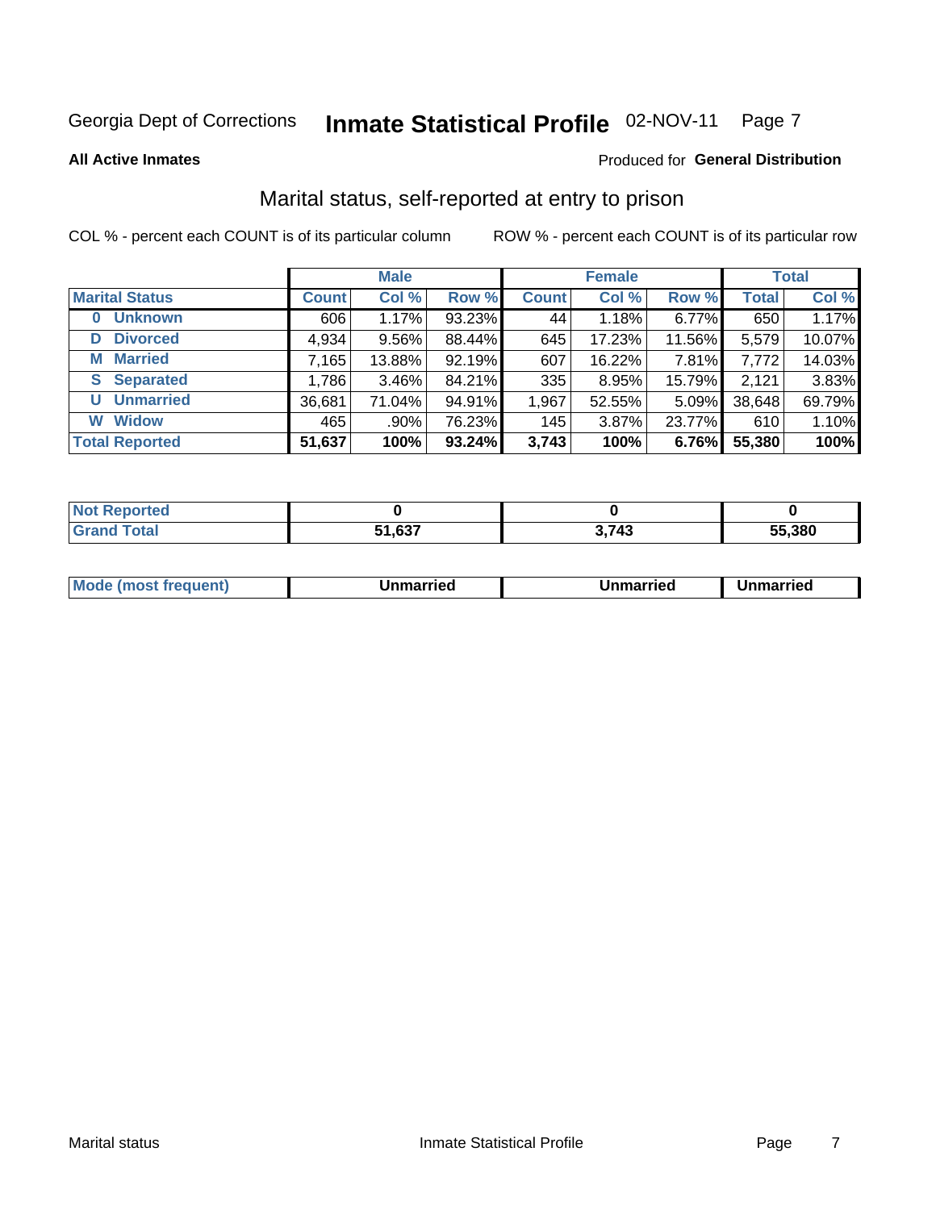Georgia Dept of Corrections **Inmate Statistical Profile** 02-NOV-11 Page 7

**All Active Inmates**

Produced for **General Distribution**

## Marital status, self-reported at entry to prison

COL % - percent each COUNT is of its particular column ROW % - percent each COUNT is of its particular row

| | Male | | | Female | | | Total | |
|---|---|---|---|---|---|---|---|---|
| **Marital Status** | **Count** | **Col %** | **Row %** | **Count** | **Col %** | **Row %** | **Total** | **Col %** |
| **0 Unknown** | 606 | 1.17% | 93.23% | 44 | 1.18% | 6.77% | 650 | 1.17% |
| **D Divorced** | 4,934 | 9.56% | 88.44% | 645 | 17.23% | 11.56% | 5,579 | 10.07% |
| **M Married** | 7,165 | 13.88% | 92.19% | 607 | 16.22% | 7.81% | 7,772 | 14.03% |
| **S Separated** | 1,786 | 3.46% | 84.21% | 335 | 8.95% | 15.79% | 2,121 | 3.83% |
| **U Unmarried** | 36,681 | 71.04% | 94.91% | 1,967 | 52.55% | 5.09% | 38,648 | 69.79% |
| **W Widow** | 465 | .90% | 76.23% | 145 | 3.87% | 23.77% | 610 | 1.10% |
| **Total Reported** | **51,637** | **100%** | **93.24%** | **3,743** | **100%** | **6.76%** | **55,380** | **100%** |

| | Male | Female | Total |
|---|---|---|---|
| **Not Reported** | **0** | **0** | **0** |
| **Grand Total** | **51,637** | **3,743** | **55,380** |

| | Male | Female | Total |
|---|---|---|---|
| **Mode (most frequent)** | **Unmarried** | **Unmarried** | **Unmarried** |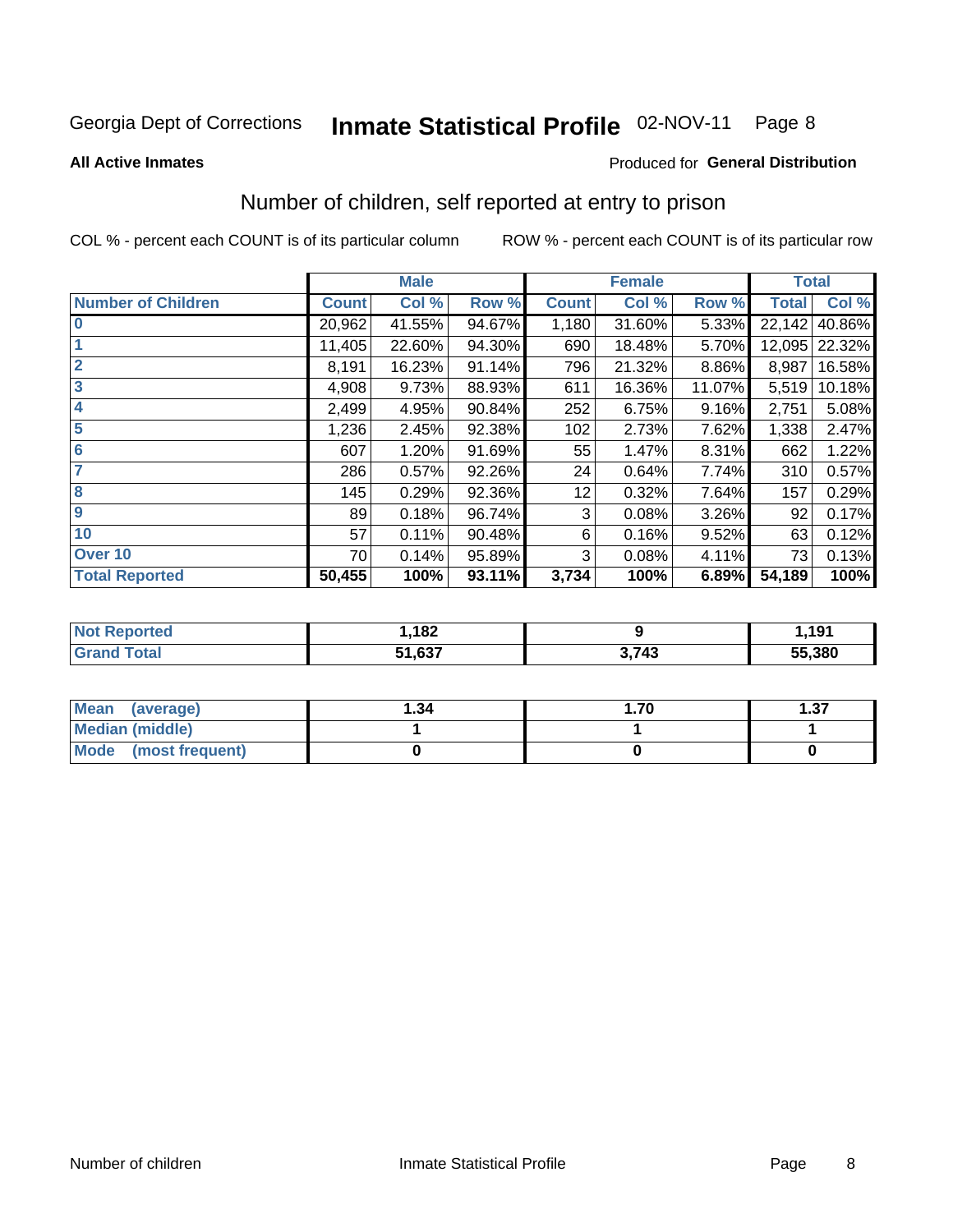Georgia Dept of Corrections **Inmate Statistical Profile** 02-NOV-11

**All Active Inmates**

Produced for **General Distribution**

## Number of children, self reported at entry to prison

COL % - percent each COUNT is of its particular column ROW % - percent each COUNT is of its particular row

| | Male | | | Female | | | Total | |
|---|---|---|---|---|---|---|---|---|
| **Number of Children** | **Count** | **Col %** | **Row %** | **Count** | **Col %** | **Row %** | **Total** | **Col %** |
| **0** | 20,962 | 41.55% | 94.67% | 1,180 | 31.60% | 5.33% | 22,142 | 40.86% |
| **1** | 11,405 | 22.60% | 94.30% | 690 | 18.48% | 5.70% | 12,095 | 22.32% |
| **2** | 8,191 | 16.23% | 91.14% | 796 | 21.32% | 8.86% | 8,987 | 16.58% |
| **3** | 4,908 | 9.73% | 88.93% | 611 | 16.36% | 11.07% | 5,519 | 10.18% |
| **4** | 2,499 | 4.95% | 90.84% | 252 | 6.75% | 9.16% | 2,751 | 5.08% |
| **5** | 1,236 | 2.45% | 92.38% | 102 | 2.73% | 7.62% | 1,338 | 2.47% |
| **6** | 607 | 1.20% | 91.69% | 55 | 1.47% | 8.31% | 662 | 1.22% |
| **7** | 286 | 0.57% | 92.26% | 24 | 0.64% | 7.74% | 310 | 0.57% |
| **8** | 145 | 0.29% | 92.36% | 12 | 0.32% | 7.64% | 157 | 0.29% |
| **9** | 89 | 0.18% | 96.74% | 3 | 0.08% | 3.26% | 92 | 0.17% |
| **10** | 57 | 0.11% | 90.48% | 6 | 0.16% | 9.52% | 63 | 0.12% |
| **Over 10** | 70 | 0.14% | 95.89% | 3 | 0.08% | 4.11% | 73 | 0.13% |
| **Total Reported** | **50,455** | **100%** | **93.11%** | **3,734** | **100%** | **6.89%** | **54,189** | **100%** |

| | Male | Female | Total |
|---|---|---|---|
| **Not Reported** | **1,182** | **9** | **1,191** |
| **Grand Total** | **51,637** | **3,743** | **55,380** |

| | Male | Female | Total |
|---|---|---|---|
| **Mean (average)** | **1.34** | **1.70** | **1.37** |
| **Median (middle)** | **1** | **1** | **1** |
| **Mode (most frequent)** | **0** | **0** | **0** |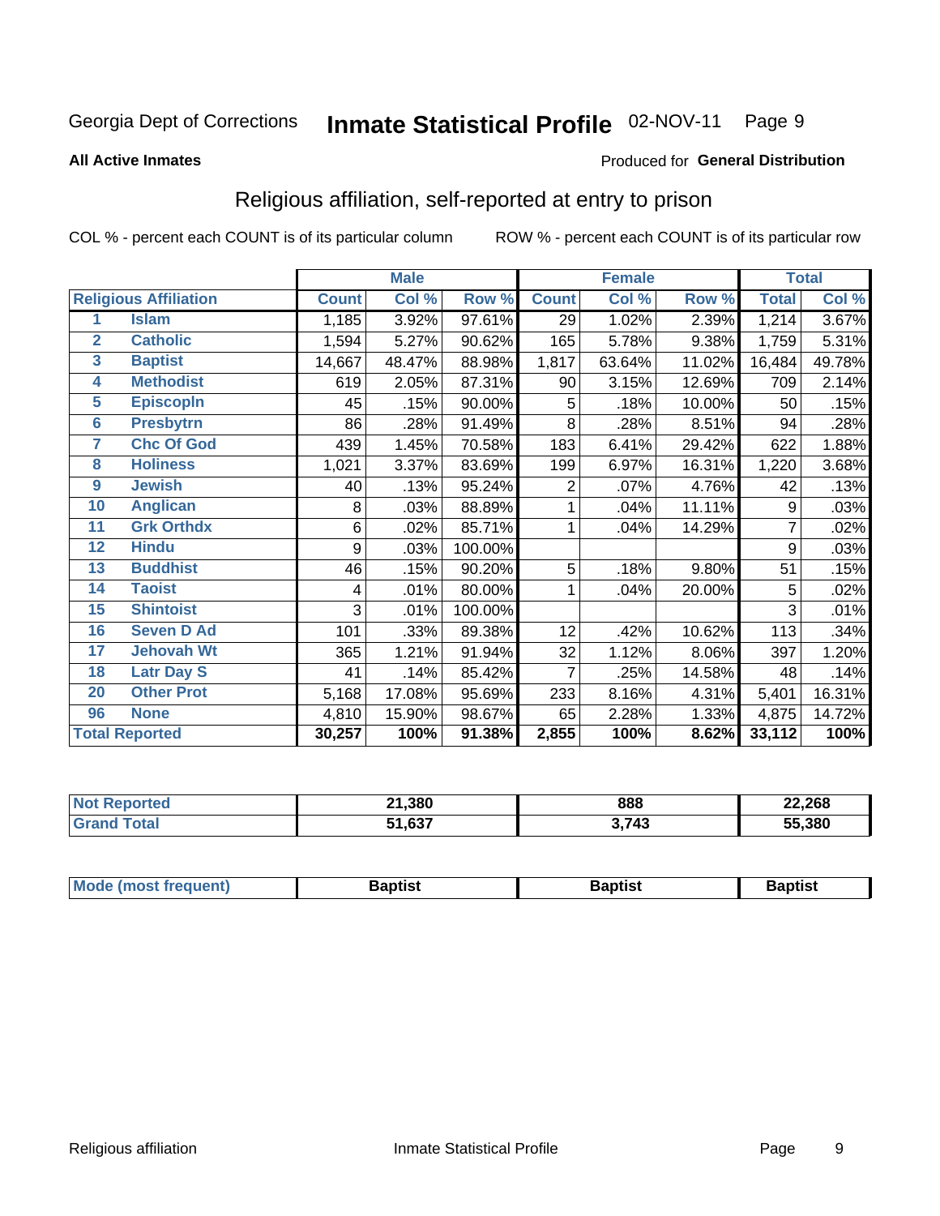Georgia Dept of Corrections **Inmate Statistical Profile** 02-NOV-11

**All Active Inmates**

Produced for **General Distribution**

## Religious affiliation, self-reported at entry to prison

COL % - percent each COUNT is of its particular column ROW % - percent each COUNT is of its particular row

| | | Male | | | Female | | | Total | |
|---|---|---|---|---|---|---|---|---|---|
| **Religious Affiliation** | | **Count** | **Col %** | **Row %** | **Count** | **Col %** | **Row %** | **Total** | **Col %** |
| 1 | Islam | 1,185 | 3.92% | 97.61% | 29 | 1.02% | 2.39% | 1,214 | 3.67% |
| 2 | Catholic | 1,594 | 5.27% | 90.62% | 165 | 5.78% | 9.38% | 1,759 | 5.31% |
| 3 | Baptist | 14,667 | 48.47% | 88.98% | 1,817 | 63.64% | 11.02% | 16,484 | 49.78% |
| 4 | Methodist | 619 | 2.05% | 87.31% | 90 | 3.15% | 12.69% | 709 | 2.14% |
| 5 | Episcopln | 45 | .15% | 90.00% | 5 | .18% | 10.00% | 50 | .15% |
| 6 | Presbytrn | 86 | .28% | 91.49% | 8 | .28% | 8.51% | 94 | .28% |
| 7 | Chc Of God | 439 | 1.45% | 70.58% | 183 | 6.41% | 29.42% | 622 | 1.88% |
| 8 | Holiness | 1,021 | 3.37% | 83.69% | 199 | 6.97% | 16.31% | 1,220 | 3.68% |
| 9 | Jewish | 40 | .13% | 95.24% | 2 | .07% | 4.76% | 42 | .13% |
| 10 | Anglican | 8 | .03% | 88.89% | 1 | .04% | 11.11% | 9 | .03% |
| 11 | Grk Orthdx | 6 | .02% | 85.71% | 1 | .04% | 14.29% | 7 | .02% |
| 12 | Hindu | 9 | .03% | 100.00% | | | | 9 | .03% |
| 13 | Buddhist | 46 | .15% | 90.20% | 5 | .18% | 9.80% | 51 | .15% |
| 14 | Taoist | 4 | .01% | 80.00% | 1 | .04% | 20.00% | 5 | .02% |
| 15 | Shintoist | 3 | .01% | 100.00% | | | | 3 | .01% |
| 16 | Seven D Ad | 101 | .33% | 89.38% | 12 | .42% | 10.62% | 113 | .34% |
| 17 | Jehovah Wt | 365 | 1.21% | 91.94% | 32 | 1.12% | 8.06% | 397 | 1.20% |
| 18 | Latr Day S | 41 | .14% | 85.42% | 7 | .25% | 14.58% | 48 | .14% |
| 20 | Other Prot | 5,168 | 17.08% | 95.69% | 233 | 8.16% | 4.31% | 5,401 | 16.31% |
| 96 | None | 4,810 | 15.90% | 98.67% | 65 | 2.28% | 1.33% | 4,875 | 14.72% |
| **Total Reported** | | **30,257** | **100%** | **91.38%** | **2,855** | **100%** | **8.62%** | **33,112** | **100%** |

| | Male | Female | Total |
|---|---|---|---|
| Not Reported | **21,380** | **888** | **22,268** |
| Grand Total | **51,637** | **3,743** | **55,380** |

| | Male | Female | Total |
|---|---|---|---|
| Mode (most frequent) | **Baptist** | **Baptist** | **Baptist** |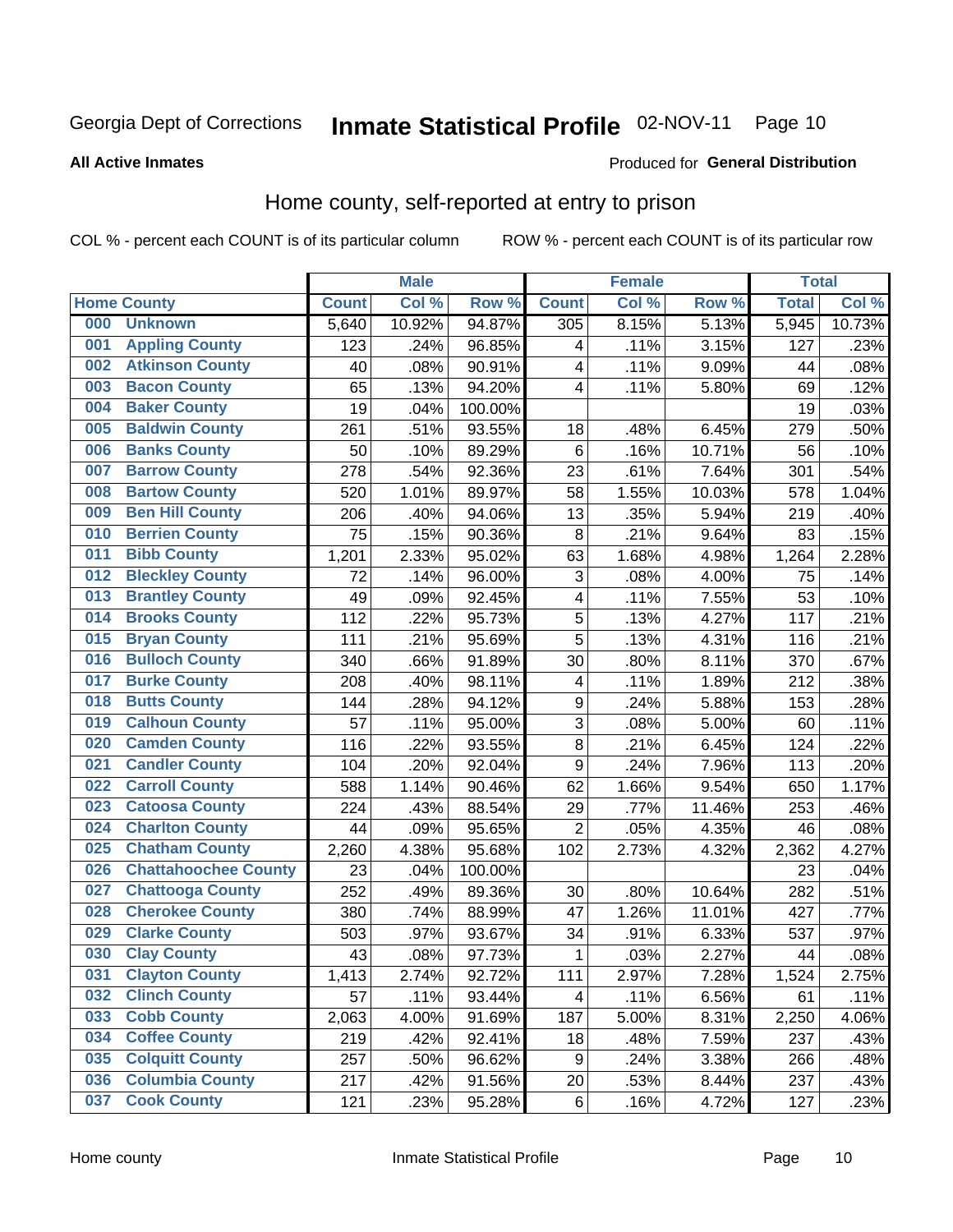Georgia Dept of Corrections **Inmate Statistical Profile** 02-NOV-11 Page 10

**All Active Inmates**

Produced for **General Distribution**

## Home county, self-reported at entry to prison

COL % - percent each COUNT is of its particular column ROW % - percent each COUNT is of its particular row

| Home County | | Male | | | Female | | | Total | |
|---|---|---|---|---|---|---|---|---|---|
| | | Count | Col % | Row % | Count | Col % | Row % | Total | Col % |
| 000 | Unknown | 5,640 | 10.92% | 94.87% | 305 | 8.15% | 5.13% | 5,945 | 10.73% |
| 001 | Appling County | 123 | .24% | 96.85% | 4 | .11% | 3.15% | 127 | .23% |
| 002 | Atkinson County | 40 | .08% | 90.91% | 4 | .11% | 9.09% | 44 | .08% |
| 003 | Bacon County | 65 | .13% | 94.20% | 4 | .11% | 5.80% | 69 | .12% |
| 004 | Baker County | 19 | .04% | 100.00% | | | | 19 | .03% |
| 005 | Baldwin County | 261 | .51% | 93.55% | 18 | .48% | 6.45% | 279 | .50% |
| 006 | Banks County | 50 | .10% | 89.29% | 6 | .16% | 10.71% | 56 | .10% |
| 007 | Barrow County | 278 | .54% | 92.36% | 23 | .61% | 7.64% | 301 | .54% |
| 008 | Bartow County | 520 | 1.01% | 89.97% | 58 | 1.55% | 10.03% | 578 | 1.04% |
| 009 | Ben Hill County | 206 | .40% | 94.06% | 13 | .35% | 5.94% | 219 | .40% |
| 010 | Berrien County | 75 | .15% | 90.36% | 8 | .21% | 9.64% | 83 | .15% |
| 011 | Bibb County | 1,201 | 2.33% | 95.02% | 63 | 1.68% | 4.98% | 1,264 | 2.28% |
| 012 | Bleckley County | 72 | .14% | 96.00% | 3 | .08% | 4.00% | 75 | .14% |
| 013 | Brantley County | 49 | .09% | 92.45% | 4 | .11% | 7.55% | 53 | .10% |
| 014 | Brooks County | 112 | .22% | 95.73% | 5 | .13% | 4.27% | 117 | .21% |
| 015 | Bryan County | 111 | .21% | 95.69% | 5 | .13% | 4.31% | 116 | .21% |
| 016 | Bulloch County | 340 | .66% | 91.89% | 30 | .80% | 8.11% | 370 | .67% |
| 017 | Burke County | 208 | .40% | 98.11% | 4 | .11% | 1.89% | 212 | .38% |
| 018 | Butts County | 144 | .28% | 94.12% | 9 | .24% | 5.88% | 153 | .28% |
| 019 | Calhoun County | 57 | .11% | 95.00% | 3 | .08% | 5.00% | 60 | .11% |
| 020 | Camden County | 116 | .22% | 93.55% | 8 | .21% | 6.45% | 124 | .22% |
| 021 | Candler County | 104 | .20% | 92.04% | 9 | .24% | 7.96% | 113 | .20% |
| 022 | Carroll County | 588 | 1.14% | 90.46% | 62 | 1.66% | 9.54% | 650 | 1.17% |
| 023 | Catoosa County | 224 | .43% | 88.54% | 29 | .77% | 11.46% | 253 | .46% |
| 024 | Charlton County | 44 | .09% | 95.65% | 2 | .05% | 4.35% | 46 | .08% |
| 025 | Chatham County | 2,260 | 4.38% | 95.68% | 102 | 2.73% | 4.32% | 2,362 | 4.27% |
| 026 | Chattahoochee County | 23 | .04% | 100.00% | | | | 23 | .04% |
| 027 | Chattooga County | 252 | .49% | 89.36% | 30 | .80% | 10.64% | 282 | .51% |
| 028 | Cherokee County | 380 | .74% | 88.99% | 47 | 1.26% | 11.01% | 427 | .77% |
| 029 | Clarke County | 503 | .97% | 93.67% | 34 | .91% | 6.33% | 537 | .97% |
| 030 | Clay County | 43 | .08% | 97.73% | 1 | .03% | 2.27% | 44 | .08% |
| 031 | Clayton County | 1,413 | 2.74% | 92.72% | 111 | 2.97% | 7.28% | 1,524 | 2.75% |
| 032 | Clinch County | 57 | .11% | 93.44% | 4 | .11% | 6.56% | 61 | .11% |
| 033 | Cobb County | 2,063 | 4.00% | 91.69% | 187 | 5.00% | 8.31% | 2,250 | 4.06% |
| 034 | Coffee County | 219 | .42% | 92.41% | 18 | .48% | 7.59% | 237 | .43% |
| 035 | Colquitt County | 257 | .50% | 96.62% | 9 | .24% | 3.38% | 266 | .48% |
| 036 | Columbia County | 217 | .42% | 91.56% | 20 | .53% | 8.44% | 237 | .43% |
| 037 | Cook County | 121 | .23% | 95.28% | 6 | .16% | 4.72% | 127 | .23% |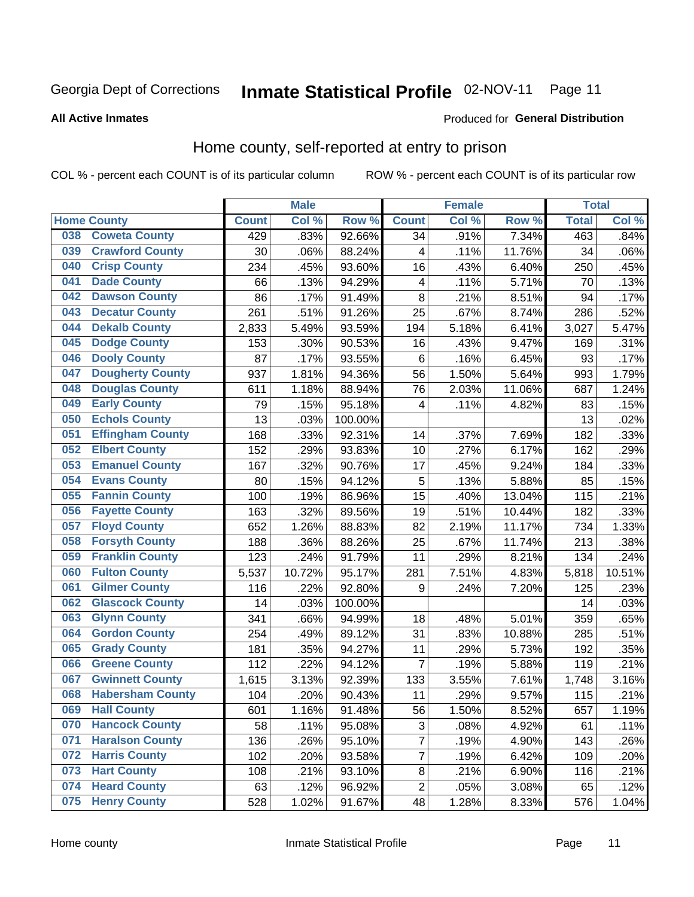Georgia Dept of Corrections **Inmate Statistical Profile** 02-NOV-11

**All Active Inmates**

Produced for **General Distribution**

## Home county, self-reported at entry to prison

COL % - percent each COUNT is of its particular column ROW % - percent each COUNT is of its particular row

| Home County | | Male | | | Female | | | Total | |
|---|---|---|---|---|---|---|---|---|---|
| | | Count | Col % | Row % | Count | Col % | Row % | Total | Col % |
| 038 | Coweta County | 429 | .83% | 92.66% | 34 | .91% | 7.34% | 463 | .84% |
| 039 | Crawford County | 30 | .06% | 88.24% | 4 | .11% | 11.76% | 34 | .06% |
| 040 | Crisp County | 234 | .45% | 93.60% | 16 | .43% | 6.40% | 250 | .45% |
| 041 | Dade County | 66 | .13% | 94.29% | 4 | .11% | 5.71% | 70 | .13% |
| 042 | Dawson County | 86 | .17% | 91.49% | 8 | .21% | 8.51% | 94 | .17% |
| 043 | Decatur County | 261 | .51% | 91.26% | 25 | .67% | 8.74% | 286 | .52% |
| 044 | Dekalb County | 2,833 | 5.49% | 93.59% | 194 | 5.18% | 6.41% | 3,027 | 5.47% |
| 045 | Dodge County | 153 | .30% | 90.53% | 16 | .43% | 9.47% | 169 | .31% |
| 046 | Dooly County | 87 | .17% | 93.55% | 6 | .16% | 6.45% | 93 | .17% |
| 047 | Dougherty County | 937 | 1.81% | 94.36% | 56 | 1.50% | 5.64% | 993 | 1.79% |
| 048 | Douglas County | 611 | 1.18% | 88.94% | 76 | 2.03% | 11.06% | 687 | 1.24% |
| 049 | Early County | 79 | .15% | 95.18% | 4 | .11% | 4.82% | 83 | .15% |
| 050 | Echols County | 13 | .03% | 100.00% | | | | 13 | .02% |
| 051 | Effingham County | 168 | .33% | 92.31% | 14 | .37% | 7.69% | 182 | .33% |
| 052 | Elbert County | 152 | .29% | 93.83% | 10 | .27% | 6.17% | 162 | .29% |
| 053 | Emanuel County | 167 | .32% | 90.76% | 17 | .45% | 9.24% | 184 | .33% |
| 054 | Evans County | 80 | .15% | 94.12% | 5 | .13% | 5.88% | 85 | .15% |
| 055 | Fannin County | 100 | .19% | 86.96% | 15 | .40% | 13.04% | 115 | .21% |
| 056 | Fayette County | 163 | .32% | 89.56% | 19 | .51% | 10.44% | 182 | .33% |
| 057 | Floyd County | 652 | 1.26% | 88.83% | 82 | 2.19% | 11.17% | 734 | 1.33% |
| 058 | Forsyth County | 188 | .36% | 88.26% | 25 | .67% | 11.74% | 213 | .38% |
| 059 | Franklin County | 123 | .24% | 91.79% | 11 | .29% | 8.21% | 134 | .24% |
| 060 | Fulton County | 5,537 | 10.72% | 95.17% | 281 | 7.51% | 4.83% | 5,818 | 10.51% |
| 061 | Gilmer County | 116 | .22% | 92.80% | 9 | .24% | 7.20% | 125 | .23% |
| 062 | Glascock County | 14 | .03% | 100.00% | | | | 14 | .03% |
| 063 | Glynn County | 341 | .66% | 94.99% | 18 | .48% | 5.01% | 359 | .65% |
| 064 | Gordon County | 254 | .49% | 89.12% | 31 | .83% | 10.88% | 285 | .51% |
| 065 | Grady County | 181 | .35% | 94.27% | 11 | .29% | 5.73% | 192 | .35% |
| 066 | Greene County | 112 | .22% | 94.12% | 7 | .19% | 5.88% | 119 | .21% |
| 067 | Gwinnett County | 1,615 | 3.13% | 92.39% | 133 | 3.55% | 7.61% | 1,748 | 3.16% |
| 068 | Habersham County | 104 | .20% | 90.43% | 11 | .29% | 9.57% | 115 | .21% |
| 069 | Hall County | 601 | 1.16% | 91.48% | 56 | 1.50% | 8.52% | 657 | 1.19% |
| 070 | Hancock County | 58 | .11% | 95.08% | 3 | .08% | 4.92% | 61 | .11% |
| 071 | Haralson County | 136 | .26% | 95.10% | 7 | .19% | 4.90% | 143 | .26% |
| 072 | Harris County | 102 | .20% | 93.58% | 7 | .19% | 6.42% | 109 | .20% |
| 073 | Hart County | 108 | .21% | 93.10% | 8 | .21% | 6.90% | 116 | .21% |
| 074 | Heard County | 63 | .12% | 96.92% | 2 | .05% | 3.08% | 65 | .12% |
| 075 | Henry County | 528 | 1.02% | 91.67% | 48 | 1.28% | 8.33% | 576 | 1.04% |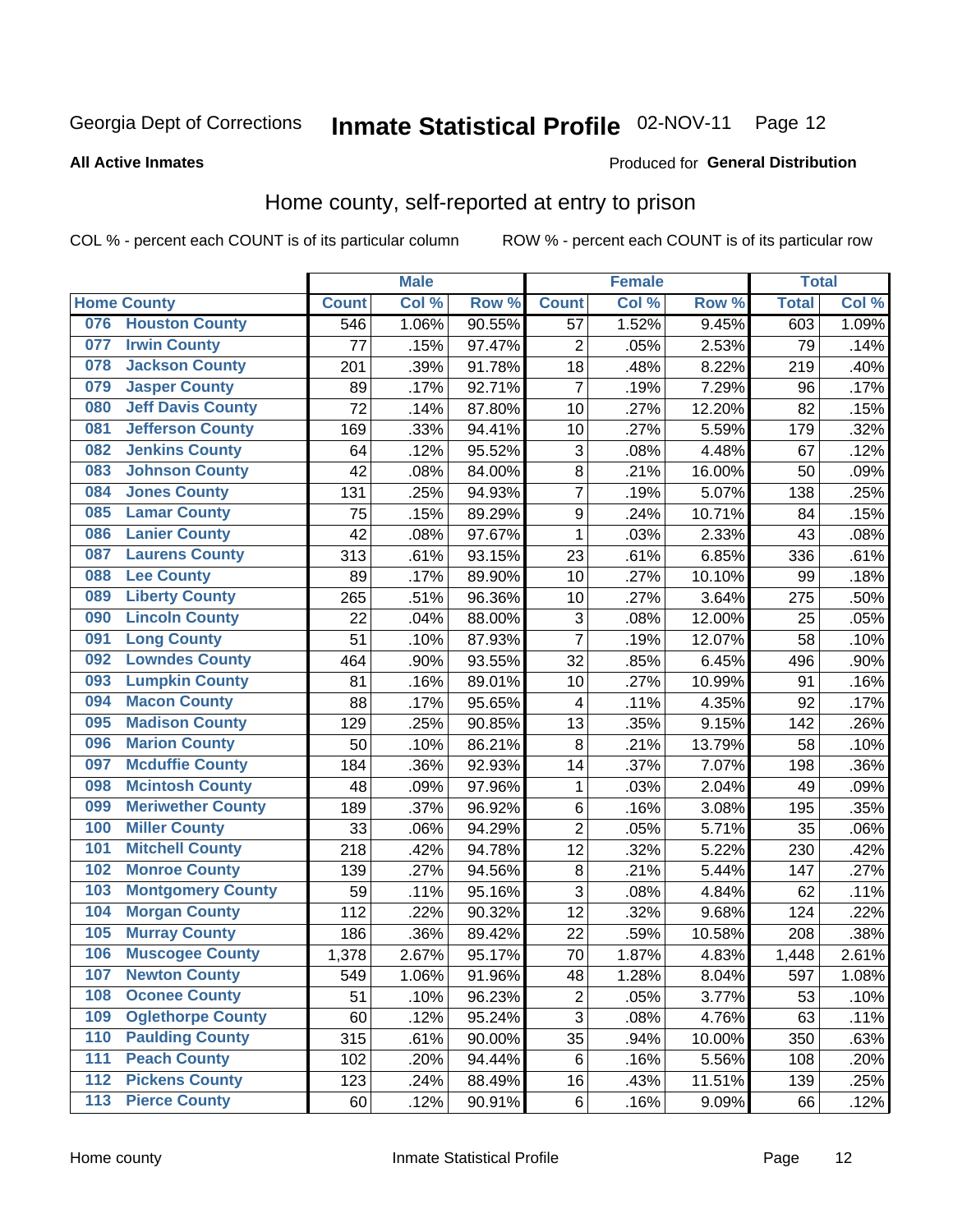Georgia Dept of Corrections **Inmate Statistical Profile** 02-NOV-11

**All Active Inmates**

Produced for **General Distribution**

## Home county, self-reported at entry to prison

COL % - percent each COUNT is of its particular column        ROW % - percent each COUNT is of its particular row

| Home County | | Male | | | Female | | | Total | |
|---|---|---|---|---|---|---|---|---|---|
| | | Count | Col % | Row % | Count | Col % | Row % | Total | Col % |
| 076 | Houston County | 546 | 1.06% | 90.55% | 57 | 1.52% | 9.45% | 603 | 1.09% |
| 077 | Irwin County | 77 | .15% | 97.47% | 2 | .05% | 2.53% | 79 | .14% |
| 078 | Jackson County | 201 | .39% | 91.78% | 18 | .48% | 8.22% | 219 | .40% |
| 079 | Jasper County | 89 | .17% | 92.71% | 7 | .19% | 7.29% | 96 | .17% |
| 080 | Jeff Davis County | 72 | .14% | 87.80% | 10 | .27% | 12.20% | 82 | .15% |
| 081 | Jefferson County | 169 | .33% | 94.41% | 10 | .27% | 5.59% | 179 | .32% |
| 082 | Jenkins County | 64 | .12% | 95.52% | 3 | .08% | 4.48% | 67 | .12% |
| 083 | Johnson County | 42 | .08% | 84.00% | 8 | .21% | 16.00% | 50 | .09% |
| 084 | Jones County | 131 | .25% | 94.93% | 7 | .19% | 5.07% | 138 | .25% |
| 085 | Lamar County | 75 | .15% | 89.29% | 9 | .24% | 10.71% | 84 | .15% |
| 086 | Lanier County | 42 | .08% | 97.67% | 1 | .03% | 2.33% | 43 | .08% |
| 087 | Laurens County | 313 | .61% | 93.15% | 23 | .61% | 6.85% | 336 | .61% |
| 088 | Lee County | 89 | .17% | 89.90% | 10 | .27% | 10.10% | 99 | .18% |
| 089 | Liberty County | 265 | .51% | 96.36% | 10 | .27% | 3.64% | 275 | .50% |
| 090 | Lincoln County | 22 | .04% | 88.00% | 3 | .08% | 12.00% | 25 | .05% |
| 091 | Long County | 51 | .10% | 87.93% | 7 | .19% | 12.07% | 58 | .10% |
| 092 | Lowndes County | 464 | .90% | 93.55% | 32 | .85% | 6.45% | 496 | .90% |
| 093 | Lumpkin County | 81 | .16% | 89.01% | 10 | .27% | 10.99% | 91 | .16% |
| 094 | Macon County | 88 | .17% | 95.65% | 4 | .11% | 4.35% | 92 | .17% |
| 095 | Madison County | 129 | .25% | 90.85% | 13 | .35% | 9.15% | 142 | .26% |
| 096 | Marion County | 50 | .10% | 86.21% | 8 | .21% | 13.79% | 58 | .10% |
| 097 | Mcduffie County | 184 | .36% | 92.93% | 14 | .37% | 7.07% | 198 | .36% |
| 098 | Mcintosh County | 48 | .09% | 97.96% | 1 | .03% | 2.04% | 49 | .09% |
| 099 | Meriwether County | 189 | .37% | 96.92% | 6 | .16% | 3.08% | 195 | .35% |
| 100 | Miller County | 33 | .06% | 94.29% | 2 | .05% | 5.71% | 35 | .06% |
| 101 | Mitchell County | 218 | .42% | 94.78% | 12 | .32% | 5.22% | 230 | .42% |
| 102 | Monroe County | 139 | .27% | 94.56% | 8 | .21% | 5.44% | 147 | .27% |
| 103 | Montgomery County | 59 | .11% | 95.16% | 3 | .08% | 4.84% | 62 | .11% |
| 104 | Morgan County | 112 | .22% | 90.32% | 12 | .32% | 9.68% | 124 | .22% |
| 105 | Murray County | 186 | .36% | 89.42% | 22 | .59% | 10.58% | 208 | .38% |
| 106 | Muscogee County | 1,378 | 2.67% | 95.17% | 70 | 1.87% | 4.83% | 1,448 | 2.61% |
| 107 | Newton County | 549 | 1.06% | 91.96% | 48 | 1.28% | 8.04% | 597 | 1.08% |
| 108 | Oconee County | 51 | .10% | 96.23% | 2 | .05% | 3.77% | 53 | .10% |
| 109 | Oglethorpe County | 60 | .12% | 95.24% | 3 | .08% | 4.76% | 63 | .11% |
| 110 | Paulding County | 315 | .61% | 90.00% | 35 | .94% | 10.00% | 350 | .63% |
| 111 | Peach County | 102 | .20% | 94.44% | 6 | .16% | 5.56% | 108 | .20% |
| 112 | Pickens County | 123 | .24% | 88.49% | 16 | .43% | 11.51% | 139 | .25% |
| 113 | Pierce County | 60 | .12% | 90.91% | 6 | .16% | 9.09% | 66 | .12% |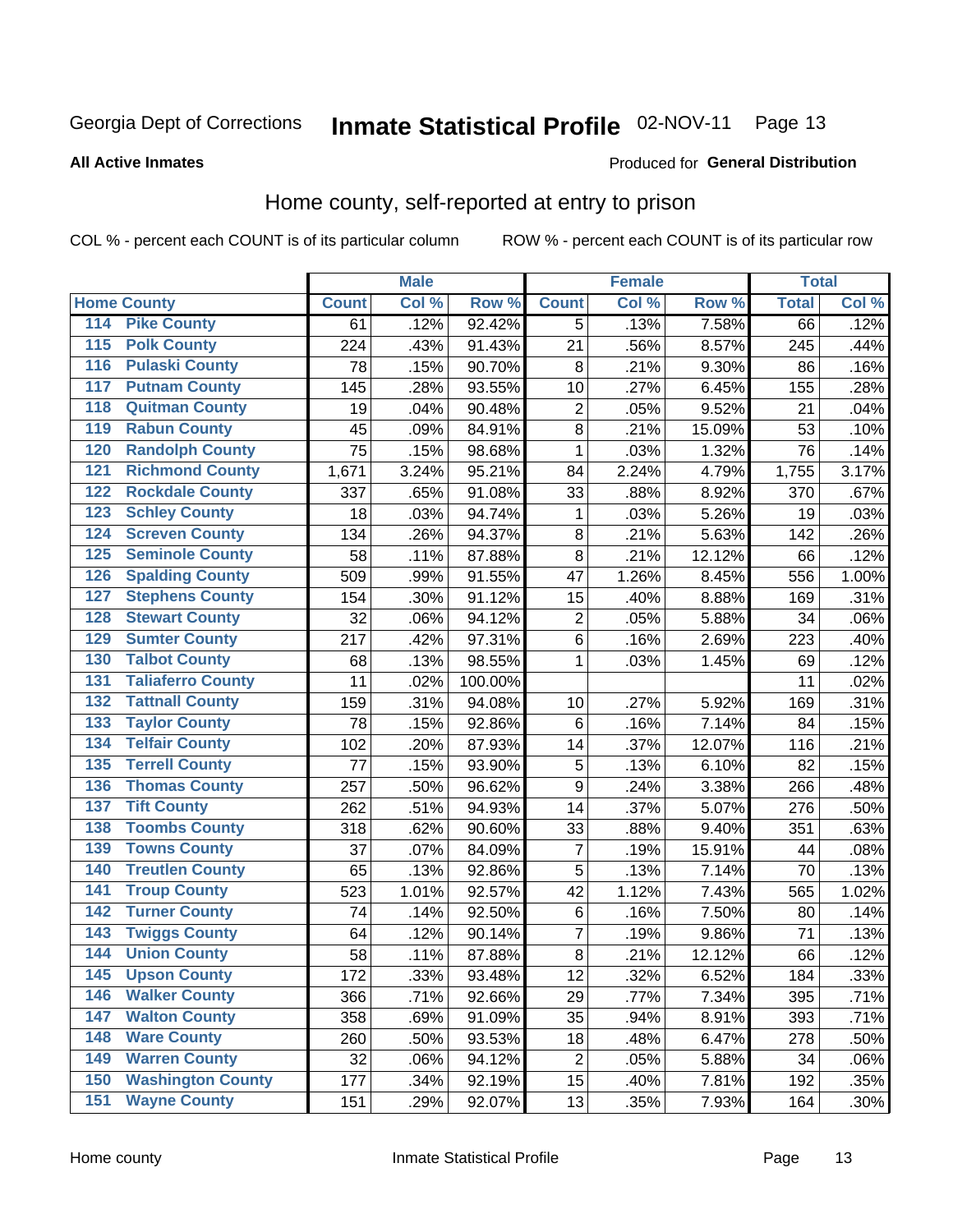Georgia Dept of Corrections **Inmate Statistical Profile** 02-NOV-11 Page 13

**All Active Inmates**

Produced for **General Distribution**

## Home county, self-reported at entry to prison

COL % - percent each COUNT is of its particular column ROW % - percent each COUNT is of its particular row

| Home County | | Male | | | Female | | | Total | |
|---|---|---|---|---|---|---|---|---|---|
| | | Count | Col % | Row % | Count | Col % | Row % | Total | Col % |
| 114 | Pike County | 61 | .12% | 92.42% | 5 | .13% | 7.58% | 66 | .12% |
| 115 | Polk County | 224 | .43% | 91.43% | 21 | .56% | 8.57% | 245 | .44% |
| 116 | Pulaski County | 78 | .15% | 90.70% | 8 | .21% | 9.30% | 86 | .16% |
| 117 | Putnam County | 145 | .28% | 93.55% | 10 | .27% | 6.45% | 155 | .28% |
| 118 | Quitman County | 19 | .04% | 90.48% | 2 | .05% | 9.52% | 21 | .04% |
| 119 | Rabun County | 45 | .09% | 84.91% | 8 | .21% | 15.09% | 53 | .10% |
| 120 | Randolph County | 75 | .15% | 98.68% | 1 | .03% | 1.32% | 76 | .14% |
| 121 | Richmond County | 1,671 | 3.24% | 95.21% | 84 | 2.24% | 4.79% | 1,755 | 3.17% |
| 122 | Rockdale County | 337 | .65% | 91.08% | 33 | .88% | 8.92% | 370 | .67% |
| 123 | Schley County | 18 | .03% | 94.74% | 1 | .03% | 5.26% | 19 | .03% |
| 124 | Screven County | 134 | .26% | 94.37% | 8 | .21% | 5.63% | 142 | .26% |
| 125 | Seminole County | 58 | .11% | 87.88% | 8 | .21% | 12.12% | 66 | .12% |
| 126 | Spalding County | 509 | .99% | 91.55% | 47 | 1.26% | 8.45% | 556 | 1.00% |
| 127 | Stephens County | 154 | .30% | 91.12% | 15 | .40% | 8.88% | 169 | .31% |
| 128 | Stewart County | 32 | .06% | 94.12% | 2 | .05% | 5.88% | 34 | .06% |
| 129 | Sumter County | 217 | .42% | 97.31% | 6 | .16% | 2.69% | 223 | .40% |
| 130 | Talbot County | 68 | .13% | 98.55% | 1 | .03% | 1.45% | 69 | .12% |
| 131 | Taliaferro County | 11 | .02% | 100.00% | | | | 11 | .02% |
| 132 | Tattnall County | 159 | .31% | 94.08% | 10 | .27% | 5.92% | 169 | .31% |
| 133 | Taylor County | 78 | .15% | 92.86% | 6 | .16% | 7.14% | 84 | .15% |
| 134 | Telfair County | 102 | .20% | 87.93% | 14 | .37% | 12.07% | 116 | .21% |
| 135 | Terrell County | 77 | .15% | 93.90% | 5 | .13% | 6.10% | 82 | .15% |
| 136 | Thomas County | 257 | .50% | 96.62% | 9 | .24% | 3.38% | 266 | .48% |
| 137 | Tift County | 262 | .51% | 94.93% | 14 | .37% | 5.07% | 276 | .50% |
| 138 | Toombs County | 318 | .62% | 90.60% | 33 | .88% | 9.40% | 351 | .63% |
| 139 | Towns County | 37 | .07% | 84.09% | 7 | .19% | 15.91% | 44 | .08% |
| 140 | Treutlen County | 65 | .13% | 92.86% | 5 | .13% | 7.14% | 70 | .13% |
| 141 | Troup County | 523 | 1.01% | 92.57% | 42 | 1.12% | 7.43% | 565 | 1.02% |
| 142 | Turner County | 74 | .14% | 92.50% | 6 | .16% | 7.50% | 80 | .14% |
| 143 | Twiggs County | 64 | .12% | 90.14% | 7 | .19% | 9.86% | 71 | .13% |
| 144 | Union County | 58 | .11% | 87.88% | 8 | .21% | 12.12% | 66 | .12% |
| 145 | Upson County | 172 | .33% | 93.48% | 12 | .32% | 6.52% | 184 | .33% |
| 146 | Walker County | 366 | .71% | 92.66% | 29 | .77% | 7.34% | 395 | .71% |
| 147 | Walton County | 358 | .69% | 91.09% | 35 | .94% | 8.91% | 393 | .71% |
| 148 | Ware County | 260 | .50% | 93.53% | 18 | .48% | 6.47% | 278 | .50% |
| 149 | Warren County | 32 | .06% | 94.12% | 2 | .05% | 5.88% | 34 | .06% |
| 150 | Washington County | 177 | .34% | 92.19% | 15 | .40% | 7.81% | 192 | .35% |
| 151 | Wayne County | 151 | .29% | 92.07% | 13 | .35% | 7.93% | 164 | .30% |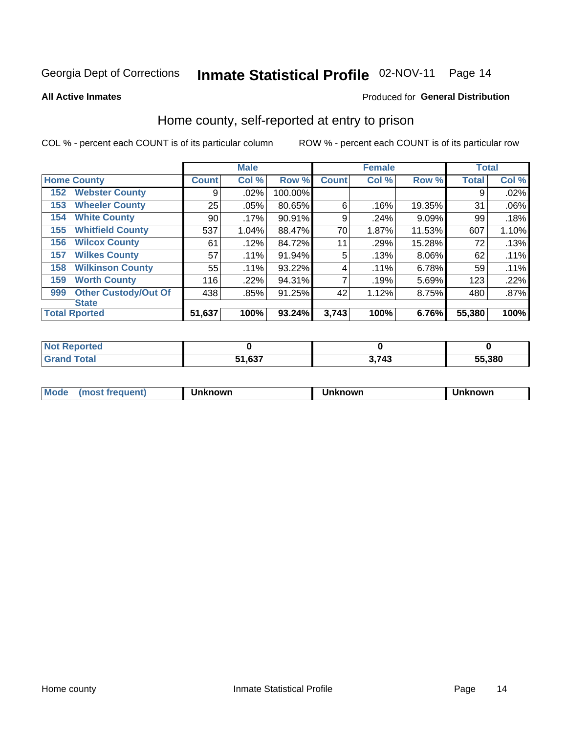Georgia Dept of Corrections **Inmate Statistical Profile** 02-NOV-11

**All Active Inmates**

Produced for **General Distribution**

## Home county, self-reported at entry to prison

COL % - percent each COUNT is of its particular column     ROW % - percent each COUNT is of its particular row

| Home County | | Male | | | Female | | | Total | |
|---|---|---|---|---|---|---|---|---|---|
| | | Count | Col % | Row % | Count | Col % | Row % | Total | Col % |
| 152 | Webster County | 9 | .02% | 100.00% | | | | 9 | .02% |
| 153 | Wheeler County | 25 | .05% | 80.65% | 6 | .16% | 19.35% | 31 | .06% |
| 154 | White County | 90 | .17% | 90.91% | 9 | .24% | 9.09% | 99 | .18% |
| 155 | Whitfield County | 537 | 1.04% | 88.47% | 70 | 1.87% | 11.53% | 607 | 1.10% |
| 156 | Wilcox County | 61 | .12% | 84.72% | 11 | .29% | 15.28% | 72 | .13% |
| 157 | Wilkes County | 57 | .11% | 91.94% | 5 | .13% | 8.06% | 62 | .11% |
| 158 | Wilkinson County | 55 | .11% | 93.22% | 4 | .11% | 6.78% | 59 | .11% |
| 159 | Worth County | 116 | .22% | 94.31% | 7 | .19% | 5.69% | 123 | .22% |
| 999 | Other Custody/Out Of State | 438 | .85% | 91.25% | 42 | 1.12% | 8.75% | 480 | .87% |
| Total Rported | | **51,637** | **100%** | **93.24%** | **3,743** | **100%** | **6.76%** | **55,380** | **100%** |

| | Male | Female | Total |
|---|---|---|---|
| Not Reported | 0 | 0 | 0 |
| Grand Total | 51,637 | 3,743 | 55,380 |

| | Male | Female | Total |
|---|---|---|---|
| Mode (most frequent) | Unknown | Unknown | Unknown |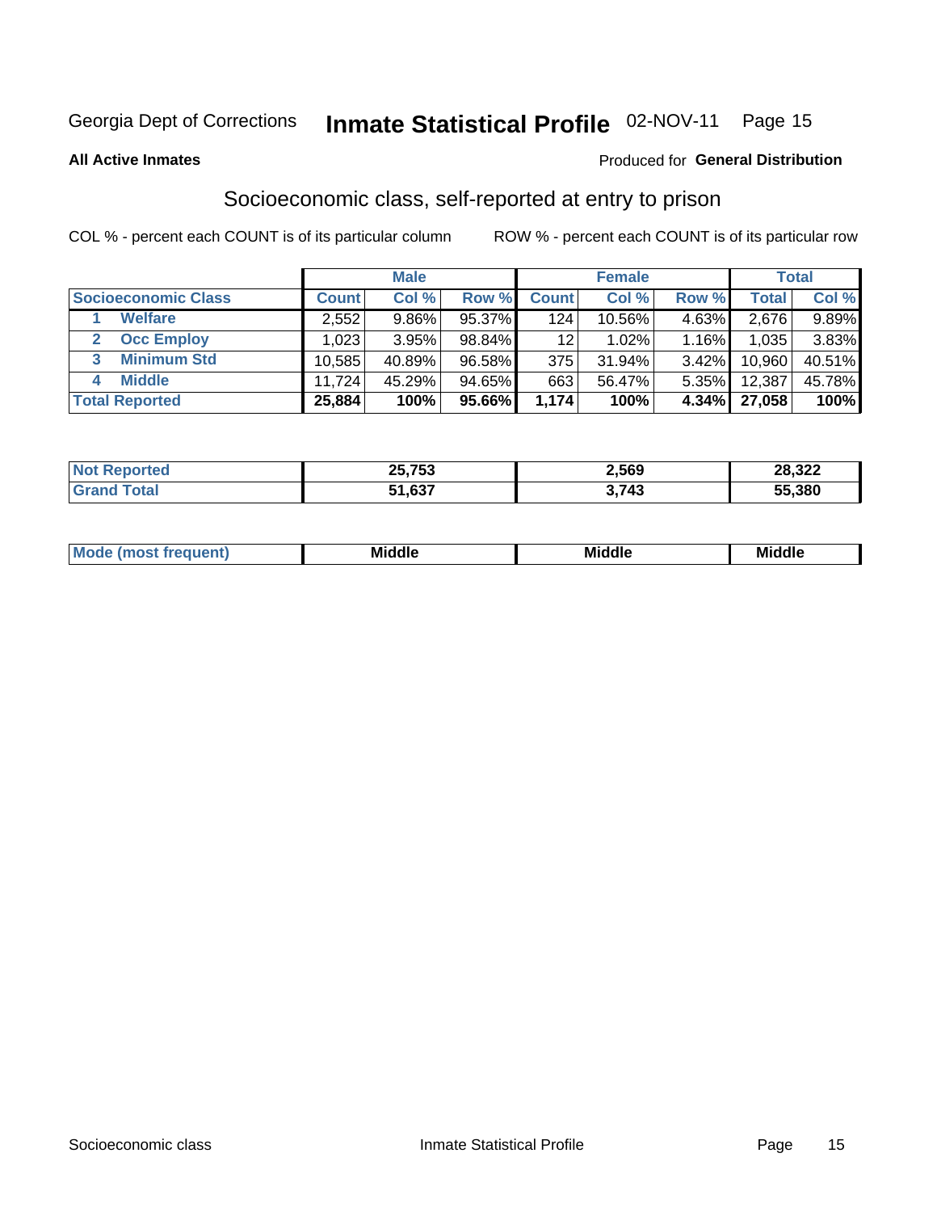Georgia Dept of Corrections **Inmate Statistical Profile** 02-NOV-11

**All Active Inmates**

Produced for **General Distribution**

## Socioeconomic class, self-reported at entry to prison

COL % - percent each COUNT is of its particular column

ROW % - percent each COUNT is of its particular row

| | Male | | | Female | | | Total | |
|---|---|---|---|---|---|---|---|---|
| **Socioeconomic Class** | **Count** | **Col %** | **Row %** | **Count** | **Col %** | **Row %** | **Total** | **Col %** |
| 1 **Welfare** | 2,552 | 9.86% | 95.37% | 124 | 10.56% | 4.63% | 2,676 | 9.89% |
| 2 **Occ Employ** | 1,023 | 3.95% | 98.84% | 12 | 1.02% | 1.16% | 1,035 | 3.83% |
| 3 **Minimum Std** | 10,585 | 40.89% | 96.58% | 375 | 31.94% | 3.42% | 10,960 | 40.51% |
| 4 **Middle** | 11,724 | 45.29% | 94.65% | 663 | 56.47% | 5.35% | 12,387 | 45.78% |
| **Total Reported** | **25,884** | **100%** | **95.66%** | **1,174** | **100%** | **4.34%** | **27,058** | **100%** |

| | Male | Female | Total |
|---|---|---|---|
| **Not Reported** | **25,753** | **2,569** | **28,322** |
| **Grand Total** | **51,637** | **3,743** | **55,380** |

| | Male | Female | Total |
|---|---|---|---|
| **Mode (most frequent)** | **Middle** | **Middle** | **Middle** |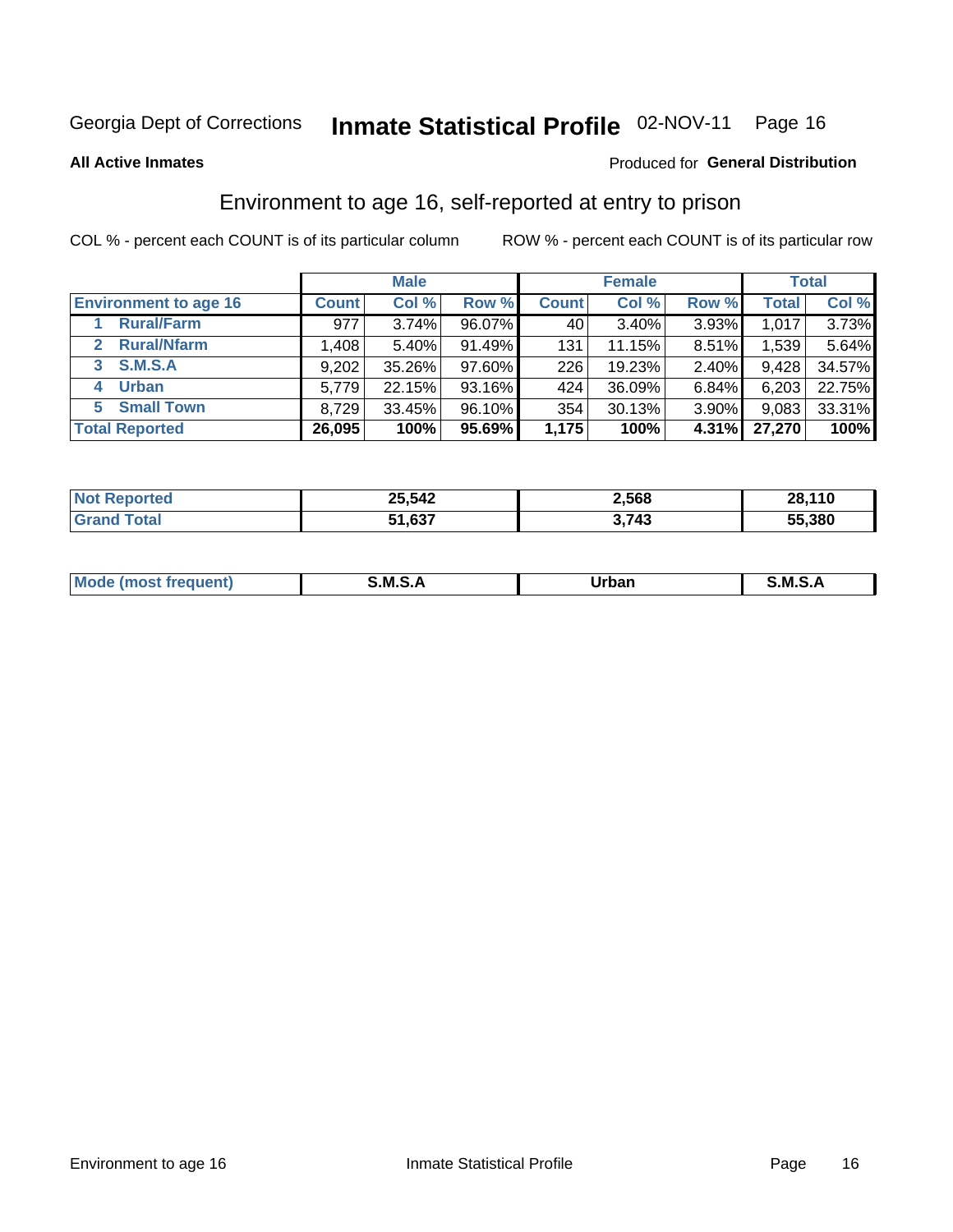Georgia Dept of Corrections **Inmate Statistical Profile** 02-NOV-11

**All Active Inmates**

Produced for **General Distribution**

## Environment to age 16, self-reported at entry to prison

COL % - percent each COUNT is of its particular column

ROW % - percent each COUNT is of its particular row

| | Male | | | Female | | | Total | |
|---|---|---|---|---|---|---|---|---|
| **Environment to age 16** | **Count** | **Col %** | **Row %** | **Count** | **Col %** | **Row %** | **Total** | **Col %** |
| 1 **Rural/Farm** | 977 | 3.74% | 96.07% | 40 | 3.40% | 3.93% | 1,017 | 3.73% |
| 2 **Rural/Nfarm** | 1,408 | 5.40% | 91.49% | 131 | 11.15% | 8.51% | 1,539 | 5.64% |
| 3 **S.M.S.A** | 9,202 | 35.26% | 97.60% | 226 | 19.23% | 2.40% | 9,428 | 34.57% |
| 4 **Urban** | 5,779 | 22.15% | 93.16% | 424 | 36.09% | 6.84% | 6,203 | 22.75% |
| 5 **Small Town** | 8,729 | 33.45% | 96.10% | 354 | 30.13% | 3.90% | 9,083 | 33.31% |
| **Total Reported** | **26,095** | **100%** | **95.69%** | **1,175** | **100%** | **4.31%** | **27,270** | **100%** |

| | Male | Female | Total |
|---|---|---|---|
| **Not Reported** | **25,542** | **2,568** | **28,110** |
| **Grand Total** | **51,637** | **3,743** | **55,380** |

| | Male | Female | Total |
|---|---|---|---|
| **Mode (most frequent)** | **S.M.S.A** | **Urban** | **S.M.S.A** |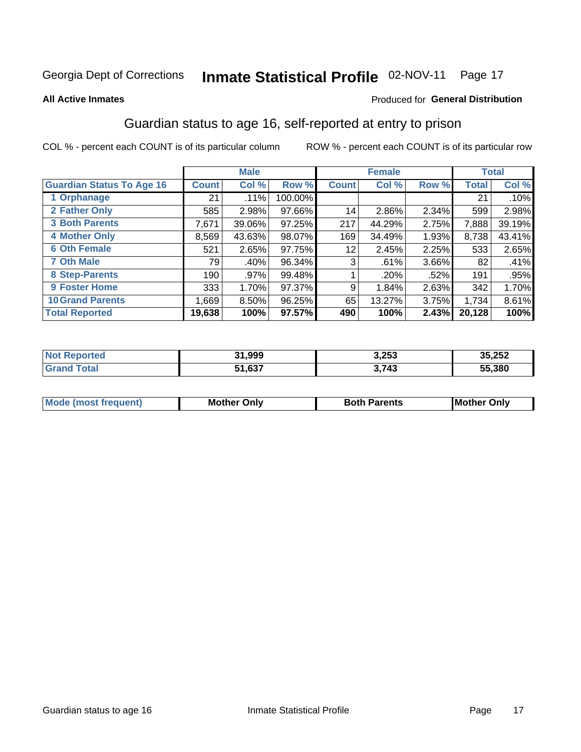Georgia Dept of Corrections **Inmate Statistical Profile** 02-NOV-11

**All Active Inmates**

Produced for **General Distribution**

## Guardian status to age 16, self-reported at entry to prison

COL % - percent each COUNT is of its particular column

ROW % - percent each COUNT is of its particular row

| | Male | | | Female | | | Total | |
|---|---|---|---|---|---|---|---|---|
| **Guardian Status To Age 16** | **Count** | **Col %** | **Row %** | **Count** | **Col %** | **Row %** | **Total** | **Col %** |
| **1 Orphanage** | 21 | .11% | 100.00% | | | | 21 | .10% |
| **2 Father Only** | 585 | 2.98% | 97.66% | 14 | 2.86% | 2.34% | 599 | 2.98% |
| **3 Both Parents** | 7,671 | 39.06% | 97.25% | 217 | 44.29% | 2.75% | 7,888 | 39.19% |
| **4 Mother Only** | 8,569 | 43.63% | 98.07% | 169 | 34.49% | 1.93% | 8,738 | 43.41% |
| **6 Oth Female** | 521 | 2.65% | 97.75% | 12 | 2.45% | 2.25% | 533 | 2.65% |
| **7 Oth Male** | 79 | .40% | 96.34% | 3 | .61% | 3.66% | 82 | .41% |
| **8 Step-Parents** | 190 | .97% | 99.48% | 1 | .20% | .52% | 191 | .95% |
| **9 Foster Home** | 333 | 1.70% | 97.37% | 9 | 1.84% | 2.63% | 342 | 1.70% |
| **10 Grand Parents** | 1,669 | 8.50% | 96.25% | 65 | 13.27% | 3.75% | 1,734 | 8.61% |
| **Total Reported** | **19,638** | **100%** | **97.57%** | **490** | **100%** | **2.43%** | **20,128** | **100%** |

| | Male | Female | Total |
|---|---|---|---|
| **Not Reported** | **31,999** | **3,253** | **35,252** |
| **Grand Total** | **51,637** | **3,743** | **55,380** |

| | Male | Female | Total |
|---|---|---|---|
| **Mode (most frequent)** | **Mother Only** | **Both Parents** | **Mother Only** |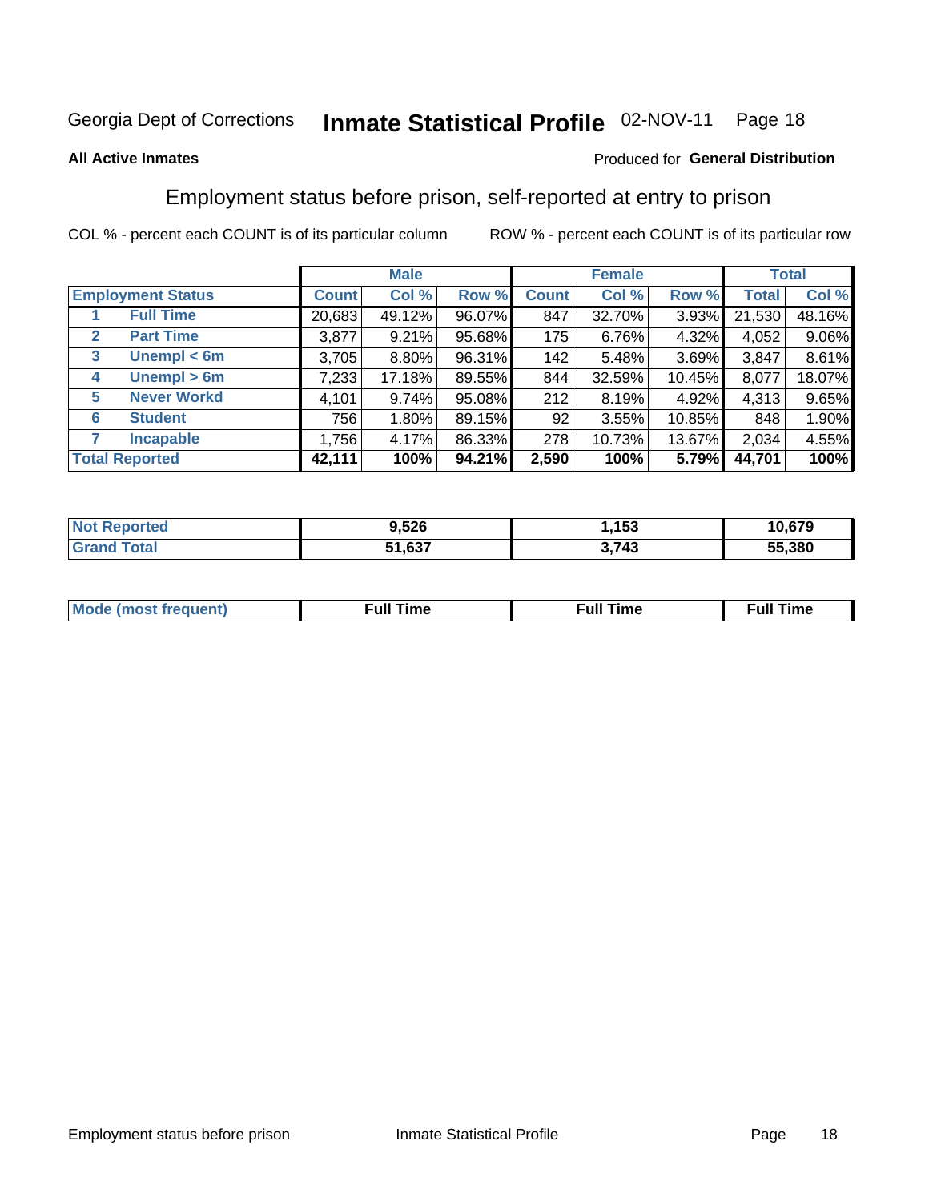Georgia Dept of Corrections **Inmate Statistical Profile** 02-NOV-11 Page 18

**All Active Inmates**

Produced for **General Distribution**

## Employment status before prison, self-reported at entry to prison

COL % - percent each COUNT is of its particular column ROW % - percent each COUNT is of its particular row

| Employment Status | | Male | | | Female | | | Total | |
|---|---|---|---|---|---|---|---|---|---|
| | | Count | Col % | Row % | Count | Col % | Row % | Total | Col % |
| 1 | Full Time | 20,683 | 49.12% | 96.07% | 847 | 32.70% | 3.93% | 21,530 | 48.16% |
| 2 | Part Time | 3,877 | 9.21% | 95.68% | 175 | 6.76% | 4.32% | 4,052 | 9.06% |
| 3 | Unempl < 6m | 3,705 | 8.80% | 96.31% | 142 | 5.48% | 3.69% | 3,847 | 8.61% |
| 4 | Unempl > 6m | 7,233 | 17.18% | 89.55% | 844 | 32.59% | 10.45% | 8,077 | 18.07% |
| 5 | Never Workd | 4,101 | 9.74% | 95.08% | 212 | 8.19% | 4.92% | 4,313 | 9.65% |
| 6 | Student | 756 | 1.80% | 89.15% | 92 | 3.55% | 10.85% | 848 | 1.90% |
| 7 | Incapable | 1,756 | 4.17% | 86.33% | 278 | 10.73% | 13.67% | 2,034 | 4.55% |
| **Total Reported** | | **42,111** | **100%** | **94.21%** | **2,590** | **100%** | **5.79%** | **44,701** | **100%** |

| | Male | Female | Total |
|---|---|---|---|
| Not Reported | 9,526 | 1,153 | 10,679 |
| Grand Total | 51,637 | 3,743 | 55,380 |

| | Male | Female | Total |
|---|---|---|---|
| Mode (most frequent) | Full Time | Full Time | Full Time |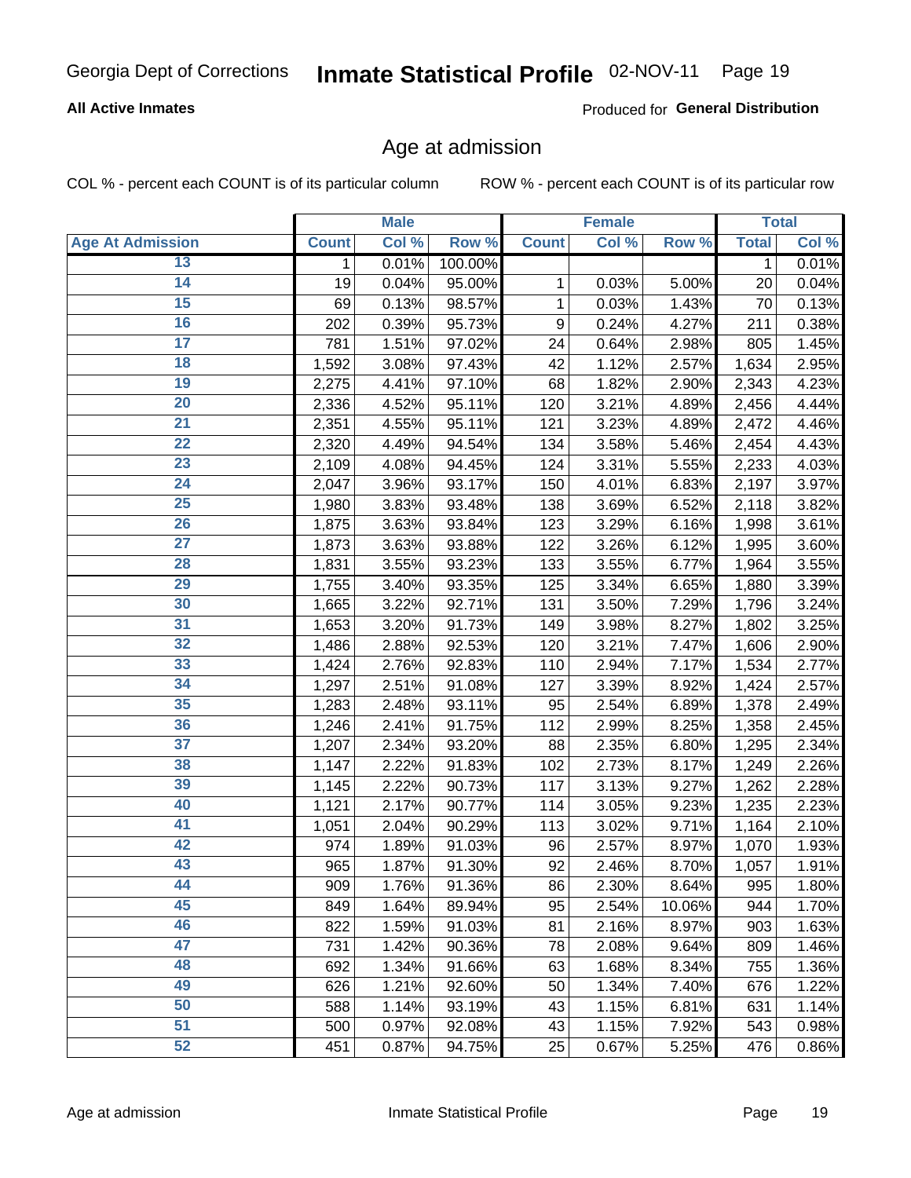Georgia Dept of Corrections **Inmate Statistical Profile** 02-NOV-11

**All Active Inmates**

Produced for **General Distribution**

## Age at admission

COL % - percent each COUNT is of its particular column

ROW % - percent each COUNT is of its particular row

| | Male | | | Female | | | Total | |
|---|---|---|---|---|---|---|---|---|
| **Age At Admission** | **Count** | **Col %** | **Row %** | **Count** | **Col %** | **Row %** | **Total** | **Col %** |
| 13 | 1 | 0.01% | 100.00% | | | | 1 | 0.01% |
| 14 | 19 | 0.04% | 95.00% | 1 | 0.03% | 5.00% | 20 | 0.04% |
| 15 | 69 | 0.13% | 98.57% | 1 | 0.03% | 1.43% | 70 | 0.13% |
| 16 | 202 | 0.39% | 95.73% | 9 | 0.24% | 4.27% | 211 | 0.38% |
| 17 | 781 | 1.51% | 97.02% | 24 | 0.64% | 2.98% | 805 | 1.45% |
| 18 | 1,592 | 3.08% | 97.43% | 42 | 1.12% | 2.57% | 1,634 | 2.95% |
| 19 | 2,275 | 4.41% | 97.10% | 68 | 1.82% | 2.90% | 2,343 | 4.23% |
| 20 | 2,336 | 4.52% | 95.11% | 120 | 3.21% | 4.89% | 2,456 | 4.44% |
| 21 | 2,351 | 4.55% | 95.11% | 121 | 3.23% | 4.89% | 2,472 | 4.46% |
| 22 | 2,320 | 4.49% | 94.54% | 134 | 3.58% | 5.46% | 2,454 | 4.43% |
| 23 | 2,109 | 4.08% | 94.45% | 124 | 3.31% | 5.55% | 2,233 | 4.03% |
| 24 | 2,047 | 3.96% | 93.17% | 150 | 4.01% | 6.83% | 2,197 | 3.97% |
| 25 | 1,980 | 3.83% | 93.48% | 138 | 3.69% | 6.52% | 2,118 | 3.82% |
| 26 | 1,875 | 3.63% | 93.84% | 123 | 3.29% | 6.16% | 1,998 | 3.61% |
| 27 | 1,873 | 3.63% | 93.88% | 122 | 3.26% | 6.12% | 1,995 | 3.60% |
| 28 | 1,831 | 3.55% | 93.23% | 133 | 3.55% | 6.77% | 1,964 | 3.55% |
| 29 | 1,755 | 3.40% | 93.35% | 125 | 3.34% | 6.65% | 1,880 | 3.39% |
| 30 | 1,665 | 3.22% | 92.71% | 131 | 3.50% | 7.29% | 1,796 | 3.24% |
| 31 | 1,653 | 3.20% | 91.73% | 149 | 3.98% | 8.27% | 1,802 | 3.25% |
| 32 | 1,486 | 2.88% | 92.53% | 120 | 3.21% | 7.47% | 1,606 | 2.90% |
| 33 | 1,424 | 2.76% | 92.83% | 110 | 2.94% | 7.17% | 1,534 | 2.77% |
| 34 | 1,297 | 2.51% | 91.08% | 127 | 3.39% | 8.92% | 1,424 | 2.57% |
| 35 | 1,283 | 2.48% | 93.11% | 95 | 2.54% | 6.89% | 1,378 | 2.49% |
| 36 | 1,246 | 2.41% | 91.75% | 112 | 2.99% | 8.25% | 1,358 | 2.45% |
| 37 | 1,207 | 2.34% | 93.20% | 88 | 2.35% | 6.80% | 1,295 | 2.34% |
| 38 | 1,147 | 2.22% | 91.83% | 102 | 2.73% | 8.17% | 1,249 | 2.26% |
| 39 | 1,145 | 2.22% | 90.73% | 117 | 3.13% | 9.27% | 1,262 | 2.28% |
| 40 | 1,121 | 2.17% | 90.77% | 114 | 3.05% | 9.23% | 1,235 | 2.23% |
| 41 | 1,051 | 2.04% | 90.29% | 113 | 3.02% | 9.71% | 1,164 | 2.10% |
| 42 | 974 | 1.89% | 91.03% | 96 | 2.57% | 8.97% | 1,070 | 1.93% |
| 43 | 965 | 1.87% | 91.30% | 92 | 2.46% | 8.70% | 1,057 | 1.91% |
| 44 | 909 | 1.76% | 91.36% | 86 | 2.30% | 8.64% | 995 | 1.80% |
| 45 | 849 | 1.64% | 89.94% | 95 | 2.54% | 10.06% | 944 | 1.70% |
| 46 | 822 | 1.59% | 91.03% | 81 | 2.16% | 8.97% | 903 | 1.63% |
| 47 | 731 | 1.42% | 90.36% | 78 | 2.08% | 9.64% | 809 | 1.46% |
| 48 | 692 | 1.34% | 91.66% | 63 | 1.68% | 8.34% | 755 | 1.36% |
| 49 | 626 | 1.21% | 92.60% | 50 | 1.34% | 7.40% | 676 | 1.22% |
| 50 | 588 | 1.14% | 93.19% | 43 | 1.15% | 6.81% | 631 | 1.14% |
| 51 | 500 | 0.97% | 92.08% | 43 | 1.15% | 7.92% | 543 | 0.98% |
| 52 | 451 | 0.87% | 94.75% | 25 | 0.67% | 5.25% | 476 | 0.86% |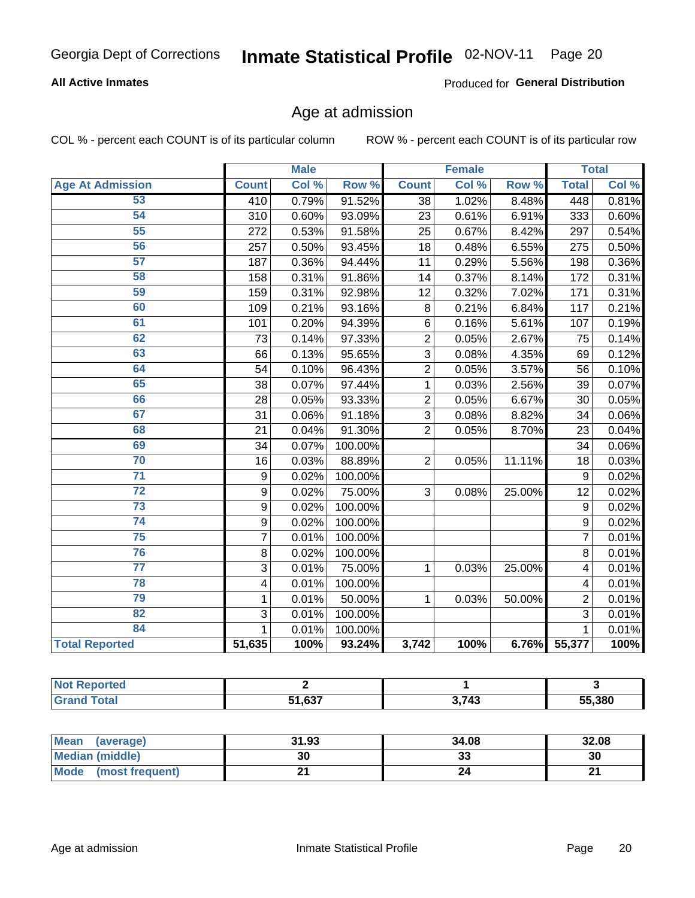Georgia Dept of Corrections **Inmate Statistical Profile** 02-NOV-11

**All Active Inmates**

Produced for **General Distribution**

## Age at admission

COL % - percent each COUNT is of its particular column

ROW % - percent each COUNT is of its particular row

| | Male | | | Female | | | Total | |
|---|---|---|---|---|---|---|---|---|
| **Age At Admission** | **Count** | **Col %** | **Row %** | **Count** | **Col %** | **Row %** | **Total** | **Col %** |
| 53 | 410 | 0.79% | 91.52% | 38 | 1.02% | 8.48% | 448 | 0.81% |
| 54 | 310 | 0.60% | 93.09% | 23 | 0.61% | 6.91% | 333 | 0.60% |
| 55 | 272 | 0.53% | 91.58% | 25 | 0.67% | 8.42% | 297 | 0.54% |
| 56 | 257 | 0.50% | 93.45% | 18 | 0.48% | 6.55% | 275 | 0.50% |
| 57 | 187 | 0.36% | 94.44% | 11 | 0.29% | 5.56% | 198 | 0.36% |
| 58 | 158 | 0.31% | 91.86% | 14 | 0.37% | 8.14% | 172 | 0.31% |
| 59 | 159 | 0.31% | 92.98% | 12 | 0.32% | 7.02% | 171 | 0.31% |
| 60 | 109 | 0.21% | 93.16% | 8 | 0.21% | 6.84% | 117 | 0.21% |
| 61 | 101 | 0.20% | 94.39% | 6 | 0.16% | 5.61% | 107 | 0.19% |
| 62 | 73 | 0.14% | 97.33% | 2 | 0.05% | 2.67% | 75 | 0.14% |
| 63 | 66 | 0.13% | 95.65% | 3 | 0.08% | 4.35% | 69 | 0.12% |
| 64 | 54 | 0.10% | 96.43% | 2 | 0.05% | 3.57% | 56 | 0.10% |
| 65 | 38 | 0.07% | 97.44% | 1 | 0.03% | 2.56% | 39 | 0.07% |
| 66 | 28 | 0.05% | 93.33% | 2 | 0.05% | 6.67% | 30 | 0.05% |
| 67 | 31 | 0.06% | 91.18% | 3 | 0.08% | 8.82% | 34 | 0.06% |
| 68 | 21 | 0.04% | 91.30% | 2 | 0.05% | 8.70% | 23 | 0.04% |
| 69 | 34 | 0.07% | 100.00% | | | | 34 | 0.06% |
| 70 | 16 | 0.03% | 88.89% | 2 | 0.05% | 11.11% | 18 | 0.03% |
| 71 | 9 | 0.02% | 100.00% | | | | 9 | 0.02% |
| 72 | 9 | 0.02% | 75.00% | 3 | 0.08% | 25.00% | 12 | 0.02% |
| 73 | 9 | 0.02% | 100.00% | | | | 9 | 0.02% |
| 74 | 9 | 0.02% | 100.00% | | | | 9 | 0.02% |
| 75 | 7 | 0.01% | 100.00% | | | | 7 | 0.01% |
| 76 | 8 | 0.02% | 100.00% | | | | 8 | 0.01% |
| 77 | 3 | 0.01% | 75.00% | 1 | 0.03% | 25.00% | 4 | 0.01% |
| 78 | 4 | 0.01% | 100.00% | | | | 4 | 0.01% |
| 79 | 1 | 0.01% | 50.00% | 1 | 0.03% | 50.00% | 2 | 0.01% |
| 82 | 3 | 0.01% | 100.00% | | | | 3 | 0.01% |
| 84 | 1 | 0.01% | 100.00% | | | | 1 | 0.01% |
| **Total Reported** | **51,635** | **100%** | **93.24%** | **3,742** | **100%** | **6.76%** | **55,377** | **100%** |

| | Male | Female | Total |
|---|---|---|---|
| **Not Reported** | **2** | **1** | **3** |
| **Grand Total** | **51,637** | **3,743** | **55,380** |

| | Male | Female | Total |
|---|---|---|---|
| **Mean (average)** | **31.93** | **34.08** | **32.08** |
| **Median (middle)** | **30** | **33** | **30** |
| **Mode (most frequent)** | **21** | **24** | **21** |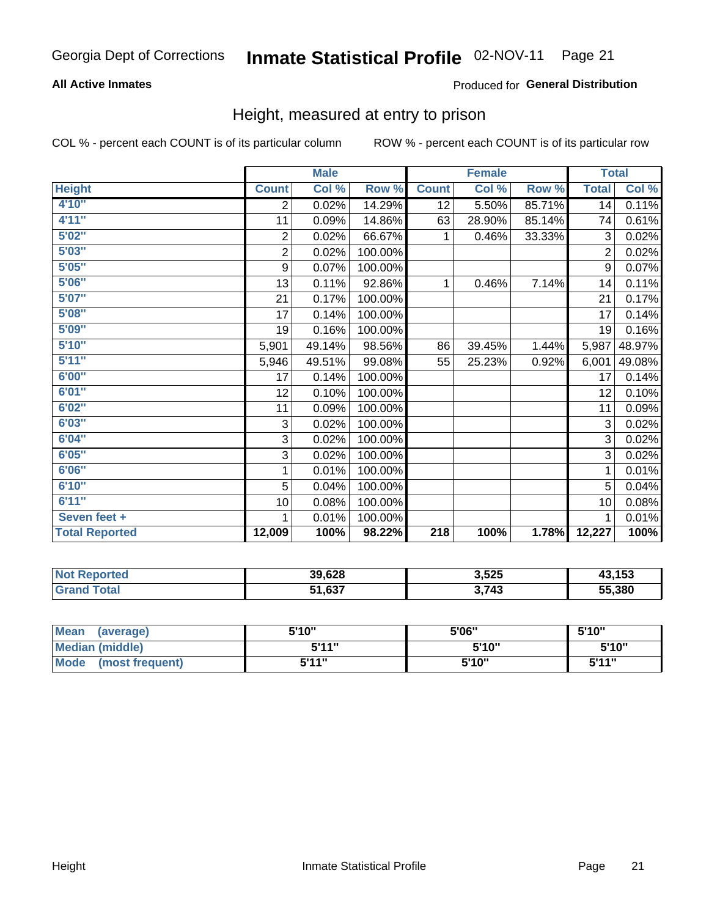Georgia Dept of Corrections **Inmate Statistical Profile** 02-NOV-11

**All Active Inmates**

Produced for **General Distribution**

## Height, measured at entry to prison

COL % - percent each COUNT is of its particular column

ROW % - percent each COUNT is of its particular row

| | Male | | | Female | | | Total | |
|---|---|---|---|---|---|---|---|---|
| **Height** | **Count** | **Col %** | **Row %** | **Count** | **Col %** | **Row %** | **Total** | **Col %** |
| **4'10"** | 2 | 0.02% | 14.29% | 12 | 5.50% | 85.71% | 14 | 0.11% |
| **4'11"** | 11 | 0.09% | 14.86% | 63 | 28.90% | 85.14% | 74 | 0.61% |
| **5'02"** | 2 | 0.02% | 66.67% | 1 | 0.46% | 33.33% | 3 | 0.02% |
| **5'03"** | 2 | 0.02% | 100.00% | | | | 2 | 0.02% |
| **5'05"** | 9 | 0.07% | 100.00% | | | | 9 | 0.07% |
| **5'06"** | 13 | 0.11% | 92.86% | 1 | 0.46% | 7.14% | 14 | 0.11% |
| **5'07"** | 21 | 0.17% | 100.00% | | | | 21 | 0.17% |
| **5'08"** | 17 | 0.14% | 100.00% | | | | 17 | 0.14% |
| **5'09"** | 19 | 0.16% | 100.00% | | | | 19 | 0.16% |
| **5'10"** | 5,901 | 49.14% | 98.56% | 86 | 39.45% | 1.44% | 5,987 | 48.97% |
| **5'11"** | 5,946 | 49.51% | 99.08% | 55 | 25.23% | 0.92% | 6,001 | 49.08% |
| **6'00"** | 17 | 0.14% | 100.00% | | | | 17 | 0.14% |
| **6'01"** | 12 | 0.10% | 100.00% | | | | 12 | 0.10% |
| **6'02"** | 11 | 0.09% | 100.00% | | | | 11 | 0.09% |
| **6'03"** | 3 | 0.02% | 100.00% | | | | 3 | 0.02% |
| **6'04"** | 3 | 0.02% | 100.00% | | | | 3 | 0.02% |
| **6'05"** | 3 | 0.02% | 100.00% | | | | 3 | 0.02% |
| **6'06"** | 1 | 0.01% | 100.00% | | | | 1 | 0.01% |
| **6'10"** | 5 | 0.04% | 100.00% | | | | 5 | 0.04% |
| **6'11"** | 10 | 0.08% | 100.00% | | | | 10 | 0.08% |
| **Seven feet +** | 1 | 0.01% | 100.00% | | | | 1 | 0.01% |
| **Total Reported** | **12,009** | **100%** | **98.22%** | **218** | **100%** | **1.78%** | **12,227** | **100%** |

| | Male | Female | Total |
|---|---|---|---|
| **Not Reported** | **39,628** | **3,525** | **43,153** |
| **Grand Total** | **51,637** | **3,743** | **55,380** |

| | Male | Female | Total |
|---|---|---|---|
| **Mean (average)** | **5'10"** | **5'06"** | **5'10"** |
| **Median (middle)** | **5'11"** | **5'10"** | **5'10"** |
| **Mode (most frequent)** | **5'11"** | **5'10"** | **5'11"** |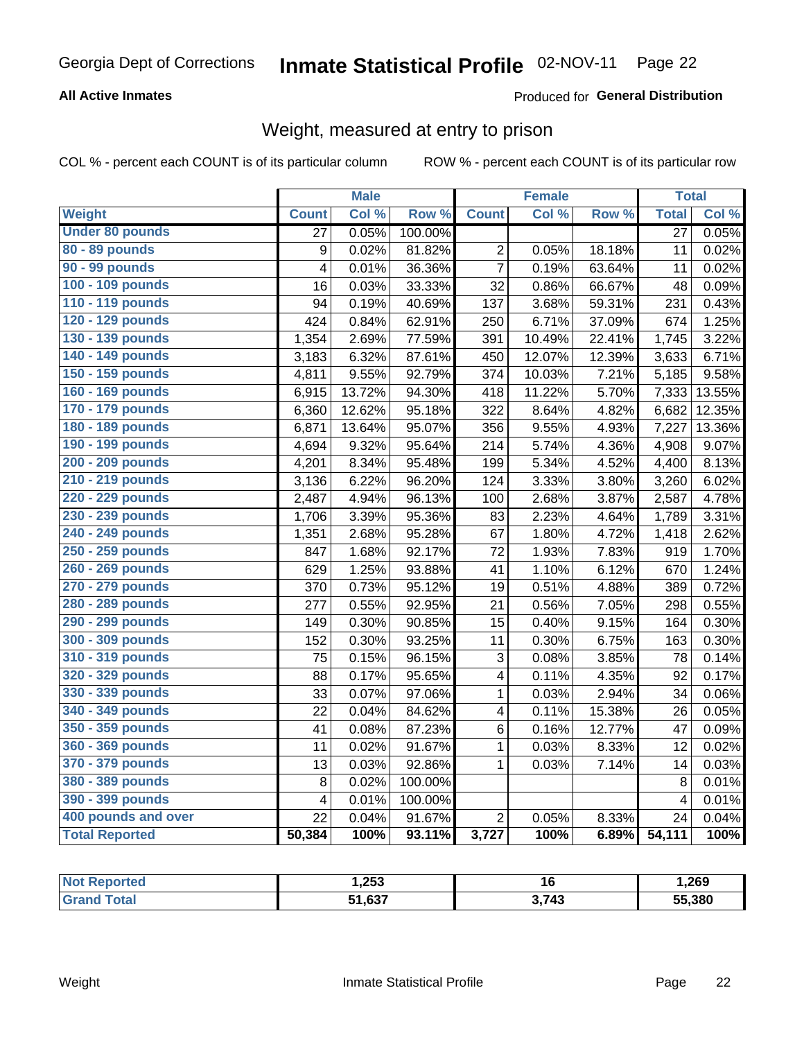Georgia Dept of Corrections **Inmate Statistical Profile** 02-NOV-11 Page 22

**All Active Inmates**

Produced for **General Distribution**

## Weight, measured at entry to prison

COL % - percent each COUNT is of its particular column ROW % - percent each COUNT is of its particular row

| | Male | | | Female | | | Total | |
|---|---|---|---|---|---|---|---|---|
| **Weight** | **Count** | **Col %** | **Row %** | **Count** | **Col %** | **Row %** | **Total** | **Col %** |
| **Under 80 pounds** | 27 | 0.05% | 100.00% | | | | 27 | 0.05% |
| **80 - 89 pounds** | 9 | 0.02% | 81.82% | 2 | 0.05% | 18.18% | 11 | 0.02% |
| **90 - 99 pounds** | 4 | 0.01% | 36.36% | 7 | 0.19% | 63.64% | 11 | 0.02% |
| **100 - 109 pounds** | 16 | 0.03% | 33.33% | 32 | 0.86% | 66.67% | 48 | 0.09% |
| **110 - 119 pounds** | 94 | 0.19% | 40.69% | 137 | 3.68% | 59.31% | 231 | 0.43% |
| **120 - 129 pounds** | 424 | 0.84% | 62.91% | 250 | 6.71% | 37.09% | 674 | 1.25% |
| **130 - 139 pounds** | 1,354 | 2.69% | 77.59% | 391 | 10.49% | 22.41% | 1,745 | 3.22% |
| **140 - 149 pounds** | 3,183 | 6.32% | 87.61% | 450 | 12.07% | 12.39% | 3,633 | 6.71% |
| **150 - 159 pounds** | 4,811 | 9.55% | 92.79% | 374 | 10.03% | 7.21% | 5,185 | 9.58% |
| **160 - 169 pounds** | 6,915 | 13.72% | 94.30% | 418 | 11.22% | 5.70% | 7,333 | 13.55% |
| **170 - 179 pounds** | 6,360 | 12.62% | 95.18% | 322 | 8.64% | 4.82% | 6,682 | 12.35% |
| **180 - 189 pounds** | 6,871 | 13.64% | 95.07% | 356 | 9.55% | 4.93% | 7,227 | 13.36% |
| **190 - 199 pounds** | 4,694 | 9.32% | 95.64% | 214 | 5.74% | 4.36% | 4,908 | 9.07% |
| **200 - 209 pounds** | 4,201 | 8.34% | 95.48% | 199 | 5.34% | 4.52% | 4,400 | 8.13% |
| **210 - 219 pounds** | 3,136 | 6.22% | 96.20% | 124 | 3.33% | 3.80% | 3,260 | 6.02% |
| **220 - 229 pounds** | 2,487 | 4.94% | 96.13% | 100 | 2.68% | 3.87% | 2,587 | 4.78% |
| **230 - 239 pounds** | 1,706 | 3.39% | 95.36% | 83 | 2.23% | 4.64% | 1,789 | 3.31% |
| **240 - 249 pounds** | 1,351 | 2.68% | 95.28% | 67 | 1.80% | 4.72% | 1,418 | 2.62% |
| **250 - 259 pounds** | 847 | 1.68% | 92.17% | 72 | 1.93% | 7.83% | 919 | 1.70% |
| **260 - 269 pounds** | 629 | 1.25% | 93.88% | 41 | 1.10% | 6.12% | 670 | 1.24% |
| **270 - 279 pounds** | 370 | 0.73% | 95.12% | 19 | 0.51% | 4.88% | 389 | 0.72% |
| **280 - 289 pounds** | 277 | 0.55% | 92.95% | 21 | 0.56% | 7.05% | 298 | 0.55% |
| **290 - 299 pounds** | 149 | 0.30% | 90.85% | 15 | 0.40% | 9.15% | 164 | 0.30% |
| **300 - 309 pounds** | 152 | 0.30% | 93.25% | 11 | 0.30% | 6.75% | 163 | 0.30% |
| **310 - 319 pounds** | 75 | 0.15% | 96.15% | 3 | 0.08% | 3.85% | 78 | 0.14% |
| **320 - 329 pounds** | 88 | 0.17% | 95.65% | 4 | 0.11% | 4.35% | 92 | 0.17% |
| **330 - 339 pounds** | 33 | 0.07% | 97.06% | 1 | 0.03% | 2.94% | 34 | 0.06% |
| **340 - 349 pounds** | 22 | 0.04% | 84.62% | 4 | 0.11% | 15.38% | 26 | 0.05% |
| **350 - 359 pounds** | 41 | 0.08% | 87.23% | 6 | 0.16% | 12.77% | 47 | 0.09% |
| **360 - 369 pounds** | 11 | 0.02% | 91.67% | 1 | 0.03% | 8.33% | 12 | 0.02% |
| **370 - 379 pounds** | 13 | 0.03% | 92.86% | 1 | 0.03% | 7.14% | 14 | 0.03% |
| **380 - 389 pounds** | 8 | 0.02% | 100.00% | | | | 8 | 0.01% |
| **390 - 399 pounds** | 4 | 0.01% | 100.00% | | | | 4 | 0.01% |
| **400 pounds and over** | 22 | 0.04% | 91.67% | 2 | 0.05% | 8.33% | 24 | 0.04% |
| **Total Reported** | **50,384** | **100%** | **93.11%** | **3,727** | **100%** | **6.89%** | **54,111** | **100%** |

| | Male | Female | Total |
|---|---|---|---|
| **Not Reported** | **1,253** | **16** | **1,269** |
| **Grand Total** | **51,637** | **3,743** | **55,380** |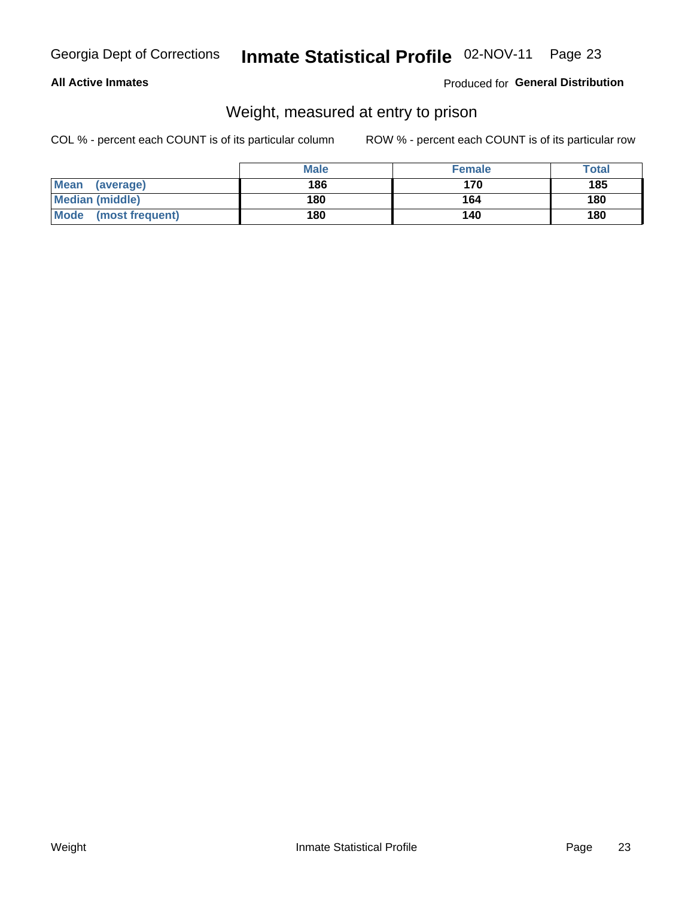**All Active Inmates** Produced for **General Distribution**

## Weight, measured at entry to prison

COL % - percent each COUNT is of its particular column ROW % - percent each COUNT is of its particular row

| | Male | Female | Total |
|---|---|---|---|
| **Mean (average)** | 186 | 170 | 185 |
| **Median (middle)** | 180 | 164 | 180 |
| **Mode (most frequent)** | 180 | 140 | 180 |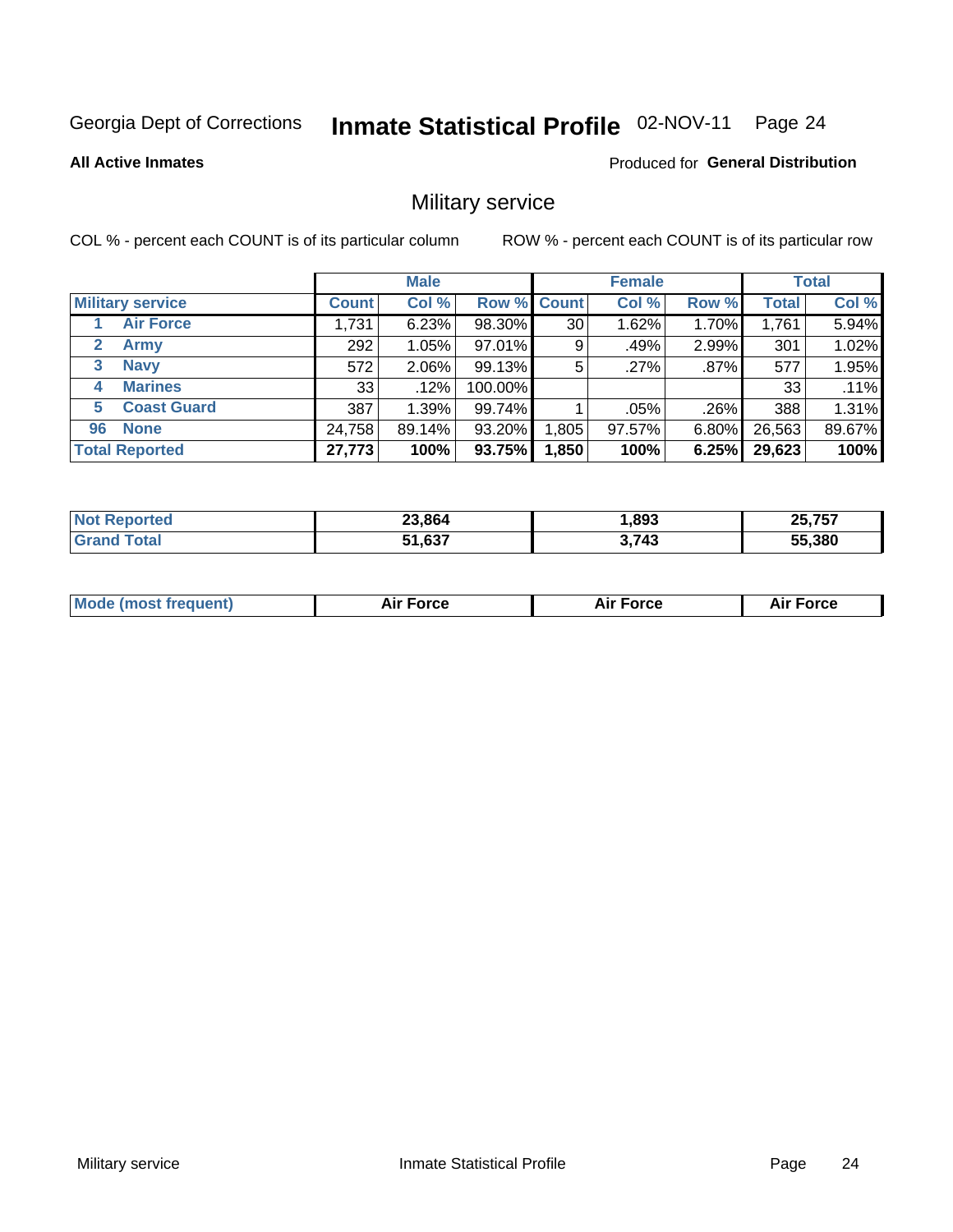Georgia Dept of Corrections **Inmate Statistical Profile** 02-NOV-11

**All Active Inmates**

Produced for **General Distribution**

## Military service

COL % - percent each COUNT is of its particular column

ROW % - percent each COUNT is of its particular row

| | | Male | | | Female | | | Total | |
|---|---|---|---|---|---|---|---|---|---|
| **Military service** | | **Count** | **Col %** | **Row %** | **Count** | **Col %** | **Row %** | **Total** | **Col %** |
| 1 | Air Force | 1,731 | 6.23% | 98.30% | 30 | 1.62% | 1.70% | 1,761 | 5.94% |
| 2 | Army | 292 | 1.05% | 97.01% | 9 | .49% | 2.99% | 301 | 1.02% |
| 3 | Navy | 572 | 2.06% | 99.13% | 5 | .27% | .87% | 577 | 1.95% |
| 4 | Marines | 33 | .12% | 100.00% | | | | 33 | .11% |
| 5 | Coast Guard | 387 | 1.39% | 99.74% | 1 | .05% | .26% | 388 | 1.31% |
| 96 | None | 24,758 | 89.14% | 93.20% | 1,805 | 97.57% | 6.80% | 26,563 | 89.67% |
| **Total Reported** | | **27,773** | **100%** | **93.75%** | **1,850** | **100%** | **6.25%** | **29,623** | **100%** |

| | Male | Female | Total |
|---|---|---|---|
| Not Reported | 23,864 | 1,893 | 25,757 |
| Grand Total | 51,637 | 3,743 | 55,380 |

| | Male | Female | Total |
|---|---|---|---|
| Mode (most frequent) | Air Force | Air Force | Air Force |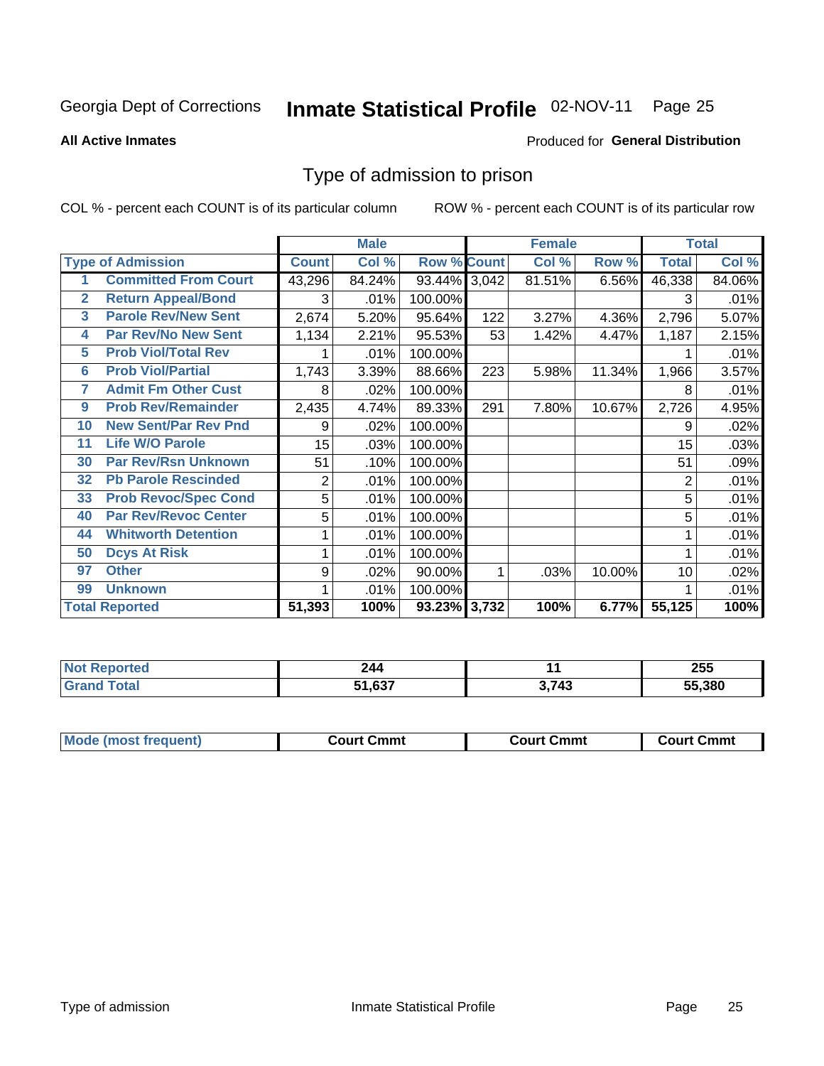Georgia Dept of Corrections **Inmate Statistical Profile** 02-NOV-11 Page 25

**All Active Inmates**

Produced for **General Distribution**

# Type of admission to prison

COL % - percent each COUNT is of its particular column ROW % - percent each COUNT is of its particular row

| | | Male | | | Female | | | Total | |
|---|---|---|---|---|---|---|---|---|---|
| **Type of Admission** | | **Count** | **Col %** | **Row %** | **Count** | **Col %** | **Row %** | **Total** | **Col %** |
| 1 | **Committed From Court** | 43,296 | 84.24% | 93.44% | 3,042 | 81.51% | 6.56% | 46,338 | 84.06% |
| 2 | **Return Appeal/Bond** | 3 | .01% | 100.00% | | | | 3 | .01% |
| 3 | **Parole Rev/New Sent** | 2,674 | 5.20% | 95.64% | 122 | 3.27% | 4.36% | 2,796 | 5.07% |
| 4 | **Par Rev/No New Sent** | 1,134 | 2.21% | 95.53% | 53 | 1.42% | 4.47% | 1,187 | 2.15% |
| 5 | **Prob Viol/Total Rev** | 1 | .01% | 100.00% | | | | 1 | .01% |
| 6 | **Prob Viol/Partial** | 1,743 | 3.39% | 88.66% | 223 | 5.98% | 11.34% | 1,966 | 3.57% |
| 7 | **Admit Fm Other Cust** | 8 | .02% | 100.00% | | | | 8 | .01% |
| 9 | **Prob Rev/Remainder** | 2,435 | 4.74% | 89.33% | 291 | 7.80% | 10.67% | 2,726 | 4.95% |
| 10 | **New Sent/Par Rev Pnd** | 9 | .02% | 100.00% | | | | 9 | .02% |
| 11 | **Life W/O Parole** | 15 | .03% | 100.00% | | | | 15 | .03% |
| 30 | **Par Rev/Rsn Unknown** | 51 | .10% | 100.00% | | | | 51 | .09% |
| 32 | **Pb Parole Rescinded** | 2 | .01% | 100.00% | | | | 2 | .01% |
| 33 | **Prob Revoc/Spec Cond** | 5 | .01% | 100.00% | | | | 5 | .01% |
| 40 | **Par Rev/Revoc Center** | 5 | .01% | 100.00% | | | | 5 | .01% |
| 44 | **Whitworth Detention** | 1 | .01% | 100.00% | | | | 1 | .01% |
| 50 | **Dcys At Risk** | 1 | .01% | 100.00% | | | | 1 | .01% |
| 97 | **Other** | 9 | .02% | 90.00% | 1 | .03% | 10.00% | 10 | .02% |
| 99 | **Unknown** | 1 | .01% | 100.00% | | | | 1 | .01% |
| **Total Reported** | | **51,393** | **100%** | **93.23%** | **3,732** | **100%** | **6.77%** | **55,125** | **100%** |

| | Male | Female | Total |
|---|---|---|---|
| **Not Reported** | **244** | **11** | **255** |
| **Grand Total** | **51,637** | **3,743** | **55,380** |

| | Male | Female | Total |
|---|---|---|---|
| **Mode (most frequent)** | **Court Cmmt** | **Court Cmmt** | **Court Cmmt** |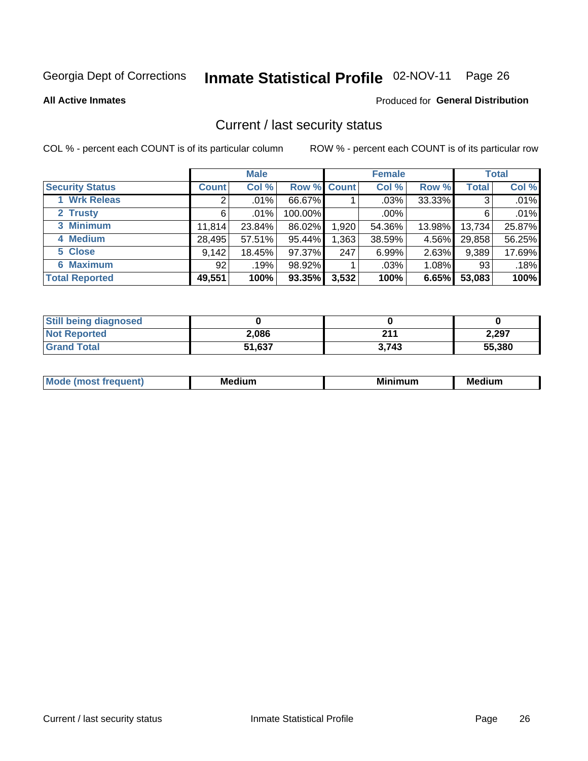Georgia Dept of Corrections **Inmate Statistical Profile** 02-NOV-11 Page 26

**All Active Inmates**

Produced for **General Distribution**

## Current / last security status

COL % - percent each COUNT is of its particular column

ROW % - percent each COUNT is of its particular row

| | Male | | | Female | | | Total | |
|---|---|---|---|---|---|---|---|---|
| **Security Status** | **Count** | **Col %** | **Row %** | **Count** | **Col %** | **Row %** | **Total** | **Col %** |
| 1 Wrk Releas | 2 | .01% | 66.67% | 1 | .03% | 33.33% | 3 | .01% |
| 2 Trusty | 6 | .01% | 100.00% | | .00% | | 6 | .01% |
| 3 Minimum | 11,814 | 23.84% | 86.02% | 1,920 | 54.36% | 13.98% | 13,734 | 25.87% |
| 4 Medium | 28,495 | 57.51% | 95.44% | 1,363 | 38.59% | 4.56% | 29,858 | 56.25% |
| 5 Close | 9,142 | 18.45% | 97.37% | 247 | 6.99% | 2.63% | 9,389 | 17.69% |
| 6 Maximum | 92 | .19% | 98.92% | 1 | .03% | 1.08% | 93 | .18% |
| **Total Reported** | **49,551** | **100%** | **93.35%** | **3,532** | **100%** | **6.65%** | **53,083** | **100%** |

| | Male | Female | Total |
|---|---|---|---|
| Still being diagnosed | **0** | **0** | **0** |
| Not Reported | **2,086** | **211** | **2,297** |
| Grand Total | **51,637** | **3,743** | **55,380** |

| | Male | Female | Total |
|---|---|---|---|
| Mode (most frequent) | **Medium** | **Minimum** | **Medium** |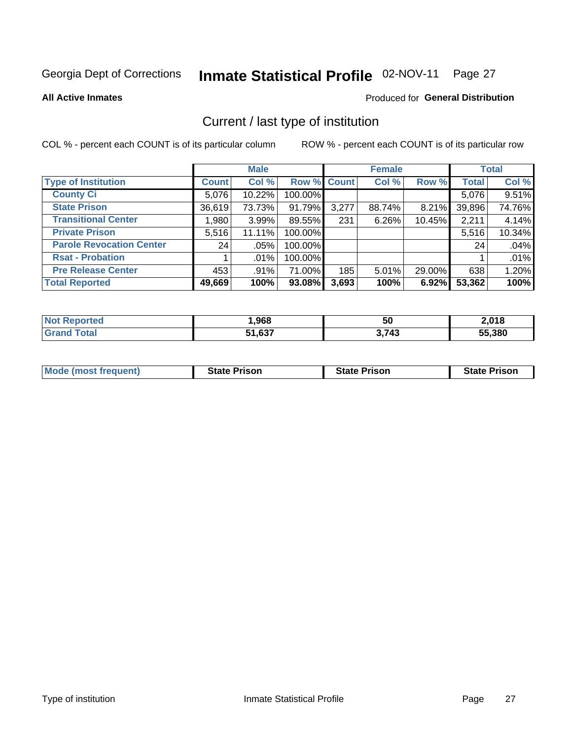Georgia Dept of Corrections **Inmate Statistical Profile** 02-NOV-11

**All Active Inmates**

Produced for **General Distribution**

## Current / last type of institution

COL % - percent each COUNT is of its particular column     ROW % - percent each COUNT is of its particular row

| | Male | | | Female | | | Total | |
|---|---|---|---|---|---|---|---|---|
| **Type of Institution** | **Count** | **Col %** | **Row %** | **Count** | **Col %** | **Row %** | **Total** | **Col %** |
| **County Ci** | 5,076 | 10.22% | 100.00% | | | | 5,076 | 9.51% |
| **State Prison** | 36,619 | 73.73% | 91.79% | 3,277 | 88.74% | 8.21% | 39,896 | 74.76% |
| **Transitional Center** | 1,980 | 3.99% | 89.55% | 231 | 6.26% | 10.45% | 2,211 | 4.14% |
| **Private Prison** | 5,516 | 11.11% | 100.00% | | | | 5,516 | 10.34% |
| **Parole Revocation Center** | 24 | .05% | 100.00% | | | | 24 | .04% |
| **Rsat - Probation** | 1 | .01% | 100.00% | | | | 1 | .01% |
| **Pre Release Center** | 453 | .91% | 71.00% | 185 | 5.01% | 29.00% | 638 | 1.20% |
| **Total Reported** | **49,669** | **100%** | **93.08%** | **3,693** | **100%** | **6.92%** | **53,362** | **100%** |

| | Male | Female | Total |
|---|---|---|---|
| **Not Reported** | **1,968** | **50** | **2,018** |
| **Grand Total** | **51,637** | **3,743** | **55,380** |

| | Male | Female | Total |
|---|---|---|---|
| **Mode (most frequent)** | **State Prison** | **State Prison** | **State Prison** |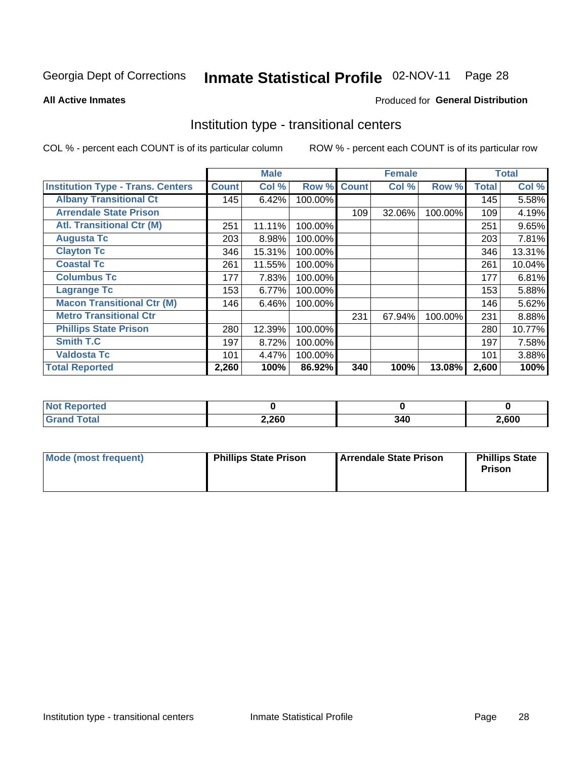Georgia Dept of Corrections **Inmate Statistical Profile** 02-NOV-11 Page 28

**All Active Inmates**

Produced for **General Distribution**

## Institution type - transitional centers

COL % - percent each COUNT is of its particular column ROW % - percent each COUNT is of its particular row

| | Male | | | Female | | | Total | |
|---|---|---|---|---|---|---|---|---|
| **Institution Type - Trans. Centers** | **Count** | **Col %** | **Row %** | **Count** | **Col %** | **Row %** | **Total** | **Col %** |
| **Albany Transitional Ct** | 145 | 6.42% | 100.00% | | | | 145 | 5.58% |
| **Arrendale State Prison** | | | | 109 | 32.06% | 100.00% | 109 | 4.19% |
| **Atl. Transitional Ctr (M)** | 251 | 11.11% | 100.00% | | | | 251 | 9.65% |
| **Augusta Tc** | 203 | 8.98% | 100.00% | | | | 203 | 7.81% |
| **Clayton Tc** | 346 | 15.31% | 100.00% | | | | 346 | 13.31% |
| **Coastal Tc** | 261 | 11.55% | 100.00% | | | | 261 | 10.04% |
| **Columbus Tc** | 177 | 7.83% | 100.00% | | | | 177 | 6.81% |
| **Lagrange Tc** | 153 | 6.77% | 100.00% | | | | 153 | 5.88% |
| **Macon Transitional Ctr (M)** | 146 | 6.46% | 100.00% | | | | 146 | 5.62% |
| **Metro Transitional Ctr** | | | | 231 | 67.94% | 100.00% | 231 | 8.88% |
| **Phillips State Prison** | 280 | 12.39% | 100.00% | | | | 280 | 10.77% |
| **Smith T.C** | 197 | 8.72% | 100.00% | | | | 197 | 7.58% |
| **Valdosta Tc** | 101 | 4.47% | 100.00% | | | | 101 | 3.88% |
| **Total Reported** | **2,260** | **100%** | **86.92%** | **340** | **100%** | **13.08%** | **2,600** | **100%** |

| | Male | Female | Total |
|---|---|---|---|
| **Not Reported** | **0** | **0** | **0** |
| **Grand Total** | **2,260** | **340** | **2,600** |

| | Male | Female | Total |
|---|---|---|---|
| **Mode (most frequent)** | **Phillips State Prison** | **Arrendale State Prison** | **Phillips State Prison** |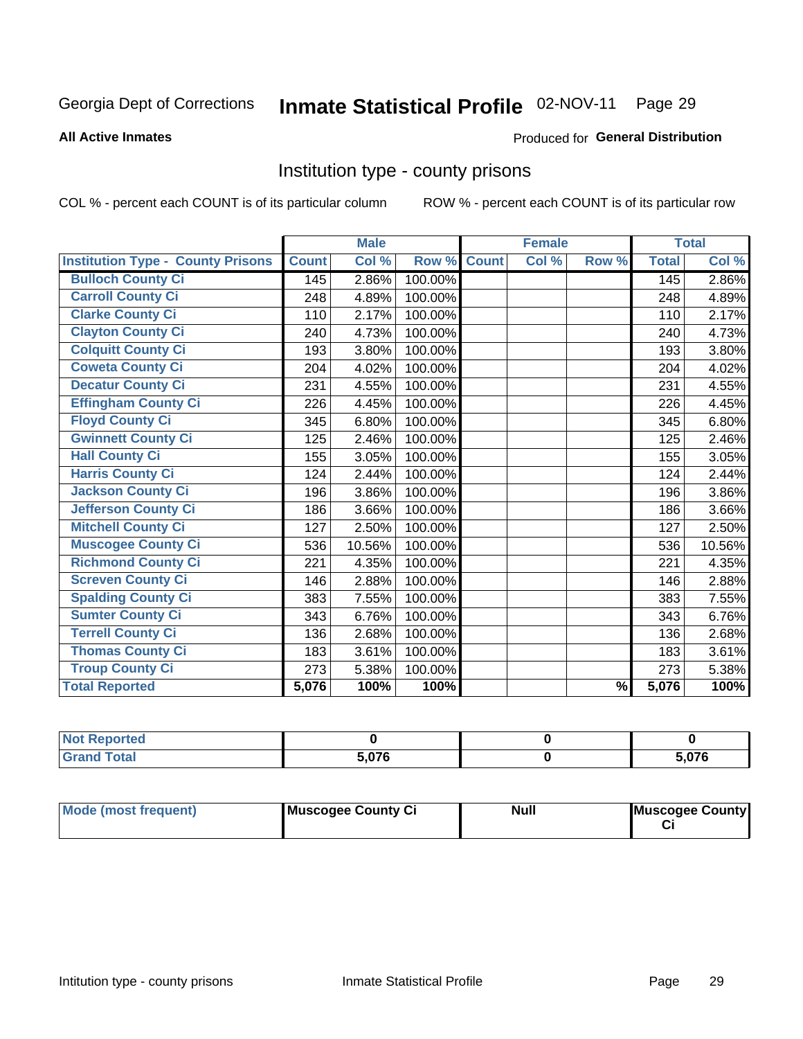Georgia Dept of Corrections **Inmate Statistical Profile** 02-NOV-11

**All Active Inmates**

Produced for **General Distribution**

## Institution type - county prisons

COL % - percent each COUNT is of its particular column ROW % - percent each COUNT is of its particular row

| | Male | | | Female | | | Total | |
|---|---|---|---|---|---|---|---|---|
| **Institution Type - County Prisons** | **Count** | **Col %** | **Row %** | **Count** | **Col %** | **Row %** | **Total** | **Col %** |
| Bulloch County Ci | 145 | 2.86% | 100.00% | | | | 145 | 2.86% |
| Carroll County Ci | 248 | 4.89% | 100.00% | | | | 248 | 4.89% |
| Clarke County Ci | 110 | 2.17% | 100.00% | | | | 110 | 2.17% |
| Clayton County Ci | 240 | 4.73% | 100.00% | | | | 240 | 4.73% |
| Colquitt County Ci | 193 | 3.80% | 100.00% | | | | 193 | 3.80% |
| Coweta County Ci | 204 | 4.02% | 100.00% | | | | 204 | 4.02% |
| Decatur County Ci | 231 | 4.55% | 100.00% | | | | 231 | 4.55% |
| Effingham County Ci | 226 | 4.45% | 100.00% | | | | 226 | 4.45% |
| Floyd County Ci | 345 | 6.80% | 100.00% | | | | 345 | 6.80% |
| Gwinnett County Ci | 125 | 2.46% | 100.00% | | | | 125 | 2.46% |
| Hall County Ci | 155 | 3.05% | 100.00% | | | | 155 | 3.05% |
| Harris County Ci | 124 | 2.44% | 100.00% | | | | 124 | 2.44% |
| Jackson County Ci | 196 | 3.86% | 100.00% | | | | 196 | 3.86% |
| Jefferson County Ci | 186 | 3.66% | 100.00% | | | | 186 | 3.66% |
| Mitchell County Ci | 127 | 2.50% | 100.00% | | | | 127 | 2.50% |
| Muscogee County Ci | 536 | 10.56% | 100.00% | | | | 536 | 10.56% |
| Richmond County Ci | 221 | 4.35% | 100.00% | | | | 221 | 4.35% |
| Screven County Ci | 146 | 2.88% | 100.00% | | | | 146 | 2.88% |
| Spalding County Ci | 383 | 7.55% | 100.00% | | | | 383 | 7.55% |
| Sumter County Ci | 343 | 6.76% | 100.00% | | | | 343 | 6.76% |
| Terrell County Ci | 136 | 2.68% | 100.00% | | | | 136 | 2.68% |
| Thomas County Ci | 183 | 3.61% | 100.00% | | | | 183 | 3.61% |
| Troup County Ci | 273 | 5.38% | 100.00% | | | | 273 | 5.38% |
| **Total Reported** | **5,076** | **100%** | **100%** | | | **%** | **5,076** | **100%** |

| | Male | Female | Total |
|---|---|---|---|
| **Not Reported** | **0** | **0** | **0** |
| **Grand Total** | **5,076** | **0** | **5,076** |

| | Male | Female | Total |
|---|---|---|---|
| **Mode (most frequent)** | **Muscogee County Ci** | **Null** | **Muscogee County Ci** |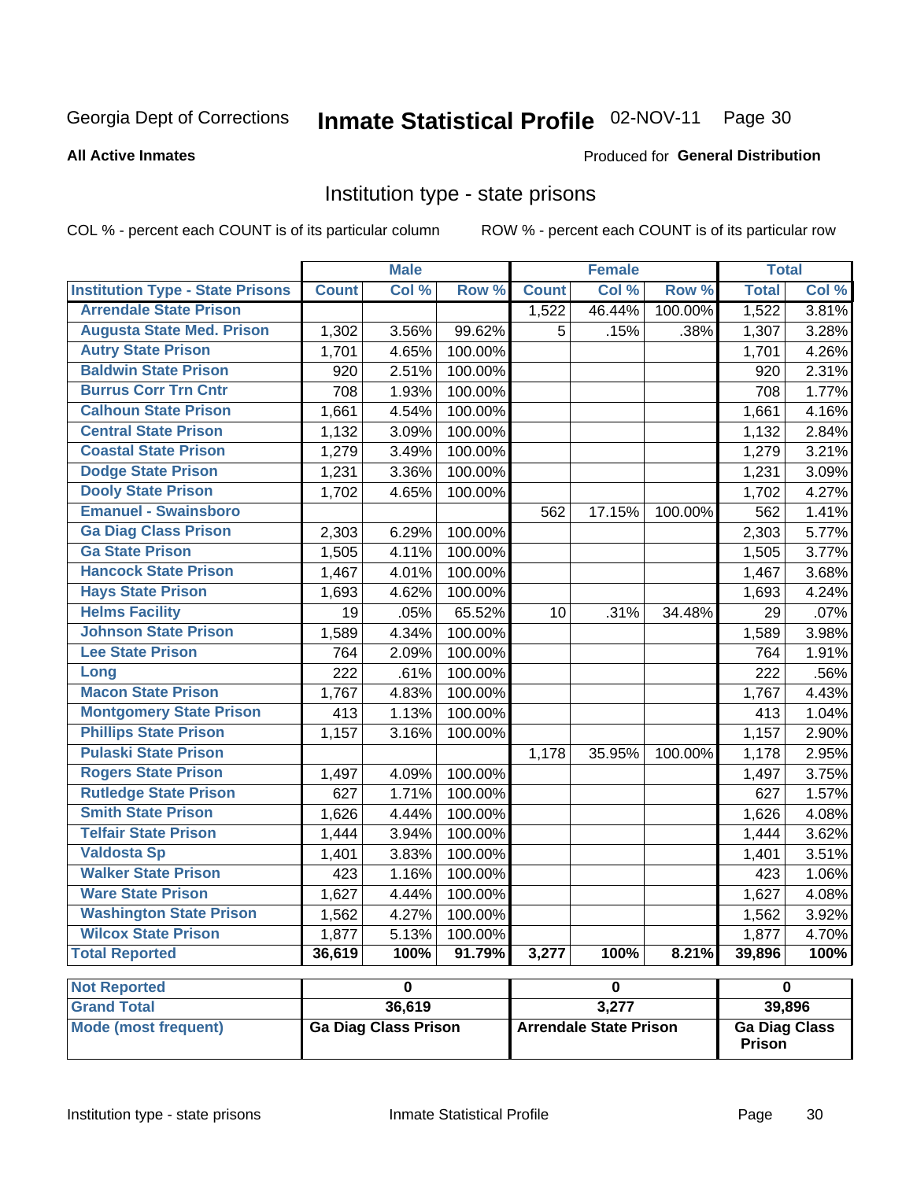Georgia Dept of Corrections **Inmate Statistical Profile** 02-NOV-11

**All Active Inmates**

Produced for **General Distribution**

## Institution type - state prisons

COL % - percent each COUNT is of its particular column ROW % - percent each COUNT is of its particular row

| | Male | | | Female | | | Total | |
|---|---|---|---|---|---|---|---|---|
| **Institution Type - State Prisons** | **Count** | **Col %** | **Row %** | **Count** | **Col %** | **Row %** | **Total** | **Col %** |
| Arrendale State Prison | | | | 1,522 | 46.44% | 100.00% | 1,522 | 3.81% |
| Augusta State Med. Prison | 1,302 | 3.56% | 99.62% | 5 | .15% | .38% | 1,307 | 3.28% |
| Autry State Prison | 1,701 | 4.65% | 100.00% | | | | 1,701 | 4.26% |
| Baldwin State Prison | 920 | 2.51% | 100.00% | | | | 920 | 2.31% |
| Burrus Corr Trn Cntr | 708 | 1.93% | 100.00% | | | | 708 | 1.77% |
| Calhoun State Prison | 1,661 | 4.54% | 100.00% | | | | 1,661 | 4.16% |
| Central State Prison | 1,132 | 3.09% | 100.00% | | | | 1,132 | 2.84% |
| Coastal State Prison | 1,279 | 3.49% | 100.00% | | | | 1,279 | 3.21% |
| Dodge State Prison | 1,231 | 3.36% | 100.00% | | | | 1,231 | 3.09% |
| Dooly State Prison | 1,702 | 4.65% | 100.00% | | | | 1,702 | 4.27% |
| Emanuel - Swainsboro | | | | 562 | 17.15% | 100.00% | 562 | 1.41% |
| Ga Diag Class Prison | 2,303 | 6.29% | 100.00% | | | | 2,303 | 5.77% |
| Ga State Prison | 1,505 | 4.11% | 100.00% | | | | 1,505 | 3.77% |
| Hancock State Prison | 1,467 | 4.01% | 100.00% | | | | 1,467 | 3.68% |
| Hays State Prison | 1,693 | 4.62% | 100.00% | | | | 1,693 | 4.24% |
| Helms Facility | 19 | .05% | 65.52% | 10 | .31% | 34.48% | 29 | .07% |
| Johnson State Prison | 1,589 | 4.34% | 100.00% | | | | 1,589 | 3.98% |
| Lee State Prison | 764 | 2.09% | 100.00% | | | | 764 | 1.91% |
| Long | 222 | .61% | 100.00% | | | | 222 | .56% |
| Macon State Prison | 1,767 | 4.83% | 100.00% | | | | 1,767 | 4.43% |
| Montgomery State Prison | 413 | 1.13% | 100.00% | | | | 413 | 1.04% |
| Phillips State Prison | 1,157 | 3.16% | 100.00% | | | | 1,157 | 2.90% |
| Pulaski State Prison | | | | 1,178 | 35.95% | 100.00% | 1,178 | 2.95% |
| Rogers State Prison | 1,497 | 4.09% | 100.00% | | | | 1,497 | 3.75% |
| Rutledge State Prison | 627 | 1.71% | 100.00% | | | | 627 | 1.57% |
| Smith State Prison | 1,626 | 4.44% | 100.00% | | | | 1,626 | 4.08% |
| Telfair State Prison | 1,444 | 3.94% | 100.00% | | | | 1,444 | 3.62% |
| Valdosta Sp | 1,401 | 3.83% | 100.00% | | | | 1,401 | 3.51% |
| Walker State Prison | 423 | 1.16% | 100.00% | | | | 423 | 1.06% |
| Ware State Prison | 1,627 | 4.44% | 100.00% | | | | 1,627 | 4.08% |
| Washington State Prison | 1,562 | 4.27% | 100.00% | | | | 1,562 | 3.92% |
| Wilcox State Prison | 1,877 | 5.13% | 100.00% | | | | 1,877 | 4.70% |
| **Total Reported** | **36,619** | **100%** | **91.79%** | **3,277** | **100%** | **8.21%** | **39,896** | **100%** |

| | Male | Female | Total |
|---|---|---|---|
| **Not Reported** | 0 | 0 | 0 |
| **Grand Total** | 36,619 | 3,277 | 39,896 |
| **Mode (most frequent)** | Ga Diag Class Prison | Arrendale State Prison | Ga Diag Class Prison |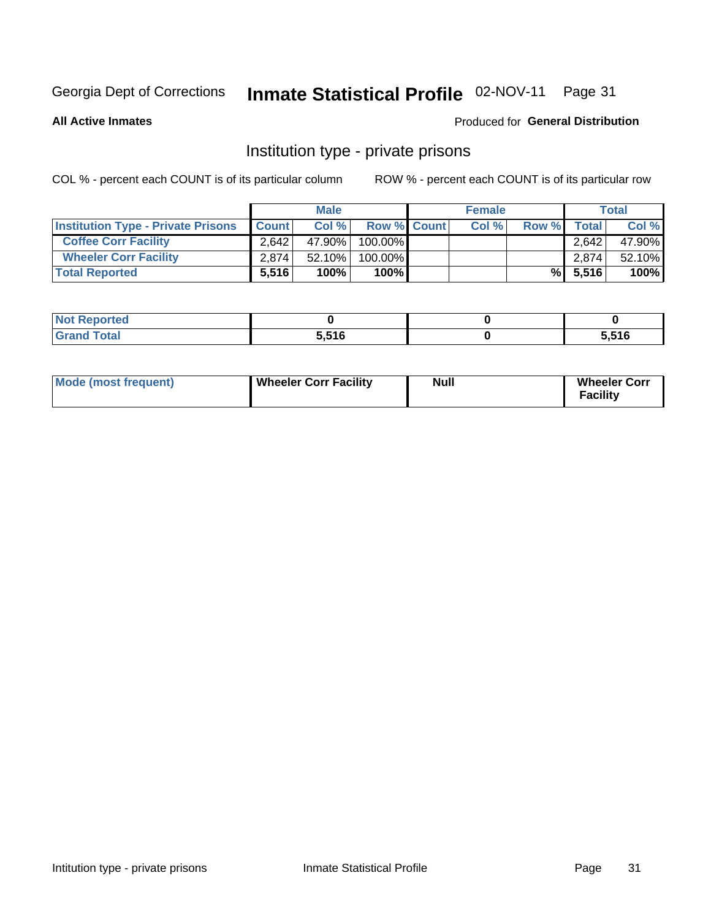Georgia Dept of Corrections **Inmate Statistical Profile** 02-NOV-11

**All Active Inmates**

Produced for **General Distribution**

## Institution type - private prisons

COL % - percent each COUNT is of its particular column ROW % - percent each COUNT is of its particular row

| | Male | | | Female | | | Total | |
|---|---|---|---|---|---|---|---|---|
| Institution Type - Private Prisons | Count | Col % | Row % | Count | Col % | Row % | Total | Col % |
| Coffee Corr Facility | 2,642 | 47.90% | 100.00% | | | | 2,642 | 47.90% |
| Wheeler Corr Facility | 2,874 | 52.10% | 100.00% | | | | 2,874 | 52.10% |
| **Total Reported** | **5,516** | **100%** | **100%** | | | **%** | **5,516** | **100%** |

| | Male | Female | Total |
|---|---|---|---|
| Not Reported | **0** | **0** | **0** |
| Grand Total | **5,516** | **0** | **5,516** |

| | Male | Female | Total |
|---|---|---|---|
| Mode (most frequent) | **Wheeler Corr Facility** | **Null** | **Wheeler Corr Facility** |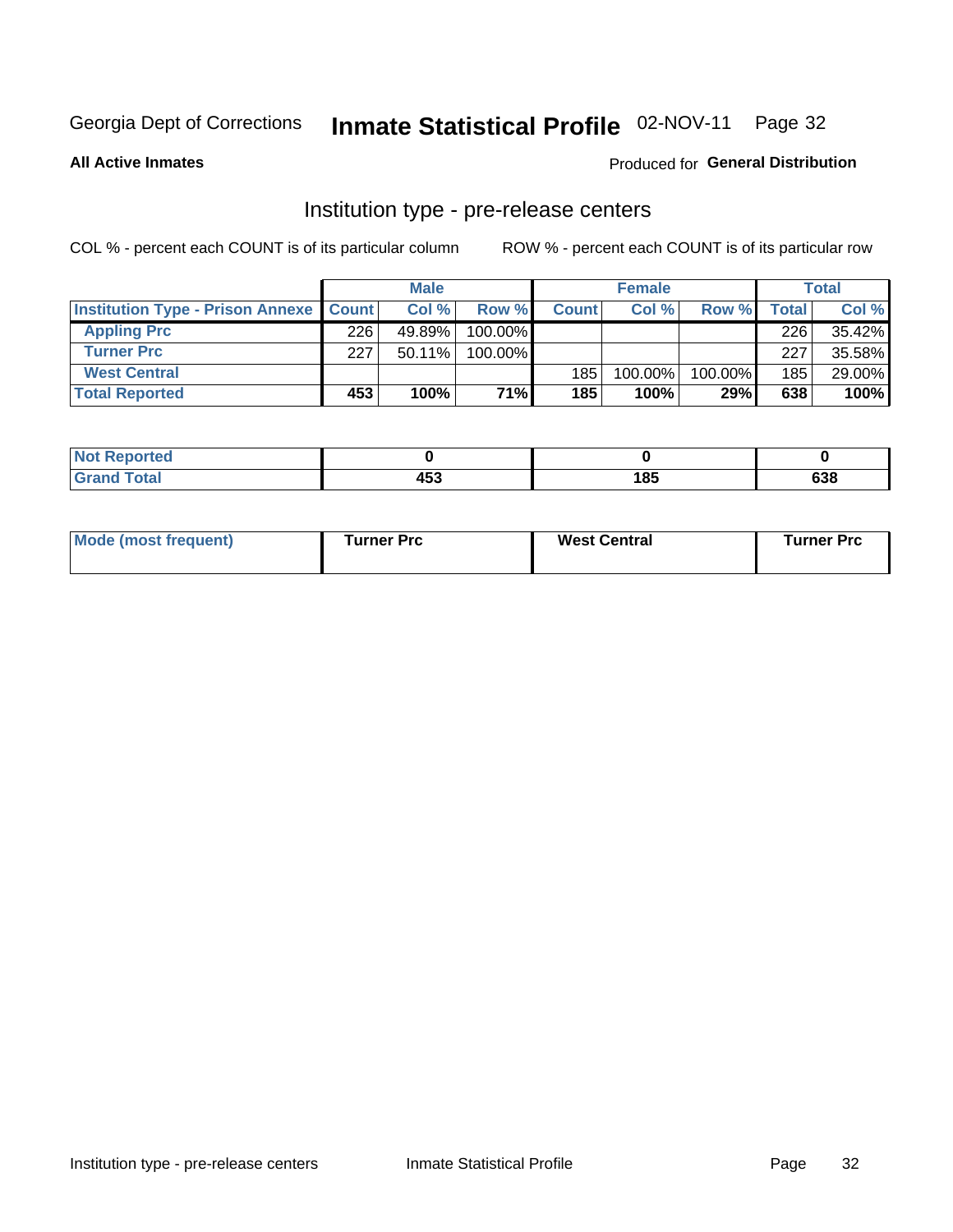Georgia Dept of Corrections **Inmate Statistical Profile** 02-NOV-11 Page 32

**All Active Inmates**

Produced for **General Distribution**

## Institution type - pre-release centers

COL % - percent each COUNT is of its particular column

ROW % - percent each COUNT is of its particular row

| | Male | | | Female | | | Total | |
|---|---|---|---|---|---|---|---|---|
| **Institution Type - Prison Annexe** | **Count** | **Col %** | **Row %** | **Count** | **Col %** | **Row %** | **Total** | **Col %** |
| **Appling Prc** | 226 | 49.89% | 100.00% | | | | 226 | 35.42% |
| **Turner Prc** | 227 | 50.11% | 100.00% | | | | 227 | 35.58% |
| **West Central** | | | | 185 | 100.00% | 100.00% | 185 | 29.00% |
| **Total Reported** | **453** | **100%** | **71%** | **185** | **100%** | **29%** | **638** | **100%** |

| | Male | Female | Total |
|---|---|---|---|
| **Not Reported** | **0** | **0** | **0** |
| **Grand Total** | **453** | **185** | **638** |

| | Male | Female | Total |
|---|---|---|---|
| **Mode (most frequent)** | **Turner Prc** | **West Central** | **Turner Prc** |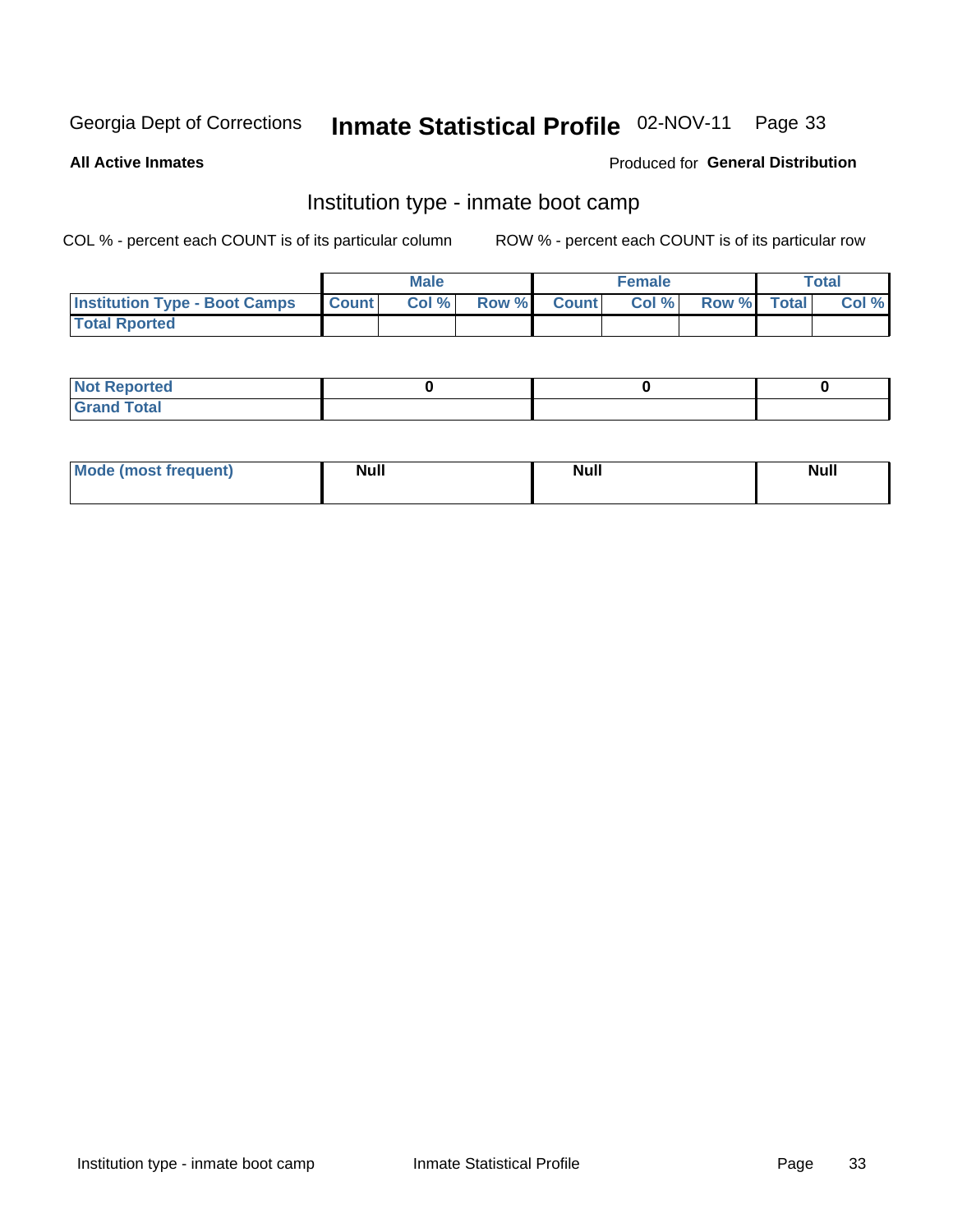Georgia Dept of Corrections **Inmate Statistical Profile** 02-NOV-11

**All Active Inmates**

Produced for **General Distribution**

## Institution type - inmate boot camp

COL % - percent each COUNT is of its particular column

ROW % - percent each COUNT is of its particular row

| | Male | | | Female | | | Total | |
|---|---|---|---|---|---|---|---|---|
| **Institution Type - Boot Camps** | Count | Col % | Row % | Count | Col % | Row % | Total | Col % |
| **Total Rported** | | | | | | | | |

| | Male | Female | Total |
|---|---|---|---|
| **Not Reported** | 0 | 0 | 0 |
| **Grand Total** | | | |

| | Male | Female | Total |
|---|---|---|---|
| **Mode (most frequent)** | Null | Null | Null |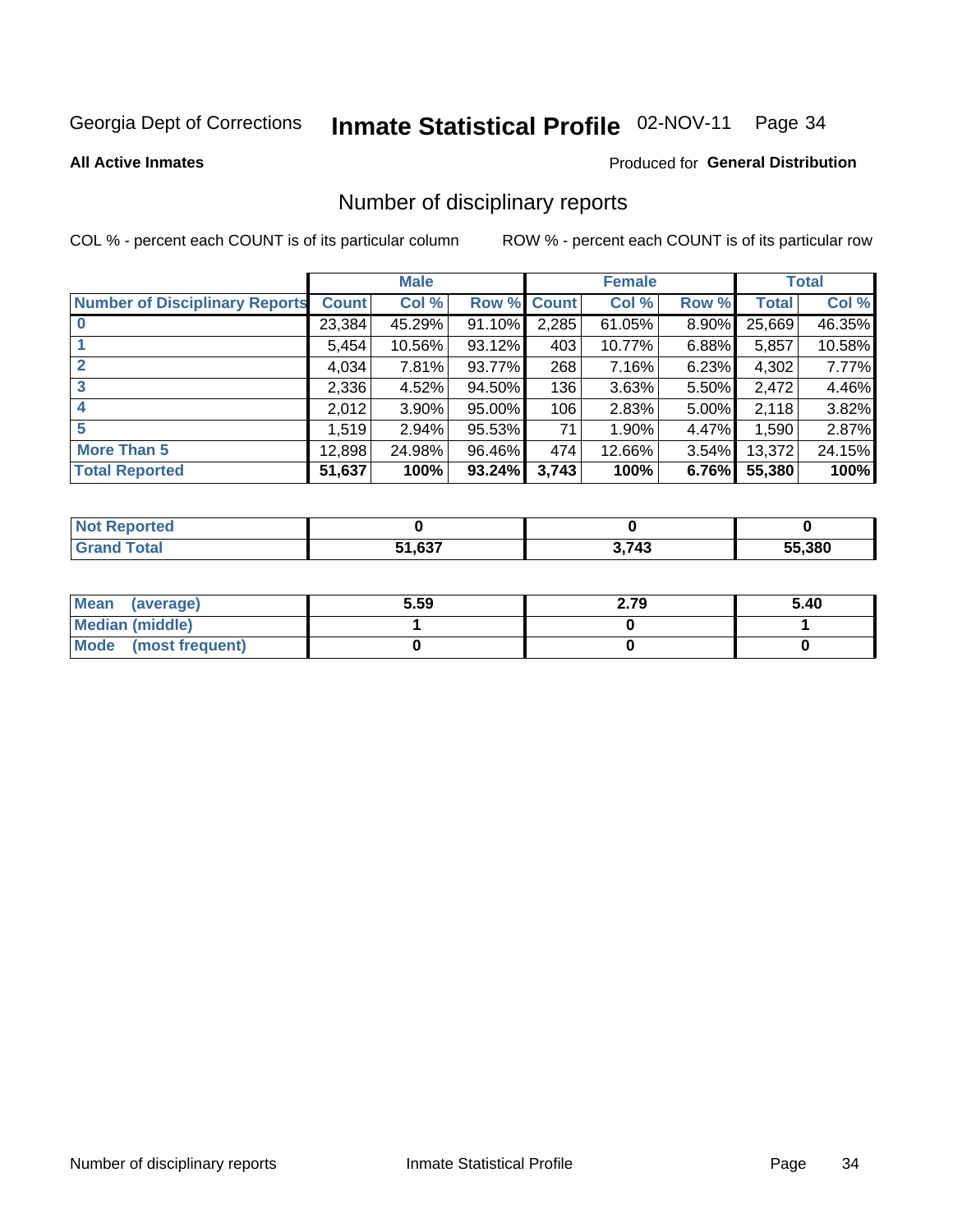Georgia Dept of Corrections **Inmate Statistical Profile** 02-NOV-11

**All Active Inmates**

Produced for **General Distribution**

## Number of disciplinary reports

COL % - percent each COUNT is of its particular column

ROW % - percent each COUNT is of its particular row

| | Male | | | Female | | | Total | |
|---|---|---|---|---|---|---|---|---|
| **Number of Disciplinary Reports** | **Count** | **Col %** | **Row %** | **Count** | **Col %** | **Row %** | **Total** | **Col %** |
| **0** | 23,384 | 45.29% | 91.10% | 2,285 | 61.05% | 8.90% | 25,669 | 46.35% |
| **1** | 5,454 | 10.56% | 93.12% | 403 | 10.77% | 6.88% | 5,857 | 10.58% |
| **2** | 4,034 | 7.81% | 93.77% | 268 | 7.16% | 6.23% | 4,302 | 7.77% |
| **3** | 2,336 | 4.52% | 94.50% | 136 | 3.63% | 5.50% | 2,472 | 4.46% |
| **4** | 2,012 | 3.90% | 95.00% | 106 | 2.83% | 5.00% | 2,118 | 3.82% |
| **5** | 1,519 | 2.94% | 95.53% | 71 | 1.90% | 4.47% | 1,590 | 2.87% |
| **More Than 5** | 12,898 | 24.98% | 96.46% | 474 | 12.66% | 3.54% | 13,372 | 24.15% |
| **Total Reported** | **51,637** | **100%** | **93.24%** | **3,743** | **100%** | **6.76%** | **55,380** | **100%** |

| | Male | Female | Total |
|---|---|---|---|
| **Not Reported** | **0** | **0** | **0** |
| **Grand Total** | **51,637** | **3,743** | **55,380** |

| | Male | Female | Total |
|---|---|---|---|
| **Mean (average)** | **5.59** | **2.79** | **5.40** |
| **Median (middle)** | **1** | **0** | **1** |
| **Mode (most frequent)** | **0** | **0** | **0** |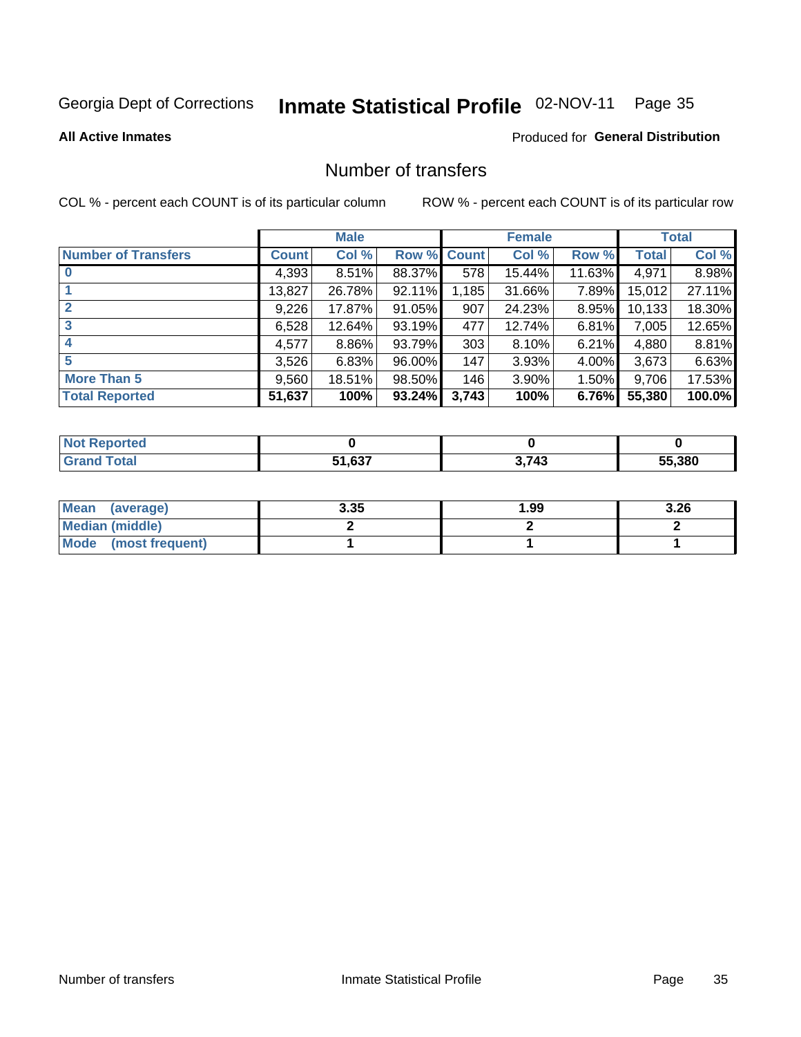Georgia Dept of Corrections **Inmate Statistical Profile** 02-NOV-11

**All Active Inmates** Produced for **General Distribution**

## Number of transfers

COL % - percent each COUNT is of its particular column ROW % - percent each COUNT is of its particular row

| | Male | | | Female | | | Total | |
|---|---|---|---|---|---|---|---|---|
| Number of Transfers | Count | Col % | Row % | Count | Col % | Row % | Total | Col % |
| 0 | 4,393 | 8.51% | 88.37% | 578 | 15.44% | 11.63% | 4,971 | 8.98% |
| 1 | 13,827 | 26.78% | 92.11% | 1,185 | 31.66% | 7.89% | 15,012 | 27.11% |
| 2 | 9,226 | 17.87% | 91.05% | 907 | 24.23% | 8.95% | 10,133 | 18.30% |
| 3 | 6,528 | 12.64% | 93.19% | 477 | 12.74% | 6.81% | 7,005 | 12.65% |
| 4 | 4,577 | 8.86% | 93.79% | 303 | 8.10% | 6.21% | 4,880 | 8.81% |
| 5 | 3,526 | 6.83% | 96.00% | 147 | 3.93% | 4.00% | 3,673 | 6.63% |
| More Than 5 | 9,560 | 18.51% | 98.50% | 146 | 3.90% | 1.50% | 9,706 | 17.53% |
| **Total Reported** | **51,637** | **100%** | **93.24%** | **3,743** | **100%** | **6.76%** | **55,380** | **100.0%** |

| | Male | Female | Total |
|---|---|---|---|
| Not Reported | 0 | 0 | 0 |
| Grand Total | 51,637 | 3,743 | 55,380 |

| | Male | Female | Total |
|---|---|---|---|
| Mean (average) | 3.35 | 1.99 | 3.26 |
| Median (middle) | 2 | 2 | 2 |
| Mode (most frequent) | 1 | 1 | 1 |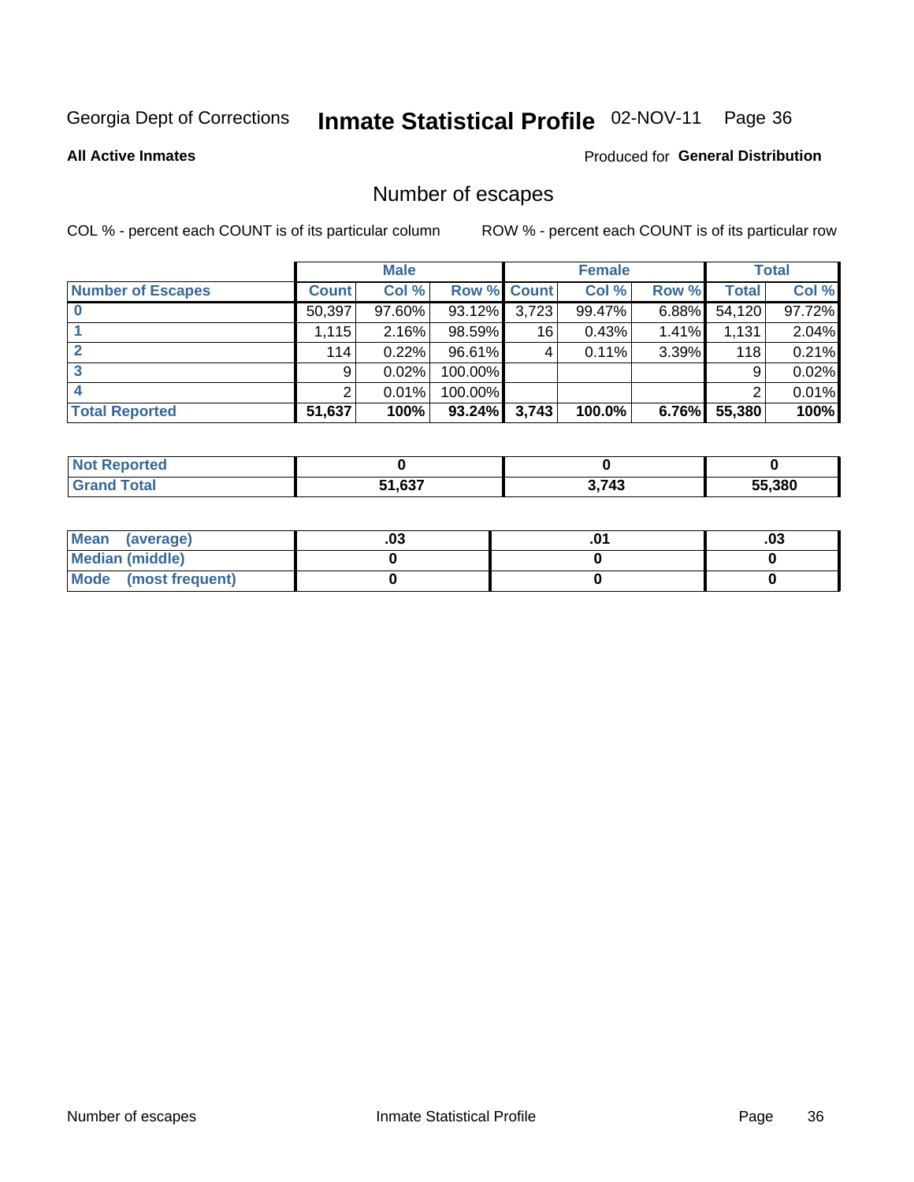Georgia Dept of Corrections **Inmate Statistical Profile** 02-NOV-11 Page 36

**All Active Inmates**

Produced for **General Distribution**

## Number of escapes

COL % - percent each COUNT is of its particular column

ROW % - percent each COUNT is of its particular row

| | Male | | | Female | | | Total | |
|---|---|---|---|---|---|---|---|---|
| **Number of Escapes** | **Count** | **Col %** | **Row %** | **Count** | **Col %** | **Row %** | **Total** | **Col %** |
| **0** | 50,397 | 97.60% | 93.12% | 3,723 | 99.47% | 6.88% | 54,120 | 97.72% |
| **1** | 1,115 | 2.16% | 98.59% | 16 | 0.43% | 1.41% | 1,131 | 2.04% |
| **2** | 114 | 0.22% | 96.61% | 4 | 0.11% | 3.39% | 118 | 0.21% |
| **3** | 9 | 0.02% | 100.00% | | | | 9 | 0.02% |
| **4** | 2 | 0.01% | 100.00% | | | | 2 | 0.01% |
| **Total Reported** | **51,637** | **100%** | **93.24%** | **3,743** | **100.0%** | **6.76%** | **55,380** | **100%** |

| | Male | Female | Total |
|---|---|---|---|
| **Not Reported** | **0** | **0** | **0** |
| **Grand Total** | **51,637** | **3,743** | **55,380** |

| | Male | Female | Total |
|---|---|---|---|
| **Mean (average)** | **.03** | **.01** | **.03** |
| **Median (middle)** | **0** | **0** | **0** |
| **Mode (most frequent)** | **0** | **0** | **0** |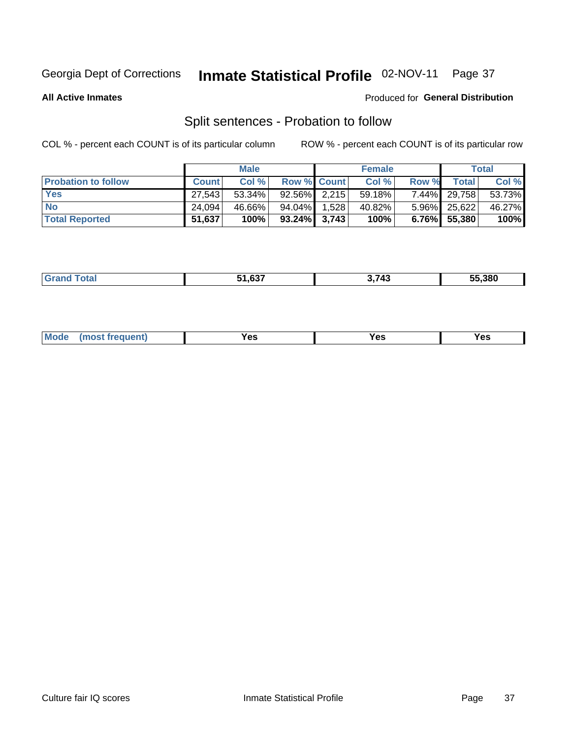Georgia Dept of Corrections **Inmate Statistical Profile** 02-NOV-11

**All Active Inmates**

Produced for **General Distribution**

## Split sentences - Probation to follow

COL % - percent each COUNT is of its particular column

ROW % - percent each COUNT is of its particular row

| | Male | | | Female | | | Total | |
|---|---|---|---|---|---|---|---|---|
| Probation to follow | Count | Col % | Row % | Count | Col % | Row % | Total | Col % |
| Yes | 27,543 | 53.34% | 92.56% | 2,215 | 59.18% | 7.44% | 29,758 | 53.73% |
| No | 24,094 | 46.66% | 94.04% | 1,528 | 40.82% | 5.96% | 25,622 | 46.27% |
| **Total Reported** | **51,637** | **100%** | **93.24%** | **3,743** | **100%** | **6.76%** | **55,380** | **100%** |

| Grand Total | 51,637 | 3,743 | 55,380 |
|---|---|---|---|

| Mode (most frequent) | Yes | Yes | Yes |
|---|---|---|---|

Culture fair IQ scores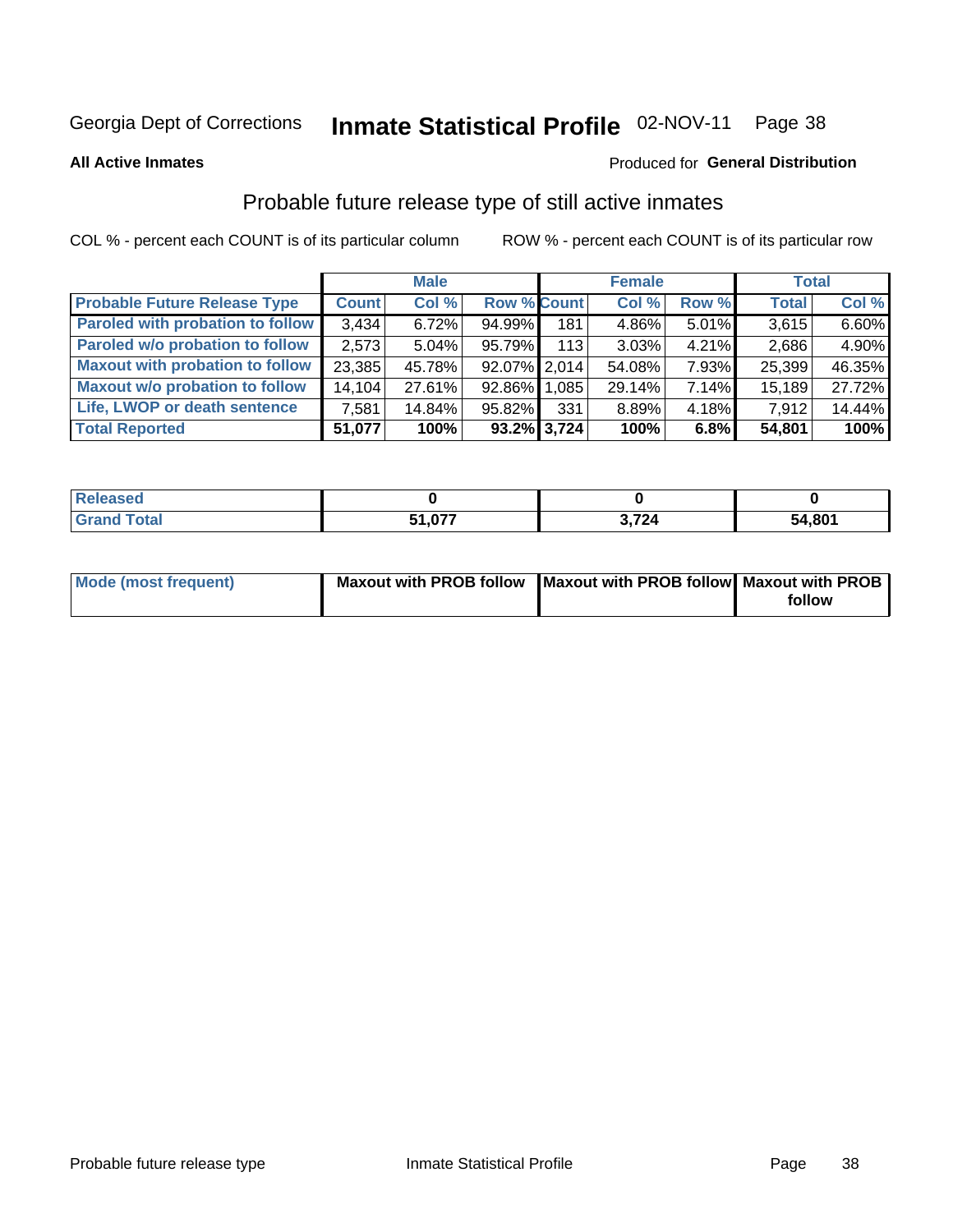Georgia Dept of Corrections **Inmate Statistical Profile** 02-NOV-11

**All Active Inmates**

Produced for **General Distribution**

## Probable future release type of still active inmates

COL % - percent each COUNT is of its particular column    ROW % - percent each COUNT is of its particular row

| | Male | | | Female | | | Total | |
|---|---|---|---|---|---|---|---|---|
| **Probable Future Release Type** | **Count** | **Col %** | **Row %** | **Count** | **Col %** | **Row %** | **Total** | **Col %** |
| **Paroled with probation to follow** | 3,434 | 6.72% | 94.99% | 181 | 4.86% | 5.01% | 3,615 | 6.60% |
| **Paroled w/o probation to follow** | 2,573 | 5.04% | 95.79% | 113 | 3.03% | 4.21% | 2,686 | 4.90% |
| **Maxout with probation to follow** | 23,385 | 45.78% | 92.07% | 2,014 | 54.08% | 7.93% | 25,399 | 46.35% |
| **Maxout w/o probation to follow** | 14,104 | 27.61% | 92.86% | 1,085 | 29.14% | 7.14% | 15,189 | 27.72% |
| **Life, LWOP or death sentence** | 7,581 | 14.84% | 95.82% | 331 | 8.89% | 4.18% | 7,912 | 14.44% |
| **Total Reported** | **51,077** | **100%** | **93.2%** | **3,724** | **100%** | **6.8%** | **54,801** | **100%** |

| | Male | Female | Total |
|---|---|---|---|
| **Released** | **0** | **0** | **0** |
| **Grand Total** | **51,077** | **3,724** | **54,801** |

| | Male | Female | Total |
|---|---|---|---|
| **Mode (most frequent)** | **Maxout with PROB follow** | **Maxout with PROB follow** | **Maxout with PROB follow** |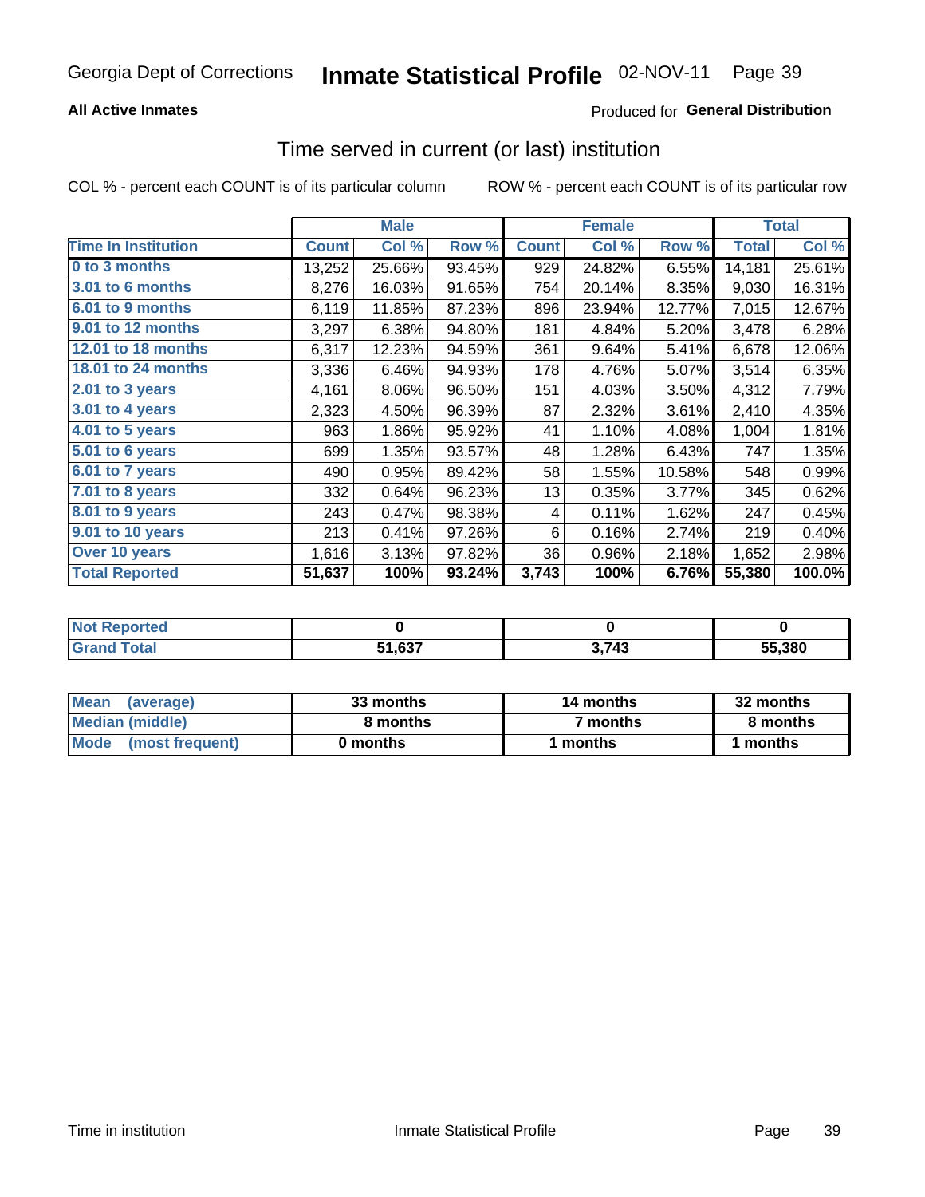Georgia Dept of Corrections **Inmate Statistical Profile** 02-NOV-11

**All Active Inmates**

Produced for **General Distribution**

## Time served in current (or last) institution

COL % - percent each COUNT is of its particular column

ROW % - percent each COUNT is of its particular row

| | Male | | | Female | | | Total | |
|---|---|---|---|---|---|---|---|---|
| **Time In Institution** | **Count** | **Col %** | **Row %** | **Count** | **Col %** | **Row %** | **Total** | **Col %** |
| 0 to 3 months | 13,252 | 25.66% | 93.45% | 929 | 24.82% | 6.55% | 14,181 | 25.61% |
| 3.01 to 6 months | 8,276 | 16.03% | 91.65% | 754 | 20.14% | 8.35% | 9,030 | 16.31% |
| 6.01 to 9 months | 6,119 | 11.85% | 87.23% | 896 | 23.94% | 12.77% | 7,015 | 12.67% |
| 9.01 to 12 months | 3,297 | 6.38% | 94.80% | 181 | 4.84% | 5.20% | 3,478 | 6.28% |
| 12.01 to 18 months | 6,317 | 12.23% | 94.59% | 361 | 9.64% | 5.41% | 6,678 | 12.06% |
| 18.01 to 24 months | 3,336 | 6.46% | 94.93% | 178 | 4.76% | 5.07% | 3,514 | 6.35% |
| 2.01 to 3 years | 4,161 | 8.06% | 96.50% | 151 | 4.03% | 3.50% | 4,312 | 7.79% |
| 3.01 to 4 years | 2,323 | 4.50% | 96.39% | 87 | 2.32% | 3.61% | 2,410 | 4.35% |
| 4.01 to 5 years | 963 | 1.86% | 95.92% | 41 | 1.10% | 4.08% | 1,004 | 1.81% |
| 5.01 to 6 years | 699 | 1.35% | 93.57% | 48 | 1.28% | 6.43% | 747 | 1.35% |
| 6.01 to 7 years | 490 | 0.95% | 89.42% | 58 | 1.55% | 10.58% | 548 | 0.99% |
| 7.01 to 8 years | 332 | 0.64% | 96.23% | 13 | 0.35% | 3.77% | 345 | 0.62% |
| 8.01 to 9 years | 243 | 0.47% | 98.38% | 4 | 0.11% | 1.62% | 247 | 0.45% |
| 9.01 to 10 years | 213 | 0.41% | 97.26% | 6 | 0.16% | 2.74% | 219 | 0.40% |
| Over 10 years | 1,616 | 3.13% | 97.82% | 36 | 0.96% | 2.18% | 1,652 | 2.98% |
| **Total Reported** | **51,637** | **100%** | **93.24%** | **3,743** | **100%** | **6.76%** | **55,380** | **100.0%** |

| | Male | Female | Total |
|---|---|---|---|
| Not Reported | 0 | 0 | 0 |
| Grand Total | 51,637 | 3,743 | 55,380 |

| | Male | Female | Total |
|---|---|---|---|
| Mean (average) | 33 months | 14 months | 32 months |
| Median (middle) | 8 months | 7 months | 8 months |
| Mode (most frequent) | 0 months | 1 months | 1 months |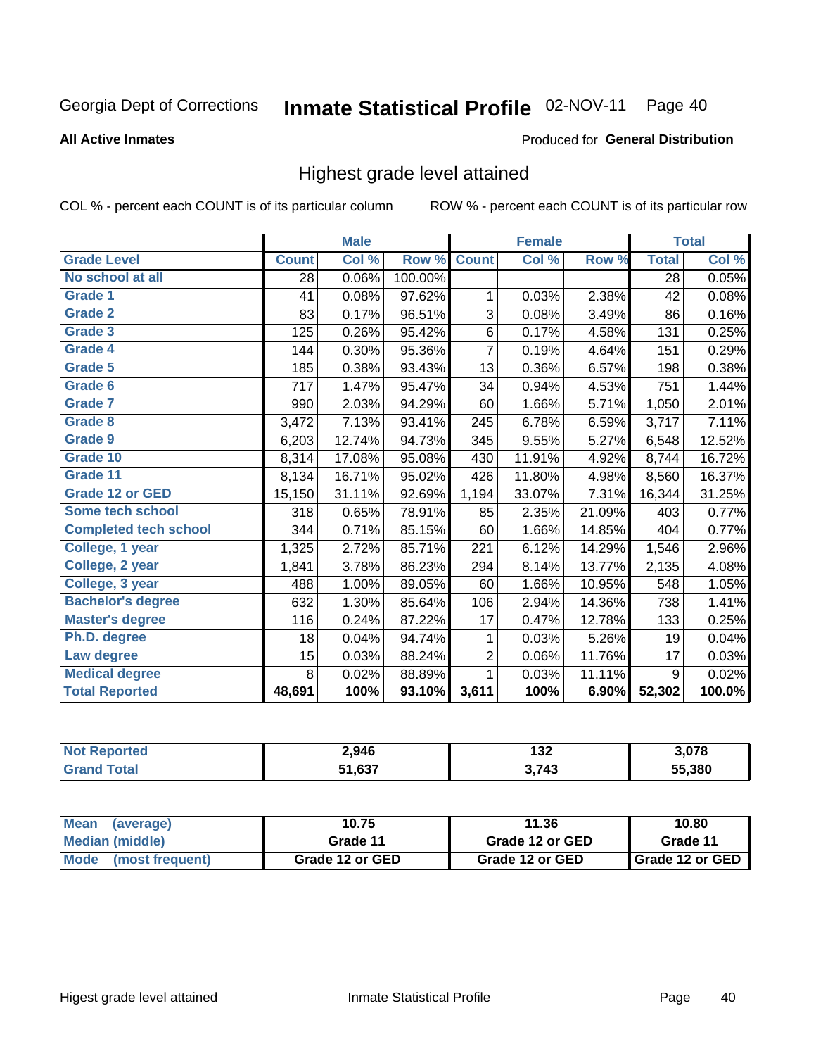Georgia Dept of Corrections **Inmate Statistical Profile** 02-NOV-11 Page 40

**All Active Inmates**

Produced for **General Distribution**

## Highest grade level attained

COL % - percent each COUNT is of its particular column

ROW % - percent each COUNT is of its particular row

| | Male | | | Female | | | Total | |
|---|---|---|---|---|---|---|---|---|
| **Grade Level** | **Count** | **Col %** | **Row %** | **Count** | **Col %** | **Row %** | **Total** | **Col %** |
| No school at all | 28 | 0.06% | 100.00% | | | | 28 | 0.05% |
| Grade 1 | 41 | 0.08% | 97.62% | 1 | 0.03% | 2.38% | 42 | 0.08% |
| Grade 2 | 83 | 0.17% | 96.51% | 3 | 0.08% | 3.49% | 86 | 0.16% |
| Grade 3 | 125 | 0.26% | 95.42% | 6 | 0.17% | 4.58% | 131 | 0.25% |
| Grade 4 | 144 | 0.30% | 95.36% | 7 | 0.19% | 4.64% | 151 | 0.29% |
| Grade 5 | 185 | 0.38% | 93.43% | 13 | 0.36% | 6.57% | 198 | 0.38% |
| Grade 6 | 717 | 1.47% | 95.47% | 34 | 0.94% | 4.53% | 751 | 1.44% |
| Grade 7 | 990 | 2.03% | 94.29% | 60 | 1.66% | 5.71% | 1,050 | 2.01% |
| Grade 8 | 3,472 | 7.13% | 93.41% | 245 | 6.78% | 6.59% | 3,717 | 7.11% |
| Grade 9 | 6,203 | 12.74% | 94.73% | 345 | 9.55% | 5.27% | 6,548 | 12.52% |
| Grade 10 | 8,314 | 17.08% | 95.08% | 430 | 11.91% | 4.92% | 8,744 | 16.72% |
| Grade 11 | 8,134 | 16.71% | 95.02% | 426 | 11.80% | 4.98% | 8,560 | 16.37% |
| Grade 12 or GED | 15,150 | 31.11% | 92.69% | 1,194 | 33.07% | 7.31% | 16,344 | 31.25% |
| Some tech school | 318 | 0.65% | 78.91% | 85 | 2.35% | 21.09% | 403 | 0.77% |
| Completed tech school | 344 | 0.71% | 85.15% | 60 | 1.66% | 14.85% | 404 | 0.77% |
| College, 1 year | 1,325 | 2.72% | 85.71% | 221 | 6.12% | 14.29% | 1,546 | 2.96% |
| College, 2 year | 1,841 | 3.78% | 86.23% | 294 | 8.14% | 13.77% | 2,135 | 4.08% |
| College, 3 year | 488 | 1.00% | 89.05% | 60 | 1.66% | 10.95% | 548 | 1.05% |
| Bachelor's degree | 632 | 1.30% | 85.64% | 106 | 2.94% | 14.36% | 738 | 1.41% |
| Master's degree | 116 | 0.24% | 87.22% | 17 | 0.47% | 12.78% | 133 | 0.25% |
| Ph.D. degree | 18 | 0.04% | 94.74% | 1 | 0.03% | 5.26% | 19 | 0.04% |
| Law degree | 15 | 0.03% | 88.24% | 2 | 0.06% | 11.76% | 17 | 0.03% |
| Medical degree | 8 | 0.02% | 88.89% | 1 | 0.03% | 11.11% | 9 | 0.02% |
| **Total Reported** | **48,691** | **100%** | **93.10%** | **3,611** | **100%** | **6.90%** | **52,302** | **100.0%** |

| | Male | Female | Total |
|---|---|---|---|
| Not Reported | 2,946 | 132 | 3,078 |
| Grand Total | 51,637 | 3,743 | 55,380 |

| | Male | Female | Total |
|---|---|---|---|
| Mean (average) | 10.75 | 11.36 | 10.80 |
| Median (middle) | Grade 11 | Grade 12 or GED | Grade 11 |
| Mode (most frequent) | Grade 12 or GED | Grade 12 or GED | Grade 12 or GED |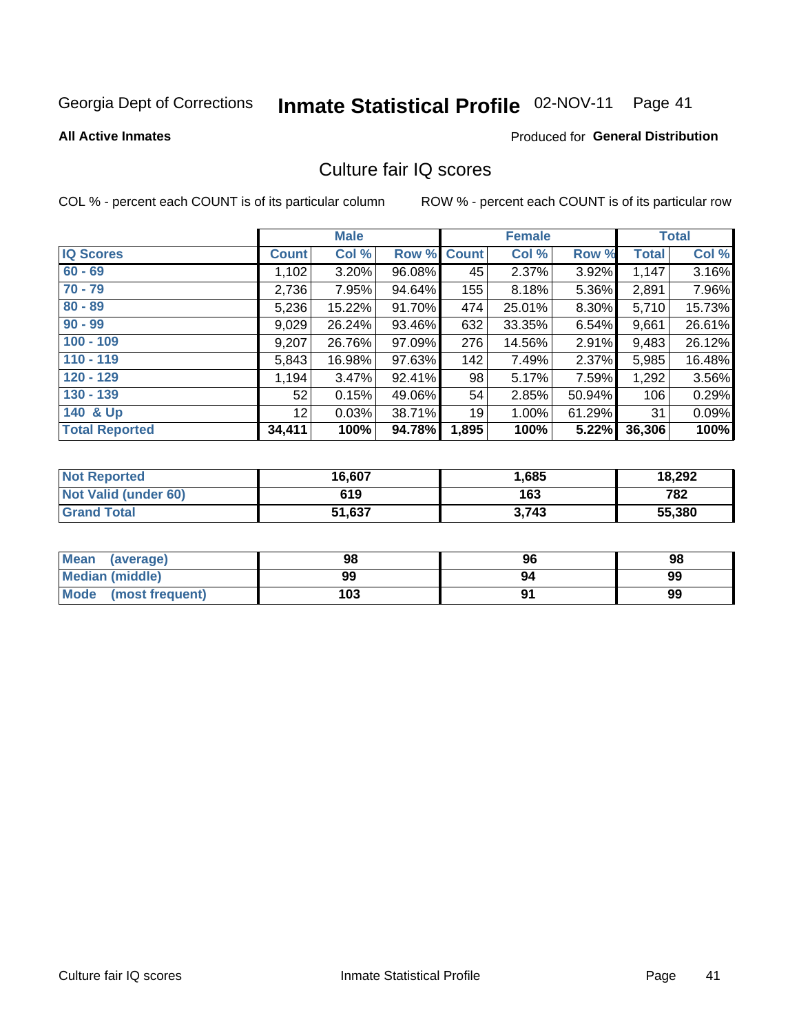Georgia Dept of Corrections **Inmate Statistical Profile** 02-NOV-11

**All Active Inmates**

Produced for **General Distribution**

## Culture fair IQ scores

COL % - percent each COUNT is of its particular column

ROW % - percent each COUNT is of its particular row

| | Male | | | Female | | | Total | |
|---|---|---|---|---|---|---|---|---|
| **IQ Scores** | **Count** | **Col %** | **Row %** | **Count** | **Col %** | **Row %** | **Total** | **Col %** |
| **60 - 69** | 1,102 | 3.20% | 96.08% | 45 | 2.37% | 3.92% | 1,147 | 3.16% |
| **70 - 79** | 2,736 | 7.95% | 94.64% | 155 | 8.18% | 5.36% | 2,891 | 7.96% |
| **80 - 89** | 5,236 | 15.22% | 91.70% | 474 | 25.01% | 8.30% | 5,710 | 15.73% |
| **90 - 99** | 9,029 | 26.24% | 93.46% | 632 | 33.35% | 6.54% | 9,661 | 26.61% |
| **100 - 109** | 9,207 | 26.76% | 97.09% | 276 | 14.56% | 2.91% | 9,483 | 26.12% |
| **110 - 119** | 5,843 | 16.98% | 97.63% | 142 | 7.49% | 2.37% | 5,985 | 16.48% |
| **120 - 129** | 1,194 | 3.47% | 92.41% | 98 | 5.17% | 7.59% | 1,292 | 3.56% |
| **130 - 139** | 52 | 0.15% | 49.06% | 54 | 2.85% | 50.94% | 106 | 0.29% |
| **140 & Up** | 12 | 0.03% | 38.71% | 19 | 1.00% | 61.29% | 31 | 0.09% |
| **Total Reported** | **34,411** | **100%** | **94.78%** | **1,895** | **100%** | **5.22%** | **36,306** | **100%** |

| | Male | Female | Total |
|---|---|---|---|
| **Not Reported** | **16,607** | **1,685** | **18,292** |
| **Not Valid (under 60)** | **619** | **163** | **782** |
| **Grand Total** | **51,637** | **3,743** | **55,380** |

| | Male | Female | Total |
|---|---|---|---|
| **Mean (average)** | **98** | **96** | **98** |
| **Median (middle)** | **99** | **94** | **99** |
| **Mode (most frequent)** | **103** | **91** | **99** |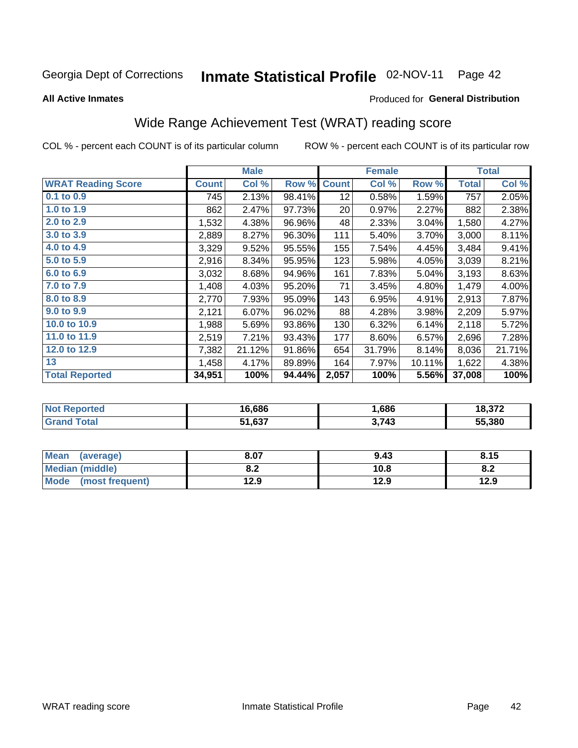Georgia Dept of Corrections **Inmate Statistical Profile** 02-NOV-11 Page 42

**All Active Inmates**

Produced for **General Distribution**

## Wide Range Achievement Test (WRAT) reading score

COL % - percent each COUNT is of its particular column ROW % - percent each COUNT is of its particular row

| | Male | | | Female | | | Total | |
|---|---|---|---|---|---|---|---|---|
| **WRAT Reading Score** | **Count** | **Col %** | **Row %** | **Count** | **Col %** | **Row %** | **Total** | **Col %** |
| 0.1 to 0.9 | 745 | 2.13% | 98.41% | 12 | 0.58% | 1.59% | 757 | 2.05% |
| 1.0 to 1.9 | 862 | 2.47% | 97.73% | 20 | 0.97% | 2.27% | 882 | 2.38% |
| 2.0 to 2.9 | 1,532 | 4.38% | 96.96% | 48 | 2.33% | 3.04% | 1,580 | 4.27% |
| 3.0 to 3.9 | 2,889 | 8.27% | 96.30% | 111 | 5.40% | 3.70% | 3,000 | 8.11% |
| 4.0 to 4.9 | 3,329 | 9.52% | 95.55% | 155 | 7.54% | 4.45% | 3,484 | 9.41% |
| 5.0 to 5.9 | 2,916 | 8.34% | 95.95% | 123 | 5.98% | 4.05% | 3,039 | 8.21% |
| 6.0 to 6.9 | 3,032 | 8.68% | 94.96% | 161 | 7.83% | 5.04% | 3,193 | 8.63% |
| 7.0 to 7.9 | 1,408 | 4.03% | 95.20% | 71 | 3.45% | 4.80% | 1,479 | 4.00% |
| 8.0 to 8.9 | 2,770 | 7.93% | 95.09% | 143 | 6.95% | 4.91% | 2,913 | 7.87% |
| 9.0 to 9.9 | 2,121 | 6.07% | 96.02% | 88 | 4.28% | 3.98% | 2,209 | 5.97% |
| 10.0 to 10.9 | 1,988 | 5.69% | 93.86% | 130 | 6.32% | 6.14% | 2,118 | 5.72% |
| 11.0 to 11.9 | 2,519 | 7.21% | 93.43% | 177 | 8.60% | 6.57% | 2,696 | 7.28% |
| 12.0 to 12.9 | 7,382 | 21.12% | 91.86% | 654 | 31.79% | 8.14% | 8,036 | 21.71% |
| 13 | 1,458 | 4.17% | 89.89% | 164 | 7.97% | 10.11% | 1,622 | 4.38% |
| **Total Reported** | **34,951** | **100%** | **94.44%** | **2,057** | **100%** | **5.56%** | **37,008** | **100%** |

| | Male | Female | Total |
|---|---|---|---|
| Not Reported | 16,686 | 1,686 | 18,372 |
| Grand Total | 51,637 | 3,743 | 55,380 |

| | Male | Female | Total |
|---|---|---|---|
| Mean (average) | 8.07 | 9.43 | 8.15 |
| Median (middle) | 8.2 | 10.8 | 8.2 |
| Mode (most frequent) | 12.9 | 12.9 | 12.9 |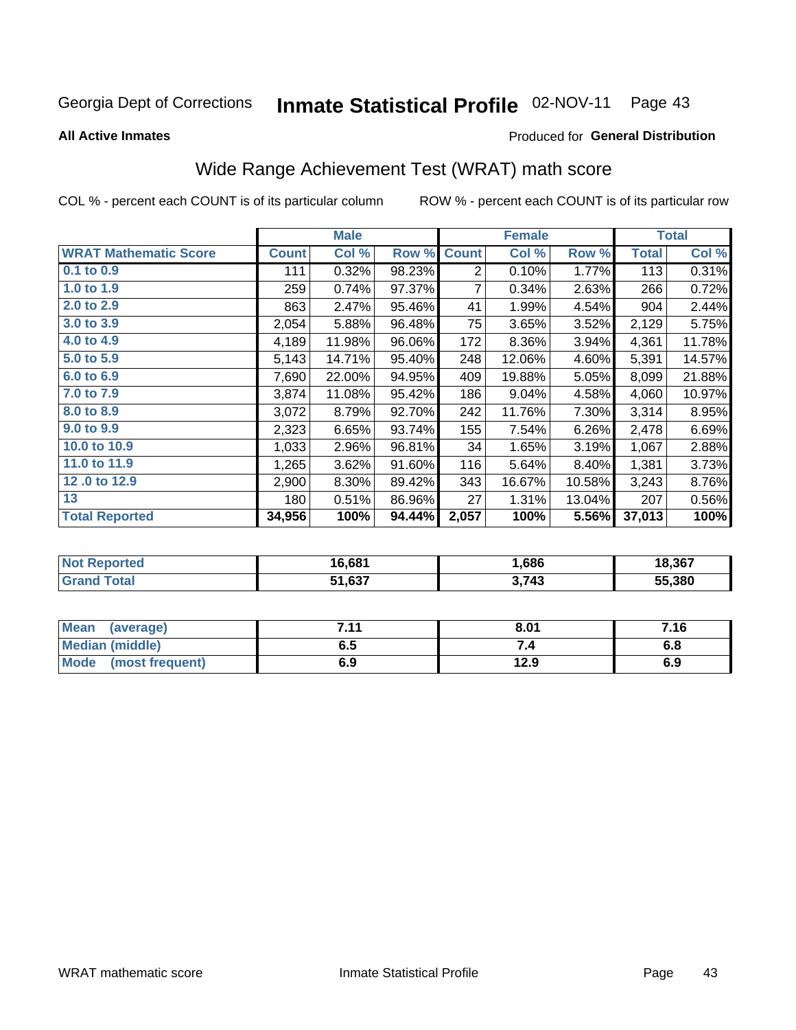Georgia Dept of Corrections **Inmate Statistical Profile** 02-NOV-11

**All Active Inmates**

Produced for **General Distribution**

## Wide Range Achievement Test (WRAT) math score

COL % - percent each COUNT is of its particular column ROW % - percent each COUNT is of its particular row

| | Male | | | Female | | | Total | |
|---|---|---|---|---|---|---|---|---|
| **WRAT Mathematic Score** | **Count** | **Col %** | **Row %** | **Count** | **Col %** | **Row %** | **Total** | **Col %** |
| **0.1 to 0.9** | 111 | 0.32% | 98.23% | 2 | 0.10% | 1.77% | 113 | 0.31% |
| **1.0 to 1.9** | 259 | 0.74% | 97.37% | 7 | 0.34% | 2.63% | 266 | 0.72% |
| **2.0 to 2.9** | 863 | 2.47% | 95.46% | 41 | 1.99% | 4.54% | 904 | 2.44% |
| **3.0 to 3.9** | 2,054 | 5.88% | 96.48% | 75 | 3.65% | 3.52% | 2,129 | 5.75% |
| **4.0 to 4.9** | 4,189 | 11.98% | 96.06% | 172 | 8.36% | 3.94% | 4,361 | 11.78% |
| **5.0 to 5.9** | 5,143 | 14.71% | 95.40% | 248 | 12.06% | 4.60% | 5,391 | 14.57% |
| **6.0 to 6.9** | 7,690 | 22.00% | 94.95% | 409 | 19.88% | 5.05% | 8,099 | 21.88% |
| **7.0 to 7.9** | 3,874 | 11.08% | 95.42% | 186 | 9.04% | 4.58% | 4,060 | 10.97% |
| **8.0 to 8.9** | 3,072 | 8.79% | 92.70% | 242 | 11.76% | 7.30% | 3,314 | 8.95% |
| **9.0 to 9.9** | 2,323 | 6.65% | 93.74% | 155 | 7.54% | 6.26% | 2,478 | 6.69% |
| **10.0 to 10.9** | 1,033 | 2.96% | 96.81% | 34 | 1.65% | 3.19% | 1,067 | 2.88% |
| **11.0 to 11.9** | 1,265 | 3.62% | 91.60% | 116 | 5.64% | 8.40% | 1,381 | 3.73% |
| **12 .0 to 12.9** | 2,900 | 8.30% | 89.42% | 343 | 16.67% | 10.58% | 3,243 | 8.76% |
| **13** | 180 | 0.51% | 86.96% | 27 | 1.31% | 13.04% | 207 | 0.56% |
| **Total Reported** | **34,956** | **100%** | **94.44%** | **2,057** | **100%** | **5.56%** | **37,013** | **100%** |

| | Male | Female | Total |
|---|---|---|---|
| **Not Reported** | **16,681** | **1,686** | **18,367** |
| **Grand Total** | **51,637** | **3,743** | **55,380** |

| | Male | Female | Total |
|---|---|---|---|
| **Mean (average)** | **7.11** | **8.01** | **7.16** |
| **Median (middle)** | **6.5** | **7.4** | **6.8** |
| **Mode (most frequent)** | **6.9** | **12.9** | **6.9** |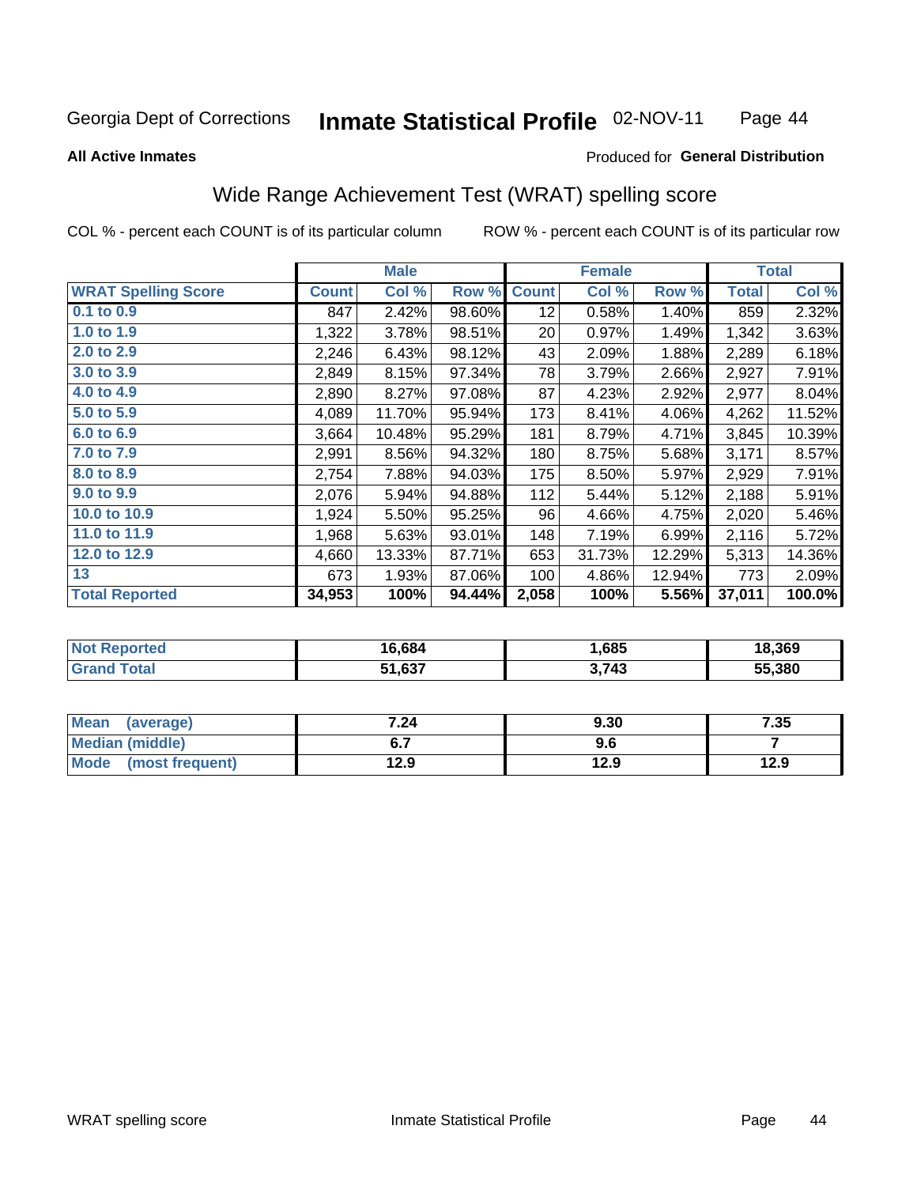Georgia Dept of Corrections **Inmate Statistical Profile** 02-NOV-11

**All Active Inmates**

Produced for **General Distribution**

## Wide Range Achievement Test (WRAT) spelling score

COL % - percent each COUNT is of its particular column ROW % - percent each COUNT is of its particular row

| | Male | | | Female | | | Total | |
|---|---|---|---|---|---|---|---|---|
| **WRAT Spelling Score** | **Count** | **Col %** | **Row %** | **Count** | **Col %** | **Row %** | **Total** | **Col %** |
| **0.1 to 0.9** | 847 | 2.42% | 98.60% | 12 | 0.58% | 1.40% | 859 | 2.32% |
| **1.0 to 1.9** | 1,322 | 3.78% | 98.51% | 20 | 0.97% | 1.49% | 1,342 | 3.63% |
| **2.0 to 2.9** | 2,246 | 6.43% | 98.12% | 43 | 2.09% | 1.88% | 2,289 | 6.18% |
| **3.0 to 3.9** | 2,849 | 8.15% | 97.34% | 78 | 3.79% | 2.66% | 2,927 | 7.91% |
| **4.0 to 4.9** | 2,890 | 8.27% | 97.08% | 87 | 4.23% | 2.92% | 2,977 | 8.04% |
| **5.0 to 5.9** | 4,089 | 11.70% | 95.94% | 173 | 8.41% | 4.06% | 4,262 | 11.52% |
| **6.0 to 6.9** | 3,664 | 10.48% | 95.29% | 181 | 8.79% | 4.71% | 3,845 | 10.39% |
| **7.0 to 7.9** | 2,991 | 8.56% | 94.32% | 180 | 8.75% | 5.68% | 3,171 | 8.57% |
| **8.0 to 8.9** | 2,754 | 7.88% | 94.03% | 175 | 8.50% | 5.97% | 2,929 | 7.91% |
| **9.0 to 9.9** | 2,076 | 5.94% | 94.88% | 112 | 5.44% | 5.12% | 2,188 | 5.91% |
| **10.0 to 10.9** | 1,924 | 5.50% | 95.25% | 96 | 4.66% | 4.75% | 2,020 | 5.46% |
| **11.0 to 11.9** | 1,968 | 5.63% | 93.01% | 148 | 7.19% | 6.99% | 2,116 | 5.72% |
| **12.0 to 12.9** | 4,660 | 13.33% | 87.71% | 653 | 31.73% | 12.29% | 5,313 | 14.36% |
| **13** | 673 | 1.93% | 87.06% | 100 | 4.86% | 12.94% | 773 | 2.09% |
| **Total Reported** | **34,953** | **100%** | **94.44%** | **2,058** | **100%** | **5.56%** | **37,011** | **100.0%** |

| | Male | Female | Total |
|---|---|---|---|
| **Not Reported** | **16,684** | **1,685** | **18,369** |
| **Grand Total** | **51,637** | **3,743** | **55,380** |

| | Male | Female | Total |
|---|---|---|---|
| **Mean (average)** | **7.24** | **9.30** | **7.35** |
| **Median (middle)** | **6.7** | **9.6** | **7** |
| **Mode (most frequent)** | **12.9** | **12.9** | **12.9** |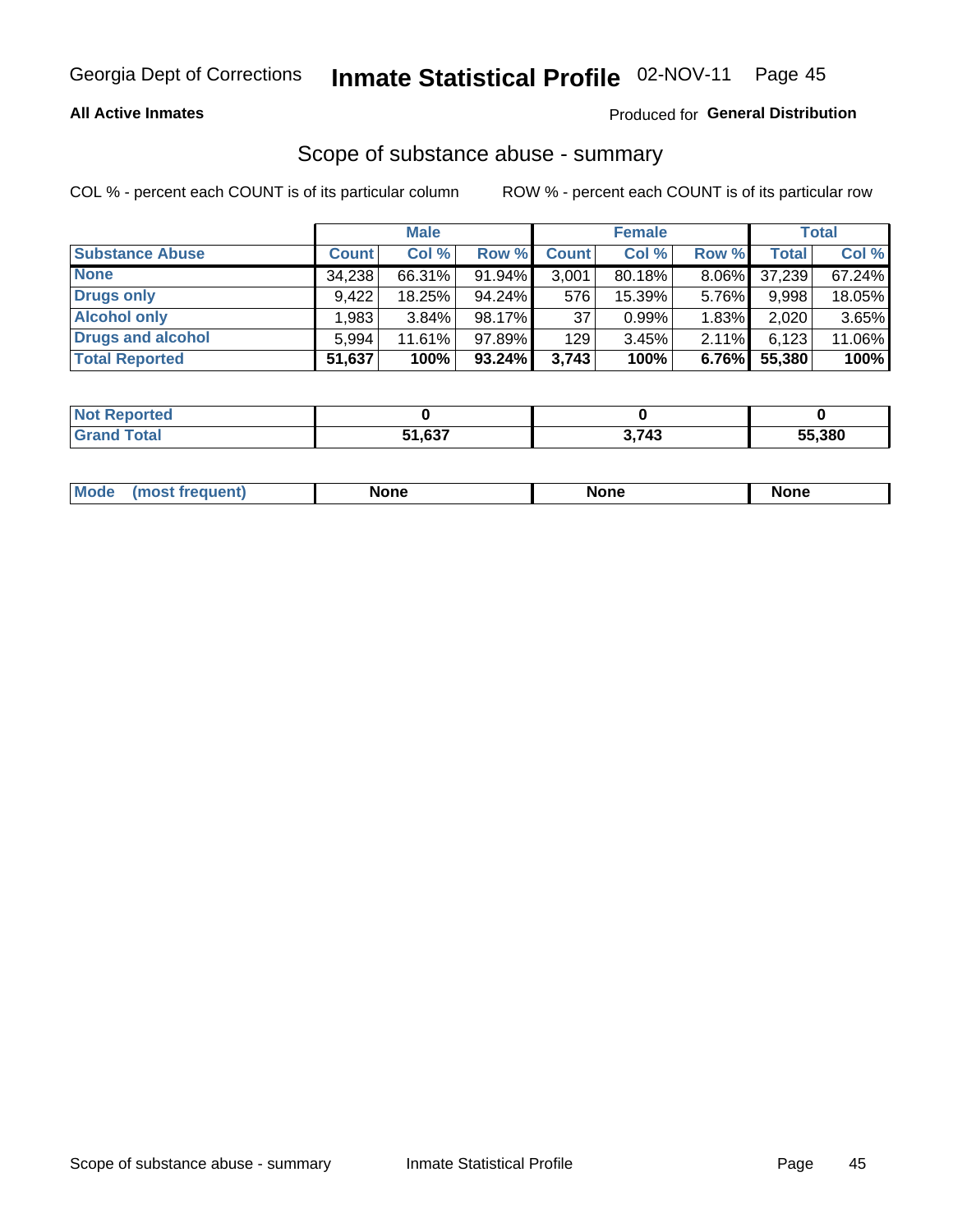Georgia Dept of Corrections **Inmate Statistical Profile** 02-NOV-11

**All Active Inmates**

Produced for **General Distribution**

## Scope of substance abuse - summary

COL % - percent each COUNT is of its particular column    ROW % - percent each COUNT is of its particular row

| | Male | | | Female | | | Total | |
|---|---|---|---|---|---|---|---|---|
| **Substance Abuse** | **Count** | **Col %** | **Row %** | **Count** | **Col %** | **Row %** | **Total** | **Col %** |
| **None** | 34,238 | 66.31% | 91.94% | 3,001 | 80.18% | 8.06% | 37,239 | 67.24% |
| **Drugs only** | 9,422 | 18.25% | 94.24% | 576 | 15.39% | 5.76% | 9,998 | 18.05% |
| **Alcohol only** | 1,983 | 3.84% | 98.17% | 37 | 0.99% | 1.83% | 2,020 | 3.65% |
| **Drugs and alcohol** | 5,994 | 11.61% | 97.89% | 129 | 3.45% | 2.11% | 6,123 | 11.06% |
| **Total Reported** | **51,637** | **100%** | **93.24%** | **3,743** | **100%** | **6.76%** | **55,380** | **100%** |

| | Male | Female | Total |
|---|---|---|---|
| **Not Reported** | **0** | **0** | **0** |
| **Grand Total** | **51,637** | **3,743** | **55,380** |

| | Male | Female | Total |
|---|---|---|---|
| **Mode (most frequent)** | **None** | **None** | **None** |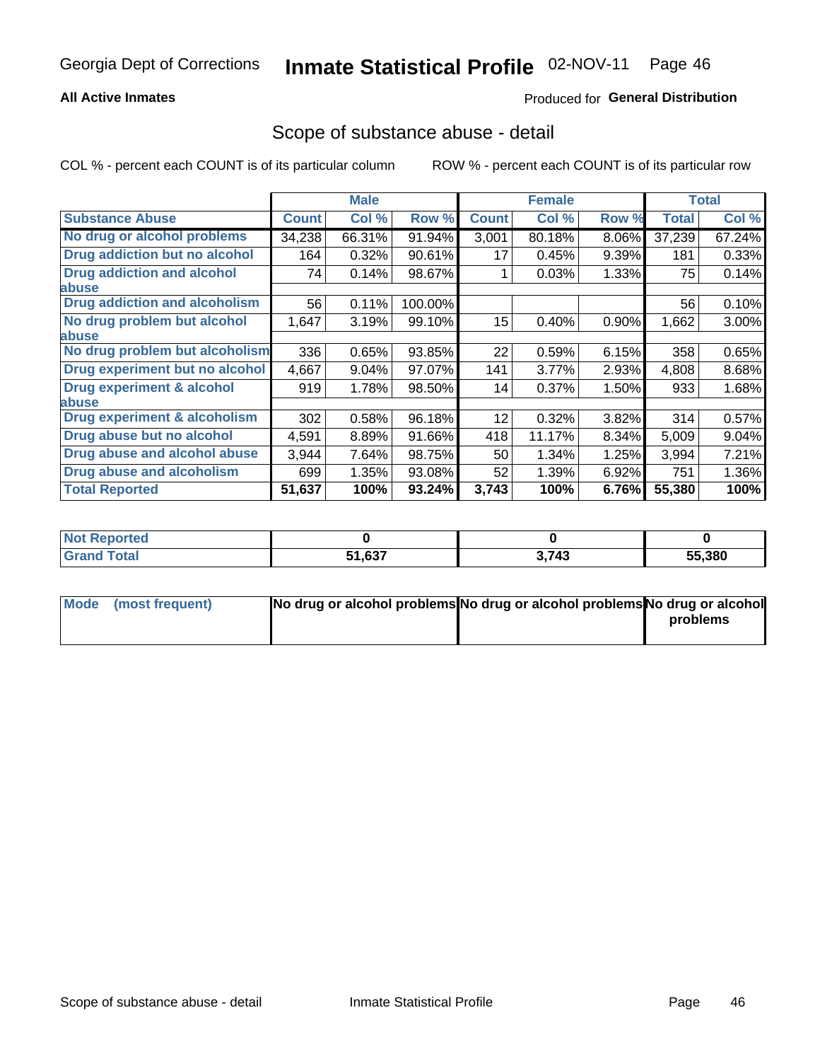Georgia Dept of Corrections **Inmate Statistical Profile** 02-NOV-11

**All Active Inmates**

Produced for **General Distribution**

## Scope of substance abuse - detail

COL % - percent each COUNT is of its particular column ROW % - percent each COUNT is of its particular row

| | Male | | | Female | | | Total | |
|---|---|---|---|---|---|---|---|---|
| **Substance Abuse** | **Count** | **Col %** | **Row %** | **Count** | **Col %** | **Row %** | **Total** | **Col %** |
| **No drug or alcohol problems** | 34,238 | 66.31% | 91.94% | 3,001 | 80.18% | 8.06% | 37,239 | 67.24% |
| **Drug addiction but no alcohol** | 164 | 0.32% | 90.61% | 17 | 0.45% | 9.39% | 181 | 0.33% |
| **Drug addiction and alcohol abuse** | 74 | 0.14% | 98.67% | 1 | 0.03% | 1.33% | 75 | 0.14% |
| **Drug addiction and alcoholism** | 56 | 0.11% | 100.00% | | | | 56 | 0.10% |
| **No drug problem but alcohol abuse** | 1,647 | 3.19% | 99.10% | 15 | 0.40% | 0.90% | 1,662 | 3.00% |
| **No drug problem but alcoholism** | 336 | 0.65% | 93.85% | 22 | 0.59% | 6.15% | 358 | 0.65% |
| **Drug experiment but no alcohol** | 4,667 | 9.04% | 97.07% | 141 | 3.77% | 2.93% | 4,808 | 8.68% |
| **Drug experiment & alcohol abuse** | 919 | 1.78% | 98.50% | 14 | 0.37% | 1.50% | 933 | 1.68% |
| **Drug experiment & alcoholism** | 302 | 0.58% | 96.18% | 12 | 0.32% | 3.82% | 314 | 0.57% |
| **Drug abuse but no alcohol** | 4,591 | 8.89% | 91.66% | 418 | 11.17% | 8.34% | 5,009 | 9.04% |
| **Drug abuse and alcohol abuse** | 3,944 | 7.64% | 98.75% | 50 | 1.34% | 1.25% | 3,994 | 7.21% |
| **Drug abuse and alcoholism** | 699 | 1.35% | 93.08% | 52 | 1.39% | 6.92% | 751 | 1.36% |
| **Total Reported** | **51,637** | **100%** | **93.24%** | **3,743** | **100%** | **6.76%** | **55,380** | **100%** |

| | Male | Female | Total |
|---|---|---|---|
| **Not Reported** | **0** | **0** | **0** |
| **Grand Total** | **51,637** | **3,743** | **55,380** |

| | Male | Female | Total |
|---|---|---|---|
| **Mode (most frequent)** | **No drug or alcohol problems** | **No drug or alcohol problems** | **No drug or alcohol problems** |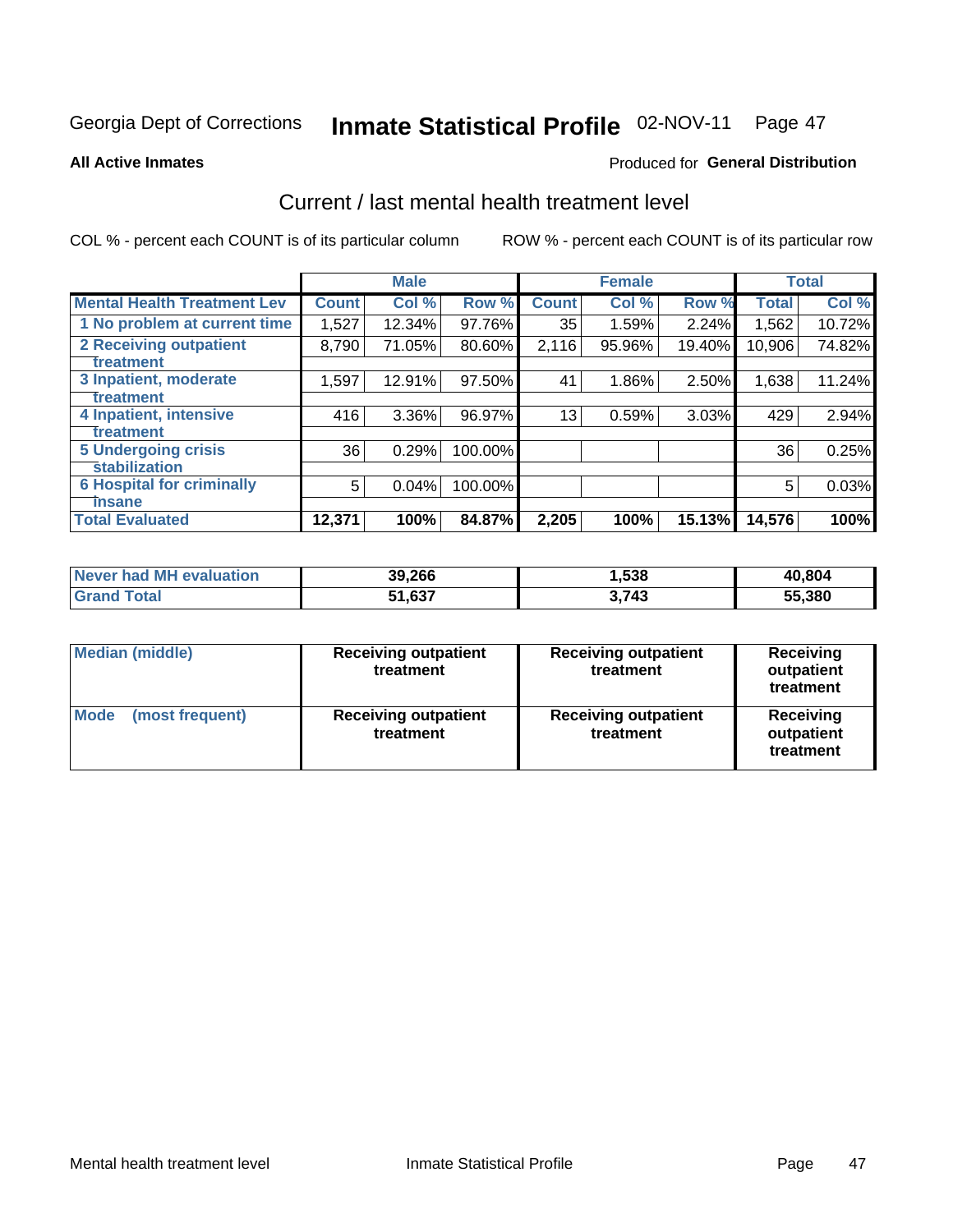Georgia Dept of Corrections **Inmate Statistical Profile** 02-NOV-11 Page 47

**All Active Inmates**

Produced for **General Distribution**

## Current / last mental health treatment level

COL % - percent each COUNT is of its particular column

ROW % - percent each COUNT is of its particular row

| | Male | | | Female | | | Total | |
|---|---|---|---|---|---|---|---|---|
| **Mental Health Treatment Lev** | **Count** | **Col %** | **Row %** | **Count** | **Col %** | **Row %** | **Total** | **Col %** |
| 1 No problem at current time | 1,527 | 12.34% | 97.76% | 35 | 1.59% | 2.24% | 1,562 | 10.72% |
| 2 Receiving outpatient treatment | 8,790 | 71.05% | 80.60% | 2,116 | 95.96% | 19.40% | 10,906 | 74.82% |
| 3 Inpatient, moderate treatment | 1,597 | 12.91% | 97.50% | 41 | 1.86% | 2.50% | 1,638 | 11.24% |
| 4 Inpatient, intensive treatment | 416 | 3.36% | 96.97% | 13 | 0.59% | 3.03% | 429 | 2.94% |
| 5 Undergoing crisis stabilization | 36 | 0.29% | 100.00% | | | | 36 | 0.25% |
| 6 Hospital for criminally insane | 5 | 0.04% | 100.00% | | | | 5 | 0.03% |
| **Total Evaluated** | **12,371** | **100%** | **84.87%** | **2,205** | **100%** | **15.13%** | **14,576** | **100%** |

| | Male | Female | Total |
|---|---|---|---|
| **Never had MH evaluation** | **39,266** | **1,538** | **40,804** |
| **Grand Total** | **51,637** | **3,743** | **55,380** |

| | Male | Female | Total |
|---|---|---|---|
| **Median (middle)** | **Receiving outpatient treatment** | **Receiving outpatient treatment** | **Receiving outpatient treatment** |
| **Mode (most frequent)** | **Receiving outpatient treatment** | **Receiving outpatient treatment** | **Receiving outpatient treatment** |

Mental health treatment level Inmate Statistical Profile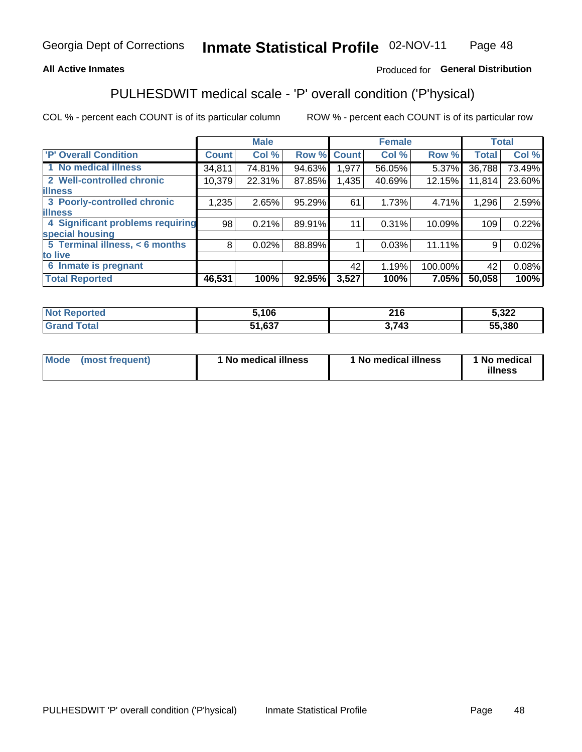Georgia Dept of Corrections **Inmate Statistical Profile** 02-NOV-11

**All Active Inmates**

Produced for **General Distribution**

## PULHESDWIT medical scale - 'P' overall condition ('P'hysical)

COL % - percent each COUNT is of its particular column ROW % - percent each COUNT is of its particular row

| | Male | | | Female | | | Total | |
|---|---|---|---|---|---|---|---|---|
| **'P' Overall Condition** | **Count** | **Col %** | **Row %** | **Count** | **Col %** | **Row %** | **Total** | **Col %** |
| 1 No medical illness | 34,811 | 74.81% | 94.63% | 1,977 | 56.05% | 5.37% | 36,788 | 73.49% |
| 2 Well-controlled chronic illness | 10,379 | 22.31% | 87.85% | 1,435 | 40.69% | 12.15% | 11,814 | 23.60% |
| 3 Poorly-controlled chronic illness | 1,235 | 2.65% | 95.29% | 61 | 1.73% | 4.71% | 1,296 | 2.59% |
| 4 Significant problems requiring special housing | 98 | 0.21% | 89.91% | 11 | 0.31% | 10.09% | 109 | 0.22% |
| 5 Terminal illness, < 6 months to live | 8 | 0.02% | 88.89% | 1 | 0.03% | 11.11% | 9 | 0.02% |
| 6 Inmate is pregnant | | | | 42 | 1.19% | 100.00% | 42 | 0.08% |
| **Total Reported** | **46,531** | **100%** | **92.95%** | **3,527** | **100%** | **7.05%** | **50,058** | **100%** |

| | Male | Female | Total |
|---|---|---|---|
| **Not Reported** | **5,106** | **216** | **5,322** |
| **Grand Total** | **51,637** | **3,743** | **55,380** |

| | Male | Female | Total |
|---|---|---|---|
| **Mode (most frequent)** | **1 No medical illness** | **1 No medical illness** | **1 No medical illness** |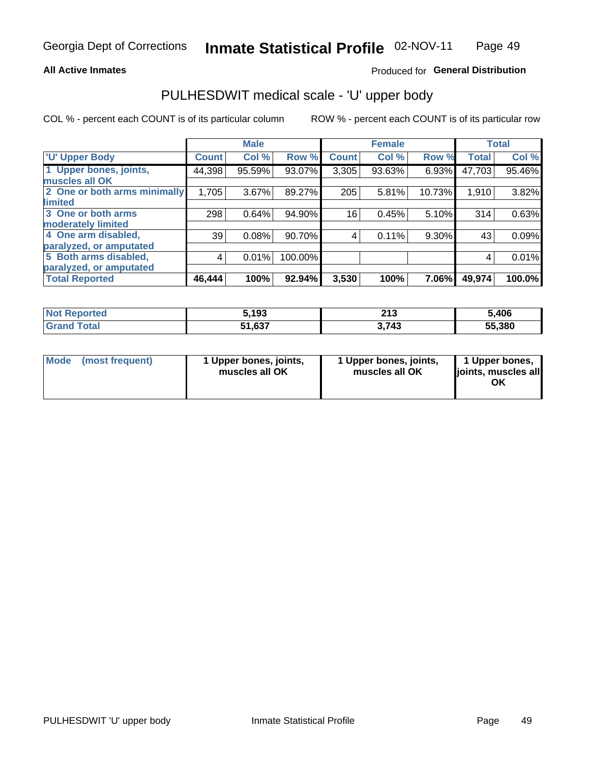Georgia Dept of Corrections **Inmate Statistical Profile** 02-NOV-11

**All Active Inmates**

Produced for **General Distribution**

## PULHESDWIT medical scale - 'U' upper body

COL % - percent each COUNT is of its particular column

ROW % - percent each COUNT is of its particular row

| | Male | | | Female | | | Total | |
|---|---|---|---|---|---|---|---|---|
| 'U' Upper Body | Count | Col % | Row % | Count | Col % | Row % | Total | Col % |
| 1 Upper bones, joints, muscles all OK | 44,398 | 95.59% | 93.07% | 3,305 | 93.63% | 6.93% | 47,703 | 95.46% |
| 2 One or both arms minimally limited | 1,705 | 3.67% | 89.27% | 205 | 5.81% | 10.73% | 1,910 | 3.82% |
| 3 One or both arms moderately limited | 298 | 0.64% | 94.90% | 16 | 0.45% | 5.10% | 314 | 0.63% |
| 4 One arm disabled, paralyzed, or amputated | 39 | 0.08% | 90.70% | 4 | 0.11% | 9.30% | 43 | 0.09% |
| 5 Both arms disabled, paralyzed, or amputated | 4 | 0.01% | 100.00% | | | | 4 | 0.01% |
| **Total Reported** | **46,444** | **100%** | **92.94%** | **3,530** | **100%** | **7.06%** | **49,974** | **100.0%** |

| | Male | Female | Total |
|---|---|---|---|
| Not Reported | 5,193 | 213 | 5,406 |
| Grand Total | 51,637 | 3,743 | 55,380 |

| | Male | Female | Total |
|---|---|---|---|
| Mode (most frequent) | 1 Upper bones, joints, muscles all OK | 1 Upper bones, joints, muscles all OK | 1 Upper bones, joints, muscles all OK |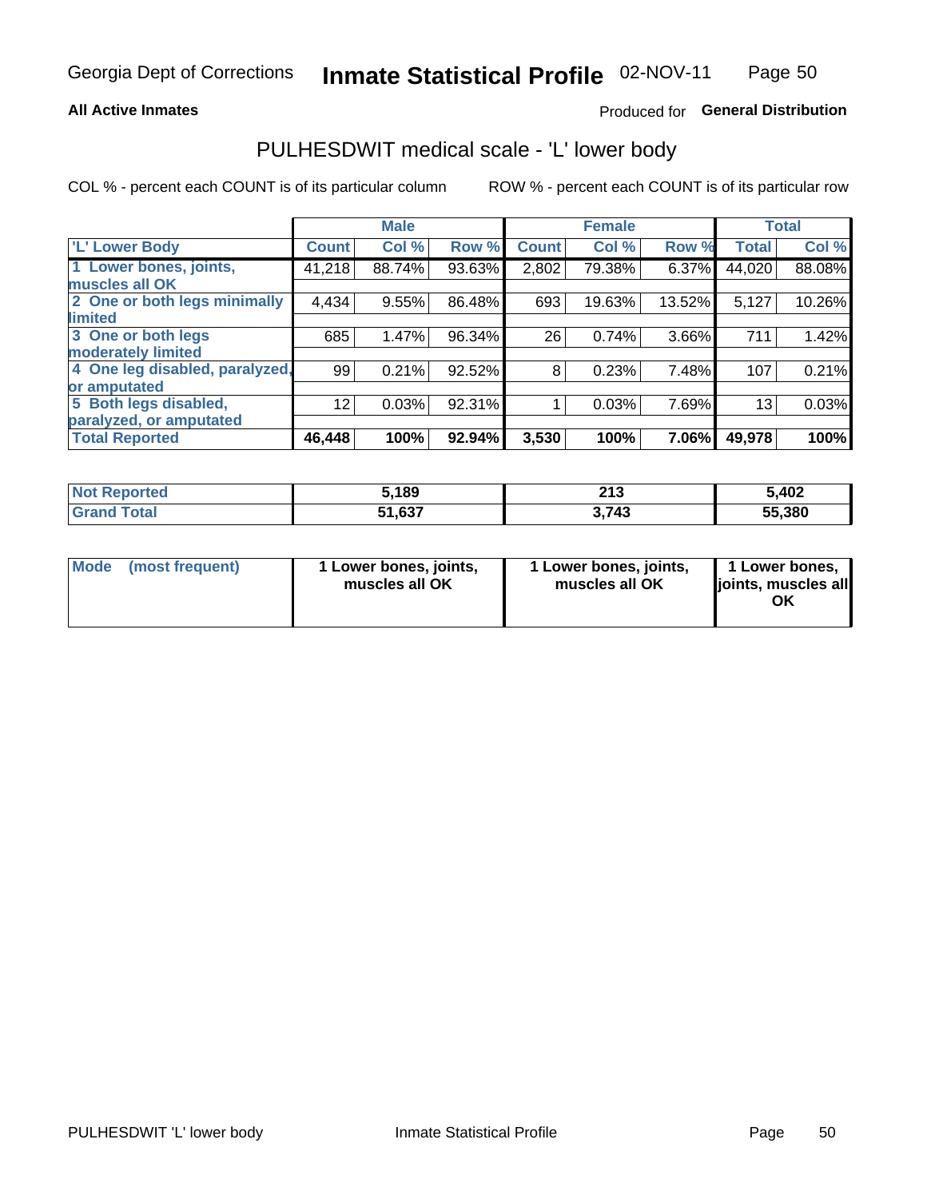Georgia Dept of Corrections **Inmate Statistical Profile** 02-NOV-11

**All Active Inmates**

Produced for **General Distribution**

## PULHESDWIT medical scale - 'L' lower body

COL % - percent each COUNT is of its particular column

ROW % - percent each COUNT is of its particular row

| | Male | | | Female | | | Total | |
|---|---|---|---|---|---|---|---|---|
| **'L' Lower Body** | **Count** | **Col %** | **Row %** | **Count** | **Col %** | **Row %** | **Total** | **Col %** |
| **1 Lower bones, joints, muscles all OK** | 41,218 | 88.74% | 93.63% | 2,802 | 79.38% | 6.37% | 44,020 | 88.08% |
| **2 One or both legs minimally limited** | 4,434 | 9.55% | 86.48% | 693 | 19.63% | 13.52% | 5,127 | 10.26% |
| **3 One or both legs moderately limited** | 685 | 1.47% | 96.34% | 26 | 0.74% | 3.66% | 711 | 1.42% |
| **4 One leg disabled, paralyzed, or amputated** | 99 | 0.21% | 92.52% | 8 | 0.23% | 7.48% | 107 | 0.21% |
| **5 Both legs disabled, paralyzed, or amputated** | 12 | 0.03% | 92.31% | 1 | 0.03% | 7.69% | 13 | 0.03% |
| **Total Reported** | **46,448** | **100%** | **92.94%** | **3,530** | **100%** | **7.06%** | **49,978** | **100%** |

| | Male | Female | Total |
|---|---|---|---|
| **Not Reported** | **5,189** | **213** | **5,402** |
| **Grand Total** | **51,637** | **3,743** | **55,380** |

| | Male | Female | Total |
|---|---|---|---|
| **Mode (most frequent)** | **1 Lower bones, joints, muscles all OK** | **1 Lower bones, joints, muscles all OK** | **1 Lower bones, joints, muscles all OK** |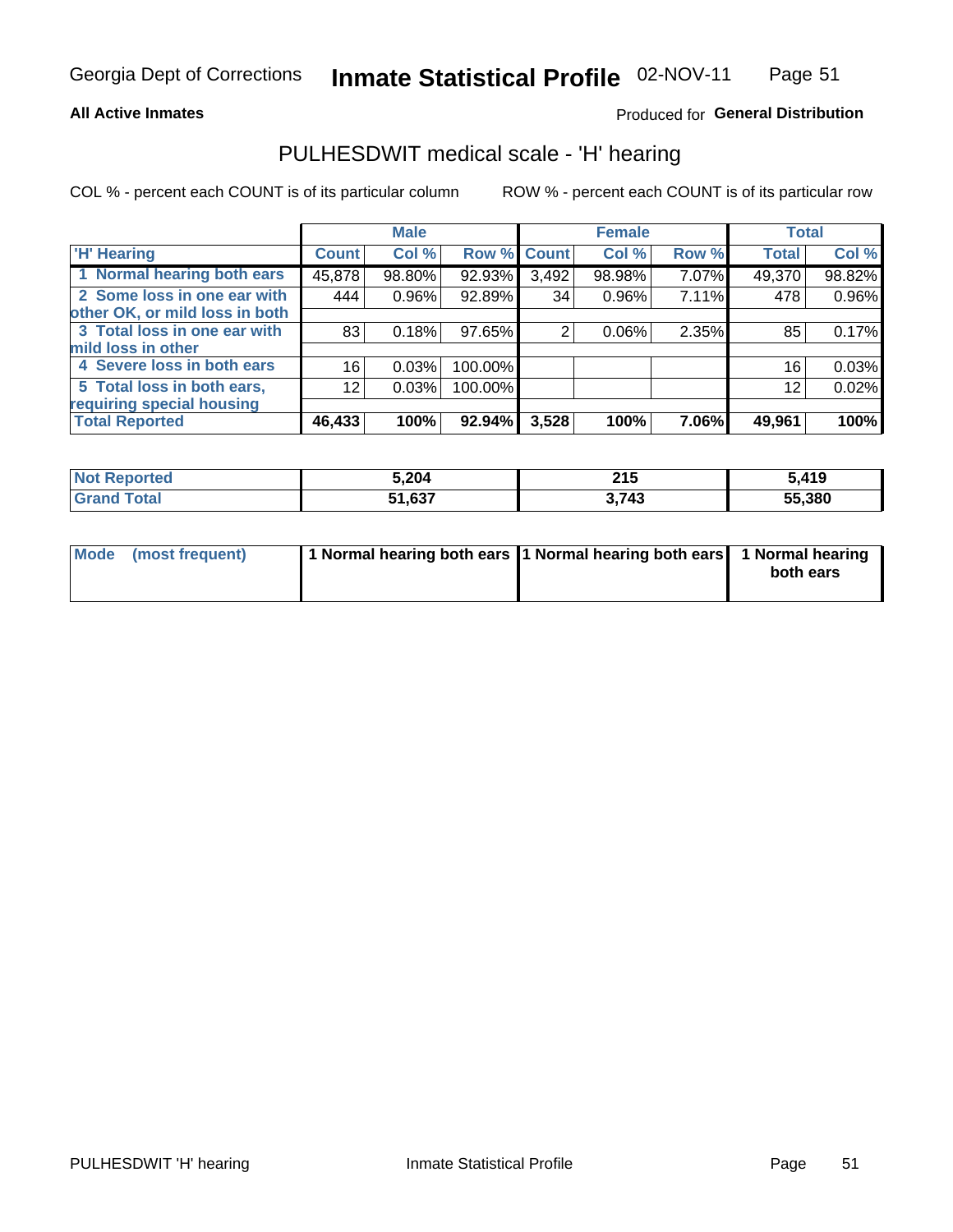Georgia Dept of Corrections **Inmate Statistical Profile** 02-NOV-11

**All Active Inmates**

Produced for **General Distribution**

## PULHESDWIT medical scale - 'H' hearing

COL % - percent each COUNT is of its particular column

ROW % - percent each COUNT is of its particular row

| | Male | | | Female | | | Total | |
|---|---|---|---|---|---|---|---|---|
| 'H' Hearing | Count | Col % | Row % | Count | Col % | Row % | Total | Col % |
| 1 Normal hearing both ears | 45,878 | 98.80% | 92.93% | 3,492 | 98.98% | 7.07% | 49,370 | 98.82% |
| 2 Some loss in one ear with other OK, or mild loss in both | 444 | 0.96% | 92.89% | 34 | 0.96% | 7.11% | 478 | 0.96% |
| 3 Total loss in one ear with mild loss in other | 83 | 0.18% | 97.65% | 2 | 0.06% | 2.35% | 85 | 0.17% |
| 4 Severe loss in both ears | 16 | 0.03% | 100.00% | | | | 16 | 0.03% |
| 5 Total loss in both ears, requiring special housing | 12 | 0.03% | 100.00% | | | | 12 | 0.02% |
| **Total Reported** | **46,433** | **100%** | **92.94%** | **3,528** | **100%** | **7.06%** | **49,961** | **100%** |

| | Male | Female | Total |
|---|---|---|---|
| Not Reported | 5,204 | 215 | 5,419 |
| Grand Total | 51,637 | 3,743 | 55,380 |

| | Male | Female | Total |
|---|---|---|---|
| Mode (most frequent) | 1 Normal hearing both ears | 1 Normal hearing both ears | 1 Normal hearing both ears |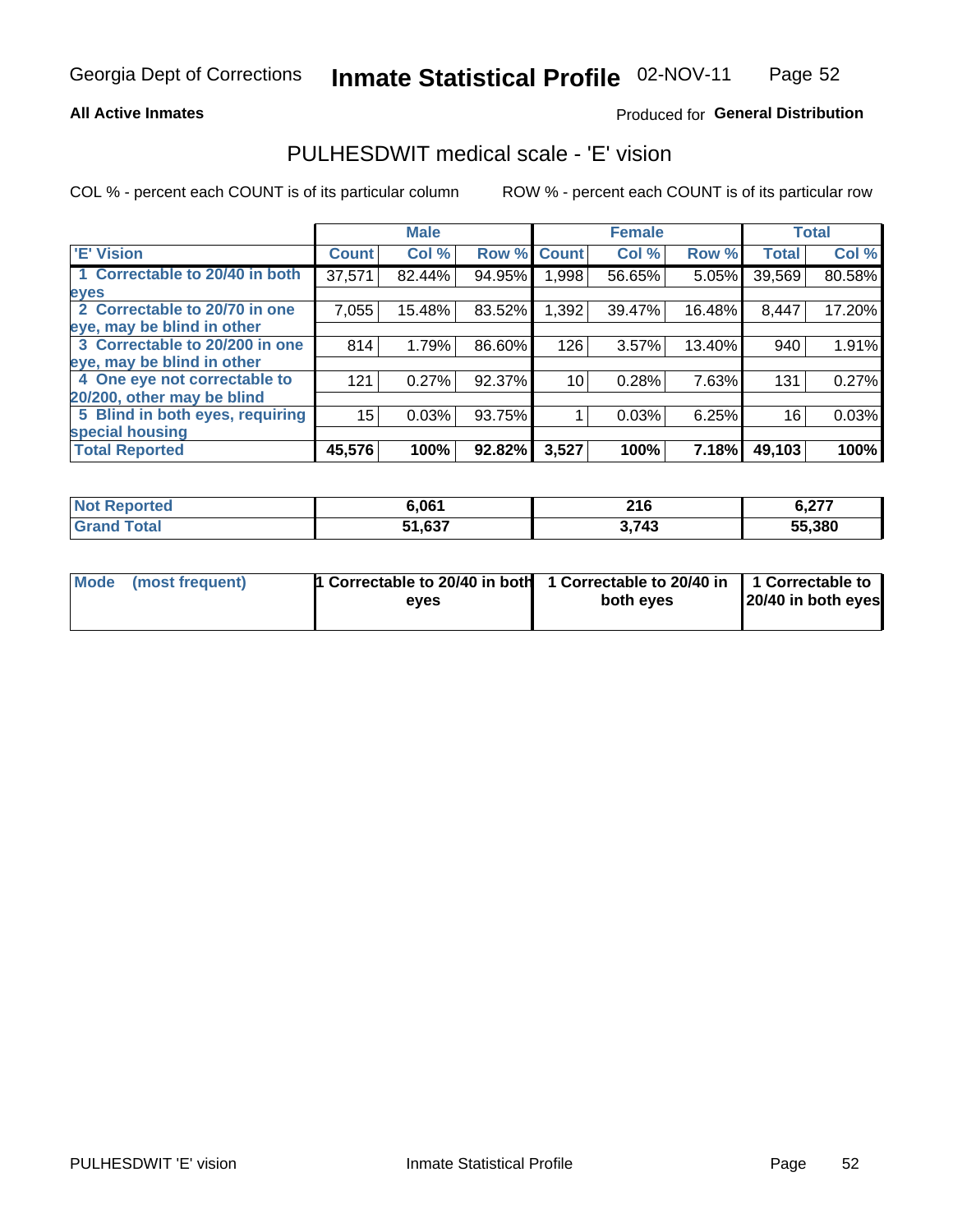Georgia Dept of Corrections **Inmate Statistical Profile** 02-NOV-11

**All Active Inmates**

Produced for **General Distribution**

## PULHESDWIT medical scale - 'E' vision

COL % - percent each COUNT is of its particular column

ROW % - percent each COUNT is of its particular row

| | Male | | | Female | | | Total | |
|---|---|---|---|---|---|---|---|---|
| 'E' Vision | Count | Col % | Row % | Count | Col % | Row % | Total | Col % |
| 1 Correctable to 20/40 in both eyes | 37,571 | 82.44% | 94.95% | 1,998 | 56.65% | 5.05% | 39,569 | 80.58% |
| 2 Correctable to 20/70 in one eye, may be blind in other | 7,055 | 15.48% | 83.52% | 1,392 | 39.47% | 16.48% | 8,447 | 17.20% |
| 3 Correctable to 20/200 in one eye, may be blind in other | 814 | 1.79% | 86.60% | 126 | 3.57% | 13.40% | 940 | 1.91% |
| 4 One eye not correctable to 20/200, other may be blind | 121 | 0.27% | 92.37% | 10 | 0.28% | 7.63% | 131 | 0.27% |
| 5 Blind in both eyes, requiring special housing | 15 | 0.03% | 93.75% | 1 | 0.03% | 6.25% | 16 | 0.03% |
| **Total Reported** | **45,576** | **100%** | **92.82%** | **3,527** | **100%** | **7.18%** | **49,103** | **100%** |

| | Male | Female | Total |
|---|---|---|---|
| **Not Reported** | **6,061** | **216** | **6,277** |
| **Grand Total** | **51,637** | **3,743** | **55,380** |

| | Male | Female | Total |
|---|---|---|---|
| **Mode (most frequent)** | **1 Correctable to 20/40 in both eyes** | **1 Correctable to 20/40 in both eyes** | **1 Correctable to 20/40 in both eyes** |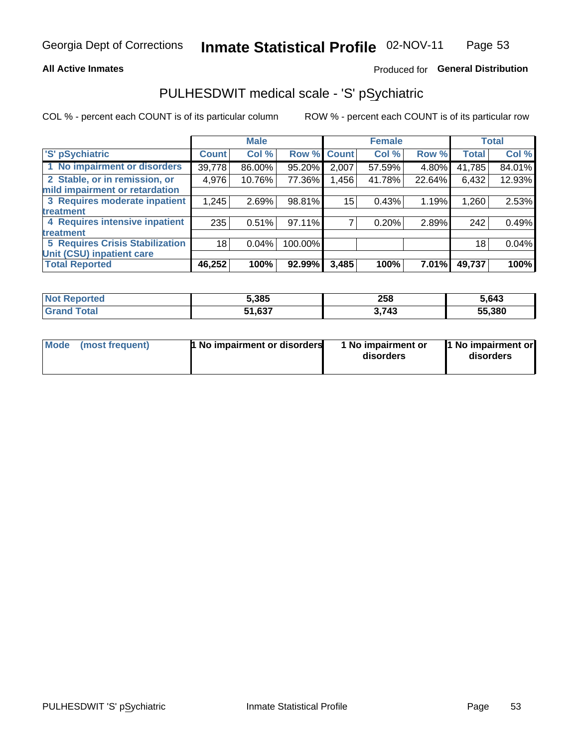Georgia Dept of Corrections **Inmate Statistical Profile** 02-NOV-11

**All Active Inmates**

Produced for **General Distribution**

## PULHESDWIT medical scale - 'S' pSychiatric

COL % - percent each COUNT is of its particular column ROW % - percent each COUNT is of its particular row

| 'S' pSychiatric | Male | | | Female | | | Total | |
|---|---|---|---|---|---|---|---|---|
| | Count | Col % | Row % | Count | Col % | Row % | Total | Col % |
| 1 No impairment or disorders | 39,778 | 86.00% | 95.20% | 2,007 | 57.59% | 4.80% | 41,785 | 84.01% |
| 2 Stable, or in remission, or mild impairment or retardation | 4,976 | 10.76% | 77.36% | 1,456 | 41.78% | 22.64% | 6,432 | 12.93% |
| 3 Requires moderate inpatient treatment | 1,245 | 2.69% | 98.81% | 15 | 0.43% | 1.19% | 1,260 | 2.53% |
| 4 Requires intensive inpatient treatment | 235 | 0.51% | 97.11% | 7 | 0.20% | 2.89% | 242 | 0.49% |
| 5 Requires Crisis Stabilization Unit (CSU) inpatient care | 18 | 0.04% | 100.00% | | | | 18 | 0.04% |
| **Total Reported** | **46,252** | **100%** | **92.99%** | **3,485** | **100%** | **7.01%** | **49,737** | **100%** |

| | Male | Female | Total |
|---|---|---|---|
| Not Reported | 5,385 | 258 | 5,643 |
| Grand Total | 51,637 | 3,743 | 55,380 |

| | Male | Female | Total |
|---|---|---|---|
| Mode (most frequent) | 1 No impairment or disorders | 1 No impairment or disorders | 1 No impairment or disorders |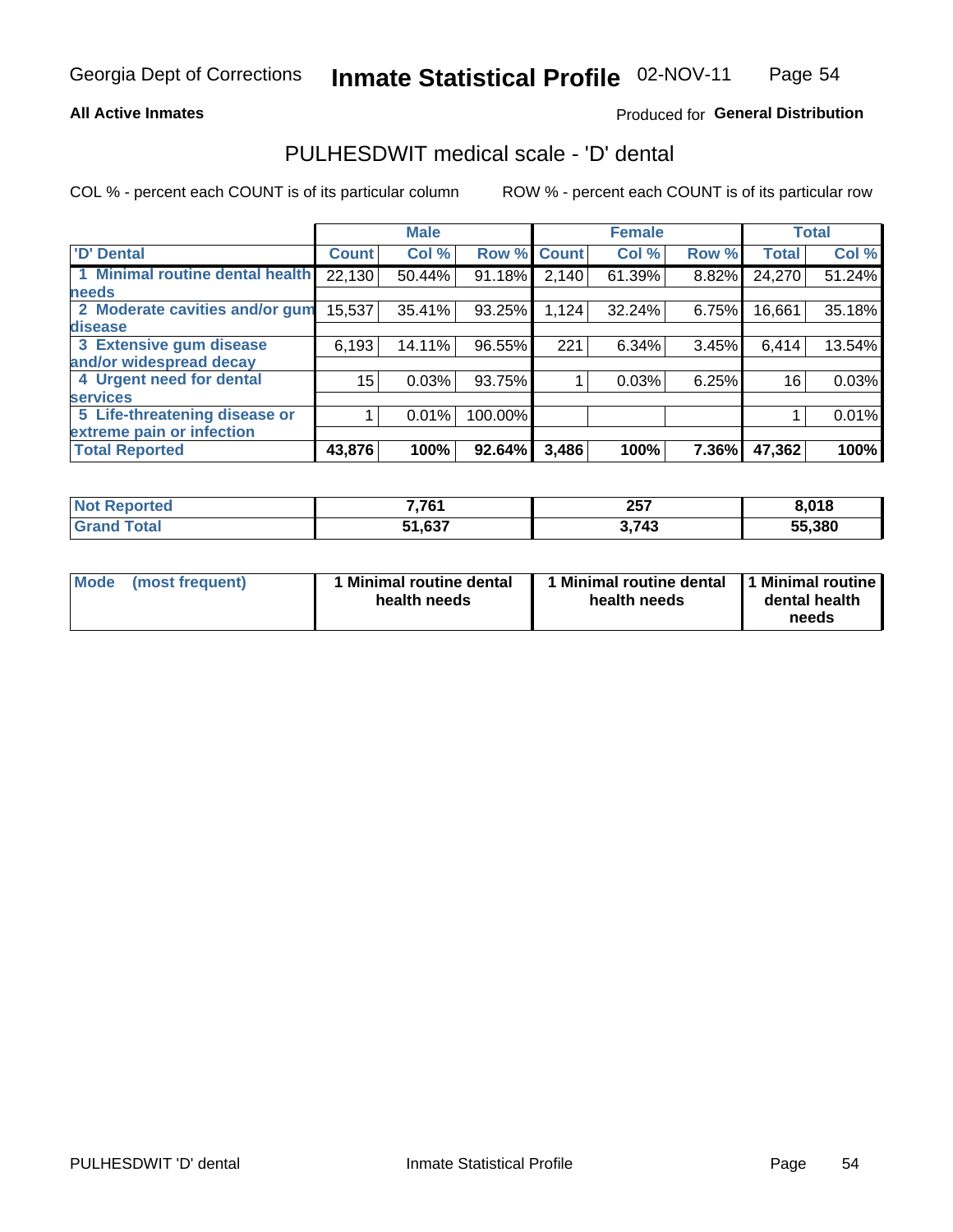# Inmate Statistical Profile

Georgia Dept of Corrections — 02-NOV-11

**All Active Inmates** — Produced for **General Distribution**

## PULHESDWIT medical scale - 'D' dental

COL % - percent each COUNT is of its particular column    ROW % - percent each COUNT is of its particular row

| | Male | | | Female | | | Total | |
|---|---|---|---|---|---|---|---|---|
| 'D' Dental | Count | Col % | Row % | Count | Col % | Row % | Total | Col % |
| 1 Minimal routine dental health needs | 22,130 | 50.44% | 91.18% | 2,140 | 61.39% | 8.82% | 24,270 | 51.24% |
| 2 Moderate cavities and/or gum disease | 15,537 | 35.41% | 93.25% | 1,124 | 32.24% | 6.75% | 16,661 | 35.18% |
| 3 Extensive gum disease and/or widespread decay | 6,193 | 14.11% | 96.55% | 221 | 6.34% | 3.45% | 6,414 | 13.54% |
| 4 Urgent need for dental services | 15 | 0.03% | 93.75% | 1 | 0.03% | 6.25% | 16 | 0.03% |
| 5 Life-threatening disease or extreme pain or infection | 1 | 0.01% | 100.00% | | | | 1 | 0.01% |
| **Total Reported** | **43,876** | **100%** | **92.64%** | **3,486** | **100%** | **7.36%** | **47,362** | **100%** |

| | Male | Female | Total |
|---|---|---|---|
| **Not Reported** | **7,761** | **257** | **8,018** |
| **Grand Total** | **51,637** | **3,743** | **55,380** |

| | Male | Female | Total |
|---|---|---|---|
| **Mode (most frequent)** | **1 Minimal routine dental health needs** | **1 Minimal routine dental health needs** | **1 Minimal routine dental health needs** |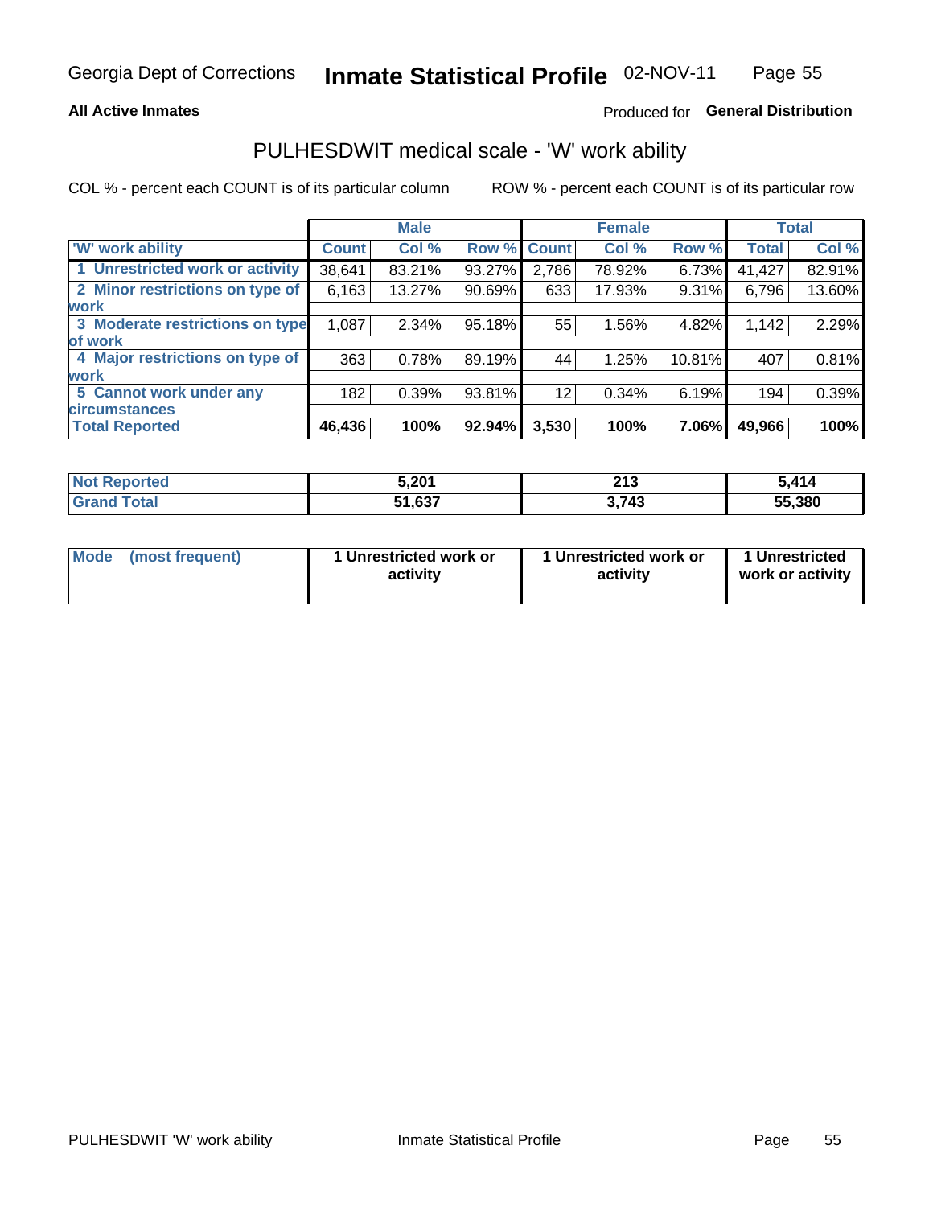Georgia Dept of Corrections **Inmate Statistical Profile** 02-NOV-11

**All Active Inmates**

Produced for **General Distribution**

## PULHESDWIT medical scale - 'W' work ability

COL % - percent each COUNT is of its particular column ROW % - percent each COUNT is of its particular row

| | Male | | | Female | | | Total | |
|---|---|---|---|---|---|---|---|---|
| 'W' work ability | Count | Col % | Row % | Count | Col % | Row % | Total | Col % |
| 1 Unrestricted work or activity | 38,641 | 83.21% | 93.27% | 2,786 | 78.92% | 6.73% | 41,427 | 82.91% |
| 2 Minor restrictions on type of work | 6,163 | 13.27% | 90.69% | 633 | 17.93% | 9.31% | 6,796 | 13.60% |
| 3 Moderate restrictions on type of work | 1,087 | 2.34% | 95.18% | 55 | 1.56% | 4.82% | 1,142 | 2.29% |
| 4 Major restrictions on type of work | 363 | 0.78% | 89.19% | 44 | 1.25% | 10.81% | 407 | 0.81% |
| 5 Cannot work under any circumstances | 182 | 0.39% | 93.81% | 12 | 0.34% | 6.19% | 194 | 0.39% |
| **Total Reported** | **46,436** | **100%** | **92.94%** | **3,530** | **100%** | **7.06%** | **49,966** | **100%** |

| | Male | Female | Total |
|---|---|---|---|
| Not Reported | 5,201 | 213 | 5,414 |
| Grand Total | 51,637 | 3,743 | 55,380 |

| | Male | Female | Total |
|---|---|---|---|
| Mode (most frequent) | 1 Unrestricted work or activity | 1 Unrestricted work or activity | 1 Unrestricted work or activity |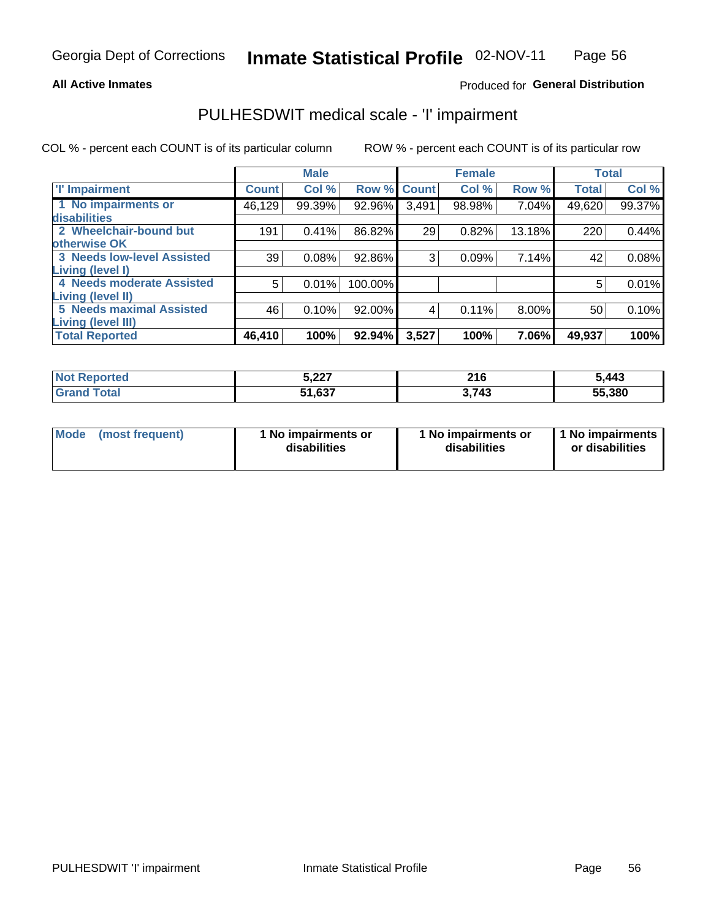Georgia Dept of Corrections **Inmate Statistical Profile** 02-NOV-11

**All Active Inmates**

Produced for **General Distribution**

## PULHESDWIT medical scale - 'I' impairment

COL % - percent each COUNT is of its particular column     ROW % - percent each COUNT is of its particular row

| | Male | | | Female | | | Total | |
|---|---|---|---|---|---|---|---|---|
| 'I' Impairment | Count | Col % | Row % | Count | Col % | Row % | Total | Col % |
| 1 No impairments or disabilities | 46,129 | 99.39% | 92.96% | 3,491 | 98.98% | 7.04% | 49,620 | 99.37% |
| 2 Wheelchair-bound but otherwise OK | 191 | 0.41% | 86.82% | 29 | 0.82% | 13.18% | 220 | 0.44% |
| 3 Needs low-level Assisted Living (level I) | 39 | 0.08% | 92.86% | 3 | 0.09% | 7.14% | 42 | 0.08% |
| 4 Needs moderate Assisted Living (level II) | 5 | 0.01% | 100.00% | | | | 5 | 0.01% |
| 5 Needs maximal Assisted Living (level III) | 46 | 0.10% | 92.00% | 4 | 0.11% | 8.00% | 50 | 0.10% |
| **Total Reported** | **46,410** | **100%** | **92.94%** | **3,527** | **100%** | **7.06%** | **49,937** | **100%** |

| | Male | Female | Total |
|---|---|---|---|
| Not Reported | 5,227 | 216 | 5,443 |
| Grand Total | 51,637 | 3,743 | 55,380 |

| | Male | Female | Total |
|---|---|---|---|
| Mode (most frequent) | 1 No impairments or disabilities | 1 No impairments or disabilities | 1 No impairments or disabilities |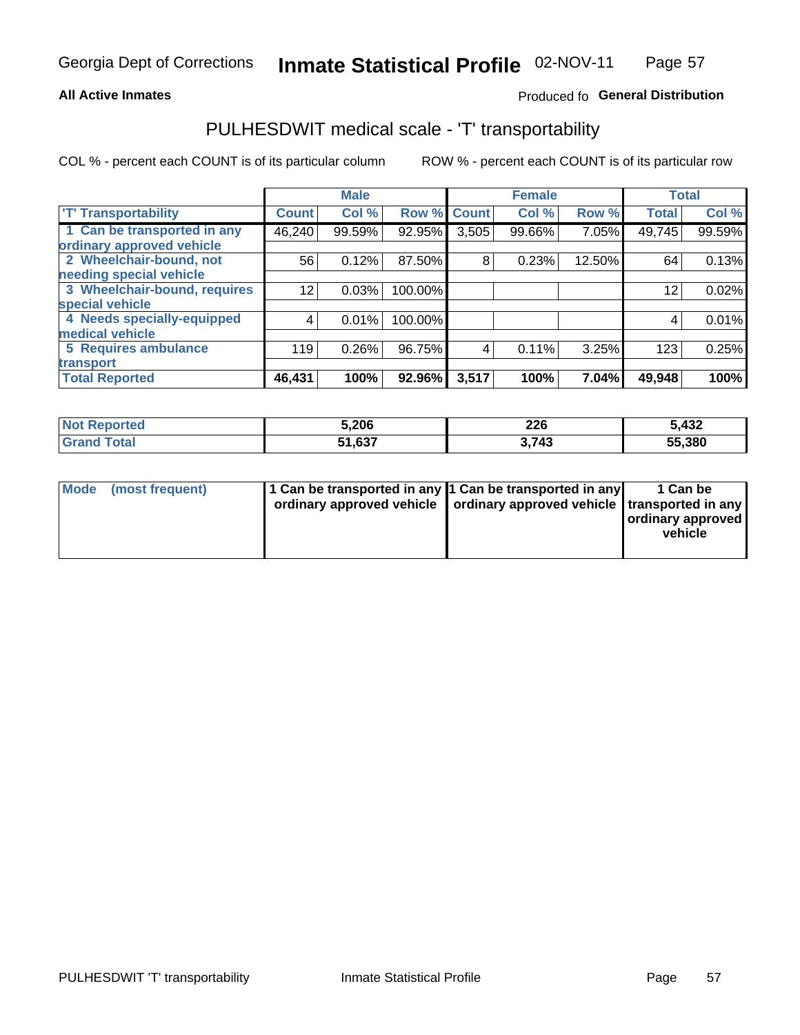Georgia Dept of Corrections **Inmate Statistical Profile** 02-NOV-11

**All Active Inmates**

Produced fo **General Distribution**

## PULHESDWIT medical scale - 'T' transportability

COL % - percent each COUNT is of its particular column ROW % - percent each COUNT is of its particular row

| | Male | | | Female | | | Total | |
|---|---|---|---|---|---|---|---|---|
| **'T' Transportability** | **Count** | **Col %** | **Row %** | **Count** | **Col %** | **Row %** | **Total** | **Col %** |
| **1 Can be transported in any ordinary approved vehicle** | 46,240 | 99.59% | 92.95% | 3,505 | 99.66% | 7.05% | 49,745 | 99.59% |
| **2 Wheelchair-bound, not needing special vehicle** | 56 | 0.12% | 87.50% | 8 | 0.23% | 12.50% | 64 | 0.13% |
| **3 Wheelchair-bound, requires special vehicle** | 12 | 0.03% | 100.00% | | | | 12 | 0.02% |
| **4 Needs specially-equipped medical vehicle** | 4 | 0.01% | 100.00% | | | | 4 | 0.01% |
| **5 Requires ambulance transport** | 119 | 0.26% | 96.75% | 4 | 0.11% | 3.25% | 123 | 0.25% |
| **Total Reported** | **46,431** | **100%** | **92.96%** | **3,517** | **100%** | **7.04%** | **49,948** | **100%** |

| | Male | Female | Total |
|---|---|---|---|
| **Not Reported** | **5,206** | **226** | **5,432** |
| **Grand Total** | **51,637** | **3,743** | **55,380** |

| | Male | Female | Total |
|---|---|---|---|
| **Mode (most frequent)** | **1 Can be transported in any ordinary approved vehicle** | **1 Can be transported in any ordinary approved vehicle** | **1 Can be transported in any ordinary approved vehicle** |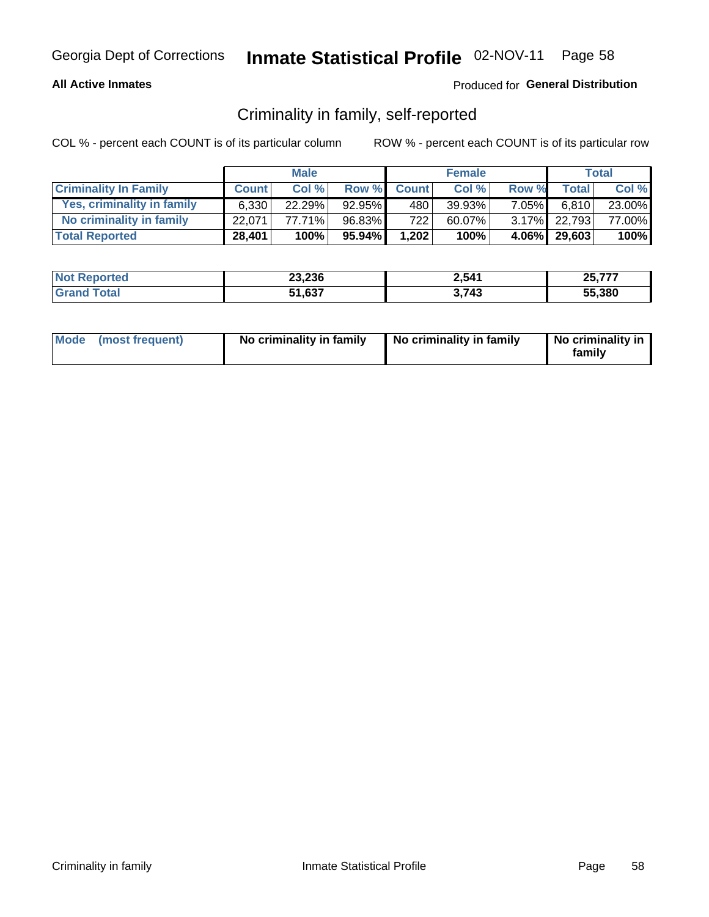Georgia Dept of Corrections **Inmate Statistical Profile** 02-NOV-11

**All Active Inmates** Produced for **General Distribution**

## Criminality in family, self-reported

COL % - percent each COUNT is of its particular column ROW % - percent each COUNT is of its particular row

| | Male | | | Female | | | Total | |
|---|---|---|---|---|---|---|---|---|
| **Criminality In Family** | **Count** | **Col %** | **Row %** | **Count** | **Col %** | **Row %** | **Total** | **Col %** |
| Yes, criminality in family | 6,330 | 22.29% | 92.95% | 480 | 39.93% | 7.05% | 6,810 | 23.00% |
| No criminality in family | 22,071 | 77.71% | 96.83% | 722 | 60.07% | 3.17% | 22,793 | 77.00% |
| **Total Reported** | **28,401** | **100%** | **95.94%** | **1,202** | **100%** | **4.06%** | **29,603** | **100%** |

| | Male | Female | Total |
|---|---|---|---|
| **Not Reported** | **23,236** | **2,541** | **25,777** |
| **Grand Total** | **51,637** | **3,743** | **55,380** |

| | Male | Female | Total |
|---|---|---|---|
| **Mode (most frequent)** | **No criminality in family** | **No criminality in family** | **No criminality in family** |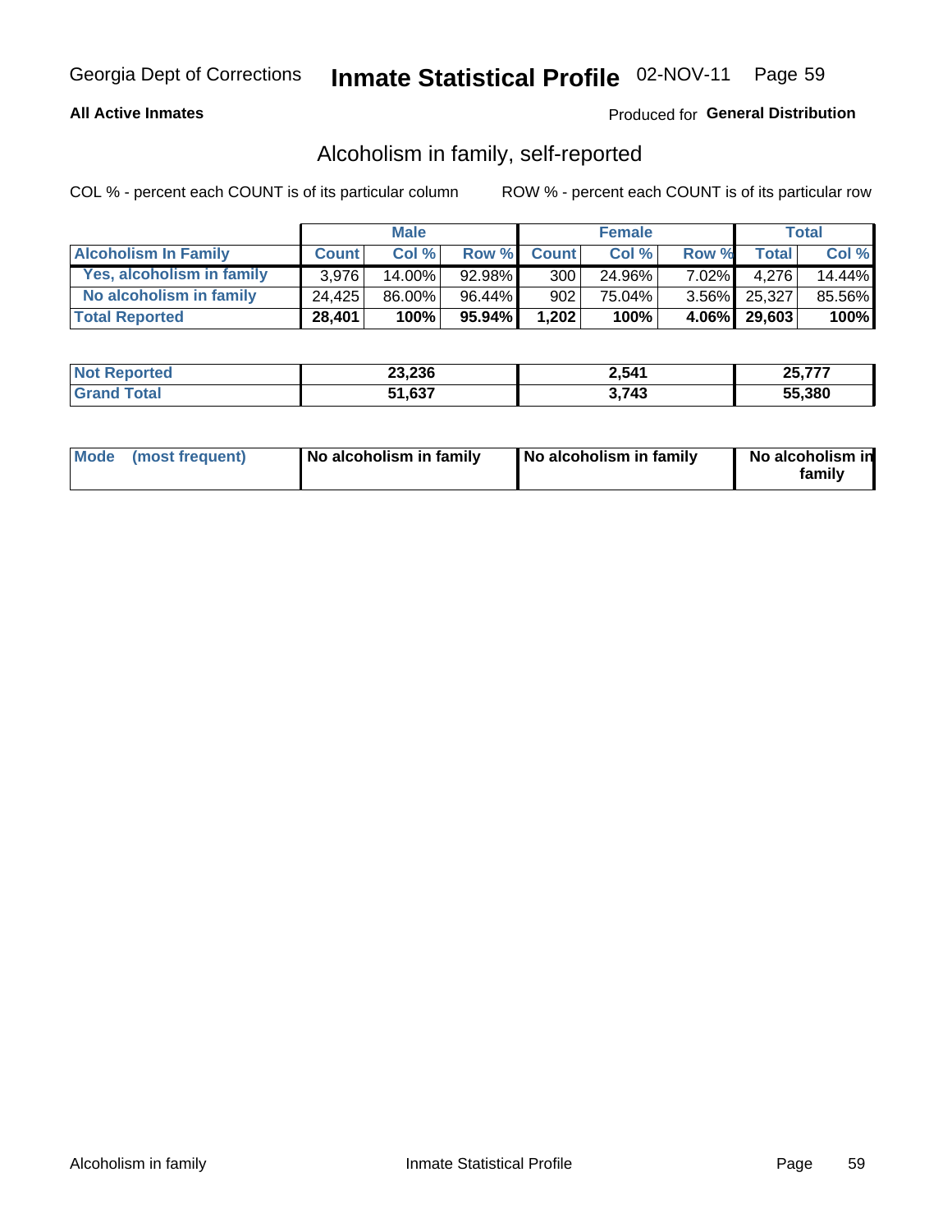Georgia Dept of Corrections **Inmate Statistical Profile** 02-NOV-11

**All Active Inmates**

Produced for **General Distribution**

## Alcoholism in family, self-reported

COL % - percent each COUNT is of its particular column

ROW % - percent each COUNT is of its particular row

| | Male | | | Female | | | Total | |
|---|---|---|---|---|---|---|---|---|
| **Alcoholism In Family** | **Count** | **Col %** | **Row %** | **Count** | **Col %** | **Row %** | **Total** | **Col %** |
| **Yes, alcoholism in family** | 3,976 | 14.00% | 92.98% | 300 | 24.96% | 7.02% | 4,276 | 14.44% |
| **No alcoholism in family** | 24,425 | 86.00% | 96.44% | 902 | 75.04% | 3.56% | 25,327 | 85.56% |
| **Total Reported** | **28,401** | **100%** | **95.94%** | **1,202** | **100%** | **4.06%** | **29,603** | **100%** |

| | Male | Female | Total |
|---|---|---|---|
| **Not Reported** | **23,236** | **2,541** | **25,777** |
| **Grand Total** | **51,637** | **3,743** | **55,380** |

| | Male | Female | Total |
|---|---|---|---|
| **Mode (most frequent)** | **No alcoholism in family** | **No alcoholism in family** | **No alcoholism in family** |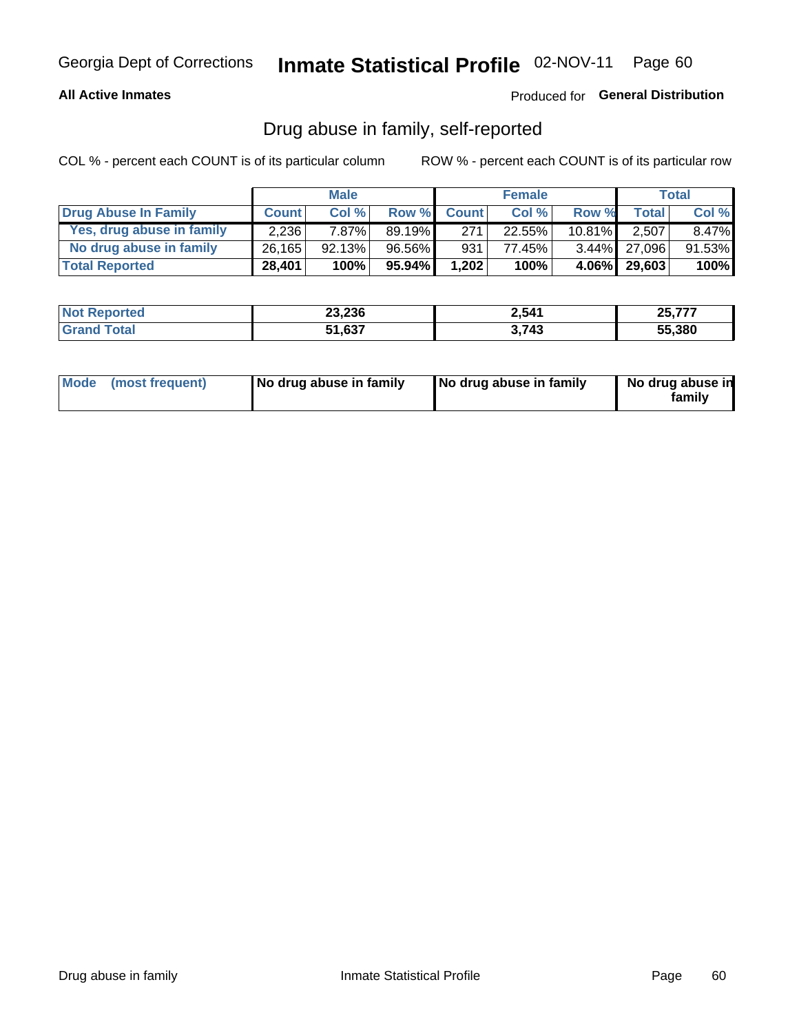Georgia Dept of Corrections **Inmate Statistical Profile** 02-NOV-11 Page 60

**All Active Inmates**

Produced for **General Distribution**

## Drug abuse in family, self-reported

COL % - percent each COUNT is of its particular column ROW % - percent each COUNT is of its particular row

| | Male | | | Female | | | Total | |
|---|---|---|---|---|---|---|---|---|
| **Drug Abuse In Family** | **Count** | **Col %** | **Row %** | **Count** | **Col %** | **Row %** | **Total** | **Col %** |
| Yes, drug abuse in family | 2,236 | 7.87% | 89.19% | 271 | 22.55% | 10.81% | 2,507 | 8.47% |
| No drug abuse in family | 26,165 | 92.13% | 96.56% | 931 | 77.45% | 3.44% | 27,096 | 91.53% |
| **Total Reported** | **28,401** | **100%** | **95.94%** | **1,202** | **100%** | **4.06%** | **29,603** | **100%** |

| | Male | Female | Total |
|---|---|---|---|
| **Not Reported** | **23,236** | **2,541** | **25,777** |
| **Grand Total** | **51,637** | **3,743** | **55,380** |

| | Male | Female | Total |
|---|---|---|---|
| **Mode (most frequent)** | **No drug abuse in family** | **No drug abuse in family** | **No drug abuse in family** |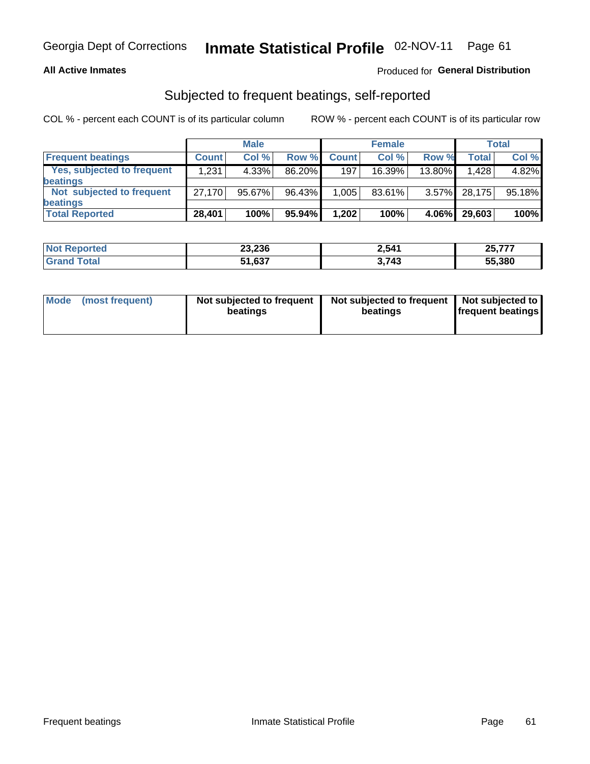Georgia Dept of Corrections **Inmate Statistical Profile** 02-NOV-11 Page 61

**All Active Inmates**

Produced for **General Distribution**

## Subjected to frequent beatings, self-reported

COL % - percent each COUNT is of its particular column

ROW % - percent each COUNT is of its particular row

| | Male | | | Female | | | Total | |
|---|---|---|---|---|---|---|---|---|
| **Frequent beatings** | **Count** | **Col %** | **Row %** | **Count** | **Col %** | **Row %** | **Total** | **Col %** |
| **Yes, subjected to frequent beatings** | 1,231 | 4.33% | 86.20% | 197 | 16.39% | 13.80% | 1,428 | 4.82% |
| **Not subjected to frequent beatings** | 27,170 | 95.67% | 96.43% | 1,005 | 83.61% | 3.57% | 28,175 | 95.18% |
| **Total Reported** | **28,401** | **100%** | **95.94%** | **1,202** | **100%** | **4.06%** | **29,603** | **100%** |

| | Male | Female | Total |
|---|---|---|---|
| **Not Reported** | **23,236** | **2,541** | **25,777** |
| **Grand Total** | **51,637** | **3,743** | **55,380** |

| | Male | Female | Total |
|---|---|---|---|
| **Mode (most frequent)** | **Not subjected to frequent beatings** | **Not subjected to frequent beatings** | **Not subjected to frequent beatings** |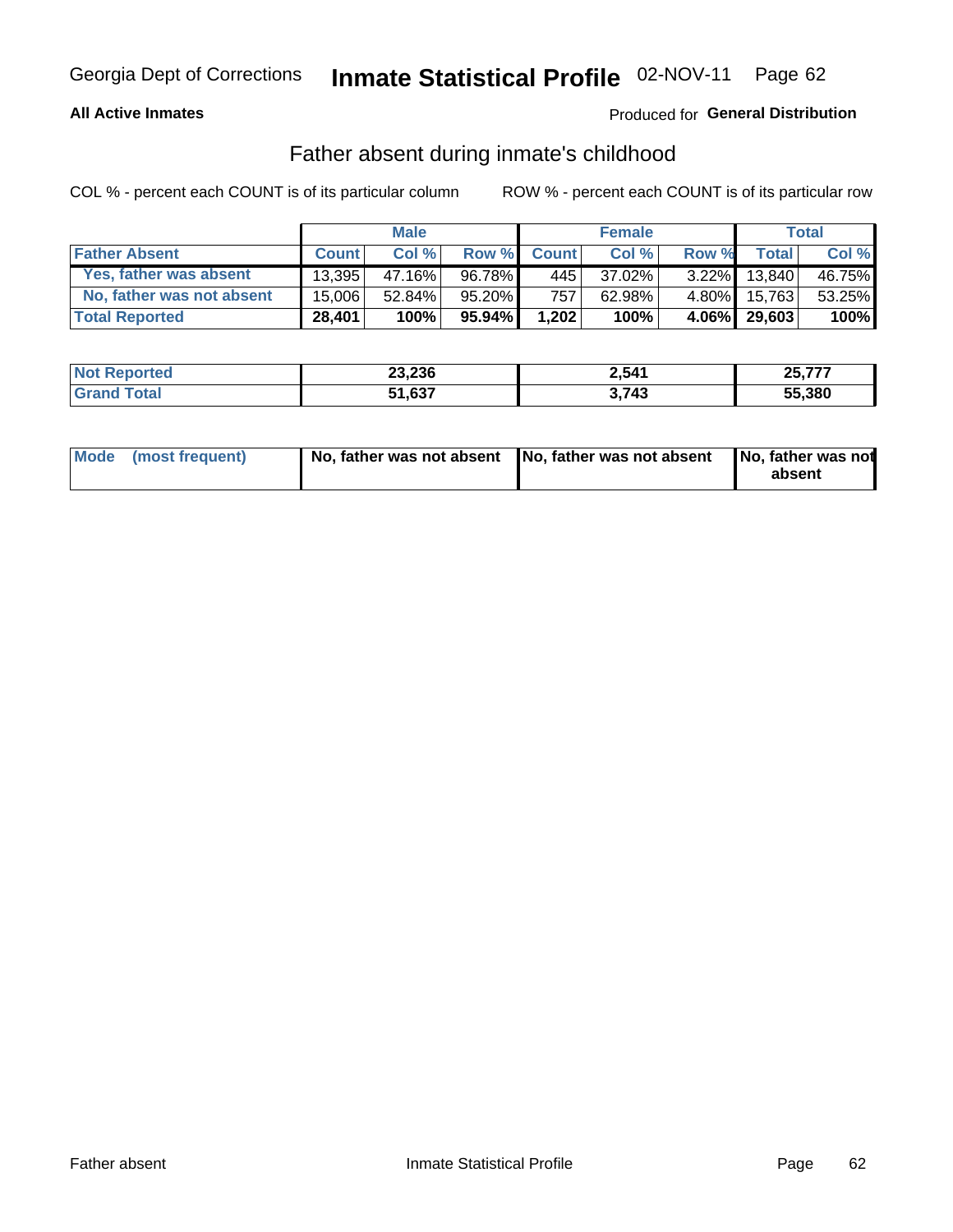Georgia Dept of Corrections **Inmate Statistical Profile** 02-NOV-11

**All Active Inmates**

Produced for **General Distribution**

## Father absent during inmate's childhood

COL % - percent each COUNT is of its particular column

ROW % - percent each COUNT is of its particular row

| | Male | | | Female | | | Total | |
|---|---|---|---|---|---|---|---|---|
| **Father Absent** | **Count** | **Col %** | **Row %** | **Count** | **Col %** | **Row %** | **Total** | **Col %** |
| Yes, father was absent | 13,395 | 47.16% | 96.78% | 445 | 37.02% | 3.22% | 13,840 | 46.75% |
| No, father was not absent | 15,006 | 52.84% | 95.20% | 757 | 62.98% | 4.80% | 15,763 | 53.25% |
| **Total Reported** | **28,401** | **100%** | **95.94%** | **1,202** | **100%** | **4.06%** | **29,603** | **100%** |

| | Male | Female | Total |
|---|---|---|---|
| **Not Reported** | **23,236** | **2,541** | **25,777** |
| **Grand Total** | **51,637** | **3,743** | **55,380** |

| | Male | Female | Total |
|---|---|---|---|
| **Mode (most frequent)** | **No, father was not absent** | **No, father was not absent** | **No, father was not absent** |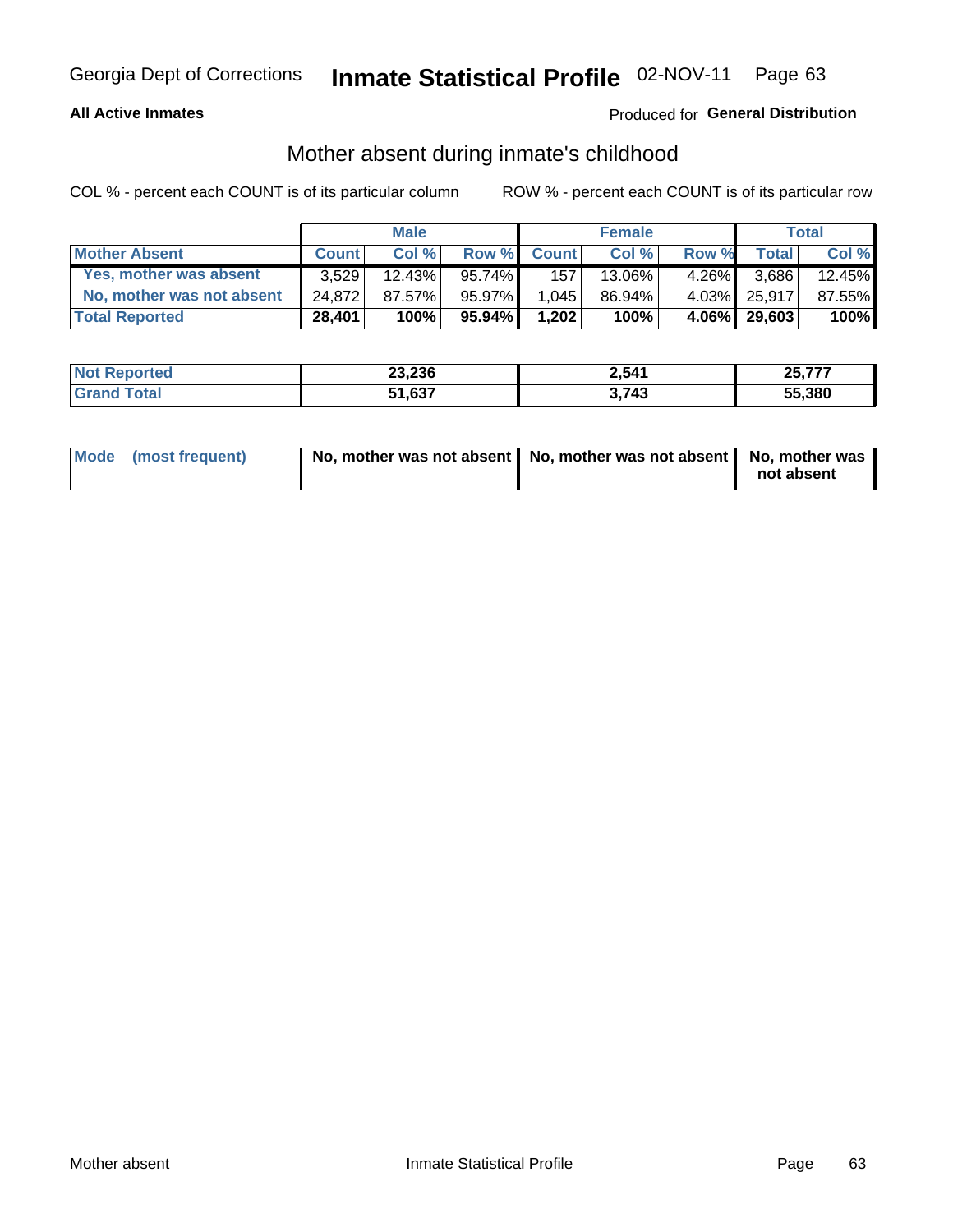Georgia Dept of Corrections **Inmate Statistical Profile** 02-NOV-11

**All Active Inmates**

Produced for **General Distribution**

## Mother absent during inmate's childhood

COL % - percent each COUNT is of its particular column     ROW % - percent each COUNT is of its particular row

| | Male | | | Female | | | Total | |
|---|---|---|---|---|---|---|---|---|
| **Mother Absent** | **Count** | **Col %** | **Row %** | **Count** | **Col %** | **Row %** | **Total** | **Col %** |
| **Yes, mother was absent** | 3,529 | 12.43% | 95.74% | 157 | 13.06% | 4.26% | 3,686 | 12.45% |
| **No, mother was not absent** | 24,872 | 87.57% | 95.97% | 1,045 | 86.94% | 4.03% | 25,917 | 87.55% |
| **Total Reported** | **28,401** | **100%** | **95.94%** | **1,202** | **100%** | **4.06%** | **29,603** | **100%** |

| | Male | Female | Total |
|---|---|---|---|
| **Not Reported** | **23,236** | **2,541** | **25,777** |
| **Grand Total** | **51,637** | **3,743** | **55,380** |

| | Male | Female | Total |
|---|---|---|---|
| **Mode (most frequent)** | **No, mother was not absent** | **No, mother was not absent** | **No, mother was not absent** |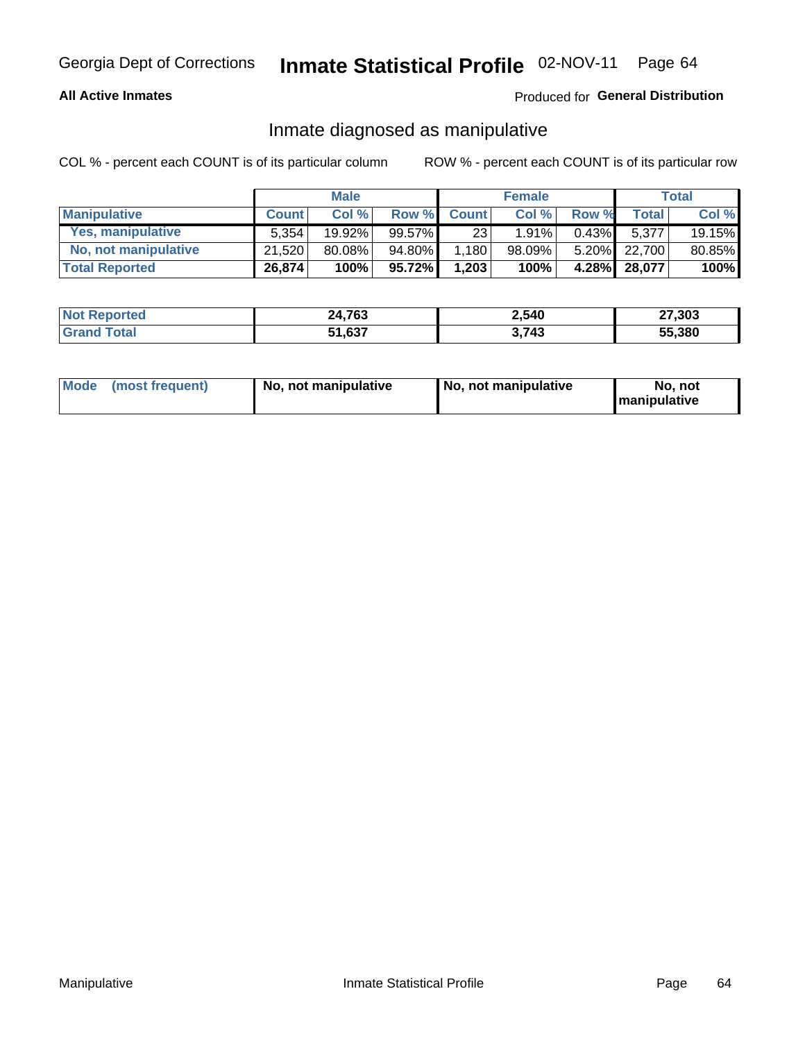Georgia Dept of Corrections **Inmate Statistical Profile** 02-NOV-11

**All Active Inmates**

Produced for **General Distribution**

## Inmate diagnosed as manipulative

COL % - percent each COUNT is of its particular column

ROW % - percent each COUNT is of its particular row

| | Male | | | Female | | | Total | |
|---|---|---|---|---|---|---|---|---|
| **Manipulative** | **Count** | **Col %** | **Row %** | **Count** | **Col %** | **Row %** | **Total** | **Col %** |
| **Yes, manipulative** | 5,354 | 19.92% | 99.57% | 23 | 1.91% | 0.43% | 5,377 | 19.15% |
| **No, not manipulative** | 21,520 | 80.08% | 94.80% | 1,180 | 98.09% | 5.20% | 22,700 | 80.85% |
| **Total Reported** | **26,874** | **100%** | **95.72%** | **1,203** | **100%** | **4.28%** | **28,077** | **100%** |

| | Male | Female | Total |
|---|---|---|---|
| **Not Reported** | **24,763** | **2,540** | **27,303** |
| **Grand Total** | **51,637** | **3,743** | **55,380** |

| | Male | Female | Total |
|---|---|---|---|
| **Mode (most frequent)** | **No, not manipulative** | **No, not manipulative** | **No, not manipulative** |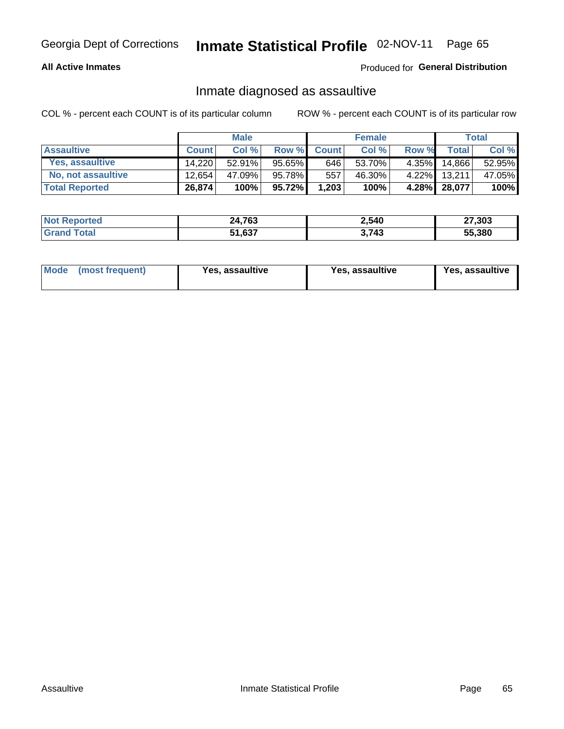Georgia Dept of Corrections **Inmate Statistical Profile** 02-NOV-11

**All Active Inmates**

Produced for **General Distribution**

## Inmate diagnosed as assaultive

COL % - percent each COUNT is of its particular column

ROW % - percent each COUNT is of its particular row

| | Male | | | Female | | | Total | |
|---|---|---|---|---|---|---|---|---|
| **Assaultive** | **Count** | **Col %** | **Row %** | **Count** | **Col %** | **Row %** | **Total** | **Col %** |
| Yes, assaultive | 14,220 | 52.91% | 95.65% | 646 | 53.70% | 4.35% | 14,866 | 52.95% |
| No, not assaultive | 12,654 | 47.09% | 95.78% | 557 | 46.30% | 4.22% | 13,211 | 47.05% |
| **Total Reported** | **26,874** | **100%** | **95.72%** | **1,203** | **100%** | **4.28%** | **28,077** | **100%** |

| | Male | Female | Total |
|---|---|---|---|
| **Not Reported** | **24,763** | **2,540** | **27,303** |
| **Grand Total** | **51,637** | **3,743** | **55,380** |

| | Male | Female | Total |
|---|---|---|---|
| **Mode (most frequent)** | **Yes, assaultive** | **Yes, assaultive** | **Yes, assaultive** |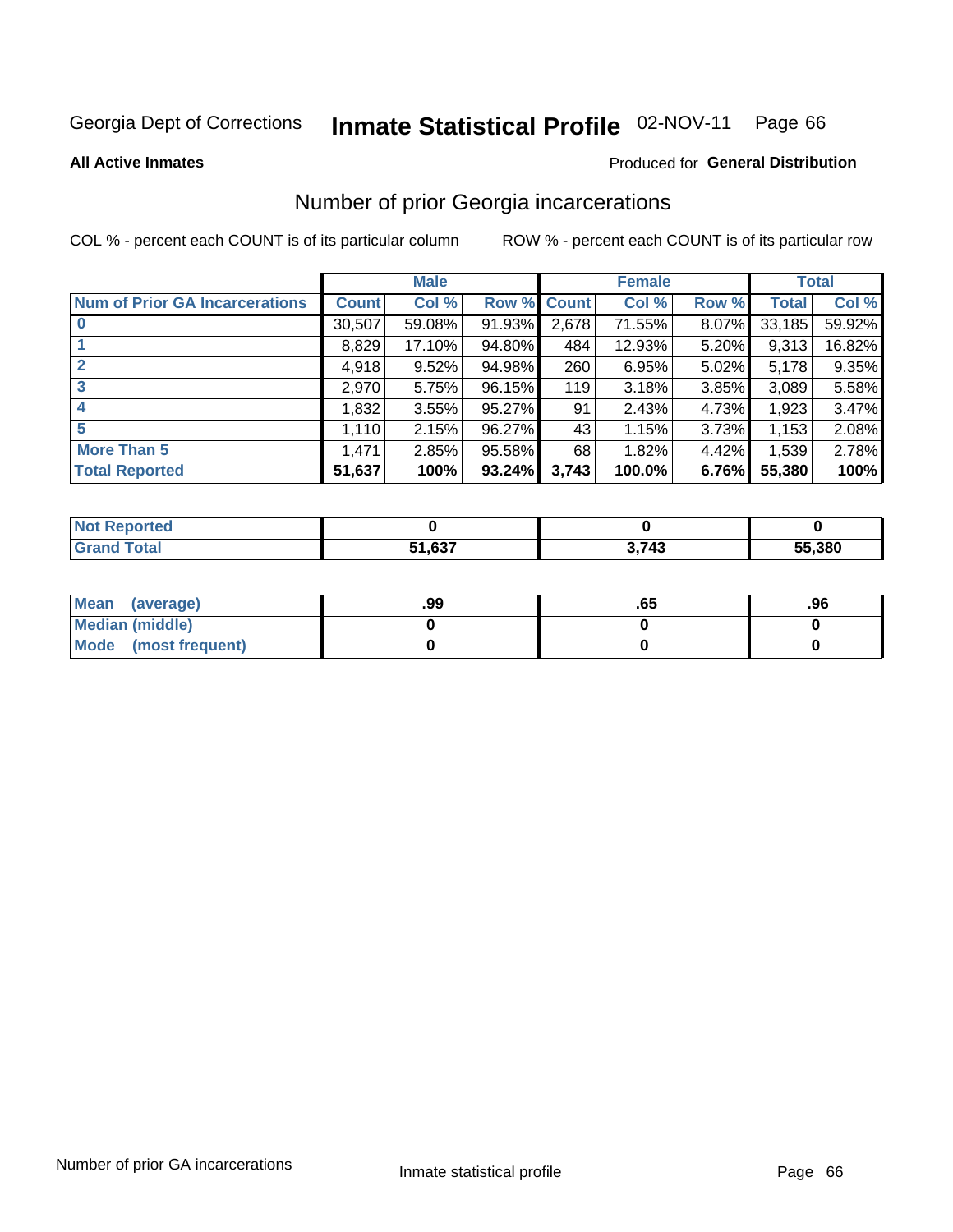Georgia Dept of Corrections **Inmate Statistical Profile** 02-NOV-11

**All Active Inmates**

Produced for **General Distribution**

## Number of prior Georgia incarcerations

COL % - percent each COUNT is of its particular column

ROW % - percent each COUNT is of its particular row

| | Male | | | Female | | | Total | |
|---|---|---|---|---|---|---|---|---|
| **Num of Prior GA Incarcerations** | **Count** | **Col %** | **Row %** | **Count** | **Col %** | **Row %** | **Total** | **Col %** |
| **0** | 30,507 | 59.08% | 91.93% | 2,678 | 71.55% | 8.07% | 33,185 | 59.92% |
| **1** | 8,829 | 17.10% | 94.80% | 484 | 12.93% | 5.20% | 9,313 | 16.82% |
| **2** | 4,918 | 9.52% | 94.98% | 260 | 6.95% | 5.02% | 5,178 | 9.35% |
| **3** | 2,970 | 5.75% | 96.15% | 119 | 3.18% | 3.85% | 3,089 | 5.58% |
| **4** | 1,832 | 3.55% | 95.27% | 91 | 2.43% | 4.73% | 1,923 | 3.47% |
| **5** | 1,110 | 2.15% | 96.27% | 43 | 1.15% | 3.73% | 1,153 | 2.08% |
| **More Than 5** | 1,471 | 2.85% | 95.58% | 68 | 1.82% | 4.42% | 1,539 | 2.78% |
| **Total Reported** | **51,637** | **100%** | **93.24%** | **3,743** | **100.0%** | **6.76%** | **55,380** | **100%** |

| | Male | Female | Total |
|---|---|---|---|
| **Not Reported** | **0** | **0** | **0** |
| **Grand Total** | **51,637** | **3,743** | **55,380** |

| | Male | Female | Total |
|---|---|---|---|
| **Mean (average)** | **.99** | **.65** | **.96** |
| **Median (middle)** | **0** | **0** | **0** |
| **Mode (most frequent)** | **0** | **0** | **0** |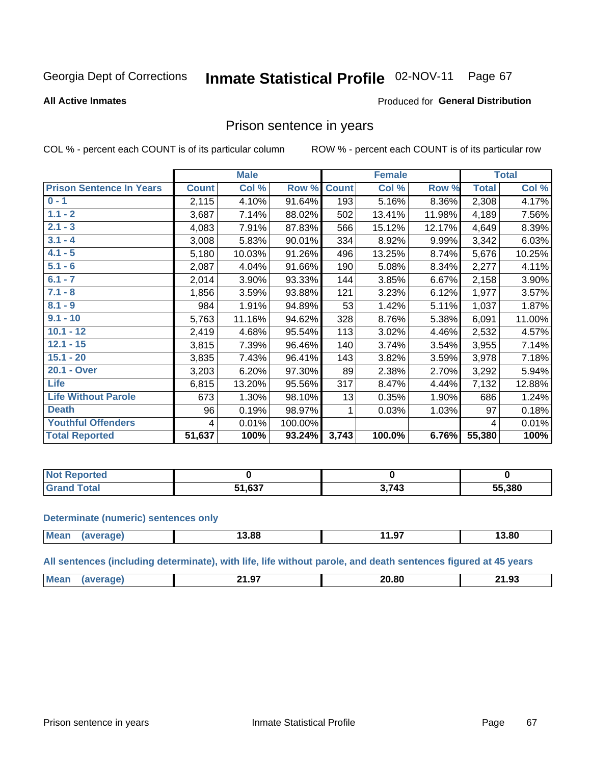Georgia Dept of Corrections **Inmate Statistical Profile** 02-NOV-11 Page 67

**All Active Inmates**

Produced for **General Distribution**

## Prison sentence in years

COL % - percent each COUNT is of its particular column

ROW % - percent each COUNT is of its particular row

| | Male | | | Female | | | Total | |
|---|---|---|---|---|---|---|---|---|
| **Prison Sentence In Years** | **Count** | **Col %** | **Row %** | **Count** | **Col %** | **Row %** | **Total** | **Col %** |
| 0 - 1 | 2,115 | 4.10% | 91.64% | 193 | 5.16% | 8.36% | 2,308 | 4.17% |
| 1.1 - 2 | 3,687 | 7.14% | 88.02% | 502 | 13.41% | 11.98% | 4,189 | 7.56% |
| 2.1 - 3 | 4,083 | 7.91% | 87.83% | 566 | 15.12% | 12.17% | 4,649 | 8.39% |
| 3.1 - 4 | 3,008 | 5.83% | 90.01% | 334 | 8.92% | 9.99% | 3,342 | 6.03% |
| 4.1 - 5 | 5,180 | 10.03% | 91.26% | 496 | 13.25% | 8.74% | 5,676 | 10.25% |
| 5.1 - 6 | 2,087 | 4.04% | 91.66% | 190 | 5.08% | 8.34% | 2,277 | 4.11% |
| 6.1 - 7 | 2,014 | 3.90% | 93.33% | 144 | 3.85% | 6.67% | 2,158 | 3.90% |
| 7.1 - 8 | 1,856 | 3.59% | 93.88% | 121 | 3.23% | 6.12% | 1,977 | 3.57% |
| 8.1 - 9 | 984 | 1.91% | 94.89% | 53 | 1.42% | 5.11% | 1,037 | 1.87% |
| 9.1 - 10 | 5,763 | 11.16% | 94.62% | 328 | 8.76% | 5.38% | 6,091 | 11.00% |
| 10.1 - 12 | 2,419 | 4.68% | 95.54% | 113 | 3.02% | 4.46% | 2,532 | 4.57% |
| 12.1 - 15 | 3,815 | 7.39% | 96.46% | 140 | 3.74% | 3.54% | 3,955 | 7.14% |
| 15.1 - 20 | 3,835 | 7.43% | 96.41% | 143 | 3.82% | 3.59% | 3,978 | 7.18% |
| 20.1 - Over | 3,203 | 6.20% | 97.30% | 89 | 2.38% | 2.70% | 3,292 | 5.94% |
| Life | 6,815 | 13.20% | 95.56% | 317 | 8.47% | 4.44% | 7,132 | 12.88% |
| Life Without Parole | 673 | 1.30% | 98.10% | 13 | 0.35% | 1.90% | 686 | 1.24% |
| Death | 96 | 0.19% | 98.97% | 1 | 0.03% | 1.03% | 97 | 0.18% |
| Youthful Offenders | 4 | 0.01% | 100.00% | | | | 4 | 0.01% |
| **Total Reported** | **51,637** | **100%** | **93.24%** | **3,743** | **100.0%** | **6.76%** | **55,380** | **100%** |

| | Male | Female | Total |
|---|---|---|---|
| Not Reported | 0 | 0 | 0 |
| Grand Total | 51,637 | 3,743 | 55,380 |

**Determinate (numeric) sentences only**

| | Male | Female | Total |
|---|---|---|---|
| Mean (average) | 13.88 | 11.97 | 13.80 |

**All sentences (including determinate), with life, life without parole, and death sentences figured at 45 years**

| | Male | Female | Total |
|---|---|---|---|
| Mean (average) | 21.97 | 20.80 | 21.93 |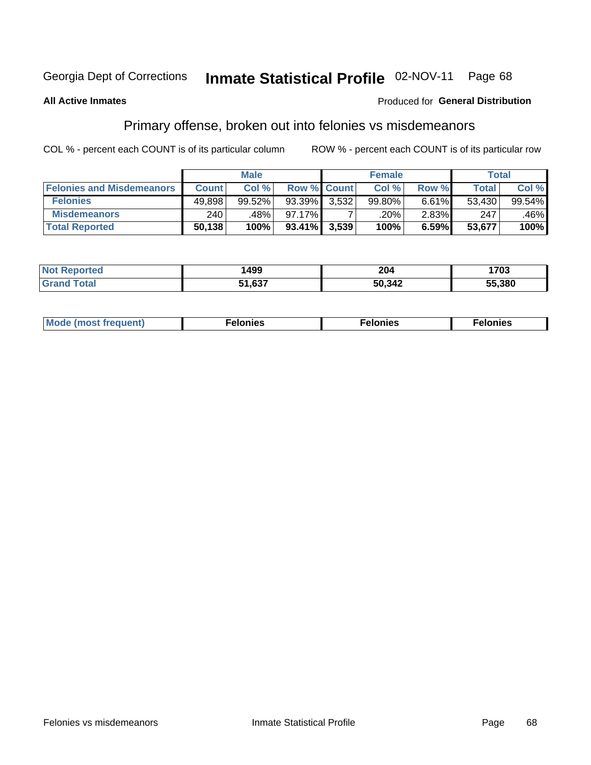Georgia Dept of Corrections **Inmate Statistical Profile** 02-NOV-11

**All Active Inmates**

Produced for **General Distribution**

## Primary offense, broken out into felonies vs misdemeanors

COL % - percent each COUNT is of its particular column

ROW % - percent each COUNT is of its particular row

| | Male | | | Female | | | Total | |
|---|---|---|---|---|---|---|---|---|
| **Felonies and Misdemeanors** | **Count** | **Col %** | **Row %** | **Count** | **Col %** | **Row %** | **Total** | **Col %** |
| **Felonies** | 49,898 | 99.52% | 93.39% | 3,532 | 99.80% | 6.61% | 53,430 | 99.54% |
| **Misdemeanors** | 240 | .48% | 97.17% | 7 | .20% | 2.83% | 247 | .46% |
| **Total Reported** | **50,138** | **100%** | **93.41%** | **3,539** | **100%** | **6.59%** | **53,677** | **100%** |

| | Male | Female | Total |
|---|---|---|---|
| **Not Reported** | **1499** | **204** | **1703** |
| **Grand Total** | **51,637** | **50,342** | **55,380** |

| | Male | Female | Total |
|---|---|---|---|
| **Mode (most frequent)** | **Felonies** | **Felonies** | **Felonies** |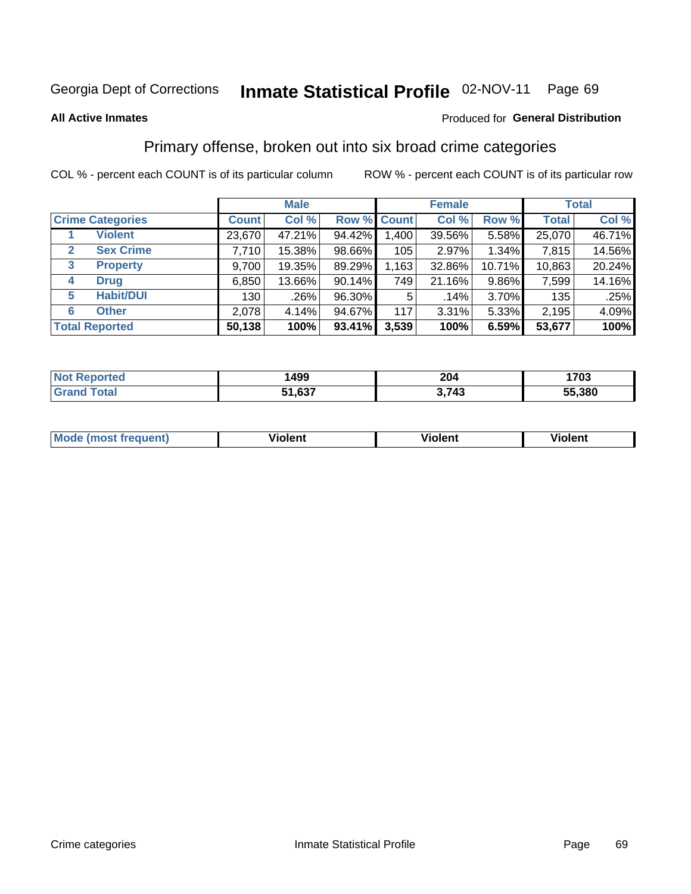Georgia Dept of Corrections **Inmate Statistical Profile** 02-NOV-11 Page 69

**All Active Inmates**

Produced for **General Distribution**

## Primary offense, broken out into six broad crime categories

COL % - percent each COUNT is of its particular column

ROW % - percent each COUNT is of its particular row

| | | Male | | | Female | | | Total | |
|---|---|---|---|---|---|---|---|---|---|
| **Crime Categories** | | **Count** | **Col %** | **Row %** | **Count** | **Col %** | **Row %** | **Total** | **Col %** |
| 1 | **Violent** | 23,670 | 47.21% | 94.42% | 1,400 | 39.56% | 5.58% | 25,070 | 46.71% |
| 2 | **Sex Crime** | 7,710 | 15.38% | 98.66% | 105 | 2.97% | 1.34% | 7,815 | 14.56% |
| 3 | **Property** | 9,700 | 19.35% | 89.29% | 1,163 | 32.86% | 10.71% | 10,863 | 20.24% |
| 4 | **Drug** | 6,850 | 13.66% | 90.14% | 749 | 21.16% | 9.86% | 7,599 | 14.16% |
| 5 | **Habit/DUI** | 130 | .26% | 96.30% | 5 | .14% | 3.70% | 135 | .25% |
| 6 | **Other** | 2,078 | 4.14% | 94.67% | 117 | 3.31% | 5.33% | 2,195 | 4.09% |
| **Total Reported** | | **50,138** | **100%** | **93.41%** | **3,539** | **100%** | **6.59%** | **53,677** | **100%** |

| | Male | Female | Total |
|---|---|---|---|
| **Not Reported** | **1499** | **204** | **1703** |
| **Grand Total** | **51,637** | **3,743** | **55,380** |

| | Male | Female | Total |
|---|---|---|---|
| **Mode (most frequent)** | **Violent** | **Violent** | **Violent** |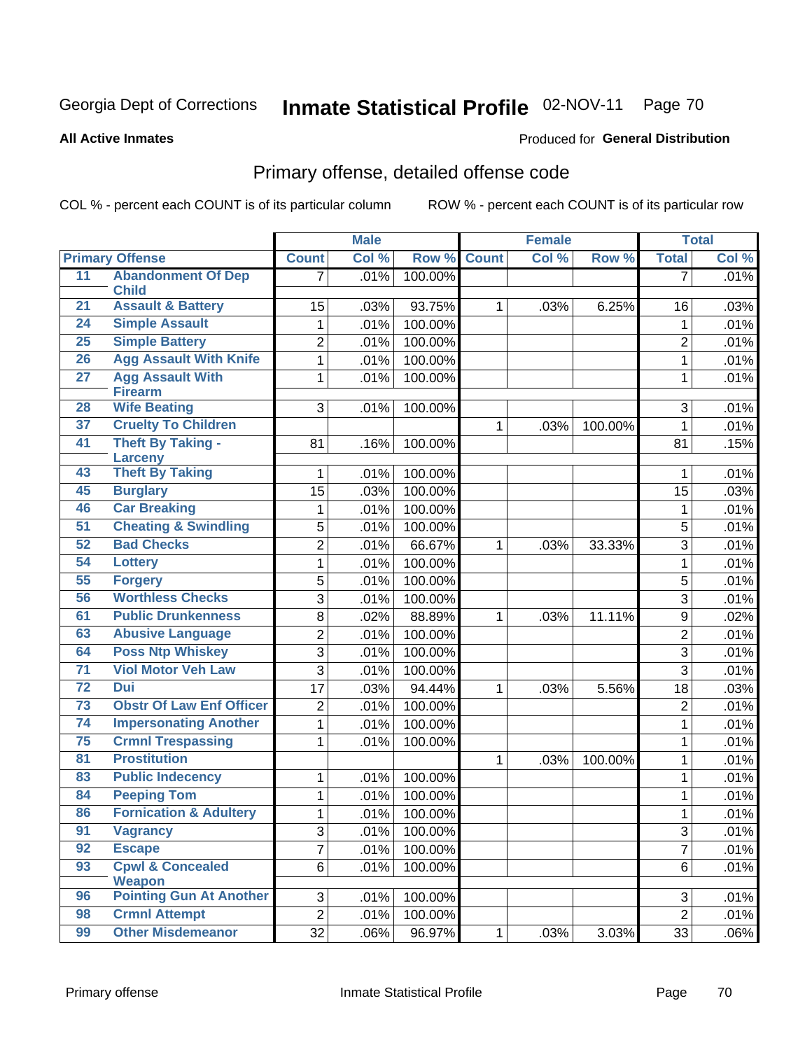Georgia Dept of Corrections **Inmate Statistical Profile** 02-NOV-11

**All Active Inmates**

Produced for **General Distribution**

## Primary offense, detailed offense code

COL % - percent each COUNT is of its particular column ROW % - percent each COUNT is of its particular row

| Primary Offense | | Male | | | Female | | | Total | |
|---|---|---|---|---|---|---|---|---|---|
| | | Count | Col % | Row % | Count | Col % | Row % | Total | Col % |
| 11 | Abandonment Of Dep Child | 7 | .01% | 100.00% | | | | 7 | .01% |
| 21 | Assault & Battery | 15 | .03% | 93.75% | 1 | .03% | 6.25% | 16 | .03% |
| 24 | Simple Assault | 1 | .01% | 100.00% | | | | 1 | .01% |
| 25 | Simple Battery | 2 | .01% | 100.00% | | | | 2 | .01% |
| 26 | Agg Assault With Knife | 1 | .01% | 100.00% | | | | 1 | .01% |
| 27 | Agg Assault With Firearm | 1 | .01% | 100.00% | | | | 1 | .01% |
| 28 | Wife Beating | 3 | .01% | 100.00% | | | | 3 | .01% |
| 37 | Cruelty To Children | | | | 1 | .03% | 100.00% | 1 | .01% |
| 41 | Theft By Taking - Larceny | 81 | .16% | 100.00% | | | | 81 | .15% |
| 43 | Theft By Taking | 1 | .01% | 100.00% | | | | 1 | .01% |
| 45 | Burglary | 15 | .03% | 100.00% | | | | 15 | .03% |
| 46 | Car Breaking | 1 | .01% | 100.00% | | | | 1 | .01% |
| 51 | Cheating & Swindling | 5 | .01% | 100.00% | | | | 5 | .01% |
| 52 | Bad Checks | 2 | .01% | 66.67% | 1 | .03% | 33.33% | 3 | .01% |
| 54 | Lottery | 1 | .01% | 100.00% | | | | 1 | .01% |
| 55 | Forgery | 5 | .01% | 100.00% | | | | 5 | .01% |
| 56 | Worthless Checks | 3 | .01% | 100.00% | | | | 3 | .01% |
| 61 | Public Drunkenness | 8 | .02% | 88.89% | 1 | .03% | 11.11% | 9 | .02% |
| 63 | Abusive Language | 2 | .01% | 100.00% | | | | 2 | .01% |
| 64 | Poss Ntp Whiskey | 3 | .01% | 100.00% | | | | 3 | .01% |
| 71 | Viol Motor Veh Law | 3 | .01% | 100.00% | | | | 3 | .01% |
| 72 | Dui | 17 | .03% | 94.44% | 1 | .03% | 5.56% | 18 | .03% |
| 73 | Obstr Of Law Enf Officer | 2 | .01% | 100.00% | | | | 2 | .01% |
| 74 | Impersonating Another | 1 | .01% | 100.00% | | | | 1 | .01% |
| 75 | Crmnl Trespassing | 1 | .01% | 100.00% | | | | 1 | .01% |
| 81 | Prostitution | | | | 1 | .03% | 100.00% | 1 | .01% |
| 83 | Public Indecency | 1 | .01% | 100.00% | | | | 1 | .01% |
| 84 | Peeping Tom | 1 | .01% | 100.00% | | | | 1 | .01% |
| 86 | Fornication & Adultery | 1 | .01% | 100.00% | | | | 1 | .01% |
| 91 | Vagrancy | 3 | .01% | 100.00% | | | | 3 | .01% |
| 92 | Escape | 7 | .01% | 100.00% | | | | 7 | .01% |
| 93 | Cpwl & Concealed Weapon | 6 | .01% | 100.00% | | | | 6 | .01% |
| 96 | Pointing Gun At Another | 3 | .01% | 100.00% | | | | 3 | .01% |
| 98 | Crmnl Attempt | 2 | .01% | 100.00% | | | | 2 | .01% |
| 99 | Other Misdemeanor | 32 | .06% | 96.97% | 1 | .03% | 3.03% | 33 | .06% |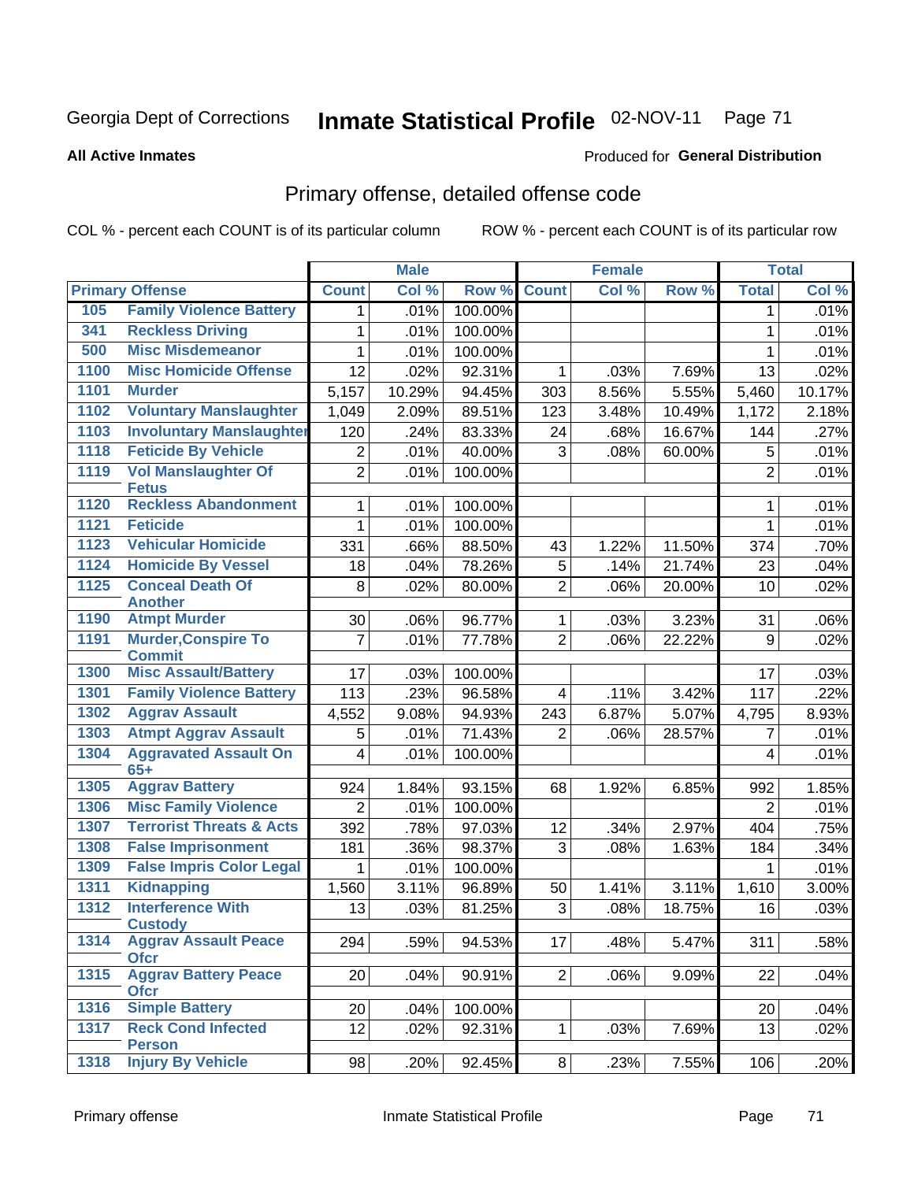Georgia Dept of Corrections **Inmate Statistical Profile** 02-NOV-11 Page 71

**All Active Inmates**

Produced for **General Distribution**

## Primary offense, detailed offense code

COL % - percent each COUNT is of its particular column ROW % - percent each COUNT is of its particular row

| Primary Offense | | Male | | | Female | | | Total | |
|---|---|---|---|---|---|---|---|---|---|
| | | Count | Col % | Row % | Count | Col % | Row % | Total | Col % |
| 105 | Family Violence Battery | 1 | .01% | 100.00% | | | | 1 | .01% |
| 341 | Reckless Driving | 1 | .01% | 100.00% | | | | 1 | .01% |
| 500 | Misc Misdemeanor | 1 | .01% | 100.00% | | | | 1 | .01% |
| 1100 | Misc Homicide Offense | 12 | .02% | 92.31% | 1 | .03% | 7.69% | 13 | .02% |
| 1101 | Murder | 5,157 | 10.29% | 94.45% | 303 | 8.56% | 5.55% | 5,460 | 10.17% |
| 1102 | Voluntary Manslaughter | 1,049 | 2.09% | 89.51% | 123 | 3.48% | 10.49% | 1,172 | 2.18% |
| 1103 | Involuntary Manslaughter | 120 | .24% | 83.33% | 24 | .68% | 16.67% | 144 | .27% |
| 1118 | Feticide By Vehicle | 2 | .01% | 40.00% | 3 | .08% | 60.00% | 5 | .01% |
| 1119 | Vol Manslaughter Of Fetus | 2 | .01% | 100.00% | | | | 2 | .01% |
| 1120 | Reckless Abandonment | 1 | .01% | 100.00% | | | | 1 | .01% |
| 1121 | Feticide | 1 | .01% | 100.00% | | | | 1 | .01% |
| 1123 | Vehicular Homicide | 331 | .66% | 88.50% | 43 | 1.22% | 11.50% | 374 | .70% |
| 1124 | Homicide By Vessel | 18 | .04% | 78.26% | 5 | .14% | 21.74% | 23 | .04% |
| 1125 | Conceal Death Of Another | 8 | .02% | 80.00% | 2 | .06% | 20.00% | 10 | .02% |
| 1190 | Atmpt Murder | 30 | .06% | 96.77% | 1 | .03% | 3.23% | 31 | .06% |
| 1191 | Murder,Conspire To Commit | 7 | .01% | 77.78% | 2 | .06% | 22.22% | 9 | .02% |
| 1300 | Misc Assault/Battery | 17 | .03% | 100.00% | | | | 17 | .03% |
| 1301 | Family Violence Battery | 113 | .23% | 96.58% | 4 | .11% | 3.42% | 117 | .22% |
| 1302 | Aggrav Assault | 4,552 | 9.08% | 94.93% | 243 | 6.87% | 5.07% | 4,795 | 8.93% |
| 1303 | Atmpt Aggrav Assault | 5 | .01% | 71.43% | 2 | .06% | 28.57% | 7 | .01% |
| 1304 | Aggravated Assault On 65+ | 4 | .01% | 100.00% | | | | 4 | .01% |
| 1305 | Aggrav Battery | 924 | 1.84% | 93.15% | 68 | 1.92% | 6.85% | 992 | 1.85% |
| 1306 | Misc Family Violence | 2 | .01% | 100.00% | | | | 2 | .01% |
| 1307 | Terrorist Threats & Acts | 392 | .78% | 97.03% | 12 | .34% | 2.97% | 404 | .75% |
| 1308 | False Imprisonment | 181 | .36% | 98.37% | 3 | .08% | 1.63% | 184 | .34% |
| 1309 | False Impris Color Legal | 1 | .01% | 100.00% | | | | 1 | .01% |
| 1311 | Kidnapping | 1,560 | 3.11% | 96.89% | 50 | 1.41% | 3.11% | 1,610 | 3.00% |
| 1312 | Interference With Custody | 13 | .03% | 81.25% | 3 | .08% | 18.75% | 16 | .03% |
| 1314 | Aggrav Assault Peace Ofcr | 294 | .59% | 94.53% | 17 | .48% | 5.47% | 311 | .58% |
| 1315 | Aggrav Battery Peace Ofcr | 20 | .04% | 90.91% | 2 | .06% | 9.09% | 22 | .04% |
| 1316 | Simple Battery | 20 | .04% | 100.00% | | | | 20 | .04% |
| 1317 | Reck Cond Infected Person | 12 | .02% | 92.31% | 1 | .03% | 7.69% | 13 | .02% |
| 1318 | Injury By Vehicle | 98 | .20% | 92.45% | 8 | .23% | 7.55% | 106 | .20% |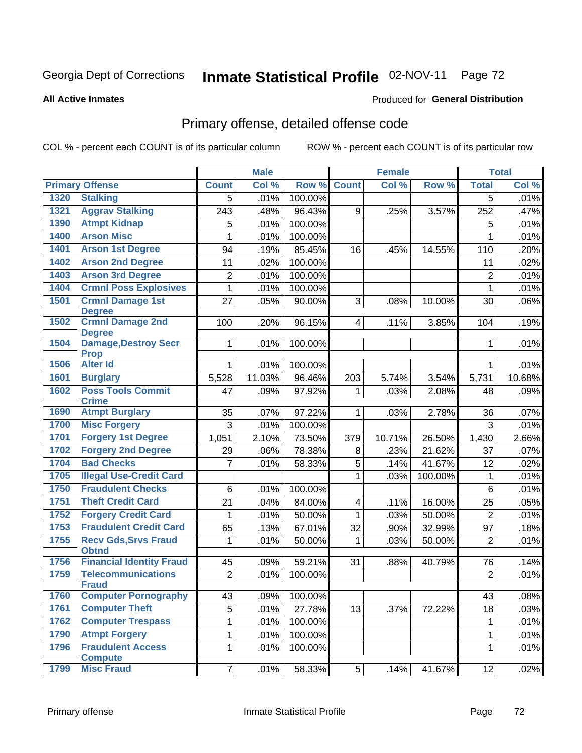Georgia Dept of Corrections **Inmate Statistical Profile** 02-NOV-11

**All Active Inmates**

Produced for **General Distribution**

## Primary offense, detailed offense code

COL % - percent each COUNT is of its particular column ROW % - percent each COUNT is of its particular row

| Primary Offense | | Male | | | Female | | | Total | |
|---|---|---|---|---|---|---|---|---|---|
| | | Count | Col % | Row % | Count | Col % | Row % | Total | Col % |
| 1320 | Stalking | 5 | .01% | 100.00% | | | | 5 | .01% |
| 1321 | Aggrav Stalking | 243 | .48% | 96.43% | 9 | .25% | 3.57% | 252 | .47% |
| 1390 | Atmpt Kidnap | 5 | .01% | 100.00% | | | | 5 | .01% |
| 1400 | Arson Misc | 1 | .01% | 100.00% | | | | 1 | .01% |
| 1401 | Arson 1st Degree | 94 | .19% | 85.45% | 16 | .45% | 14.55% | 110 | .20% |
| 1402 | Arson 2nd Degree | 11 | .02% | 100.00% | | | | 11 | .02% |
| 1403 | Arson 3rd Degree | 2 | .01% | 100.00% | | | | 2 | .01% |
| 1404 | Crmnl Poss Explosives | 1 | .01% | 100.00% | | | | 1 | .01% |
| 1501 | Crmnl Damage 1st Degree | 27 | .05% | 90.00% | 3 | .08% | 10.00% | 30 | .06% |
| 1502 | Crmnl Damage 2nd Degree | 100 | .20% | 96.15% | 4 | .11% | 3.85% | 104 | .19% |
| 1504 | Damage,Destroy Secr Prop | 1 | .01% | 100.00% | | | | 1 | .01% |
| 1506 | Alter Id | 1 | .01% | 100.00% | | | | 1 | .01% |
| 1601 | Burglary | 5,528 | 11.03% | 96.46% | 203 | 5.74% | 3.54% | 5,731 | 10.68% |
| 1602 | Poss Tools Commit Crime | 47 | .09% | 97.92% | 1 | .03% | 2.08% | 48 | .09% |
| 1690 | Atmpt Burglary | 35 | .07% | 97.22% | 1 | .03% | 2.78% | 36 | .07% |
| 1700 | Misc Forgery | 3 | .01% | 100.00% | | | | 3 | .01% |
| 1701 | Forgery 1st Degree | 1,051 | 2.10% | 73.50% | 379 | 10.71% | 26.50% | 1,430 | 2.66% |
| 1702 | Forgery 2nd Degree | 29 | .06% | 78.38% | 8 | .23% | 21.62% | 37 | .07% |
| 1704 | Bad Checks | 7 | .01% | 58.33% | 5 | .14% | 41.67% | 12 | .02% |
| 1705 | Illegal Use-Credit Card | | | | 1 | .03% | 100.00% | 1 | .01% |
| 1750 | Fraudulent Checks | 6 | .01% | 100.00% | | | | 6 | .01% |
| 1751 | Theft Credit Card | 21 | .04% | 84.00% | 4 | .11% | 16.00% | 25 | .05% |
| 1752 | Forgery Credit Card | 1 | .01% | 50.00% | 1 | .03% | 50.00% | 2 | .01% |
| 1753 | Fraudulent Credit Card | 65 | .13% | 67.01% | 32 | .90% | 32.99% | 97 | .18% |
| 1755 | Recv Gds,Srvs Fraud Obtnd | 1 | .01% | 50.00% | 1 | .03% | 50.00% | 2 | .01% |
| 1756 | Financial Identity Fraud | 45 | .09% | 59.21% | 31 | .88% | 40.79% | 76 | .14% |
| 1759 | Telecommunications Fraud | 2 | .01% | 100.00% | | | | 2 | .01% |
| 1760 | Computer Pornography | 43 | .09% | 100.00% | | | | 43 | .08% |
| 1761 | Computer Theft | 5 | .01% | 27.78% | 13 | .37% | 72.22% | 18 | .03% |
| 1762 | Computer Trespass | 1 | .01% | 100.00% | | | | 1 | .01% |
| 1790 | Atmpt Forgery | 1 | .01% | 100.00% | | | | 1 | .01% |
| 1796 | Fraudulent Access Compute | 1 | .01% | 100.00% | | | | 1 | .01% |
| 1799 | Misc Fraud | 7 | .01% | 58.33% | 5 | .14% | 41.67% | 12 | .02% |

Primary offense Inmate Statistical Profile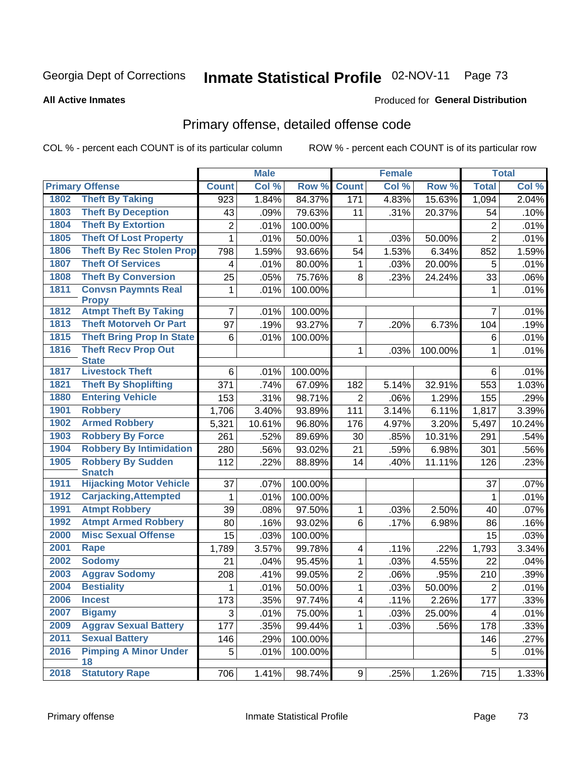Georgia Dept of Corrections **Inmate Statistical Profile** 02-NOV-11 Page 73

**All Active Inmates**

Produced for **General Distribution**

## Primary offense, detailed offense code

COL % - percent each COUNT is of its particular column ROW % - percent each COUNT is of its particular row

| Primary Offense | | Male | | | Female | | | Total | |
|---|---|---|---|---|---|---|---|---|---|
| | | Count | Col % | Row % | Count | Col % | Row % | Total | Col % |
| 1802 | Theft By Taking | 923 | 1.84% | 84.37% | 171 | 4.83% | 15.63% | 1,094 | 2.04% |
| 1803 | Theft By Deception | 43 | .09% | 79.63% | 11 | .31% | 20.37% | 54 | .10% |
| 1804 | Theft By Extortion | 2 | .01% | 100.00% | | | | 2 | .01% |
| 1805 | Theft Of Lost Property | 1 | .01% | 50.00% | 1 | .03% | 50.00% | 2 | .01% |
| 1806 | Theft By Rec Stolen Prop | 798 | 1.59% | 93.66% | 54 | 1.53% | 6.34% | 852 | 1.59% |
| 1807 | Theft Of Services | 4 | .01% | 80.00% | 1 | .03% | 20.00% | 5 | .01% |
| 1808 | Theft By Conversion | 25 | .05% | 75.76% | 8 | .23% | 24.24% | 33 | .06% |
| 1811 | Convsn Paymnts Real Propy | 1 | .01% | 100.00% | | | | 1 | .01% |
| 1812 | Atmpt Theft By Taking | 7 | .01% | 100.00% | | | | 7 | .01% |
| 1813 | Theft Motorveh Or Part | 97 | .19% | 93.27% | 7 | .20% | 6.73% | 104 | .19% |
| 1815 | Theft Bring Prop In State | 6 | .01% | 100.00% | | | | 6 | .01% |
| 1816 | Theft Recv Prop Out State | | | | 1 | .03% | 100.00% | 1 | .01% |
| 1817 | Livestock Theft | 6 | .01% | 100.00% | | | | 6 | .01% |
| 1821 | Theft By Shoplifting | 371 | .74% | 67.09% | 182 | 5.14% | 32.91% | 553 | 1.03% |
| 1880 | Entering Vehicle | 153 | .31% | 98.71% | 2 | .06% | 1.29% | 155 | .29% |
| 1901 | Robbery | 1,706 | 3.40% | 93.89% | 111 | 3.14% | 6.11% | 1,817 | 3.39% |
| 1902 | Armed Robbery | 5,321 | 10.61% | 96.80% | 176 | 4.97% | 3.20% | 5,497 | 10.24% |
| 1903 | Robbery By Force | 261 | .52% | 89.69% | 30 | .85% | 10.31% | 291 | .54% |
| 1904 | Robbery By Intimidation | 280 | .56% | 93.02% | 21 | .59% | 6.98% | 301 | .56% |
| 1905 | Robbery By Sudden Snatch | 112 | .22% | 88.89% | 14 | .40% | 11.11% | 126 | .23% |
| 1911 | Hijacking Motor Vehicle | 37 | .07% | 100.00% | | | | 37 | .07% |
| 1912 | Carjacking,Attempted | 1 | .01% | 100.00% | | | | 1 | .01% |
| 1991 | Atmpt Robbery | 39 | .08% | 97.50% | 1 | .03% | 2.50% | 40 | .07% |
| 1992 | Atmpt Armed Robbery | 80 | .16% | 93.02% | 6 | .17% | 6.98% | 86 | .16% |
| 2000 | Misc Sexual Offense | 15 | .03% | 100.00% | | | | 15 | .03% |
| 2001 | Rape | 1,789 | 3.57% | 99.78% | 4 | .11% | .22% | 1,793 | 3.34% |
| 2002 | Sodomy | 21 | .04% | 95.45% | 1 | .03% | 4.55% | 22 | .04% |
| 2003 | Aggrav Sodomy | 208 | .41% | 99.05% | 2 | .06% | .95% | 210 | .39% |
| 2004 | Bestiality | 1 | .01% | 50.00% | 1 | .03% | 50.00% | 2 | .01% |
| 2006 | Incest | 173 | .35% | 97.74% | 4 | .11% | 2.26% | 177 | .33% |
| 2007 | Bigamy | 3 | .01% | 75.00% | 1 | .03% | 25.00% | 4 | .01% |
| 2009 | Aggrav Sexual Battery | 177 | .35% | 99.44% | 1 | .03% | .56% | 178 | .33% |
| 2011 | Sexual Battery | 146 | .29% | 100.00% | | | | 146 | .27% |
| 2016 | Pimping A Minor Under 18 | 5 | .01% | 100.00% | | | | 5 | .01% |
| 2018 | Statutory Rape | 706 | 1.41% | 98.74% | 9 | .25% | 1.26% | 715 | 1.33% |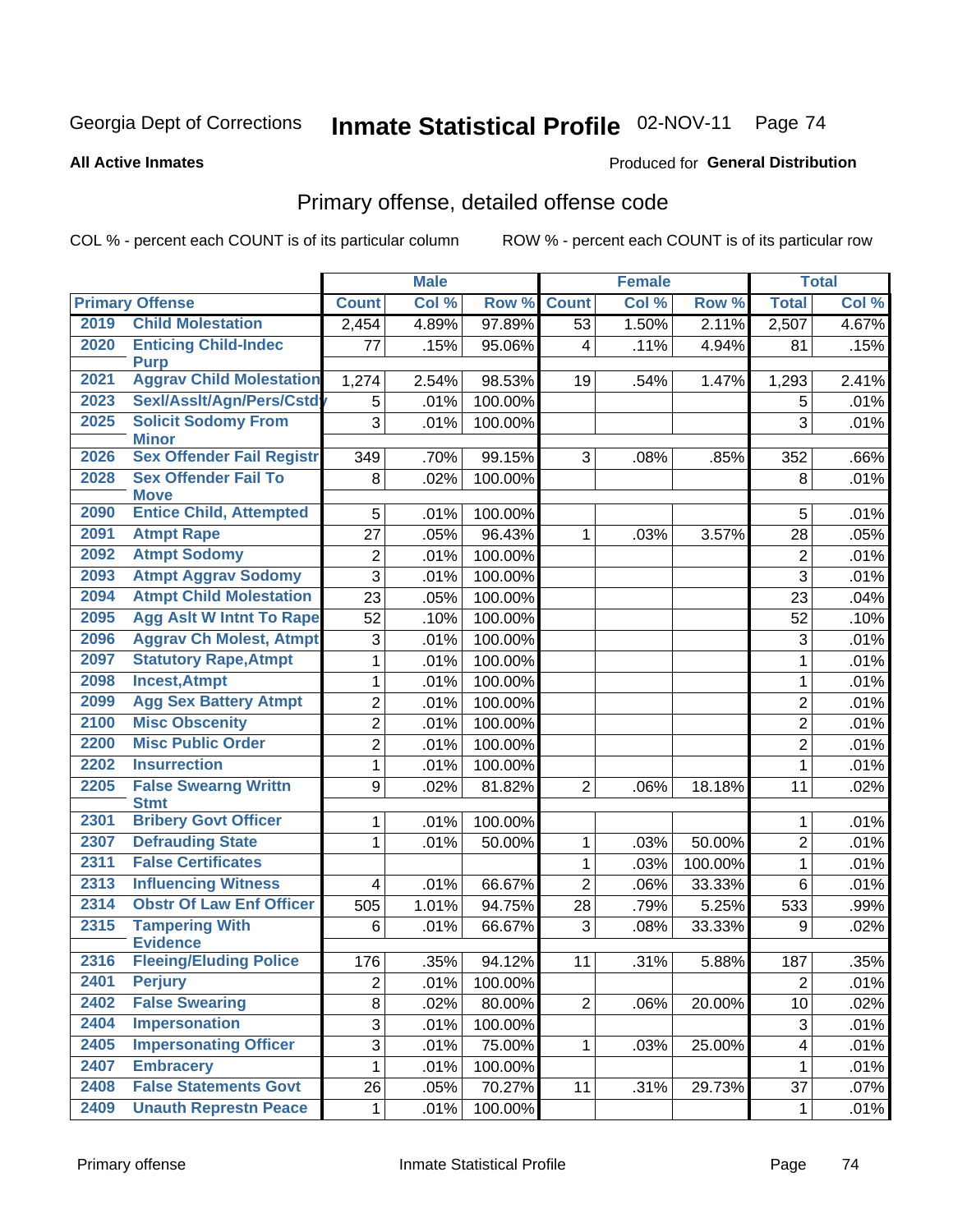Georgia Dept of Corrections **Inmate Statistical Profile** 02-NOV-11

**All Active Inmates**

Produced for **General Distribution**

## Primary offense, detailed offense code

COL % - percent each COUNT is of its particular column ROW % - percent each COUNT is of its particular row

| Primary Offense | | Male | | | Female | | | Total | |
|---|---|---|---|---|---|---|---|---|---|
| | | Count | Col % | Row % | Count | Col % | Row % | Total | Col % |
| 2019 | Child Molestation | 2,454 | 4.89% | 97.89% | 53 | 1.50% | 2.11% | 2,507 | 4.67% |
| 2020 | Enticing Child-Indec Purp | 77 | .15% | 95.06% | 4 | .11% | 4.94% | 81 | .15% |
| 2021 | Aggrav Child Molestation | 1,274 | 2.54% | 98.53% | 19 | .54% | 1.47% | 1,293 | 2.41% |
| 2023 | Sexl/Asslt/Agn/Pers/Cstdy | 5 | .01% | 100.00% | | | | 5 | .01% |
| 2025 | Solicit Sodomy From Minor | 3 | .01% | 100.00% | | | | 3 | .01% |
| 2026 | Sex Offender Fail Registr | 349 | .70% | 99.15% | 3 | .08% | .85% | 352 | .66% |
| 2028 | Sex Offender Fail To Move | 8 | .02% | 100.00% | | | | 8 | .01% |
| 2090 | Entice Child, Attempted | 5 | .01% | 100.00% | | | | 5 | .01% |
| 2091 | Atmpt Rape | 27 | .05% | 96.43% | 1 | .03% | 3.57% | 28 | .05% |
| 2092 | Atmpt Sodomy | 2 | .01% | 100.00% | | | | 2 | .01% |
| 2093 | Atmpt Aggrav Sodomy | 3 | .01% | 100.00% | | | | 3 | .01% |
| 2094 | Atmpt Child Molestation | 23 | .05% | 100.00% | | | | 23 | .04% |
| 2095 | Agg Aslt W Intnt To Rape | 52 | .10% | 100.00% | | | | 52 | .10% |
| 2096 | Aggrav Ch Molest, Atmpt | 3 | .01% | 100.00% | | | | 3 | .01% |
| 2097 | Statutory Rape,Atmpt | 1 | .01% | 100.00% | | | | 1 | .01% |
| 2098 | Incest,Atmpt | 1 | .01% | 100.00% | | | | 1 | .01% |
| 2099 | Agg Sex Battery Atmpt | 2 | .01% | 100.00% | | | | 2 | .01% |
| 2100 | Misc Obscenity | 2 | .01% | 100.00% | | | | 2 | .01% |
| 2200 | Misc Public Order | 2 | .01% | 100.00% | | | | 2 | .01% |
| 2202 | Insurrection | 1 | .01% | 100.00% | | | | 1 | .01% |
| 2205 | False Swearng Writtn Stmt | 9 | .02% | 81.82% | 2 | .06% | 18.18% | 11 | .02% |
| 2301 | Bribery Govt Officer | 1 | .01% | 100.00% | | | | 1 | .01% |
| 2307 | Defrauding State | 1 | .01% | 50.00% | 1 | .03% | 50.00% | 2 | .01% |
| 2311 | False Certificates | | | | 1 | .03% | 100.00% | 1 | .01% |
| 2313 | Influencing Witness | 4 | .01% | 66.67% | 2 | .06% | 33.33% | 6 | .01% |
| 2314 | Obstr Of Law Enf Officer | 505 | 1.01% | 94.75% | 28 | .79% | 5.25% | 533 | .99% |
| 2315 | Tampering With Evidence | 6 | .01% | 66.67% | 3 | .08% | 33.33% | 9 | .02% |
| 2316 | Fleeing/Eluding Police | 176 | .35% | 94.12% | 11 | .31% | 5.88% | 187 | .35% |
| 2401 | Perjury | 2 | .01% | 100.00% | | | | 2 | .01% |
| 2402 | False Swearing | 8 | .02% | 80.00% | 2 | .06% | 20.00% | 10 | .02% |
| 2404 | Impersonation | 3 | .01% | 100.00% | | | | 3 | .01% |
| 2405 | Impersonating Officer | 3 | .01% | 75.00% | 1 | .03% | 25.00% | 4 | .01% |
| 2407 | Embracery | 1 | .01% | 100.00% | | | | 1 | .01% |
| 2408 | False Statements Govt | 26 | .05% | 70.27% | 11 | .31% | 29.73% | 37 | .07% |
| 2409 | Unauth Represtn Peace | 1 | .01% | 100.00% | | | | 1 | .01% |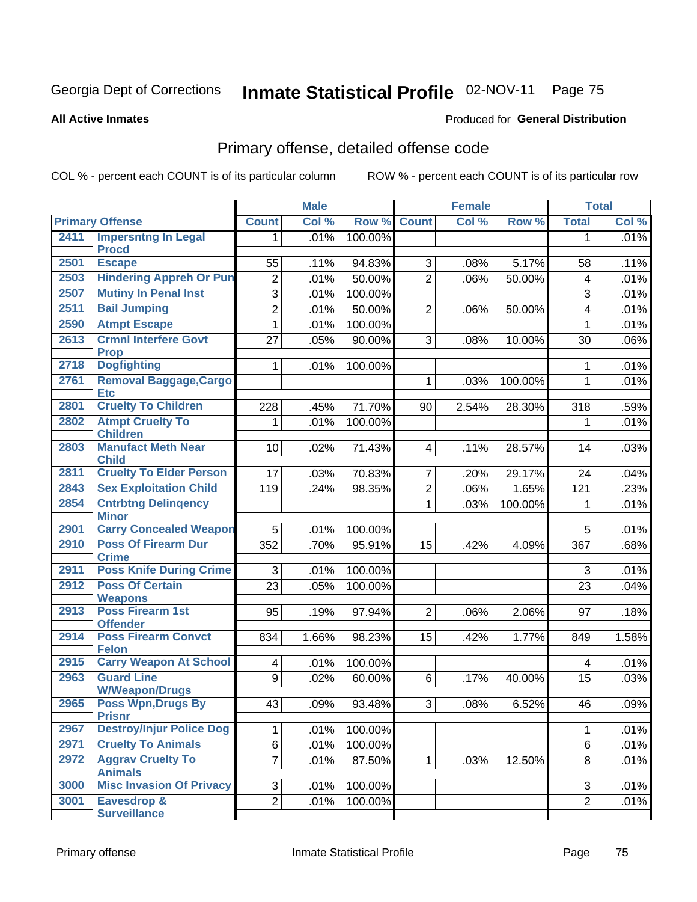Georgia Dept of Corrections **Inmate Statistical Profile** 02-NOV-11

**All Active Inmates**

Produced for **General Distribution**

## Primary offense, detailed offense code

COL % - percent each COUNT is of its particular column ROW % - percent each COUNT is of its particular row

| Primary Offense | | Male | | | Female | | | Total | |
|---|---|---|---|---|---|---|---|---|---|
| | | Count | Col % | Row % | Count | Col % | Row % | Total | Col % |
| 2411 | Impersntng In Legal Procd | 1 | .01% | 100.00% | | | | 1 | .01% |
| 2501 | Escape | 55 | .11% | 94.83% | 3 | .08% | 5.17% | 58 | .11% |
| 2503 | Hindering Appreh Or Pun | 2 | .01% | 50.00% | 2 | .06% | 50.00% | 4 | .01% |
| 2507 | Mutiny In Penal Inst | 3 | .01% | 100.00% | | | | 3 | .01% |
| 2511 | Bail Jumping | 2 | .01% | 50.00% | 2 | .06% | 50.00% | 4 | .01% |
| 2590 | Atmpt Escape | 1 | .01% | 100.00% | | | | 1 | .01% |
| 2613 | Crmnl Interfere Govt Prop | 27 | .05% | 90.00% | 3 | .08% | 10.00% | 30 | .06% |
| 2718 | Dogfighting | 1 | .01% | 100.00% | | | | 1 | .01% |
| 2761 | Removal Baggage,Cargo Etc | | | | 1 | .03% | 100.00% | 1 | .01% |
| 2801 | Cruelty To Children | 228 | .45% | 71.70% | 90 | 2.54% | 28.30% | 318 | .59% |
| 2802 | Atmpt Cruelty To Children | 1 | .01% | 100.00% | | | | 1 | .01% |
| 2803 | Manufact Meth Near Child | 10 | .02% | 71.43% | 4 | .11% | 28.57% | 14 | .03% |
| 2811 | Cruelty To Elder Person | 17 | .03% | 70.83% | 7 | .20% | 29.17% | 24 | .04% |
| 2843 | Sex Exploitation Child | 119 | .24% | 98.35% | 2 | .06% | 1.65% | 121 | .23% |
| 2854 | Cntrbtng Delinqency Minor | | | | 1 | .03% | 100.00% | 1 | .01% |
| 2901 | Carry Concealed Weapon | 5 | .01% | 100.00% | | | | 5 | .01% |
| 2910 | Poss Of Firearm Dur Crime | 352 | .70% | 95.91% | 15 | .42% | 4.09% | 367 | .68% |
| 2911 | Poss Knife During Crime | 3 | .01% | 100.00% | | | | 3 | .01% |
| 2912 | Poss Of Certain Weapons | 23 | .05% | 100.00% | | | | 23 | .04% |
| 2913 | Poss Firearm 1st Offender | 95 | .19% | 97.94% | 2 | .06% | 2.06% | 97 | .18% |
| 2914 | Poss Firearm Convct Felon | 834 | 1.66% | 98.23% | 15 | .42% | 1.77% | 849 | 1.58% |
| 2915 | Carry Weapon At School | 4 | .01% | 100.00% | | | | 4 | .01% |
| 2963 | Guard Line W/Weapon/Drugs | 9 | .02% | 60.00% | 6 | .17% | 40.00% | 15 | .03% |
| 2965 | Poss Wpn,Drugs By Prisnr | 43 | .09% | 93.48% | 3 | .08% | 6.52% | 46 | .09% |
| 2967 | Destroy/Injur Police Dog | 1 | .01% | 100.00% | | | | 1 | .01% |
| 2971 | Cruelty To Animals | 6 | .01% | 100.00% | | | | 6 | .01% |
| 2972 | Aggrav Cruelty To Animals | 7 | .01% | 87.50% | 1 | .03% | 12.50% | 8 | .01% |
| 3000 | Misc Invasion Of Privacy | 3 | .01% | 100.00% | | | | 3 | .01% |
| 3001 | Eavesdrop & Surveillance | 2 | .01% | 100.00% | | | | 2 | .01% |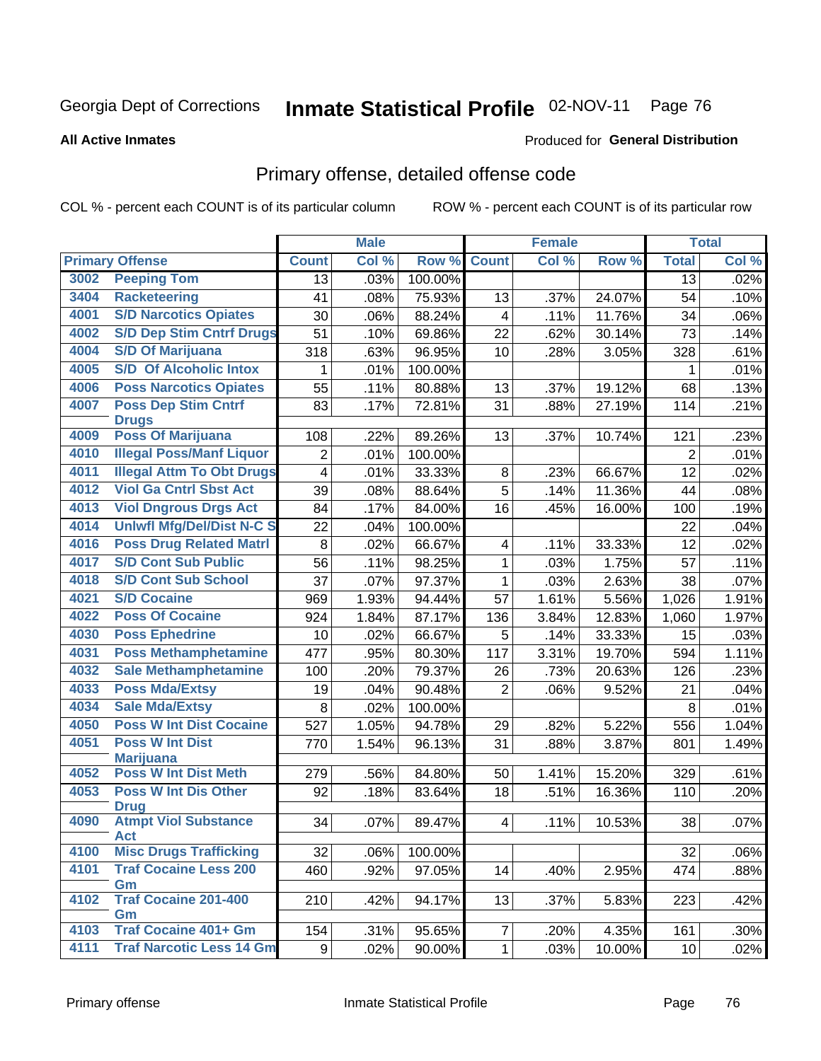Georgia Dept of Corrections **Inmate Statistical Profile** 02-NOV-11

**All Active Inmates**

Produced for **General Distribution**

## Primary offense, detailed offense code

COL % - percent each COUNT is of its particular column ROW % - percent each COUNT is of its particular row

| Primary Offense | | Male | | | Female | | | Total | |
|---|---|---|---|---|---|---|---|---|---|
| | | Count | Col % | Row % | Count | Col % | Row % | Total | Col % |
| 3002 | Peeping Tom | 13 | .03% | 100.00% | | | | 13 | .02% |
| 3404 | Racketeering | 41 | .08% | 75.93% | 13 | .37% | 24.07% | 54 | .10% |
| 4001 | S/D Narcotics Opiates | 30 | .06% | 88.24% | 4 | .11% | 11.76% | 34 | .06% |
| 4002 | S/D Dep Stim Cntrf Drugs | 51 | .10% | 69.86% | 22 | .62% | 30.14% | 73 | .14% |
| 4004 | S/D Of Marijuana | 318 | .63% | 96.95% | 10 | .28% | 3.05% | 328 | .61% |
| 4005 | S/D Of Alcoholic Intox | 1 | .01% | 100.00% | | | | 1 | .01% |
| 4006 | Poss Narcotics Opiates | 55 | .11% | 80.88% | 13 | .37% | 19.12% | 68 | .13% |
| 4007 | Poss Dep Stim Cntrf Drugs | 83 | .17% | 72.81% | 31 | .88% | 27.19% | 114 | .21% |
| 4009 | Poss Of Marijuana | 108 | .22% | 89.26% | 13 | .37% | 10.74% | 121 | .23% |
| 4010 | Illegal Poss/Manf Liquor | 2 | .01% | 100.00% | | | | 2 | .01% |
| 4011 | Illegal Attm To Obt Drugs | 4 | .01% | 33.33% | 8 | .23% | 66.67% | 12 | .02% |
| 4012 | Viol Ga Cntrl Sbst Act | 39 | .08% | 88.64% | 5 | .14% | 11.36% | 44 | .08% |
| 4013 | Viol Dngrous Drgs Act | 84 | .17% | 84.00% | 16 | .45% | 16.00% | 100 | .19% |
| 4014 | Unlwfl Mfg/Del/Dist N-C S | 22 | .04% | 100.00% | | | | 22 | .04% |
| 4016 | Poss Drug Related Matrl | 8 | .02% | 66.67% | 4 | .11% | 33.33% | 12 | .02% |
| 4017 | S/D Cont Sub Public | 56 | .11% | 98.25% | 1 | .03% | 1.75% | 57 | .11% |
| 4018 | S/D Cont Sub School | 37 | .07% | 97.37% | 1 | .03% | 2.63% | 38 | .07% |
| 4021 | S/D Cocaine | 969 | 1.93% | 94.44% | 57 | 1.61% | 5.56% | 1,026 | 1.91% |
| 4022 | Poss Of Cocaine | 924 | 1.84% | 87.17% | 136 | 3.84% | 12.83% | 1,060 | 1.97% |
| 4030 | Poss Ephedrine | 10 | .02% | 66.67% | 5 | .14% | 33.33% | 15 | .03% |
| 4031 | Poss Methamphetamine | 477 | .95% | 80.30% | 117 | 3.31% | 19.70% | 594 | 1.11% |
| 4032 | Sale Methamphetamine | 100 | .20% | 79.37% | 26 | .73% | 20.63% | 126 | .23% |
| 4033 | Poss Mda/Extsy | 19 | .04% | 90.48% | 2 | .06% | 9.52% | 21 | .04% |
| 4034 | Sale Mda/Extsy | 8 | .02% | 100.00% | | | | 8 | .01% |
| 4050 | Poss W Int Dist Cocaine | 527 | 1.05% | 94.78% | 29 | .82% | 5.22% | 556 | 1.04% |
| 4051 | Poss W Int Dist Marijuana | 770 | 1.54% | 96.13% | 31 | .88% | 3.87% | 801 | 1.49% |
| 4052 | Poss W Int Dist Meth | 279 | .56% | 84.80% | 50 | 1.41% | 15.20% | 329 | .61% |
| 4053 | Poss W Int Dis Other Drug | 92 | .18% | 83.64% | 18 | .51% | 16.36% | 110 | .20% |
| 4090 | Atmpt Viol Substance Act | 34 | .07% | 89.47% | 4 | .11% | 10.53% | 38 | .07% |
| 4100 | Misc Drugs Trafficking | 32 | .06% | 100.00% | | | | 32 | .06% |
| 4101 | Traf Cocaine Less 200 Gm | 460 | .92% | 97.05% | 14 | .40% | 2.95% | 474 | .88% |
| 4102 | Traf Cocaine 201-400 Gm | 210 | .42% | 94.17% | 13 | .37% | 5.83% | 223 | .42% |
| 4103 | Traf Cocaine 401+ Gm | 154 | .31% | 95.65% | 7 | .20% | 4.35% | 161 | .30% |
| 4111 | Traf Narcotic Less 14 Gm | 9 | .02% | 90.00% | 1 | .03% | 10.00% | 10 | .02% |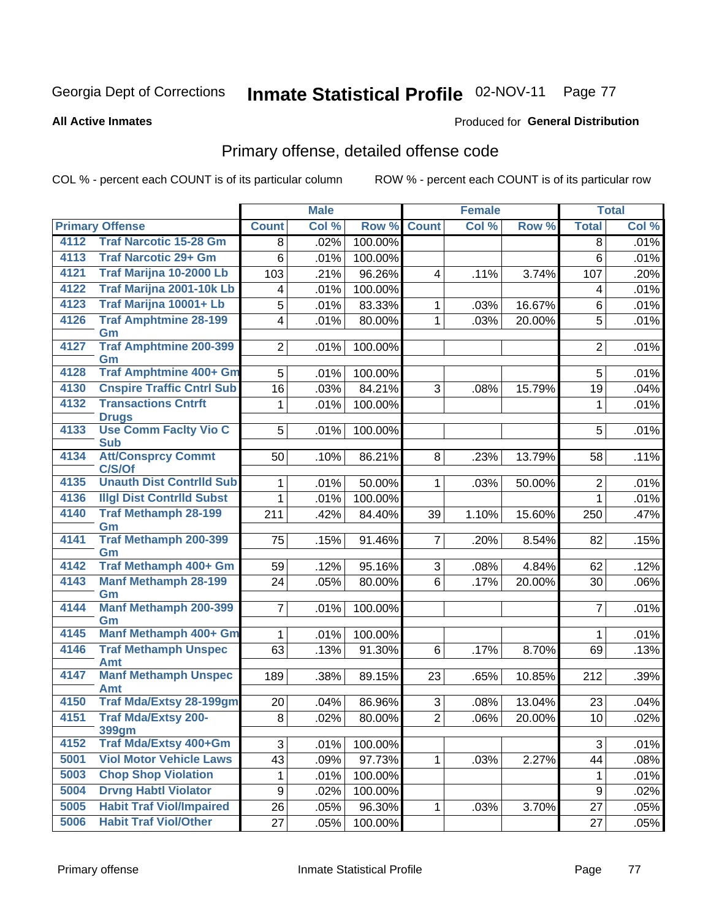Georgia Dept of Corrections **Inmate Statistical Profile** 02-NOV-11

**All Active Inmates**

Produced for **General Distribution**

## Primary offense, detailed offense code

COL % - percent each COUNT is of its particular column    ROW % - percent each COUNT is of its particular row

| Primary Offense | | Male | | | Female | | | Total | |
|---|---|---|---|---|---|---|---|---|---|
| | | Count | Col % | Row % | Count | Col % | Row % | Total | Col % |
| 4112 | Traf Narcotic 15-28 Gm | 8 | .02% | 100.00% | | | | 8 | .01% |
| 4113 | Traf Narcotic 29+ Gm | 6 | .01% | 100.00% | | | | 6 | .01% |
| 4121 | Traf Marijna 10-2000 Lb | 103 | .21% | 96.26% | 4 | .11% | 3.74% | 107 | .20% |
| 4122 | Traf Marijna 2001-10k Lb | 4 | .01% | 100.00% | | | | 4 | .01% |
| 4123 | Traf Marijna 10001+ Lb | 5 | .01% | 83.33% | 1 | .03% | 16.67% | 6 | .01% |
| 4126 | Traf Amphtmine 28-199 Gm | 4 | .01% | 80.00% | 1 | .03% | 20.00% | 5 | .01% |
| 4127 | Traf Amphtmine 200-399 Gm | 2 | .01% | 100.00% | | | | 2 | .01% |
| 4128 | Traf Amphtmine 400+ Gm | 5 | .01% | 100.00% | | | | 5 | .01% |
| 4130 | Cnspire Traffic Cntrl Sub | 16 | .03% | 84.21% | 3 | .08% | 15.79% | 19 | .04% |
| 4132 | Transactions Cntrft Drugs | 1 | .01% | 100.00% | | | | 1 | .01% |
| 4133 | Use Comm Faclty Vio C Sub | 5 | .01% | 100.00% | | | | 5 | .01% |
| 4134 | Att/Consprcy Commt C/S/Of | 50 | .10% | 86.21% | 8 | .23% | 13.79% | 58 | .11% |
| 4135 | Unauth Dist Contrlld Sub | 1 | .01% | 50.00% | 1 | .03% | 50.00% | 2 | .01% |
| 4136 | Illgl Dist Contrlld Subst | 1 | .01% | 100.00% | | | | 1 | .01% |
| 4140 | Traf Methamph 28-199 Gm | 211 | .42% | 84.40% | 39 | 1.10% | 15.60% | 250 | .47% |
| 4141 | Traf Methamph 200-399 Gm | 75 | .15% | 91.46% | 7 | .20% | 8.54% | 82 | .15% |
| 4142 | Traf Methamph 400+ Gm | 59 | .12% | 95.16% | 3 | .08% | 4.84% | 62 | .12% |
| 4143 | Manf Methamph 28-199 Gm | 24 | .05% | 80.00% | 6 | .17% | 20.00% | 30 | .06% |
| 4144 | Manf Methamph 200-399 Gm | 7 | .01% | 100.00% | | | | 7 | .01% |
| 4145 | Manf Methamph 400+ Gm | 1 | .01% | 100.00% | | | | 1 | .01% |
| 4146 | Traf Methamph Unspec Amt | 63 | .13% | 91.30% | 6 | .17% | 8.70% | 69 | .13% |
| 4147 | Manf Methamph Unspec Amt | 189 | .38% | 89.15% | 23 | .65% | 10.85% | 212 | .39% |
| 4150 | Traf Mda/Extsy 28-199gm | 20 | .04% | 86.96% | 3 | .08% | 13.04% | 23 | .04% |
| 4151 | Traf Mda/Extsy 200-399gm | 8 | .02% | 80.00% | 2 | .06% | 20.00% | 10 | .02% |
| 4152 | Traf Mda/Extsy 400+Gm | 3 | .01% | 100.00% | | | | 3 | .01% |
| 5001 | Viol Motor Vehicle Laws | 43 | .09% | 97.73% | 1 | .03% | 2.27% | 44 | .08% |
| 5003 | Chop Shop Violation | 1 | .01% | 100.00% | | | | 1 | .01% |
| 5004 | Drvng Habtl Violator | 9 | .02% | 100.00% | | | | 9 | .02% |
| 5005 | Habit Traf Viol/Impaired | 26 | .05% | 96.30% | 1 | .03% | 3.70% | 27 | .05% |
| 5006 | Habit Traf Viol/Other | 27 | .05% | 100.00% | | | | 27 | .05% |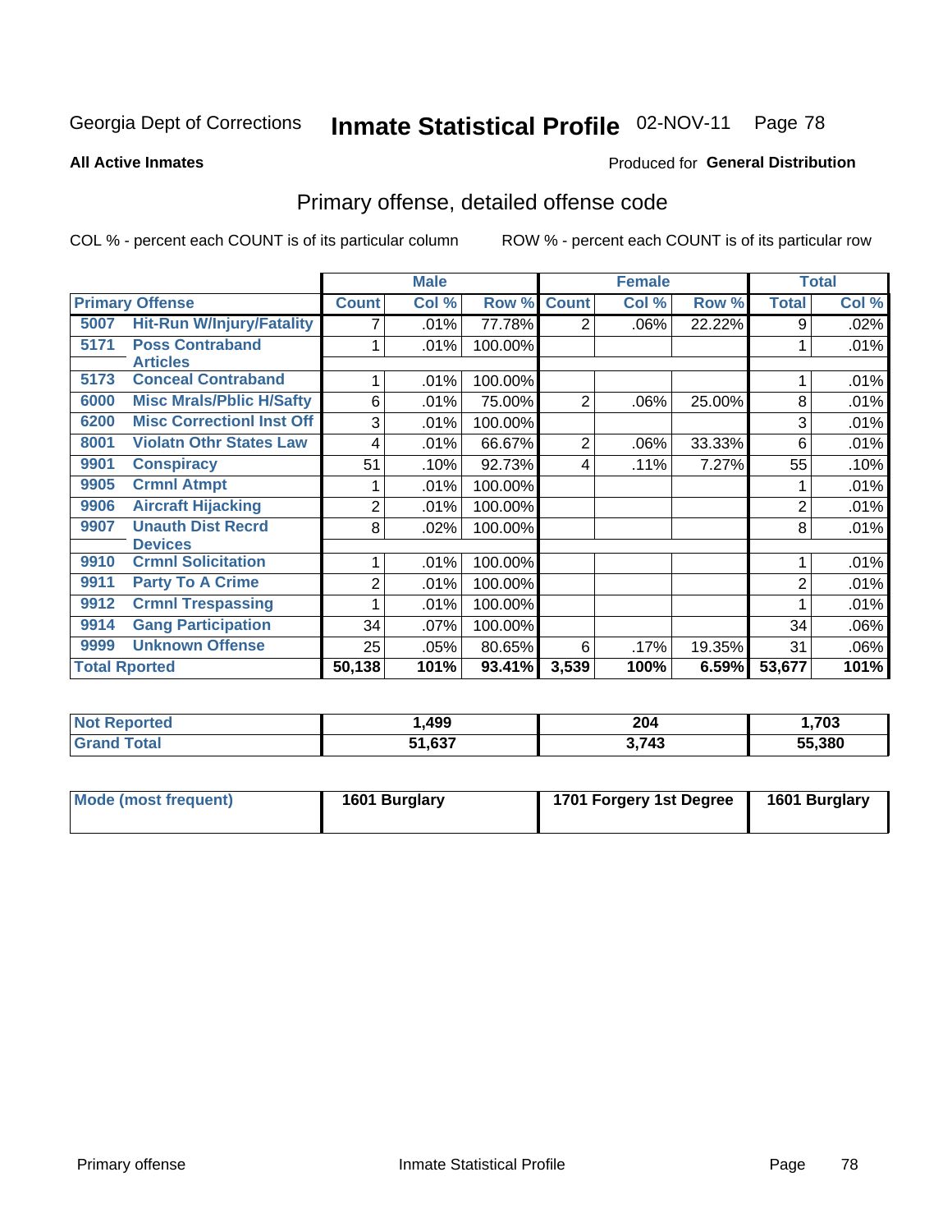Georgia Dept of Corrections **Inmate Statistical Profile** 02-NOV-11 Page 78

**All Active Inmates**

Produced for **General Distribution**

## Primary offense, detailed offense code

COL % - percent each COUNT is of its particular column

ROW % - percent each COUNT is of its particular row

| Primary Offense | | Male | | | Female | | | Total | |
|---|---|---|---|---|---|---|---|---|---|
| | | Count | Col % | Row % | Count | Col % | Row % | Total | Col % |
| 5007 | Hit-Run W/Injury/Fatality | 7 | .01% | 77.78% | 2 | .06% | 22.22% | 9 | .02% |
| 5171 | Poss Contraband Articles | 1 | .01% | 100.00% | | | | 1 | .01% |
| 5173 | Conceal Contraband | 1 | .01% | 100.00% | | | | 1 | .01% |
| 6000 | Misc Mrals/Pblic H/Safty | 6 | .01% | 75.00% | 2 | .06% | 25.00% | 8 | .01% |
| 6200 | Misc Correctionl Inst Off | 3 | .01% | 100.00% | | | | 3 | .01% |
| 8001 | Violatn Othr States Law | 4 | .01% | 66.67% | 2 | .06% | 33.33% | 6 | .01% |
| 9901 | Conspiracy | 51 | .10% | 92.73% | 4 | .11% | 7.27% | 55 | .10% |
| 9905 | Crmnl Atmpt | 1 | .01% | 100.00% | | | | 1 | .01% |
| 9906 | Aircraft Hijacking | 2 | .01% | 100.00% | | | | 2 | .01% |
| 9907 | Unauth Dist Recrd Devices | 8 | .02% | 100.00% | | | | 8 | .01% |
| 9910 | Crmnl Solicitation | 1 | .01% | 100.00% | | | | 1 | .01% |
| 9911 | Party To A Crime | 2 | .01% | 100.00% | | | | 2 | .01% |
| 9912 | Crmnl Trespassing | 1 | .01% | 100.00% | | | | 1 | .01% |
| 9914 | Gang Participation | 34 | .07% | 100.00% | | | | 34 | .06% |
| 9999 | Unknown Offense | 25 | .05% | 80.65% | 6 | .17% | 19.35% | 31 | .06% |
| **Total Rported** | | **50,138** | **101%** | **93.41%** | **3,539** | **100%** | **6.59%** | **53,677** | **101%** |

| | Male | Female | Total |
|---|---|---|---|
| Not Reported | 1,499 | 204 | 1,703 |
| Grand Total | 51,637 | 3,743 | 55,380 |

| | Male | Female | Total |
|---|---|---|---|
| Mode (most frequent) | 1601 Burglary | 1701 Forgery 1st Degree | 1601 Burglary |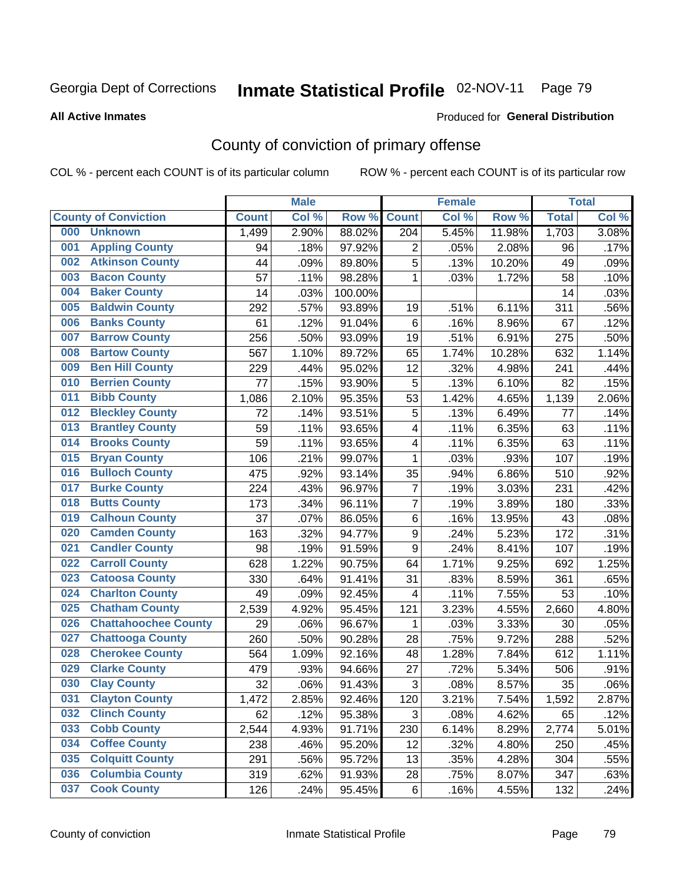Georgia Dept of Corrections

# Inmate Statistical Profile 02-NOV-11 Page 79

**All Active Inmates**

Produced for **General Distribution**

## County of conviction of primary offense

COL % - percent each COUNT is of its particular column

ROW % - percent each COUNT is of its particular row

| | | Male | | | Female | | | Total | |
|---|---|---|---|---|---|---|---|---|---|
| County of Conviction | | Count | Col % | Row % | Count | Col % | Row % | Total | Col % |
| 000 | Unknown | 1,499 | 2.90% | 88.02% | 204 | 5.45% | 11.98% | 1,703 | 3.08% |
| 001 | Appling County | 94 | .18% | 97.92% | 2 | .05% | 2.08% | 96 | .17% |
| 002 | Atkinson County | 44 | .09% | 89.80% | 5 | .13% | 10.20% | 49 | .09% |
| 003 | Bacon County | 57 | .11% | 98.28% | 1 | .03% | 1.72% | 58 | .10% |
| 004 | Baker County | 14 | .03% | 100.00% | | | | 14 | .03% |
| 005 | Baldwin County | 292 | .57% | 93.89% | 19 | .51% | 6.11% | 311 | .56% |
| 006 | Banks County | 61 | .12% | 91.04% | 6 | .16% | 8.96% | 67 | .12% |
| 007 | Barrow County | 256 | .50% | 93.09% | 19 | .51% | 6.91% | 275 | .50% |
| 008 | Bartow County | 567 | 1.10% | 89.72% | 65 | 1.74% | 10.28% | 632 | 1.14% |
| 009 | Ben Hill County | 229 | .44% | 95.02% | 12 | .32% | 4.98% | 241 | .44% |
| 010 | Berrien County | 77 | .15% | 93.90% | 5 | .13% | 6.10% | 82 | .15% |
| 011 | Bibb County | 1,086 | 2.10% | 95.35% | 53 | 1.42% | 4.65% | 1,139 | 2.06% |
| 012 | Bleckley County | 72 | .14% | 93.51% | 5 | .13% | 6.49% | 77 | .14% |
| 013 | Brantley County | 59 | .11% | 93.65% | 4 | .11% | 6.35% | 63 | .11% |
| 014 | Brooks County | 59 | .11% | 93.65% | 4 | .11% | 6.35% | 63 | .11% |
| 015 | Bryan County | 106 | .21% | 99.07% | 1 | .03% | .93% | 107 | .19% |
| 016 | Bulloch County | 475 | .92% | 93.14% | 35 | .94% | 6.86% | 510 | .92% |
| 017 | Burke County | 224 | .43% | 96.97% | 7 | .19% | 3.03% | 231 | .42% |
| 018 | Butts County | 173 | .34% | 96.11% | 7 | .19% | 3.89% | 180 | .33% |
| 019 | Calhoun County | 37 | .07% | 86.05% | 6 | .16% | 13.95% | 43 | .08% |
| 020 | Camden County | 163 | .32% | 94.77% | 9 | .24% | 5.23% | 172 | .31% |
| 021 | Candler County | 98 | .19% | 91.59% | 9 | .24% | 8.41% | 107 | .19% |
| 022 | Carroll County | 628 | 1.22% | 90.75% | 64 | 1.71% | 9.25% | 692 | 1.25% |
| 023 | Catoosa County | 330 | .64% | 91.41% | 31 | .83% | 8.59% | 361 | .65% |
| 024 | Charlton County | 49 | .09% | 92.45% | 4 | .11% | 7.55% | 53 | .10% |
| 025 | Chatham County | 2,539 | 4.92% | 95.45% | 121 | 3.23% | 4.55% | 2,660 | 4.80% |
| 026 | Chattahoochee County | 29 | .06% | 96.67% | 1 | .03% | 3.33% | 30 | .05% |
| 027 | Chattooga County | 260 | .50% | 90.28% | 28 | .75% | 9.72% | 288 | .52% |
| 028 | Cherokee County | 564 | 1.09% | 92.16% | 48 | 1.28% | 7.84% | 612 | 1.11% |
| 029 | Clarke County | 479 | .93% | 94.66% | 27 | .72% | 5.34% | 506 | .91% |
| 030 | Clay County | 32 | .06% | 91.43% | 3 | .08% | 8.57% | 35 | .06% |
| 031 | Clayton County | 1,472 | 2.85% | 92.46% | 120 | 3.21% | 7.54% | 1,592 | 2.87% |
| 032 | Clinch County | 62 | .12% | 95.38% | 3 | .08% | 4.62% | 65 | .12% |
| 033 | Cobb County | 2,544 | 4.93% | 91.71% | 230 | 6.14% | 8.29% | 2,774 | 5.01% |
| 034 | Coffee County | 238 | .46% | 95.20% | 12 | .32% | 4.80% | 250 | .45% |
| 035 | Colquitt County | 291 | .56% | 95.72% | 13 | .35% | 4.28% | 304 | .55% |
| 036 | Columbia County | 319 | .62% | 91.93% | 28 | .75% | 8.07% | 347 | .63% |
| 037 | Cook County | 126 | .24% | 95.45% | 6 | .16% | 4.55% | 132 | .24% |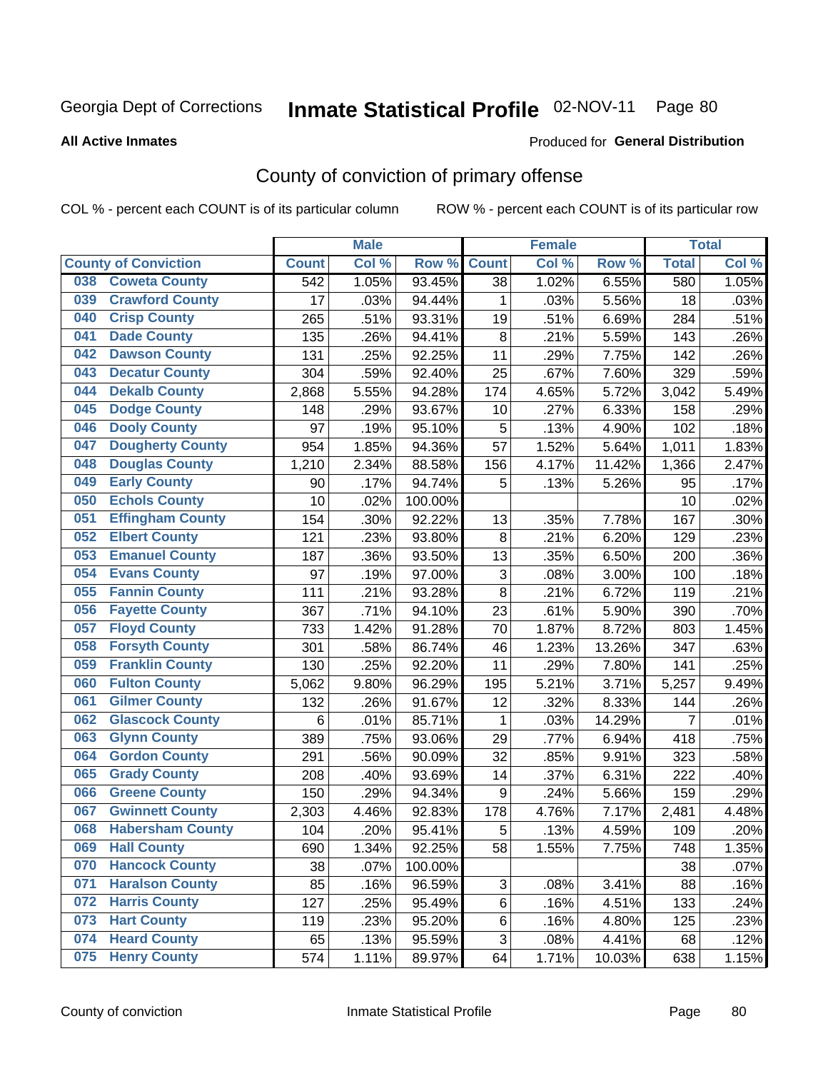Georgia Dept of Corrections **Inmate Statistical Profile** 02-NOV-11

**All Active Inmates**

Produced for **General Distribution**

## County of conviction of primary offense

COL % - percent each COUNT is of its particular column ROW % - percent each COUNT is of its particular row

| County of Conviction | Male | | | Female | | | Total | |
|---|---|---|---|---|---|---|---|---|
| | Count | Col % | Row % | Count | Col % | Row % | Total | Col % |
| 038 Coweta County | 542 | 1.05% | 93.45% | 38 | 1.02% | 6.55% | 580 | 1.05% |
| 039 Crawford County | 17 | .03% | 94.44% | 1 | .03% | 5.56% | 18 | .03% |
| 040 Crisp County | 265 | .51% | 93.31% | 19 | .51% | 6.69% | 284 | .51% |
| 041 Dade County | 135 | .26% | 94.41% | 8 | .21% | 5.59% | 143 | .26% |
| 042 Dawson County | 131 | .25% | 92.25% | 11 | .29% | 7.75% | 142 | .26% |
| 043 Decatur County | 304 | .59% | 92.40% | 25 | .67% | 7.60% | 329 | .59% |
| 044 Dekalb County | 2,868 | 5.55% | 94.28% | 174 | 4.65% | 5.72% | 3,042 | 5.49% |
| 045 Dodge County | 148 | .29% | 93.67% | 10 | .27% | 6.33% | 158 | .29% |
| 046 Dooly County | 97 | .19% | 95.10% | 5 | .13% | 4.90% | 102 | .18% |
| 047 Dougherty County | 954 | 1.85% | 94.36% | 57 | 1.52% | 5.64% | 1,011 | 1.83% |
| 048 Douglas County | 1,210 | 2.34% | 88.58% | 156 | 4.17% | 11.42% | 1,366 | 2.47% |
| 049 Early County | 90 | .17% | 94.74% | 5 | .13% | 5.26% | 95 | .17% |
| 050 Echols County | 10 | .02% | 100.00% | | | | 10 | .02% |
| 051 Effingham County | 154 | .30% | 92.22% | 13 | .35% | 7.78% | 167 | .30% |
| 052 Elbert County | 121 | .23% | 93.80% | 8 | .21% | 6.20% | 129 | .23% |
| 053 Emanuel County | 187 | .36% | 93.50% | 13 | .35% | 6.50% | 200 | .36% |
| 054 Evans County | 97 | .19% | 97.00% | 3 | .08% | 3.00% | 100 | .18% |
| 055 Fannin County | 111 | .21% | 93.28% | 8 | .21% | 6.72% | 119 | .21% |
| 056 Fayette County | 367 | .71% | 94.10% | 23 | .61% | 5.90% | 390 | .70% |
| 057 Floyd County | 733 | 1.42% | 91.28% | 70 | 1.87% | 8.72% | 803 | 1.45% |
| 058 Forsyth County | 301 | .58% | 86.74% | 46 | 1.23% | 13.26% | 347 | .63% |
| 059 Franklin County | 130 | .25% | 92.20% | 11 | .29% | 7.80% | 141 | .25% |
| 060 Fulton County | 5,062 | 9.80% | 96.29% | 195 | 5.21% | 3.71% | 5,257 | 9.49% |
| 061 Gilmer County | 132 | .26% | 91.67% | 12 | .32% | 8.33% | 144 | .26% |
| 062 Glascock County | 6 | .01% | 85.71% | 1 | .03% | 14.29% | 7 | .01% |
| 063 Glynn County | 389 | .75% | 93.06% | 29 | .77% | 6.94% | 418 | .75% |
| 064 Gordon County | 291 | .56% | 90.09% | 32 | .85% | 9.91% | 323 | .58% |
| 065 Grady County | 208 | .40% | 93.69% | 14 | .37% | 6.31% | 222 | .40% |
| 066 Greene County | 150 | .29% | 94.34% | 9 | .24% | 5.66% | 159 | .29% |
| 067 Gwinnett County | 2,303 | 4.46% | 92.83% | 178 | 4.76% | 7.17% | 2,481 | 4.48% |
| 068 Habersham County | 104 | .20% | 95.41% | 5 | .13% | 4.59% | 109 | .20% |
| 069 Hall County | 690 | 1.34% | 92.25% | 58 | 1.55% | 7.75% | 748 | 1.35% |
| 070 Hancock County | 38 | .07% | 100.00% | | | | 38 | .07% |
| 071 Haralson County | 85 | .16% | 96.59% | 3 | .08% | 3.41% | 88 | .16% |
| 072 Harris County | 127 | .25% | 95.49% | 6 | .16% | 4.51% | 133 | .24% |
| 073 Hart County | 119 | .23% | 95.20% | 6 | .16% | 4.80% | 125 | .23% |
| 074 Heard County | 65 | .13% | 95.59% | 3 | .08% | 4.41% | 68 | .12% |
| 075 Henry County | 574 | 1.11% | 89.97% | 64 | 1.71% | 10.03% | 638 | 1.15% |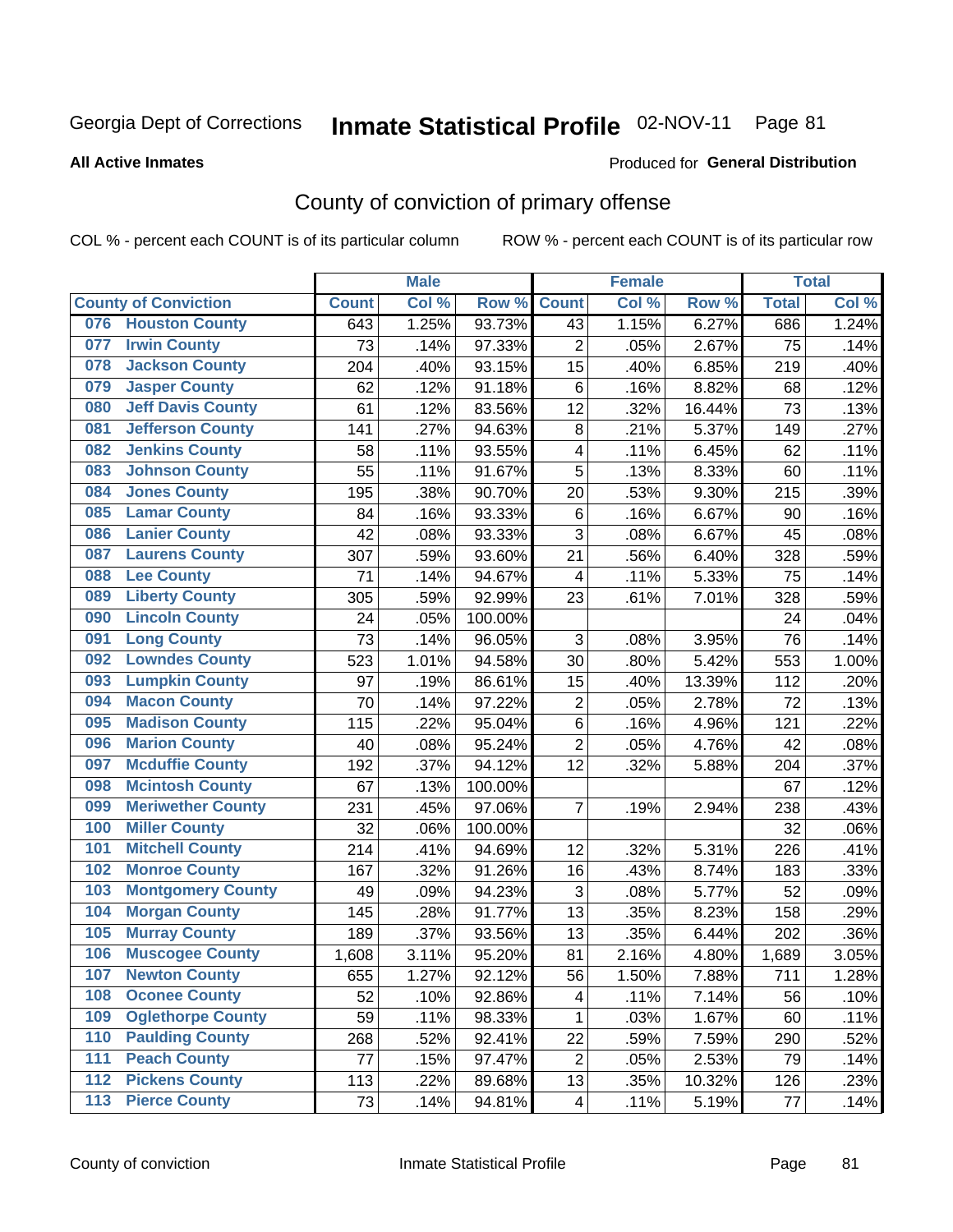Georgia Dept of Corrections **Inmate Statistical Profile** 02-NOV-11

**All Active Inmates**

Produced for **General Distribution**

# County of conviction of primary offense

COL % - percent each COUNT is of its particular column ROW % - percent each COUNT is of its particular row

| County of Conviction | Male | | | Female | | | Total | |
|---|---|---|---|---|---|---|---|---|
| | Count | Col % | Row % | Count | Col % | Row % | Total | Col % |
| 076 Houston County | 643 | 1.25% | 93.73% | 43 | 1.15% | 6.27% | 686 | 1.24% |
| 077 Irwin County | 73 | .14% | 97.33% | 2 | .05% | 2.67% | 75 | .14% |
| 078 Jackson County | 204 | .40% | 93.15% | 15 | .40% | 6.85% | 219 | .40% |
| 079 Jasper County | 62 | .12% | 91.18% | 6 | .16% | 8.82% | 68 | .12% |
| 080 Jeff Davis County | 61 | .12% | 83.56% | 12 | .32% | 16.44% | 73 | .13% |
| 081 Jefferson County | 141 | .27% | 94.63% | 8 | .21% | 5.37% | 149 | .27% |
| 082 Jenkins County | 58 | .11% | 93.55% | 4 | .11% | 6.45% | 62 | .11% |
| 083 Johnson County | 55 | .11% | 91.67% | 5 | .13% | 8.33% | 60 | .11% |
| 084 Jones County | 195 | .38% | 90.70% | 20 | .53% | 9.30% | 215 | .39% |
| 085 Lamar County | 84 | .16% | 93.33% | 6 | .16% | 6.67% | 90 | .16% |
| 086 Lanier County | 42 | .08% | 93.33% | 3 | .08% | 6.67% | 45 | .08% |
| 087 Laurens County | 307 | .59% | 93.60% | 21 | .56% | 6.40% | 328 | .59% |
| 088 Lee County | 71 | .14% | 94.67% | 4 | .11% | 5.33% | 75 | .14% |
| 089 Liberty County | 305 | .59% | 92.99% | 23 | .61% | 7.01% | 328 | .59% |
| 090 Lincoln County | 24 | .05% | 100.00% | | | | 24 | .04% |
| 091 Long County | 73 | .14% | 96.05% | 3 | .08% | 3.95% | 76 | .14% |
| 092 Lowndes County | 523 | 1.01% | 94.58% | 30 | .80% | 5.42% | 553 | 1.00% |
| 093 Lumpkin County | 97 | .19% | 86.61% | 15 | .40% | 13.39% | 112 | .20% |
| 094 Macon County | 70 | .14% | 97.22% | 2 | .05% | 2.78% | 72 | .13% |
| 095 Madison County | 115 | .22% | 95.04% | 6 | .16% | 4.96% | 121 | .22% |
| 096 Marion County | 40 | .08% | 95.24% | 2 | .05% | 4.76% | 42 | .08% |
| 097 Mcduffie County | 192 | .37% | 94.12% | 12 | .32% | 5.88% | 204 | .37% |
| 098 Mcintosh County | 67 | .13% | 100.00% | | | | 67 | .12% |
| 099 Meriwether County | 231 | .45% | 97.06% | 7 | .19% | 2.94% | 238 | .43% |
| 100 Miller County | 32 | .06% | 100.00% | | | | 32 | .06% |
| 101 Mitchell County | 214 | .41% | 94.69% | 12 | .32% | 5.31% | 226 | .41% |
| 102 Monroe County | 167 | .32% | 91.26% | 16 | .43% | 8.74% | 183 | .33% |
| 103 Montgomery County | 49 | .09% | 94.23% | 3 | .08% | 5.77% | 52 | .09% |
| 104 Morgan County | 145 | .28% | 91.77% | 13 | .35% | 8.23% | 158 | .29% |
| 105 Murray County | 189 | .37% | 93.56% | 13 | .35% | 6.44% | 202 | .36% |
| 106 Muscogee County | 1,608 | 3.11% | 95.20% | 81 | 2.16% | 4.80% | 1,689 | 3.05% |
| 107 Newton County | 655 | 1.27% | 92.12% | 56 | 1.50% | 7.88% | 711 | 1.28% |
| 108 Oconee County | 52 | .10% | 92.86% | 4 | .11% | 7.14% | 56 | .10% |
| 109 Oglethorpe County | 59 | .11% | 98.33% | 1 | .03% | 1.67% | 60 | .11% |
| 110 Paulding County | 268 | .52% | 92.41% | 22 | .59% | 7.59% | 290 | .52% |
| 111 Peach County | 77 | .15% | 97.47% | 2 | .05% | 2.53% | 79 | .14% |
| 112 Pickens County | 113 | .22% | 89.68% | 13 | .35% | 10.32% | 126 | .23% |
| 113 Pierce County | 73 | .14% | 94.81% | 4 | .11% | 5.19% | 77 | .14% |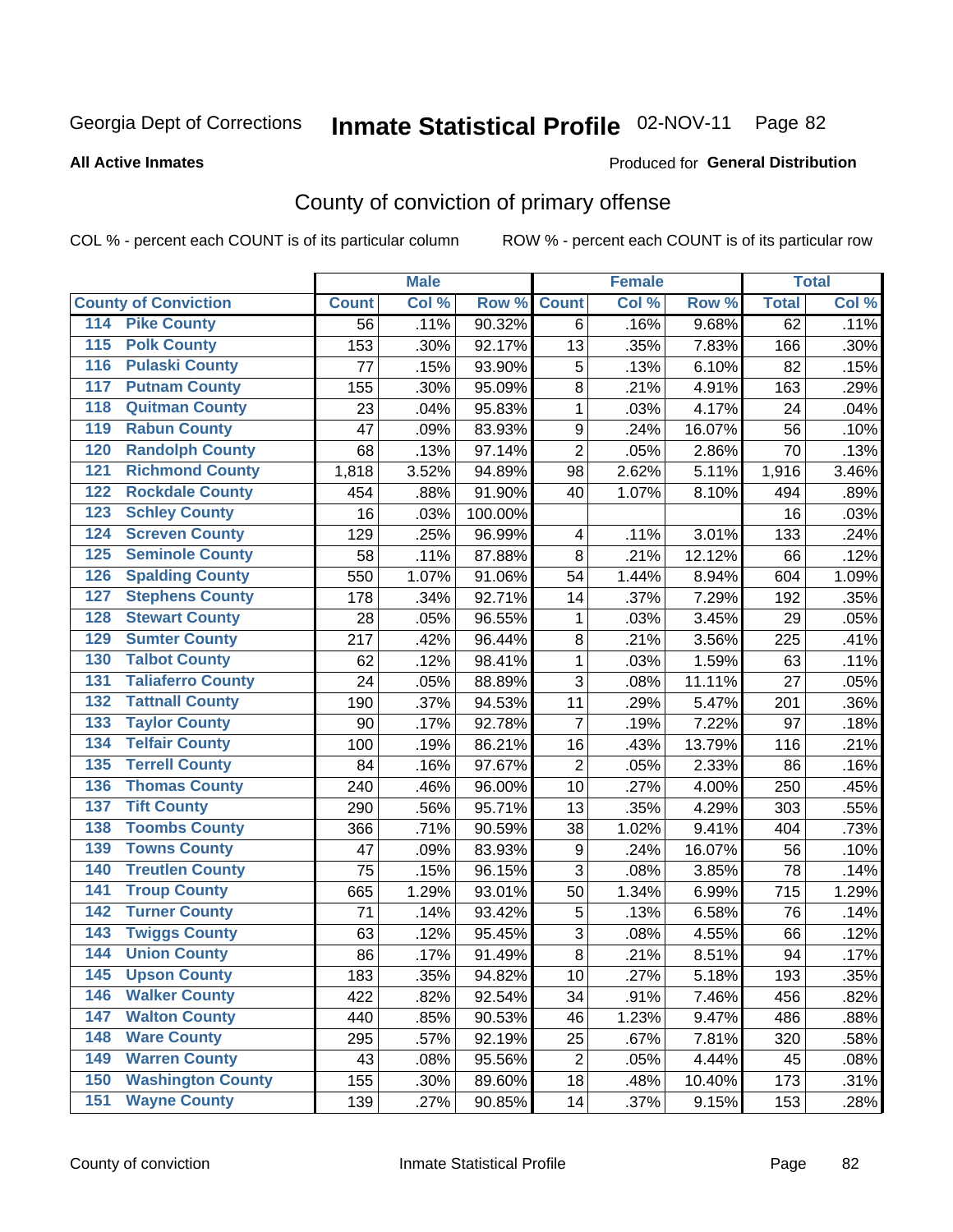Georgia Dept of Corrections

# Inmate Statistical Profile 02-NOV-11

**All Active Inmates**

Produced for **General Distribution**

## County of conviction of primary offense

COL % - percent each COUNT is of its particular column ROW % - percent each COUNT is of its particular row

| County of Conviction | Male | | | Female | | | Total | |
|---|---|---|---|---|---|---|---|---|
| | Count | Col % | Row % | Count | Col % | Row % | Total | Col % |
| 114 Pike County | 56 | .11% | 90.32% | 6 | .16% | 9.68% | 62 | .11% |
| 115 Polk County | 153 | .30% | 92.17% | 13 | .35% | 7.83% | 166 | .30% |
| 116 Pulaski County | 77 | .15% | 93.90% | 5 | .13% | 6.10% | 82 | .15% |
| 117 Putnam County | 155 | .30% | 95.09% | 8 | .21% | 4.91% | 163 | .29% |
| 118 Quitman County | 23 | .04% | 95.83% | 1 | .03% | 4.17% | 24 | .04% |
| 119 Rabun County | 47 | .09% | 83.93% | 9 | .24% | 16.07% | 56 | .10% |
| 120 Randolph County | 68 | .13% | 97.14% | 2 | .05% | 2.86% | 70 | .13% |
| 121 Richmond County | 1,818 | 3.52% | 94.89% | 98 | 2.62% | 5.11% | 1,916 | 3.46% |
| 122 Rockdale County | 454 | .88% | 91.90% | 40 | 1.07% | 8.10% | 494 | .89% |
| 123 Schley County | 16 | .03% | 100.00% | | | | 16 | .03% |
| 124 Screven County | 129 | .25% | 96.99% | 4 | .11% | 3.01% | 133 | .24% |
| 125 Seminole County | 58 | .11% | 87.88% | 8 | .21% | 12.12% | 66 | .12% |
| 126 Spalding County | 550 | 1.07% | 91.06% | 54 | 1.44% | 8.94% | 604 | 1.09% |
| 127 Stephens County | 178 | .34% | 92.71% | 14 | .37% | 7.29% | 192 | .35% |
| 128 Stewart County | 28 | .05% | 96.55% | 1 | .03% | 3.45% | 29 | .05% |
| 129 Sumter County | 217 | .42% | 96.44% | 8 | .21% | 3.56% | 225 | .41% |
| 130 Talbot County | 62 | .12% | 98.41% | 1 | .03% | 1.59% | 63 | .11% |
| 131 Taliaferro County | 24 | .05% | 88.89% | 3 | .08% | 11.11% | 27 | .05% |
| 132 Tattnall County | 190 | .37% | 94.53% | 11 | .29% | 5.47% | 201 | .36% |
| 133 Taylor County | 90 | .17% | 92.78% | 7 | .19% | 7.22% | 97 | .18% |
| 134 Telfair County | 100 | .19% | 86.21% | 16 | .43% | 13.79% | 116 | .21% |
| 135 Terrell County | 84 | .16% | 97.67% | 2 | .05% | 2.33% | 86 | .16% |
| 136 Thomas County | 240 | .46% | 96.00% | 10 | .27% | 4.00% | 250 | .45% |
| 137 Tift County | 290 | .56% | 95.71% | 13 | .35% | 4.29% | 303 | .55% |
| 138 Toombs County | 366 | .71% | 90.59% | 38 | 1.02% | 9.41% | 404 | .73% |
| 139 Towns County | 47 | .09% | 83.93% | 9 | .24% | 16.07% | 56 | .10% |
| 140 Treutlen County | 75 | .15% | 96.15% | 3 | .08% | 3.85% | 78 | .14% |
| 141 Troup County | 665 | 1.29% | 93.01% | 50 | 1.34% | 6.99% | 715 | 1.29% |
| 142 Turner County | 71 | .14% | 93.42% | 5 | .13% | 6.58% | 76 | .14% |
| 143 Twiggs County | 63 | .12% | 95.45% | 3 | .08% | 4.55% | 66 | .12% |
| 144 Union County | 86 | .17% | 91.49% | 8 | .21% | 8.51% | 94 | .17% |
| 145 Upson County | 183 | .35% | 94.82% | 10 | .27% | 5.18% | 193 | .35% |
| 146 Walker County | 422 | .82% | 92.54% | 34 | .91% | 7.46% | 456 | .82% |
| 147 Walton County | 440 | .85% | 90.53% | 46 | 1.23% | 9.47% | 486 | .88% |
| 148 Ware County | 295 | .57% | 92.19% | 25 | .67% | 7.81% | 320 | .58% |
| 149 Warren County | 43 | .08% | 95.56% | 2 | .05% | 4.44% | 45 | .08% |
| 150 Washington County | 155 | .30% | 89.60% | 18 | .48% | 10.40% | 173 | .31% |
| 151 Wayne County | 139 | .27% | 90.85% | 14 | .37% | 9.15% | 153 | .28% |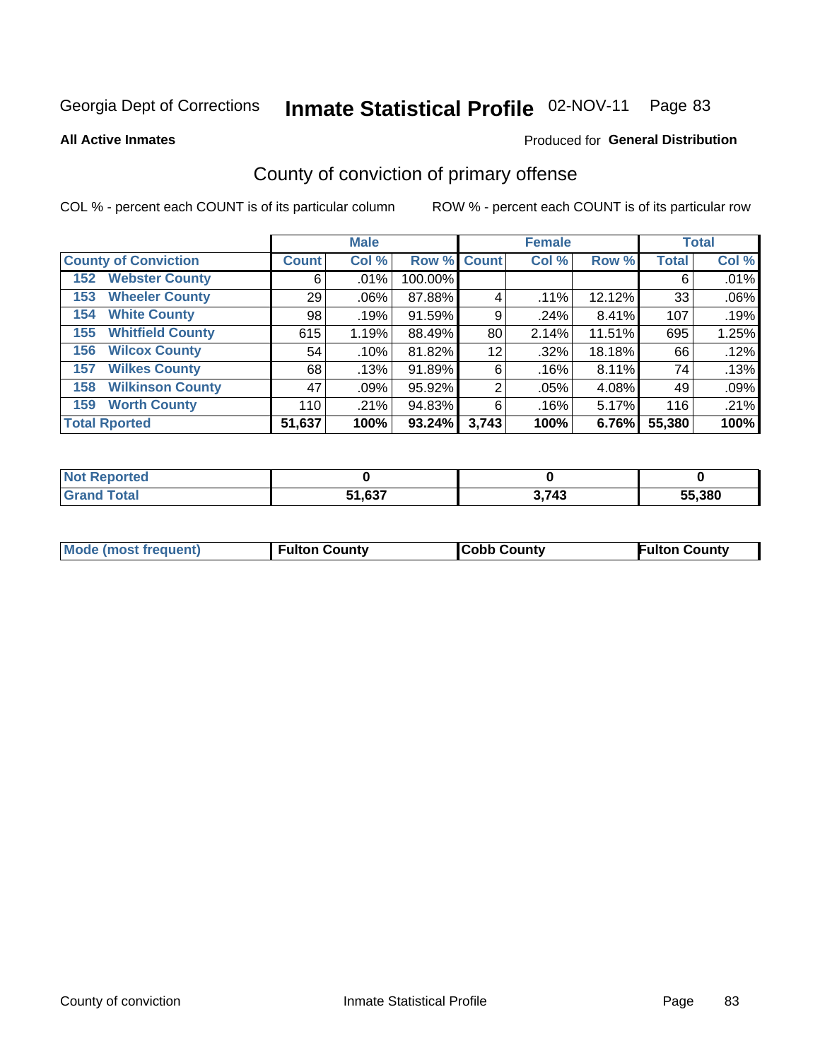Georgia Dept of Corrections **Inmate Statistical Profile** 02-NOV-11

**All Active Inmates**

Produced for **General Distribution**

## County of conviction of primary offense

COL % - percent each COUNT is of its particular column

ROW % - percent each COUNT is of its particular row

| County of Conviction | Male | | | Female | | | Total | |
|---|---|---|---|---|---|---|---|---|
| | Count | Col % | Row % | Count | Col % | Row % | Total | Col % |
| 152 Webster County | 6 | .01% | 100.00% | | | | 6 | .01% |
| 153 Wheeler County | 29 | .06% | 87.88% | 4 | .11% | 12.12% | 33 | .06% |
| 154 White County | 98 | .19% | 91.59% | 9 | .24% | 8.41% | 107 | .19% |
| 155 Whitfield County | 615 | 1.19% | 88.49% | 80 | 2.14% | 11.51% | 695 | 1.25% |
| 156 Wilcox County | 54 | .10% | 81.82% | 12 | .32% | 18.18% | 66 | .12% |
| 157 Wilkes County | 68 | .13% | 91.89% | 6 | .16% | 8.11% | 74 | .13% |
| 158 Wilkinson County | 47 | .09% | 95.92% | 2 | .05% | 4.08% | 49 | .09% |
| 159 Worth County | 110 | .21% | 94.83% | 6 | .16% | 5.17% | 116 | .21% |
| **Total Rported** | **51,637** | **100%** | **93.24%** | **3,743** | **100%** | **6.76%** | **55,380** | **100%** |

| | Male | Female | Total |
|---|---|---|---|
| Not Reported | 0 | 0 | 0 |
| Grand Total | 51,637 | 3,743 | 55,380 |

| | Male | Female | Total |
|---|---|---|---|
| Mode (most frequent) | Fulton County | Cobb County | Fulton County |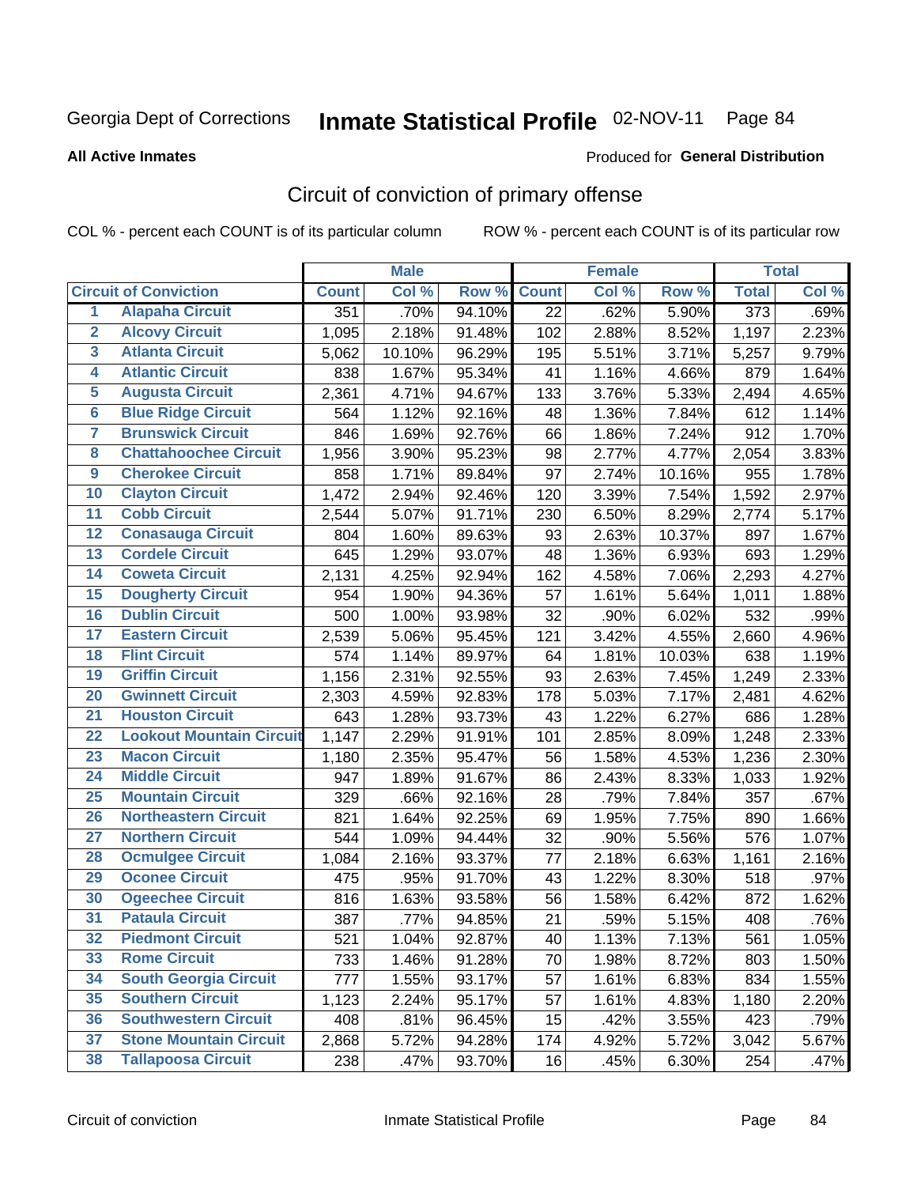Georgia Dept of Corrections **Inmate Statistical Profile** 02-NOV-11 Page 84

**All Active Inmates**

Produced for **General Distribution**

## Circuit of conviction of primary offense

COL % - percent each COUNT is of its particular column ROW % - percent each COUNT is of its particular row

| Circuit of Conviction | | Male | | | Female | | | Total | |
|---|---|---|---|---|---|---|---|---|---|
| | | Count | Col % | Row % | Count | Col % | Row % | Total | Col % |
| 1 | Alapaha Circuit | 351 | .70% | 94.10% | 22 | .62% | 5.90% | 373 | .69% |
| 2 | Alcovy Circuit | 1,095 | 2.18% | 91.48% | 102 | 2.88% | 8.52% | 1,197 | 2.23% |
| 3 | Atlanta Circuit | 5,062 | 10.10% | 96.29% | 195 | 5.51% | 3.71% | 5,257 | 9.79% |
| 4 | Atlantic Circuit | 838 | 1.67% | 95.34% | 41 | 1.16% | 4.66% | 879 | 1.64% |
| 5 | Augusta Circuit | 2,361 | 4.71% | 94.67% | 133 | 3.76% | 5.33% | 2,494 | 4.65% |
| 6 | Blue Ridge Circuit | 564 | 1.12% | 92.16% | 48 | 1.36% | 7.84% | 612 | 1.14% |
| 7 | Brunswick Circuit | 846 | 1.69% | 92.76% | 66 | 1.86% | 7.24% | 912 | 1.70% |
| 8 | Chattahoochee Circuit | 1,956 | 3.90% | 95.23% | 98 | 2.77% | 4.77% | 2,054 | 3.83% |
| 9 | Cherokee Circuit | 858 | 1.71% | 89.84% | 97 | 2.74% | 10.16% | 955 | 1.78% |
| 10 | Clayton Circuit | 1,472 | 2.94% | 92.46% | 120 | 3.39% | 7.54% | 1,592 | 2.97% |
| 11 | Cobb Circuit | 2,544 | 5.07% | 91.71% | 230 | 6.50% | 8.29% | 2,774 | 5.17% |
| 12 | Conasauga Circuit | 804 | 1.60% | 89.63% | 93 | 2.63% | 10.37% | 897 | 1.67% |
| 13 | Cordele Circuit | 645 | 1.29% | 93.07% | 48 | 1.36% | 6.93% | 693 | 1.29% |
| 14 | Coweta Circuit | 2,131 | 4.25% | 92.94% | 162 | 4.58% | 7.06% | 2,293 | 4.27% |
| 15 | Dougherty Circuit | 954 | 1.90% | 94.36% | 57 | 1.61% | 5.64% | 1,011 | 1.88% |
| 16 | Dublin Circuit | 500 | 1.00% | 93.98% | 32 | .90% | 6.02% | 532 | .99% |
| 17 | Eastern Circuit | 2,539 | 5.06% | 95.45% | 121 | 3.42% | 4.55% | 2,660 | 4.96% |
| 18 | Flint Circuit | 574 | 1.14% | 89.97% | 64 | 1.81% | 10.03% | 638 | 1.19% |
| 19 | Griffin Circuit | 1,156 | 2.31% | 92.55% | 93 | 2.63% | 7.45% | 1,249 | 2.33% |
| 20 | Gwinnett Circuit | 2,303 | 4.59% | 92.83% | 178 | 5.03% | 7.17% | 2,481 | 4.62% |
| 21 | Houston Circuit | 643 | 1.28% | 93.73% | 43 | 1.22% | 6.27% | 686 | 1.28% |
| 22 | Lookout Mountain Circuit | 1,147 | 2.29% | 91.91% | 101 | 2.85% | 8.09% | 1,248 | 2.33% |
| 23 | Macon Circuit | 1,180 | 2.35% | 95.47% | 56 | 1.58% | 4.53% | 1,236 | 2.30% |
| 24 | Middle Circuit | 947 | 1.89% | 91.67% | 86 | 2.43% | 8.33% | 1,033 | 1.92% |
| 25 | Mountain Circuit | 329 | .66% | 92.16% | 28 | .79% | 7.84% | 357 | .67% |
| 26 | Northeastern Circuit | 821 | 1.64% | 92.25% | 69 | 1.95% | 7.75% | 890 | 1.66% |
| 27 | Northern Circuit | 544 | 1.09% | 94.44% | 32 | .90% | 5.56% | 576 | 1.07% |
| 28 | Ocmulgee Circuit | 1,084 | 2.16% | 93.37% | 77 | 2.18% | 6.63% | 1,161 | 2.16% |
| 29 | Oconee Circuit | 475 | .95% | 91.70% | 43 | 1.22% | 8.30% | 518 | .97% |
| 30 | Ogeechee Circuit | 816 | 1.63% | 93.58% | 56 | 1.58% | 6.42% | 872 | 1.62% |
| 31 | Pataula Circuit | 387 | .77% | 94.85% | 21 | .59% | 5.15% | 408 | .76% |
| 32 | Piedmont Circuit | 521 | 1.04% | 92.87% | 40 | 1.13% | 7.13% | 561 | 1.05% |
| 33 | Rome Circuit | 733 | 1.46% | 91.28% | 70 | 1.98% | 8.72% | 803 | 1.50% |
| 34 | South Georgia Circuit | 777 | 1.55% | 93.17% | 57 | 1.61% | 6.83% | 834 | 1.55% |
| 35 | Southern Circuit | 1,123 | 2.24% | 95.17% | 57 | 1.61% | 4.83% | 1,180 | 2.20% |
| 36 | Southwestern Circuit | 408 | .81% | 96.45% | 15 | .42% | 3.55% | 423 | .79% |
| 37 | Stone Mountain Circuit | 2,868 | 5.72% | 94.28% | 174 | 4.92% | 5.72% | 3,042 | 5.67% |
| 38 | Tallapoosa Circuit | 238 | .47% | 93.70% | 16 | .45% | 6.30% | 254 | .47% |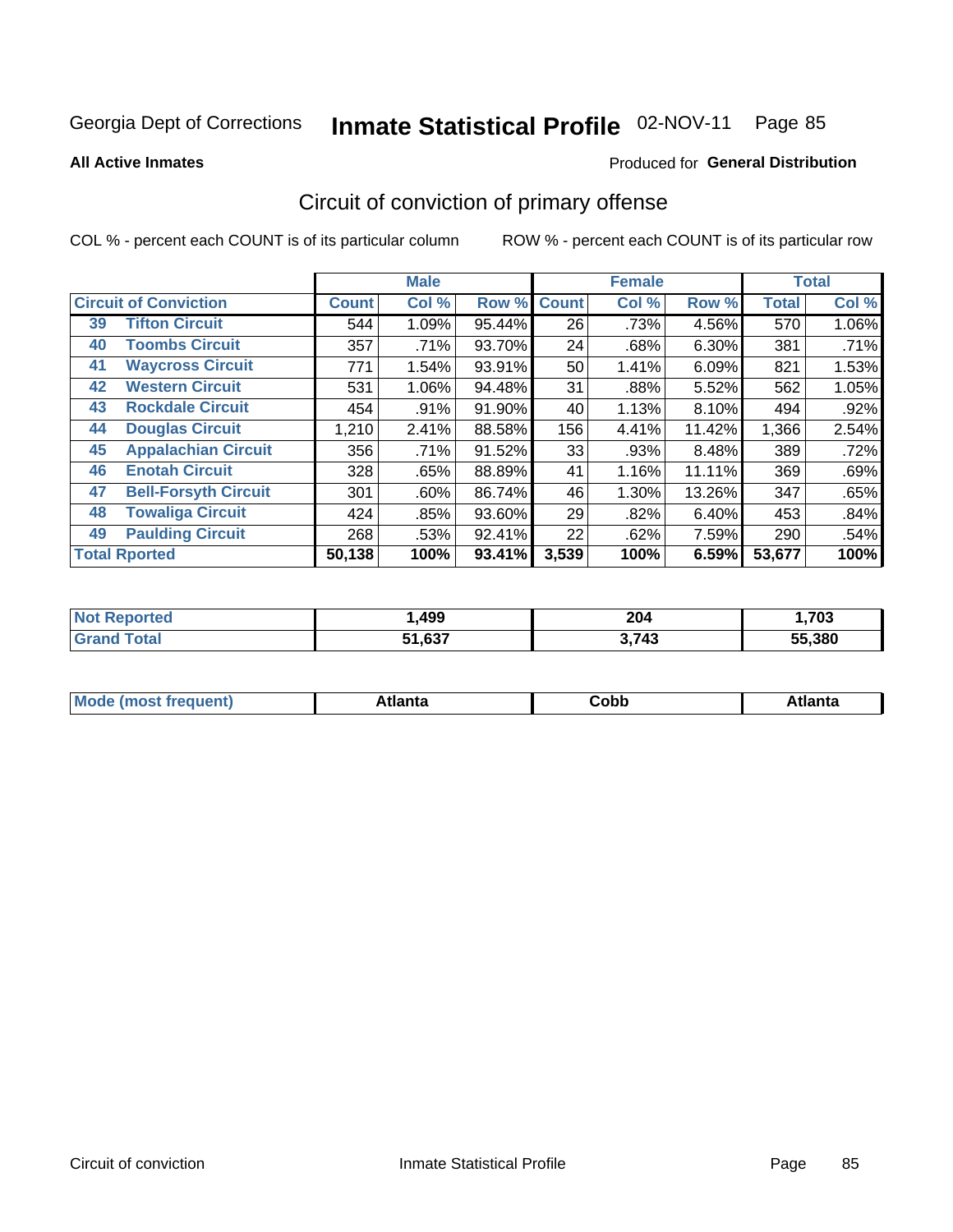Georgia Dept of Corrections **Inmate Statistical Profile** 02-NOV-11

**All Active Inmates**

Produced for **General Distribution**

## Circuit of conviction of primary offense

COL % - percent each COUNT is of its particular column     ROW % - percent each COUNT is of its particular row

| Circuit of Conviction | | Male | | | Female | | | Total | |
|---|---|---|---|---|---|---|---|---|---|
| | | Count | Col % | Row % | Count | Col % | Row % | Total | Col % |
| 39 | Tifton Circuit | 544 | 1.09% | 95.44% | 26 | .73% | 4.56% | 570 | 1.06% |
| 40 | Toombs Circuit | 357 | .71% | 93.70% | 24 | .68% | 6.30% | 381 | .71% |
| 41 | Waycross Circuit | 771 | 1.54% | 93.91% | 50 | 1.41% | 6.09% | 821 | 1.53% |
| 42 | Western Circuit | 531 | 1.06% | 94.48% | 31 | .88% | 5.52% | 562 | 1.05% |
| 43 | Rockdale Circuit | 454 | .91% | 91.90% | 40 | 1.13% | 8.10% | 494 | .92% |
| 44 | Douglas Circuit | 1,210 | 2.41% | 88.58% | 156 | 4.41% | 11.42% | 1,366 | 2.54% |
| 45 | Appalachian Circuit | 356 | .71% | 91.52% | 33 | .93% | 8.48% | 389 | .72% |
| 46 | Enotah Circuit | 328 | .65% | 88.89% | 41 | 1.16% | 11.11% | 369 | .69% |
| 47 | Bell-Forsyth Circuit | 301 | .60% | 86.74% | 46 | 1.30% | 13.26% | 347 | .65% |
| 48 | Towaliga Circuit | 424 | .85% | 93.60% | 29 | .82% | 6.40% | 453 | .84% |
| 49 | Paulding Circuit | 268 | .53% | 92.41% | 22 | .62% | 7.59% | 290 | .54% |
| **Total Rported** | | **50,138** | **100%** | **93.41%** | **3,539** | **100%** | **6.59%** | **53,677** | **100%** |

| | Male | Female | Total |
|---|---|---|---|
| Not Reported | **1,499** | **204** | **1,703** |
| Grand Total | **51,637** | **3,743** | **55,380** |

| | Male | Female | Total |
|---|---|---|---|
| Mode (most frequent) | **Atlanta** | **Cobb** | **Atlanta** |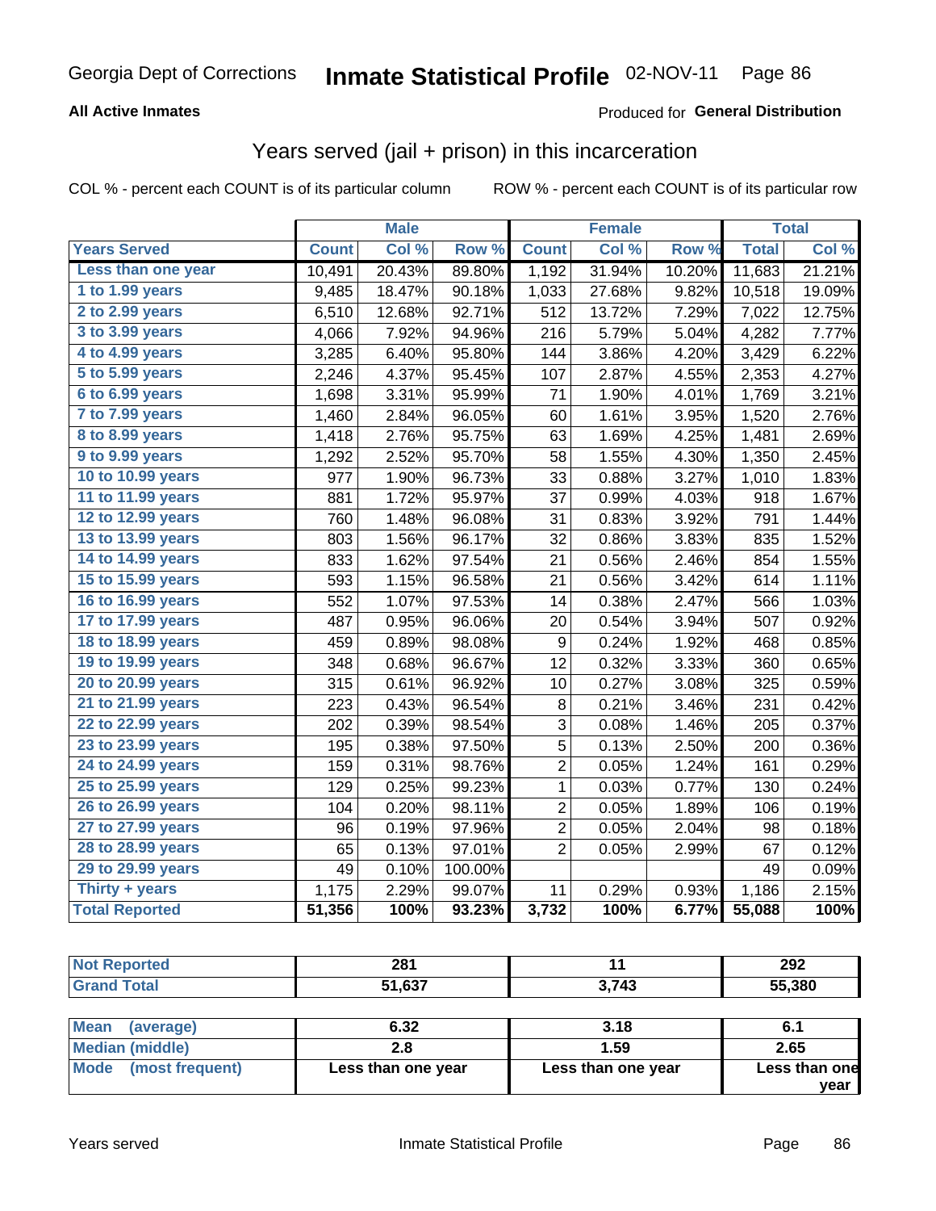Georgia Dept of Corrections **Inmate Statistical Profile** 02-NOV-11

**All Active Inmates**

Produced for **General Distribution**

## Years served (jail + prison) in this incarceration

COL % - percent each COUNT is of its particular column

ROW % - percent each COUNT is of its particular row

| | Male | | | Female | | | Total | |
|---|---|---|---|---|---|---|---|---|
| **Years Served** | **Count** | **Col %** | **Row %** | **Count** | **Col %** | **Row %** | **Total** | **Col %** |
| Less than one year | 10,491 | 20.43% | 89.80% | 1,192 | 31.94% | 10.20% | 11,683 | 21.21% |
| 1 to 1.99 years | 9,485 | 18.47% | 90.18% | 1,033 | 27.68% | 9.82% | 10,518 | 19.09% |
| 2 to 2.99 years | 6,510 | 12.68% | 92.71% | 512 | 13.72% | 7.29% | 7,022 | 12.75% |
| 3 to 3.99 years | 4,066 | 7.92% | 94.96% | 216 | 5.79% | 5.04% | 4,282 | 7.77% |
| 4 to 4.99 years | 3,285 | 6.40% | 95.80% | 144 | 3.86% | 4.20% | 3,429 | 6.22% |
| 5 to 5.99 years | 2,246 | 4.37% | 95.45% | 107 | 2.87% | 4.55% | 2,353 | 4.27% |
| 6 to 6.99 years | 1,698 | 3.31% | 95.99% | 71 | 1.90% | 4.01% | 1,769 | 3.21% |
| 7 to 7.99 years | 1,460 | 2.84% | 96.05% | 60 | 1.61% | 3.95% | 1,520 | 2.76% |
| 8 to 8.99 years | 1,418 | 2.76% | 95.75% | 63 | 1.69% | 4.25% | 1,481 | 2.69% |
| 9 to 9.99 years | 1,292 | 2.52% | 95.70% | 58 | 1.55% | 4.30% | 1,350 | 2.45% |
| 10 to 10.99 years | 977 | 1.90% | 96.73% | 33 | 0.88% | 3.27% | 1,010 | 1.83% |
| 11 to 11.99 years | 881 | 1.72% | 95.97% | 37 | 0.99% | 4.03% | 918 | 1.67% |
| 12 to 12.99 years | 760 | 1.48% | 96.08% | 31 | 0.83% | 3.92% | 791 | 1.44% |
| 13 to 13.99 years | 803 | 1.56% | 96.17% | 32 | 0.86% | 3.83% | 835 | 1.52% |
| 14 to 14.99 years | 833 | 1.62% | 97.54% | 21 | 0.56% | 2.46% | 854 | 1.55% |
| 15 to 15.99 years | 593 | 1.15% | 96.58% | 21 | 0.56% | 3.42% | 614 | 1.11% |
| 16 to 16.99 years | 552 | 1.07% | 97.53% | 14 | 0.38% | 2.47% | 566 | 1.03% |
| 17 to 17.99 years | 487 | 0.95% | 96.06% | 20 | 0.54% | 3.94% | 507 | 0.92% |
| 18 to 18.99 years | 459 | 0.89% | 98.08% | 9 | 0.24% | 1.92% | 468 | 0.85% |
| 19 to 19.99 years | 348 | 0.68% | 96.67% | 12 | 0.32% | 3.33% | 360 | 0.65% |
| 20 to 20.99 years | 315 | 0.61% | 96.92% | 10 | 0.27% | 3.08% | 325 | 0.59% |
| 21 to 21.99 years | 223 | 0.43% | 96.54% | 8 | 0.21% | 3.46% | 231 | 0.42% |
| 22 to 22.99 years | 202 | 0.39% | 98.54% | 3 | 0.08% | 1.46% | 205 | 0.37% |
| 23 to 23.99 years | 195 | 0.38% | 97.50% | 5 | 0.13% | 2.50% | 200 | 0.36% |
| 24 to 24.99 years | 159 | 0.31% | 98.76% | 2 | 0.05% | 1.24% | 161 | 0.29% |
| 25 to 25.99 years | 129 | 0.25% | 99.23% | 1 | 0.03% | 0.77% | 130 | 0.24% |
| 26 to 26.99 years | 104 | 0.20% | 98.11% | 2 | 0.05% | 1.89% | 106 | 0.19% |
| 27 to 27.99 years | 96 | 0.19% | 97.96% | 2 | 0.05% | 2.04% | 98 | 0.18% |
| 28 to 28.99 years | 65 | 0.13% | 97.01% | 2 | 0.05% | 2.99% | 67 | 0.12% |
| 29 to 29.99 years | 49 | 0.10% | 100.00% | | | | 49 | 0.09% |
| Thirty + years | 1,175 | 2.29% | 99.07% | 11 | 0.29% | 0.93% | 1,186 | 2.15% |
| **Total Reported** | **51,356** | **100%** | **93.23%** | **3,732** | **100%** | **6.77%** | **55,088** | **100%** |

| | Male | Female | Total |
|---|---|---|---|
| Not Reported | 281 | 11 | 292 |
| Grand Total | 51,637 | 3,743 | 55,380 |

| | Male | Female | Total |
|---|---|---|---|
| Mean (average) | 6.32 | 3.18 | 6.1 |
| Median (middle) | 2.8 | 1.59 | 2.65 |
| Mode (most frequent) | Less than one year | Less than one year | Less than one year |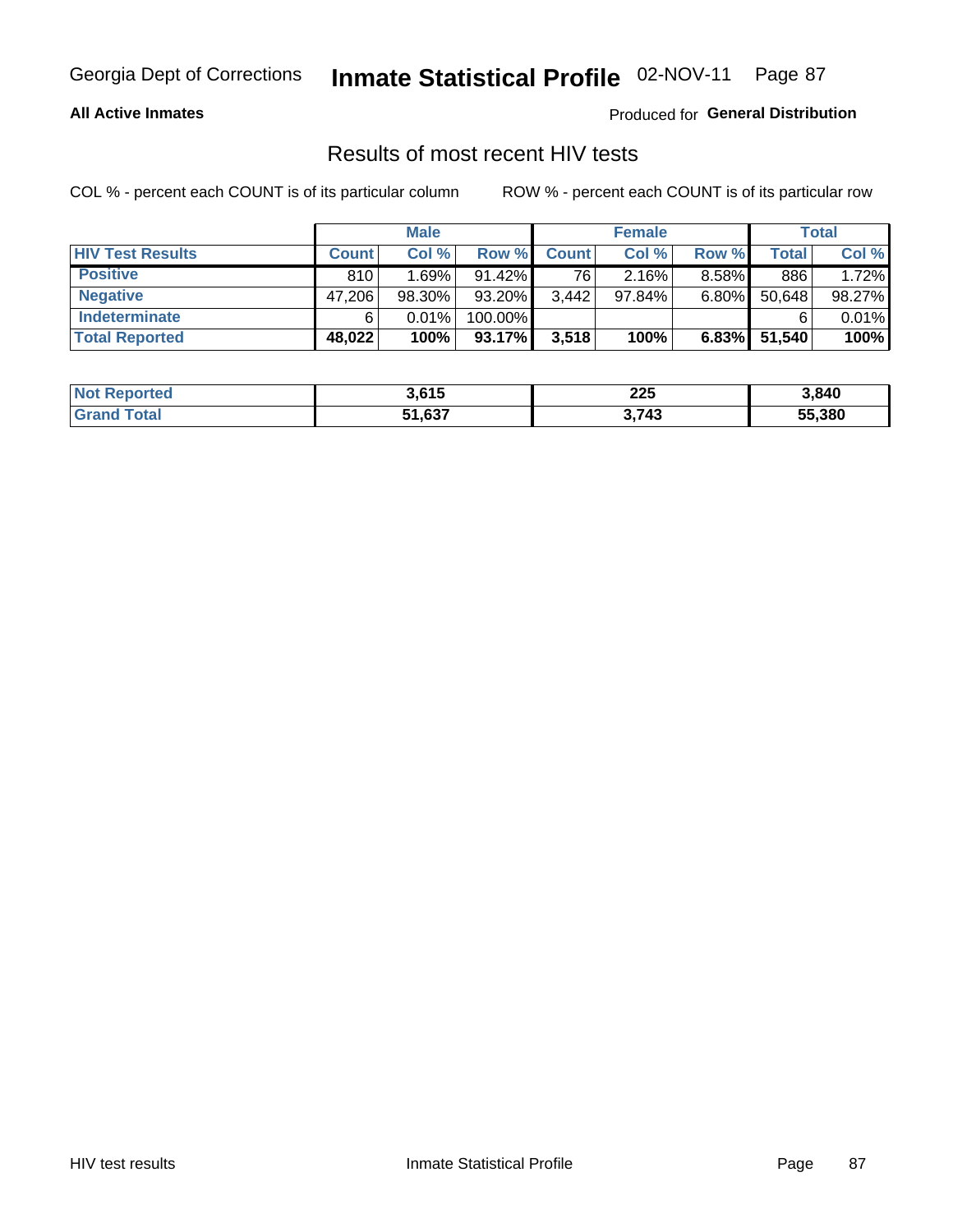Georgia Dept of Corrections **Inmate Statistical Profile** 02-NOV-11

**All Active Inmates**

Produced for **General Distribution**

## Results of most recent HIV tests

COL % - percent each COUNT is of its particular column ROW % - percent each COUNT is of its particular row

| | Male | | | Female | | | Total | |
|---|---|---|---|---|---|---|---|---|
| **HIV Test Results** | **Count** | **Col %** | **Row %** | **Count** | **Col %** | **Row %** | **Total** | **Col %** |
| **Positive** | 810 | 1.69% | 91.42% | 76 | 2.16% | 8.58% | 886 | 1.72% |
| **Negative** | 47,206 | 98.30% | 93.20% | 3,442 | 97.84% | 6.80% | 50,648 | 98.27% |
| **Indeterminate** | 6 | 0.01% | 100.00% | | | | 6 | 0.01% |
| **Total Reported** | **48,022** | **100%** | **93.17%** | **3,518** | **100%** | **6.83%** | **51,540** | **100%** |

| | Male | Female | Total |
|---|---|---|---|
| **Not Reported** | **3,615** | **225** | **3,840** |
| **Grand Total** | **51,637** | **3,743** | **55,380** |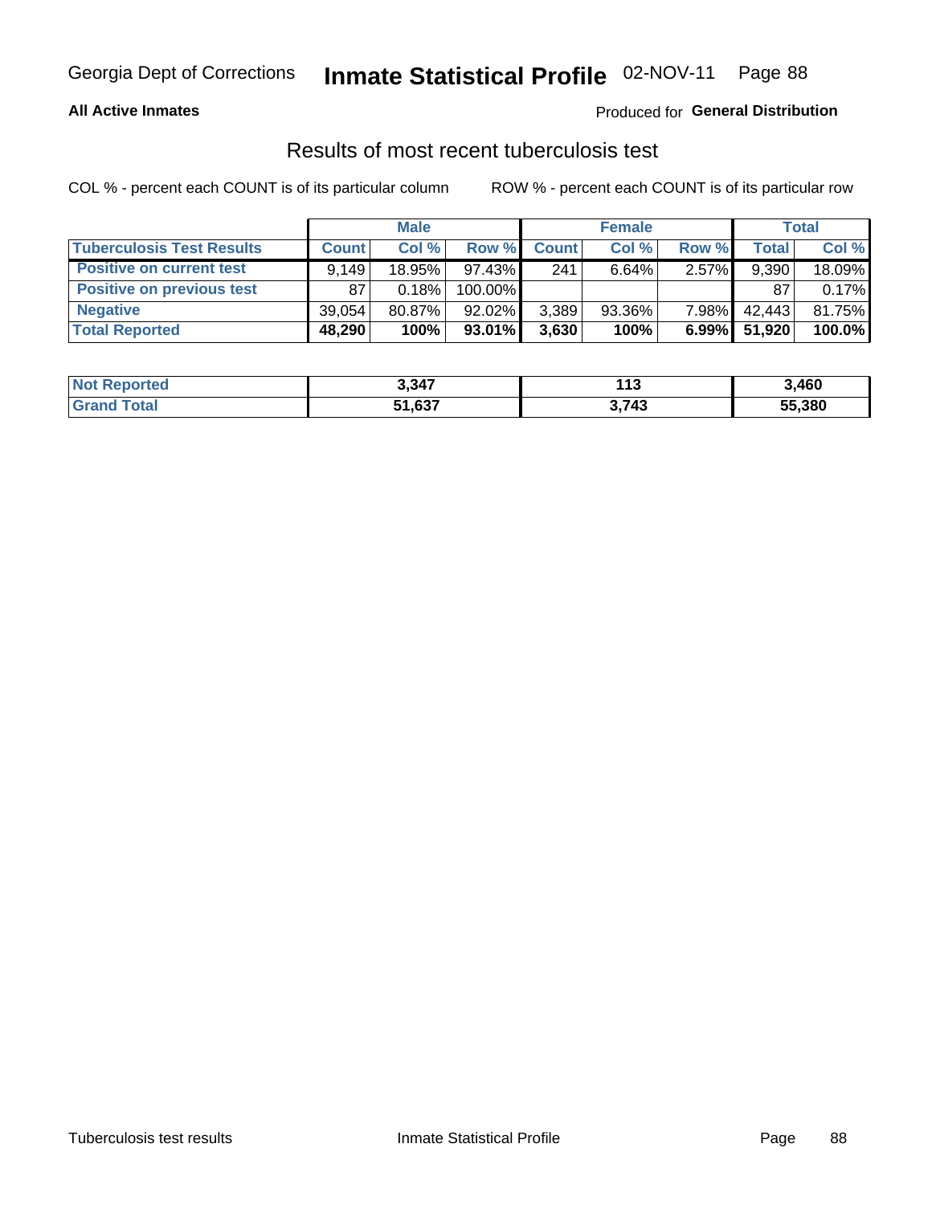Georgia Dept of Corrections **Inmate Statistical Profile** 02-NOV-11

**All Active Inmates**

Produced for **General Distribution**

## Results of most recent tuberculosis test

COL % - percent each COUNT is of its particular column ROW % - percent each COUNT is of its particular row

| | Male | | | Female | | | Total | |
|---|---|---|---|---|---|---|---|---|
| **Tuberculosis Test Results** | **Count** | **Col %** | **Row %** | **Count** | **Col %** | **Row %** | **Total** | **Col %** |
| **Positive on current test** | 9,149 | 18.95% | 97.43% | 241 | 6.64% | 2.57% | 9,390 | 18.09% |
| **Positive on previous test** | 87 | 0.18% | 100.00% | | | | 87 | 0.17% |
| **Negative** | 39,054 | 80.87% | 92.02% | 3,389 | 93.36% | 7.98% | 42,443 | 81.75% |
| **Total Reported** | **48,290** | **100%** | **93.01%** | **3,630** | **100%** | **6.99%** | **51,920** | **100.0%** |

| | Male | Female | Total |
|---|---|---|---|
| **Not Reported** | **3,347** | **113** | **3,460** |
| **Grand Total** | **51,637** | **3,743** | **55,380** |

Tuberculosis test results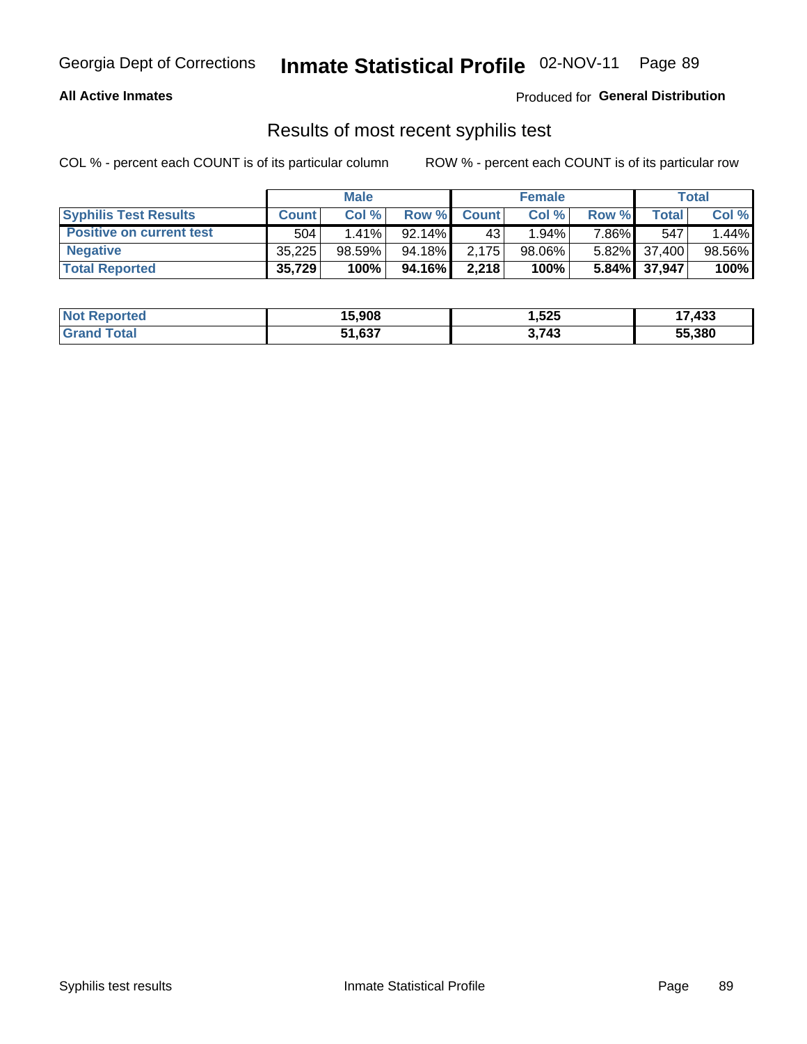Georgia Dept of Corrections **Inmate Statistical Profile** 02-NOV-11

**All Active Inmates**

Produced for **General Distribution**

## Results of most recent syphilis test

COL % - percent each COUNT is of its particular column

ROW % - percent each COUNT is of its particular row

| | Male | | | Female | | | Total | |
|---|---|---|---|---|---|---|---|---|
| **Syphilis Test Results** | **Count** | **Col %** | **Row %** | **Count** | **Col %** | **Row %** | **Total** | **Col %** |
| **Positive on current test** | 504 | 1.41% | 92.14% | 43 | 1.94% | 7.86% | 547 | 1.44% |
| **Negative** | 35,225 | 98.59% | 94.18% | 2,175 | 98.06% | 5.82% | 37,400 | 98.56% |
| **Total Reported** | **35,729** | **100%** | **94.16%** | **2,218** | **100%** | **5.84%** | **37,947** | **100%** |

| | Male | Female | Total |
|---|---|---|---|
| **Not Reported** | **15,908** | **1,525** | **17,433** |
| **Grand Total** | **51,637** | **3,743** | **55,380** |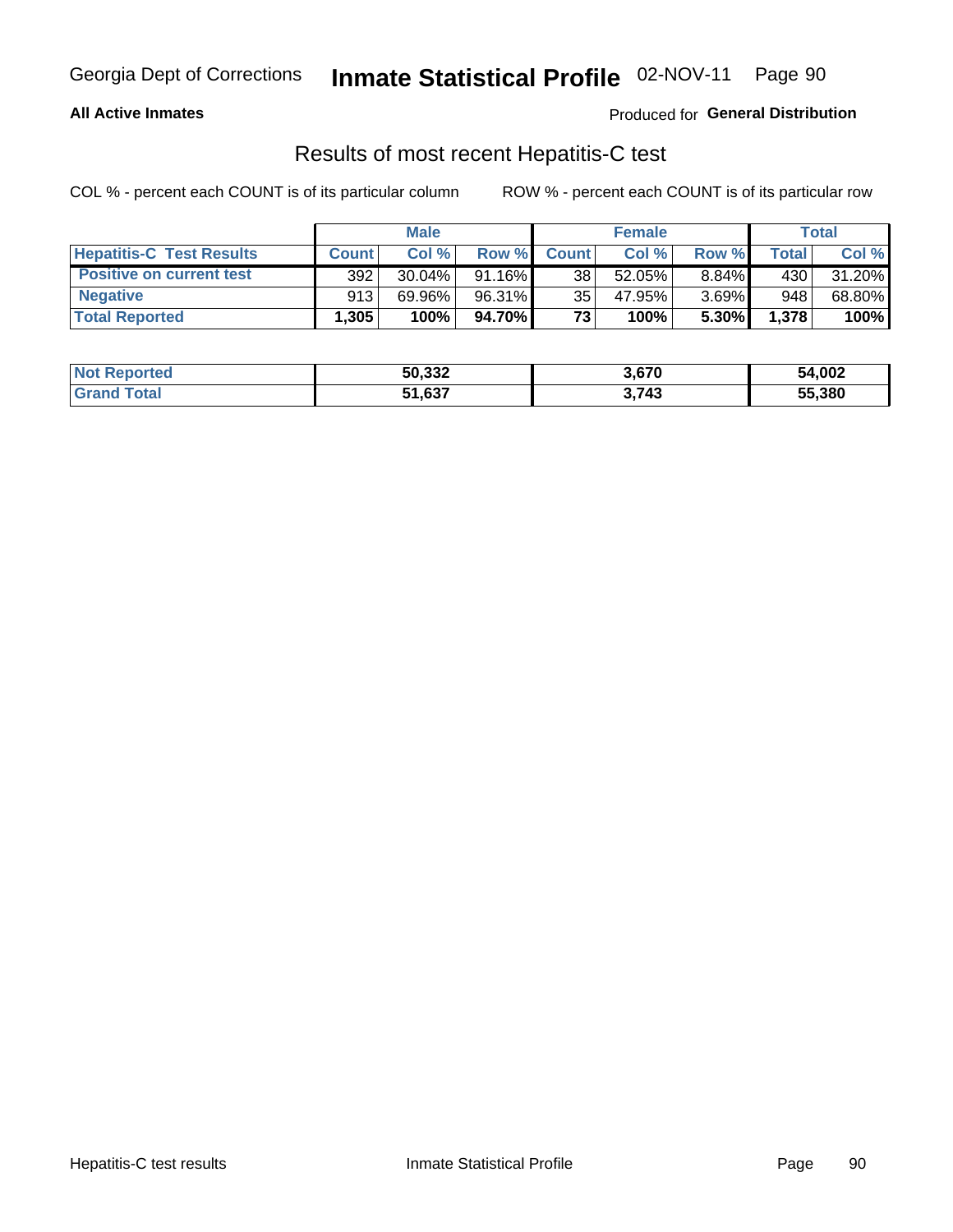Georgia Dept of Corrections **Inmate Statistical Profile** 02-NOV-11

**All Active Inmates**

Produced for **General Distribution**

## Results of most recent Hepatitis-C test

COL % - percent each COUNT is of its particular column

ROW % - percent each COUNT is of its particular row

| | Male | | | Female | | | Total | |
|---|---|---|---|---|---|---|---|---|
| **Hepatitis-C Test Results** | **Count** | **Col %** | **Row %** | **Count** | **Col %** | **Row %** | **Total** | **Col %** |
| **Positive on current test** | 392 | 30.04% | 91.16% | 38 | 52.05% | 8.84% | 430 | 31.20% |
| **Negative** | 913 | 69.96% | 96.31% | 35 | 47.95% | 3.69% | 948 | 68.80% |
| **Total Reported** | **1,305** | **100%** | **94.70%** | **73** | **100%** | **5.30%** | **1,378** | **100%** |

| | Male | Female | Total |
|---|---|---|---|
| **Not Reported** | **50,332** | **3,670** | **54,002** |
| **Grand Total** | **51,637** | **3,743** | **55,380** |